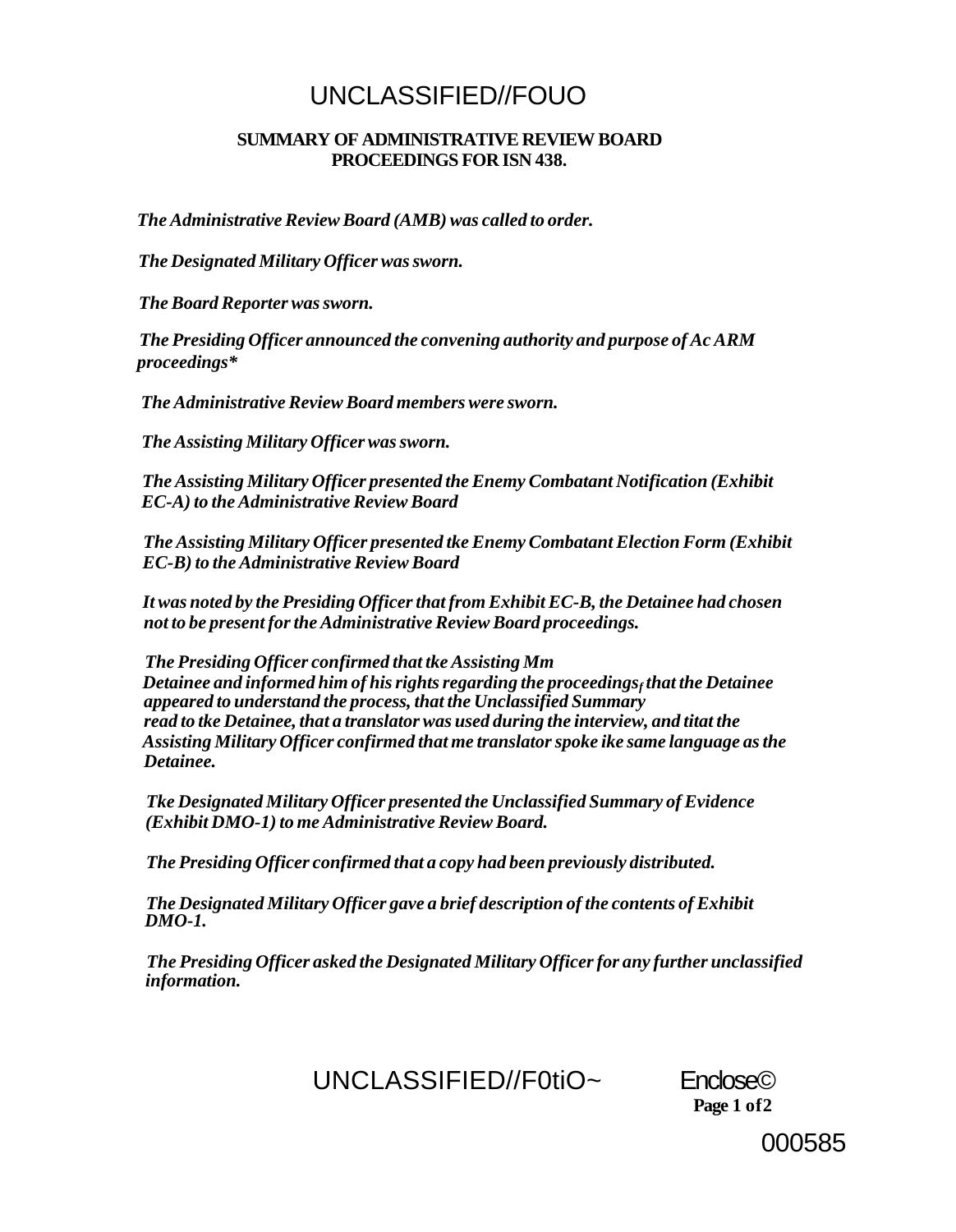# UNCLASSIFIED//FOUO

**SUMMARY OF ADMINISTRATIVE REVIEW BOARD PROCEEDINGS FOR ISN 438.**

***The Administrative Review Board (AMB) was called to order.***

***The Designated Military Officer was sworn.***

***The Board Reporter was sworn.***

***The Presiding Officer announced the convening authority and purpose of Ac ARM proceedings****

***The Administrative Review Board members were sworn.***

***The Assisting Military Officer was sworn.***

***The Assisting Military Officer presented the Enemy Combatant Notification (Exhibit EC-A) to the Administrative Review Board***

***The Assisting Military Officer presented tke Enemy Combatant Election Form (Exhibit EC-B) to the Administrative Review Board***

***It was noted by the Presiding Officer that from Exhibit EC-B, the Detainee had chosen not to be present for the Administrative Review Board proceedings.***

***The Presiding Officer confirmed that tke Assisting Mm Detainee and informed him of his rights regarding the proceedings$_f$ that the Detainee appeared to understand the process, that the Unclassified Summary read to tke Detainee, that a translator was used during the interview, and titat the Assisting Military Officer confirmed that me translator spoke ike same language as the Detainee.***

***Tke Designated Military Officer presented the Unclassified Summary of Evidence (Exhibit DMO-1) to me Administrative Review Board.***

***The Presiding Officer confirmed that a copy had been previously distributed.***

***The Designated Military Officer gave a brief description of the contents of Exhibit DMO-1.***

***The Presiding Officer asked the Designated Military Officer for any further unclassified information.***

UNCLASSIFIED//F0tiO~ Enclose©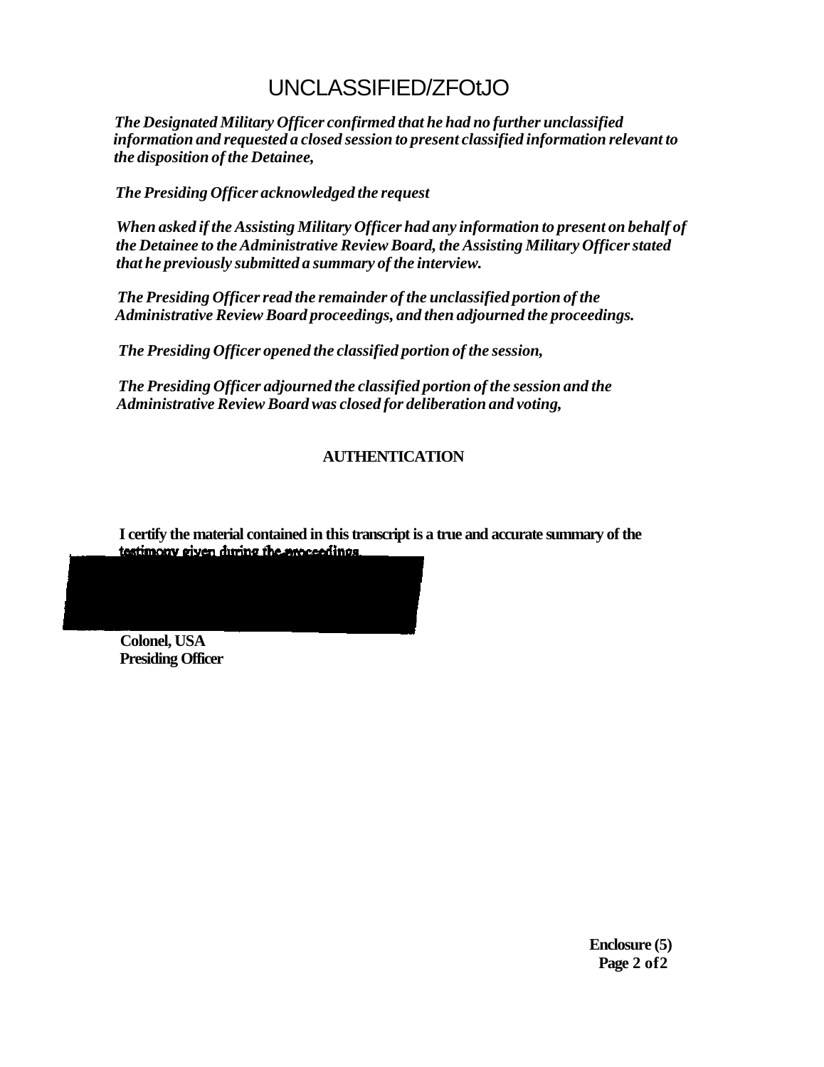UNCLASSIFIED/ZFOtJO

*The Designated Military Officer confirmed that he had no further unclassified information and requested a closed session to present classified information relevant to the disposition of the Detainee,*

*The Presiding Officer acknowledged the request*

*When asked if the Assisting Military Officer had any information to present on behalf of the Detainee to the Administrative Review Board, the Assisting Military Officer stated that he previously submitted a summary of the interview.*

*The Presiding Officer read the remainder of the unclassified portion of the Administrative Review Board proceedings, and then adjourned the proceedings.*

*The Presiding Officer opened the classified portion of the session,*

*The Presiding Officer adjourned the classified portion of the session and the Administrative Review Board was closed for deliberation and voting,*

**AUTHENTICATION**

**I certify the material contained in this transcript is a true and accurate summary of the testimony given during the proceedings.**

**Colonel, USA**
**Presiding Officer**

**Enclosure (5)**
**Page 2 of 2**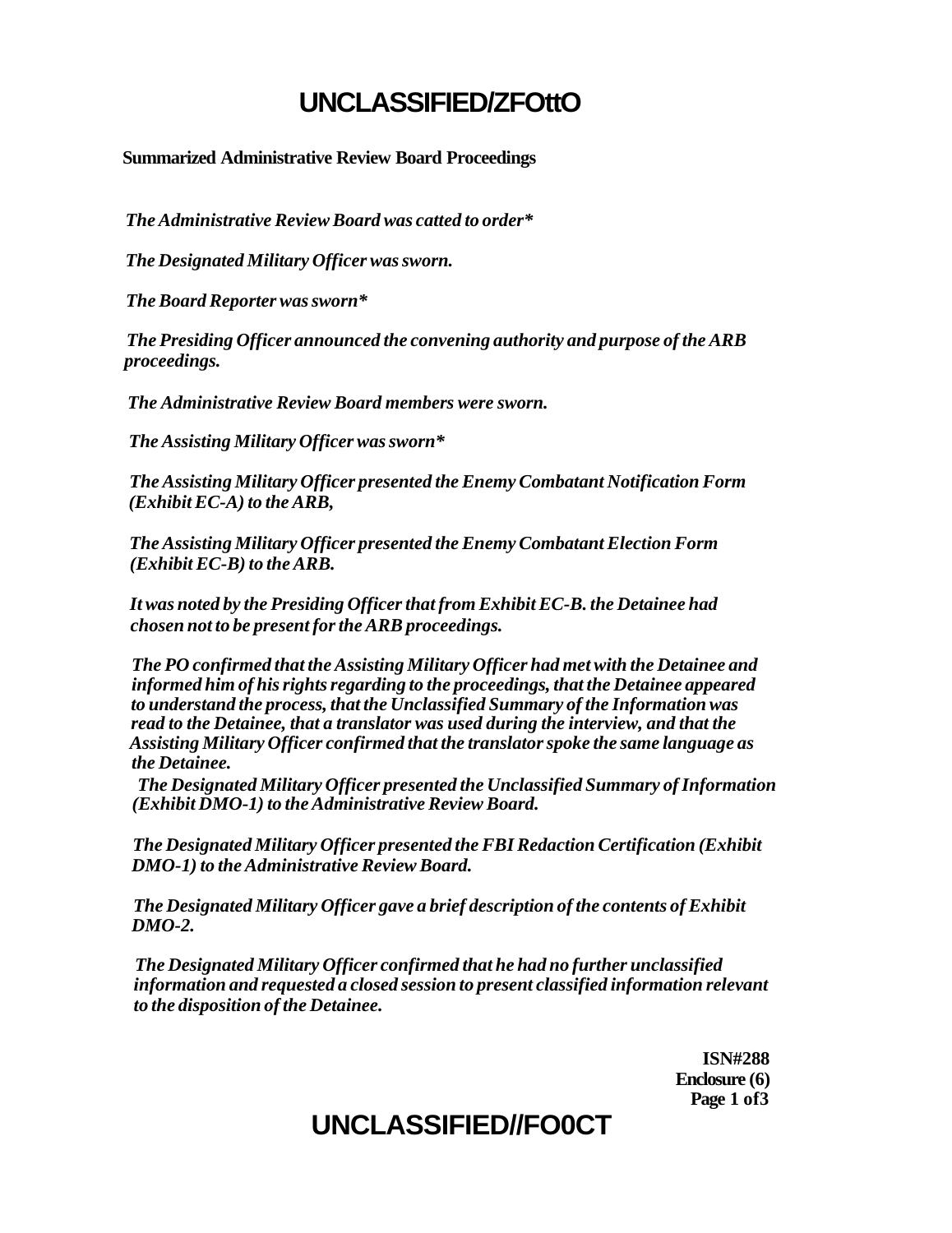**Summarized Administrative Review Board Proceedings**

*The Administrative Review Board was catted to order*

*The Designated Military Officer was sworn.*

*The Board Reporter was sworn*

*The Presiding Officer announced the convening authority and purpose of the ARB proceedings.*

*The Administrative Review Board members were sworn.*

*The Assisting Military Officer was sworn*

*The Assisting Military Officer presented the Enemy Combatant Notification Form (Exhibit EC-A) to the ARB,*

*The Assisting Military Officer presented the Enemy Combatant Election Form (Exhibit EC-B) to the ARB.*

*It was noted by the Presiding Officer that from Exhibit EC-B. the Detainee had chosen not to be present for the ARB proceedings.*

*The PO confirmed that the Assisting Military Officer had met with the Detainee and informed him of his rights regarding to the proceedings, that the Detainee appeared to understand the process, that the Unclassified Summary of the Information was read to the Detainee, that a translator was used during the interview, and that the Assisting Military Officer confirmed that the translator spoke the same language as the Detainee.*

*The Designated Military Officer presented the Unclassified Summary of Information (Exhibit DMO-1) to the Administrative Review Board.*

*The Designated Military Officer presented the FBI Redaction Certification (Exhibit DMO-1) to the Administrative Review Board.*

*The Designated Military Officer gave a brief description of the contents of Exhibit DMO-2.*

*The Designated Military Officer confirmed that he had no further unclassified information and requested a closed session to present classified information relevant to the disposition of the Detainee.*

**ISN#288**
**Enclosure (6)**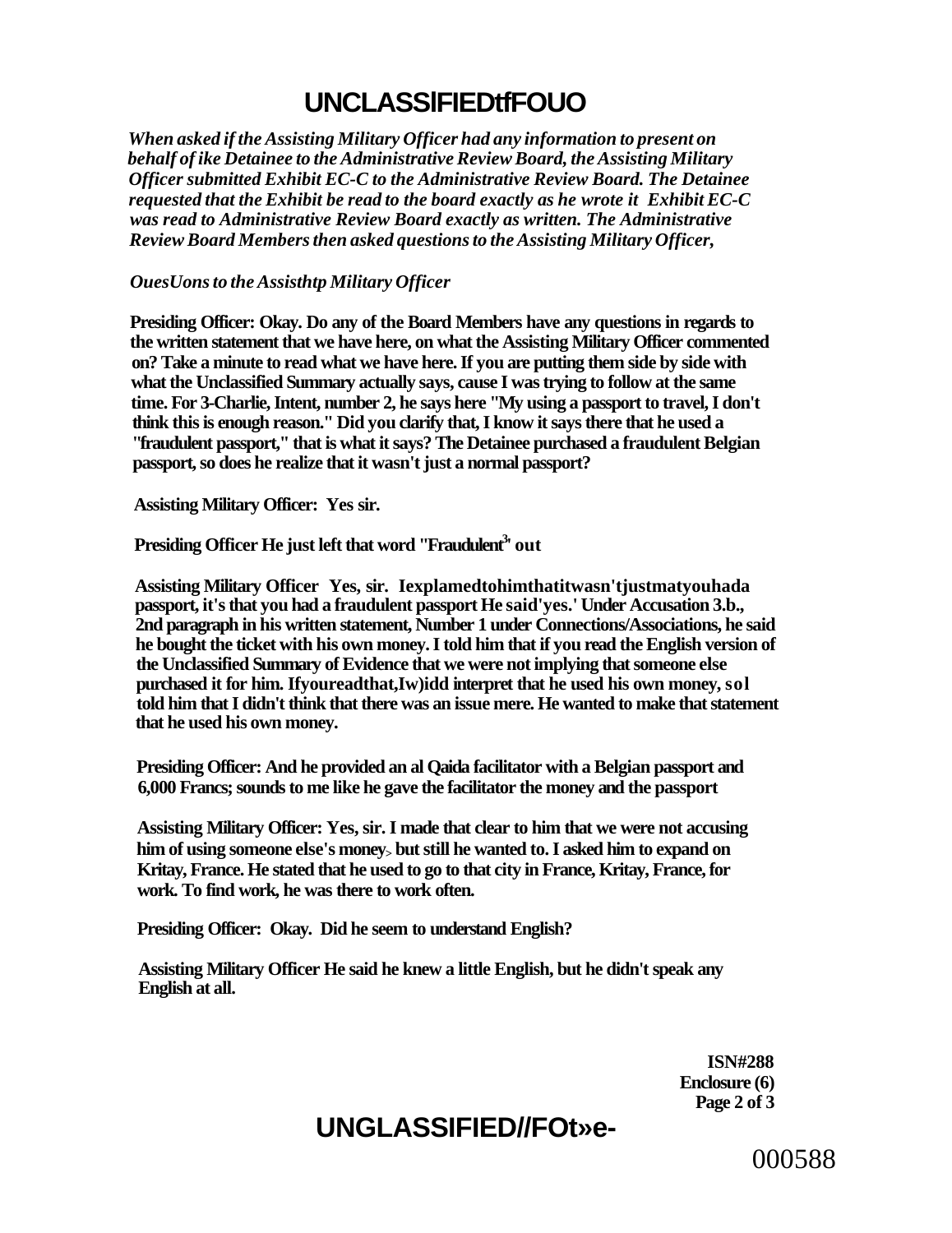When asked if the Assisting Military Officer had any information to present on behalf of ike Detainee to the Administrative Review Board, the Assisting Military Officer submitted Exhibit EC-C to the Administrative Review Board. The Detainee requested that the Exhibit be read to the board exactly as he wrote it Exhibit EC-C was read to Administrative Review Board exactly as written. The Administrative Review Board Members then asked questions to the Assisting Military Officer,

*OuesUons to the Assisthtp Military Officer*

**Presiding Officer: Okay. Do any of the Board Members have any questions in regards to the written statement that we have here, on what the Assisting Military Officer commented on? Take a minute to read what we have here. If you are putting them side by side with what the Unclassified Summary actually says, cause I was trying to follow at the same time. For 3-Charlie, Intent, number 2, he says here "My using a passport to travel, I don't think this is enough reason." Did you clarify that, I know it says there that he used a "fraudulent passport," that is what it says? The Detainee purchased a fraudulent Belgian passport, so does he realize that it wasn't just a normal passport?**

**Assisting Military Officer: Yes sir.**

**Presiding Officer He just left that word "Fraudulent" out**

**Assisting Military Officer Yes, sir. Iexplamedtohimthatitwasn'tjustmatyouhada passport, it's that you had a fraudulent passport He said'yes.' Under Accusation 3.b., 2nd paragraph in his written statement, Number 1 under Connections/Associations, he said he bought the ticket with his own money. I told him that if you read the English version of the Unclassified Summary of Evidence that we were not implying that someone else purchased it for him. Ifyoureadthat,Iw)idd interpret that he used his own money, sol told him that I didn't think that there was an issue mere. He wanted to make that statement that he used his own money.**

**Presiding Officer: And he provided an al Qaida facilitator with a Belgian passport and 6,000 Francs; sounds to me like he gave the facilitator the money and the passport**

**Assisting Military Officer: Yes, sir. I made that clear to him that we were not accusing him of using someone else's money> but still he wanted to. I asked him to expand on Kritay, France. He stated that he used to go to that city in France, Kritay, France, for work. To find work, he was there to work often.**

**Presiding Officer: Okay. Did he seem to understand English?**

**Assisting Military Officer He said he knew a little English, but he didn't speak any English at all.**

**ISN#288**
**Enclosure (6)**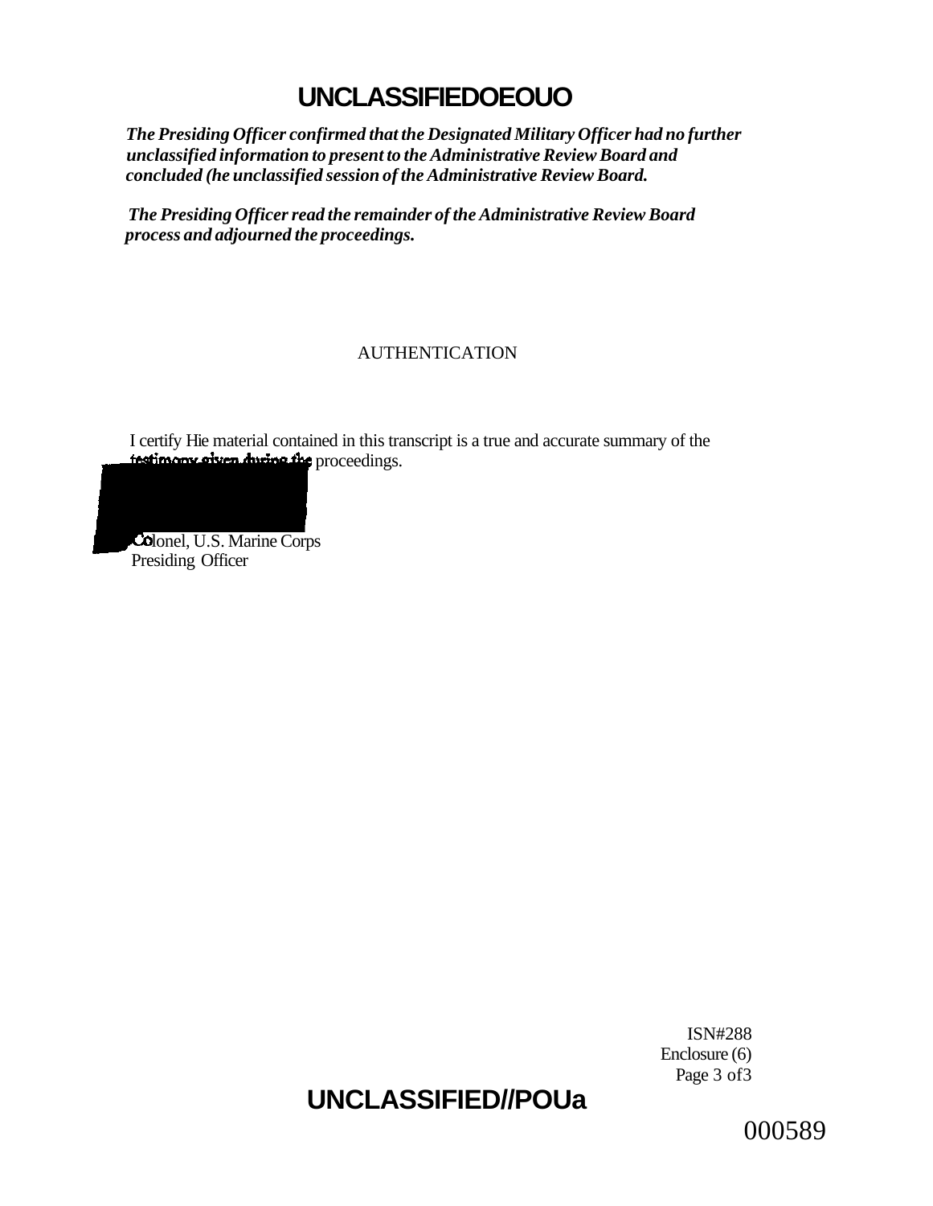*The Presiding Officer confirmed that the Designated Military Officer had no further unclassified information to present to the Administrative Review Board and concluded (he unclassified session of the Administrative Review Board.*

*The Presiding Officer read the remainder of the Administrative Review Board process and adjourned the proceedings.*

AUTHENTICATION

I certify Hie material contained in this transcript is a true and accurate summary of the testimony given during the proceedings.

Colonel, U.S. Marine Corps
Presiding Officer

ISN#288
Enclosure (6)
Page 3 of3

000589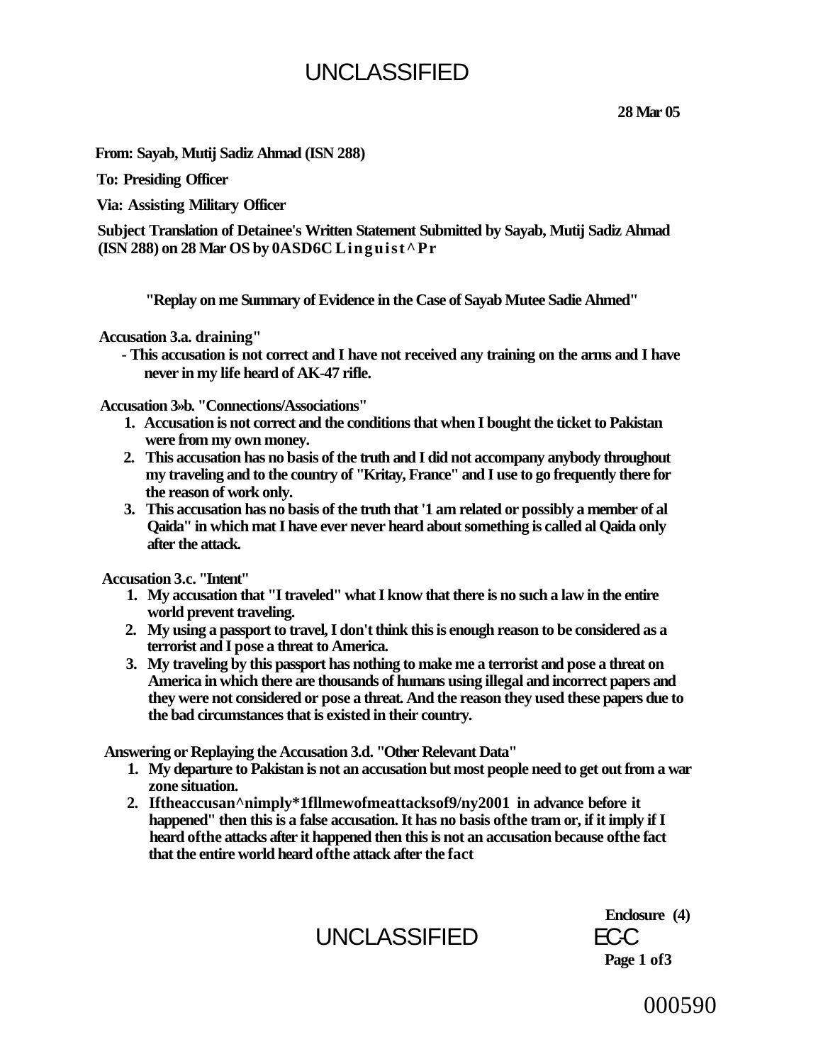UNCLASSIFIED

**28 Mar 05**

**From: Sayab, Mutij Sadiz Ahmad (ISN 288)**

**To: Presiding Officer**

**Via: Assisting Military Officer**

**Subject Translation of Detainee's Written Statement Submitted by Sayab, Mutij Sadiz Ahmad (ISN 288) on 28 Mar OS by 0ASD6C Linguist^Pr**

**"Replay on me Summary of Evidence in the Case of Sayab Mutee Sadie Ahmed"**

**Accusation 3.a. draining"**

- **This accusation is not correct and I have not received any training on the arms and I have never in my life heard of AK-47 rifle.**

**Accusation 3»b. "Connections/Associations"**

1. **Accusation is not correct and the conditions that when I bought the ticket to Pakistan were from my own money.**
2. **This accusation has no basis of the truth and I did not accompany anybody throughout my traveling and to the country of "Kritay, France" and I use to go frequently there for the reason of work only.**
3. **This accusation has no basis of the truth that '1 am related or possibly a member of al Qaida" in which mat I have ever never heard about something is called al Qaida only after the attack.**

**Accusation 3.c. "Intent"**

1. **My accusation that "I traveled" what I know that there is no such a law in the entire world prevent traveling.**
2. **My using a passport to travel, I don't think this is enough reason to be considered as a terrorist and I pose a threat to America.**
3. **My traveling by this passport has nothing to make me a terrorist and pose a threat on America in which there are thousands of humans using illegal and incorrect papers and they were not considered or pose a threat. And the reason they used these papers due to the bad circumstances that is existed in their country.**

**Answering or Replaying the Accusation 3.d. "Other Relevant Data"**

1. **My departure to Pakistan is not an accusation but most people need to get out from a war zone situation.**
2. **Iftheaccusan^nimply*1fllmewofmeattacksof9/ny2001 in advance before it happened" then this is a false accusation. It has no basis ofthe tram or, if it imply if I heard ofthe attacks after it happened then this is not an accusation because ofthe fact that the entire world heard ofthe attack after the fact**

**Enclosure (4)**

UNCLASSIFIED ECC

000590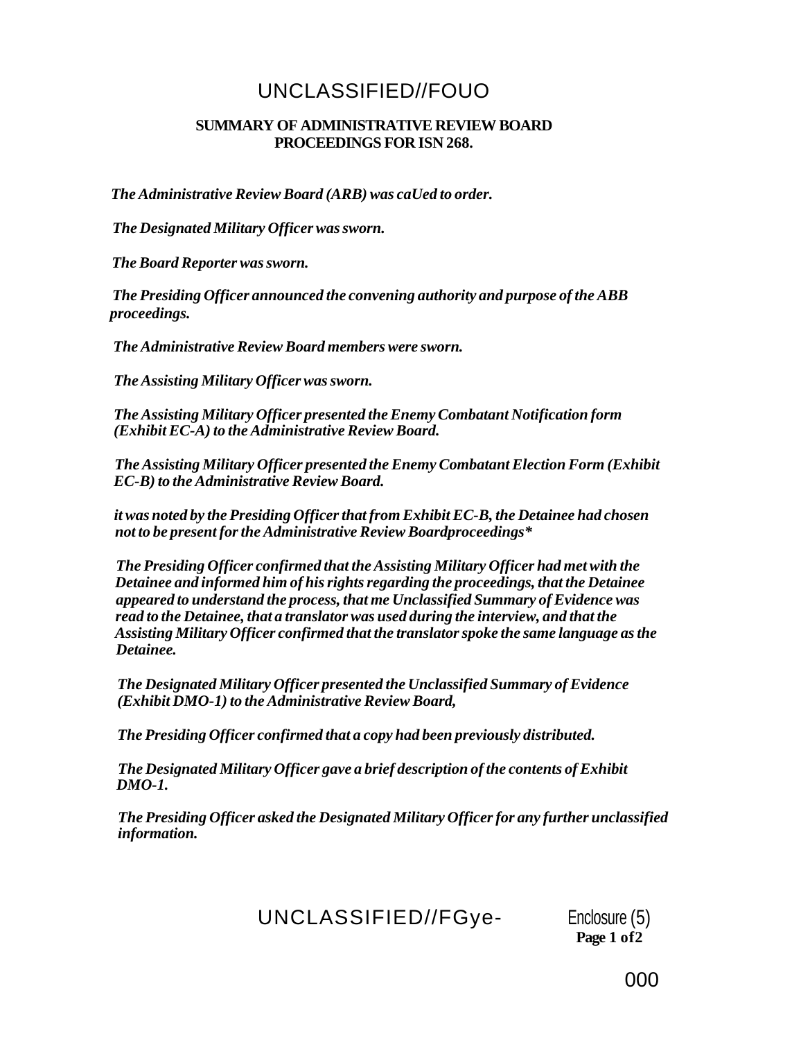UNCLASSIFIED//FOUO

**SUMMARY OF ADMINISTRATIVE REVIEW BOARD PROCEEDINGS FOR ISN 268.**

***The Administrative Review Board (ARB) was caUed to order.***

***The Designated Military Officer was sworn.***

***The Board Reporter was sworn.***

***The Presiding Officer announced the convening authority and purpose of the ABB proceedings.***

***The Administrative Review Board members were sworn.***

***The Assisting Military Officer was sworn.***

***The Assisting Military Officer presented the Enemy Combatant Notification form (Exhibit EC-A) to the Administrative Review Board.***

***The Assisting Military Officer presented the Enemy Combatant Election Form (Exhibit EC-B) to the Administrative Review Board.***

***it was noted by the Presiding Officer that from Exhibit EC-B, the Detainee had chosen not to be present for the Administrative Review Boardproceedings****

***The Presiding Officer confirmed that the Assisting Military Officer had met with the Detainee and informed him of his rights regarding the proceedings, that the Detainee appeared to understand the process, that me Unclassified Summary of Evidence was read to the Detainee, that a translator was used during the interview, and that the Assisting Military Officer confirmed that the translator spoke the same language as the Detainee.***

***The Designated Military Officer presented the Unclassified Summary of Evidence (Exhibit DMO-1) to the Administrative Review Board,***

***The Presiding Officer confirmed that a copy had been previously distributed.***

***The Designated Military Officer gave a brief description of the contents of Exhibit DMO-1.***

***The Presiding Officer asked the Designated Military Officer for any further unclassified information.***

UNCLASSIFIED//FGye-

Enclosure (5)
**Page 1 of2**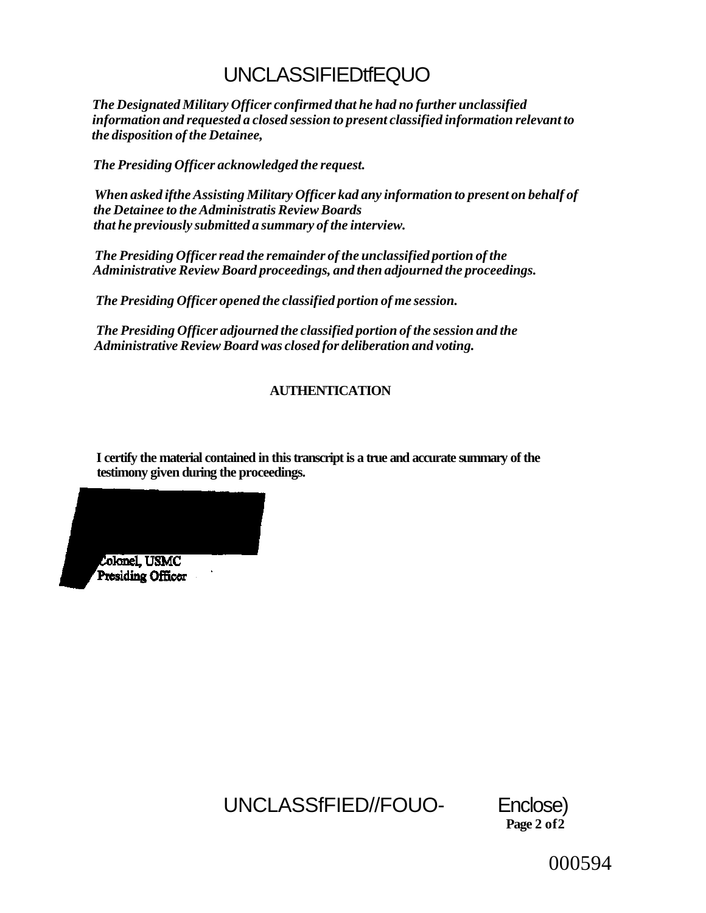*The Designated Military Officer confirmed that he had no further unclassified information and requested a closed session to present classified information relevant to the disposition of the Detainee,*

*The Presiding Officer acknowledged the request.*

*When asked ifthe Assisting Military Officer kad any information to present on behalf of the Detainee to the Administratis Review Boards that he previously submitted a summary of the interview.*

*The Presiding Officer read the remainder of the unclassified portion of the Administrative Review Board proceedings, and then adjourned the proceedings.*

*The Presiding Officer opened the classified portion of me session.*

*The Presiding Officer adjourned the classified portion of the session and the Administrative Review Board was closed for deliberation and voting.*

**AUTHENTICATION**

**I certify the material contained in this transcript is a true and accurate summary of the testimony given during the proceedings.**

Colonel, USMC
Presiding Officer

UNCLASSfFIED//FOUO- Enclose)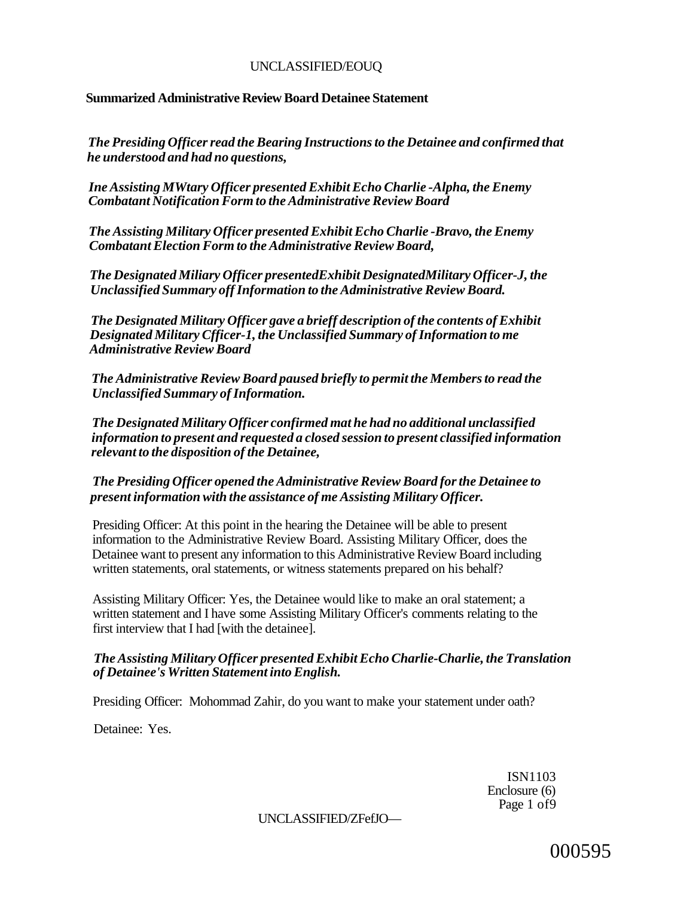**Summarized Administrative Review Board Detainee Statement**

*The Presiding Officer read the Bearing Instructions to the Detainee and confirmed that he understood and had no questions,*

*Ine Assisting MWtary Officer presented Exhibit Echo Charlie -Alpha, the Enemy Combatant Notification Form to the Administrative Review Board*

*The Assisting Military Officer presented Exhibit Echo Charlie -Bravo, the Enemy Combatant Election Form to the Administrative Review Board,*

*The Designated Miliary Officer presentedExhibit DesignatedMilitary Officer-J, the Unclassified Summary off Information to the Administrative Review Board.*

*The Designated Military Officer gave a brieff description of the contents of Exhibit Designated Military Cfficer-1, the Unclassified Summary of Information to me Administrative Review Board*

*The Administrative Review Board paused briefly to permit the Members to read the Unclassified Summary of Information.*

*The Designated Military Officer confirmed mat he had no additional unclassified information to present and requested a closed session to present classified information relevant to the disposition of the Detainee,*

*The Presiding Officer opened the Administrative Review Board for the Detainee to present information with the assistance of me Assisting Military Officer.*

Presiding Officer: At this point in the hearing the Detainee will be able to present information to the Administrative Review Board. Assisting Military Officer, does the Detainee want to present any information to this Administrative Review Board including written statements, oral statements, or witness statements prepared on his behalf?

Assisting Military Officer: Yes, the Detainee would like to make an oral statement; a written statement and I have some Assisting Military Officer's comments relating to the first interview that I had [with the detainee].

***The Assisting Military Officer presented Exhibit Echo Charlie-Charlie, the Translation of Detainee's Written Statement into English.***

Presiding Officer: Mohommad Zahir, do you want to make your statement under oath?

Detainee: Yes.

ISN1103
Enclosure (6)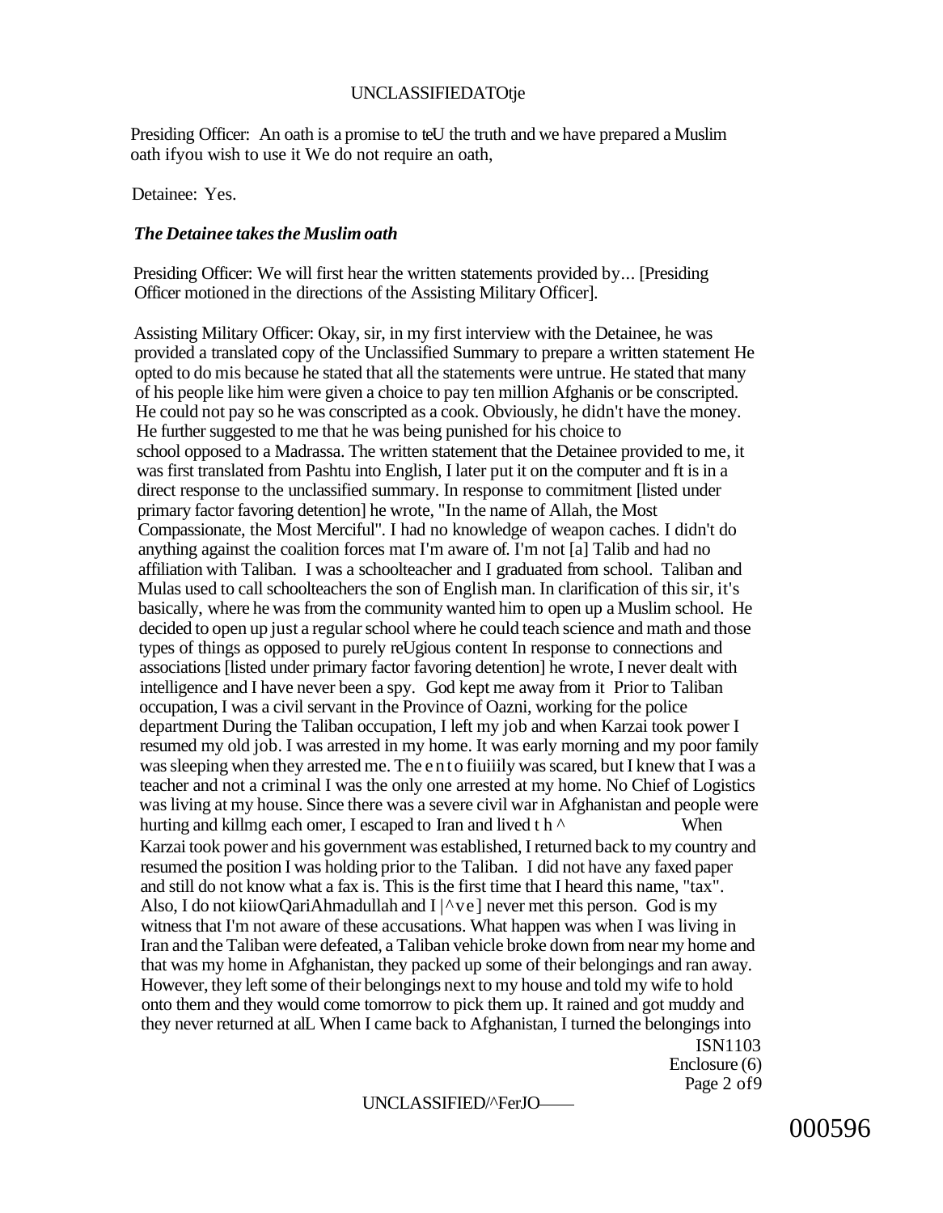Presiding Officer: An oath is a promise to teU the truth and we have prepared a Muslim oath ifyou wish to use it We do not require an oath,

Detainee: Yes.

***The Detainee takes the Muslim oath***

Presiding Officer: We will first hear the written statements provided by... [Presiding Officer motioned in the directions of the Assisting Military Officer].

Assisting Military Officer: Okay, sir, in my first interview with the Detainee, he was provided a translated copy of the Unclassified Summary to prepare a written statement He opted to do mis because he stated that all the statements were untrue. He stated that many of his people like him were given a choice to pay ten million Afghanis or be conscripted. He could not pay so he was conscripted as a cook. Obviously, he didn't have the money. He further suggested to me that he was being punished for his choice to school opposed to a Madrassa. The written statement that the Detainee provided to me, it was first translated from Pashtu into English, I later put it on the computer and ft is in a direct response to the unclassified summary. In response to commitment [listed under primary factor favoring detention] he wrote, "In the name of Allah, the Most Compassionate, the Most Merciful". I had no knowledge of weapon caches. I didn't do anything against the coalition forces mat I'm aware of. I'm not [a] Talib and had no affiliation with Taliban. I was a schoolteacher and I graduated from school. Taliban and Mulas used to call schoolteachers the son of English man. In clarification of this sir, it's basically, where he was from the community wanted him to open up a Muslim school. He decided to open up just a regular school where he could teach science and math and those types of things as opposed to purely reUgious content In response to connections and associations [listed under primary factor favoring detention] he wrote, I never dealt with intelligence and I have never been a spy. God kept me away from it Prior to Taliban occupation, I was a civil servant in the Province of Oazni, working for the police department During the Taliban occupation, I left my job and when Karzai took power I resumed my old job. I was arrested in my home. It was early morning and my poor family was sleeping when they arrested me. The e n t o fiuiiily was scared, but I knew that I was a teacher and not a criminal I was the only one arrested at my home. No Chief of Logistics was living at my house. Since there was a severe civil war in Afghanistan and people were hurting and killmg each omer, I escaped to Iran and lived t h ^ When Karzai took power and his government was established, I returned back to my country and resumed the position I was holding prior to the Taliban. I did not have any faxed paper and still do not know what a fax is. This is the first time that I heard this name, "tax". Also, I do not kiiowQariAhmadullah and I |^ve] never met this person. God is my witness that I'm not aware of these accusations. What happen was when I was living in Iran and the Taliban were defeated, a Taliban vehicle broke down from near my home and that was my home in Afghanistan, they packed up some of their belongings and ran away. However, they left some of their belongings next to my house and told my wife to hold onto them and they would come tomorrow to pick them up. It rained and got muddy and they never returned at alL When I came back to Afghanistan, I turned the belongings into

ISN1103
Enclosure (6)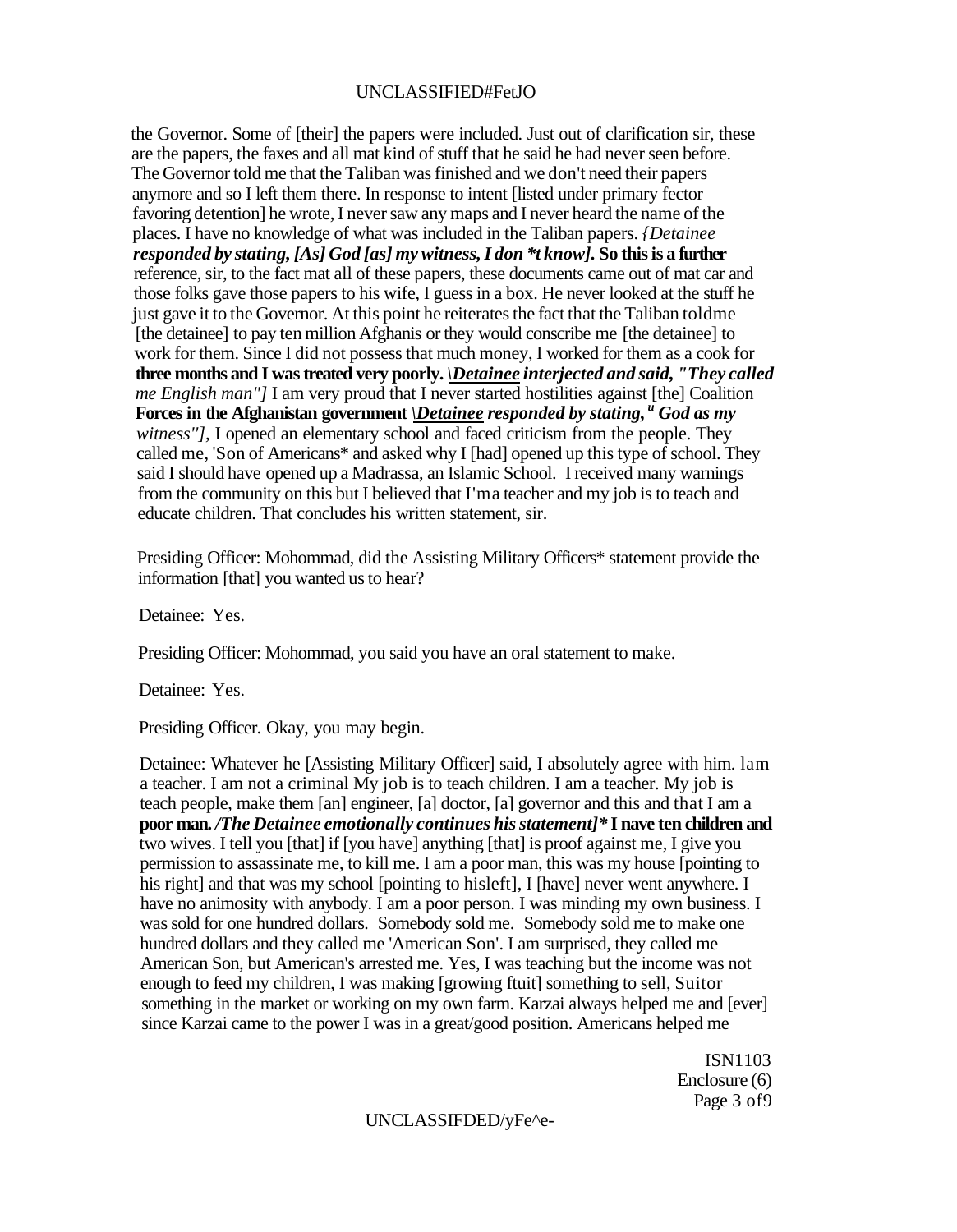the Governor. Some of [their] the papers were included. Just out of clarification sir, these are the papers, the faxes and all mat kind of stuff that he said he had never seen before. The Governor told me that the Taliban was finished and we don't need their papers anymore and so I left them there. In response to intent [listed under primary fector favoring detention] he wrote, I never saw any maps and I never heard the name of the places. I have no knowledge of what was included in the Taliban papers. *{Detainee **responded by stating, [As] God [as] my witness, I don *t know].*** **So this is a further** reference, sir, to the fact mat all of these papers, these documents came out of mat car and those folks gave those papers to his wife, I guess in a box. He never looked at the stuff he just gave it to the Governor. At this point he reiterates the fact that the Taliban toldme [the detainee] to pay ten million Afghanis or they would conscribe me [the detainee] to work for them. Since I did not possess that much money, I worked for them as a cook for **three months and I was treated very poorly.** ***\Detainee interjected and said, "They called*** *me English man"]* I am very proud that I never started hostilities against [the] Coalition **Forces in the Afghanistan government** ***\Detainee responded by stating," God as my*** *witness"],* I opened an elementary school and faced criticism from the people. They called me, 'Son of Americans* and asked why I [had] opened up this type of school. They said I should have opened up a Madrassa, an Islamic School. I received many warnings from the community on this but I believed that I'ma teacher and my job is to teach and educate children. That concludes his written statement, sir.

Presiding Officer: Mohommad, did the Assisting Military Officers* statement provide the information [that] you wanted us to hear?

Detainee: Yes.

Presiding Officer: Mohommad, you said you have an oral statement to make.

Detainee: Yes.

Presiding Officer. Okay, you may begin.

Detainee: Whatever he [Assisting Military Officer] said, I absolutely agree with him. lam a teacher. I am not a criminal My job is to teach children. I am a teacher. My job is teach people, make them [an] engineer, [a] doctor, [a] governor and this and that I am a **poor man.** ***/The Detainee emotionally continues his statement]**** **I nave ten children and** two wives. I tell you [that] if [you have] anything [that] is proof against me, I give you permission to assassinate me, to kill me. I am a poor man, this was my house [pointing to his right] and that was my school [pointing to hisleft], I [have] never went anywhere. I have no animosity with anybody. I am a poor person. I was minding my own business. I was sold for one hundred dollars. Somebody sold me. Somebody sold me to make one hundred dollars and they called me 'American Son'. I am surprised, they called me American Son, but American's arrested me. Yes, I was teaching but the income was not enough to feed my children, I was making [growing ftuit] something to sell, Suitor something in the market or working on my own farm. Karzai always helped me and [ever] since Karzai came to the power I was in a great/good position. Americans helped me

ISN1103
Enclosure (6)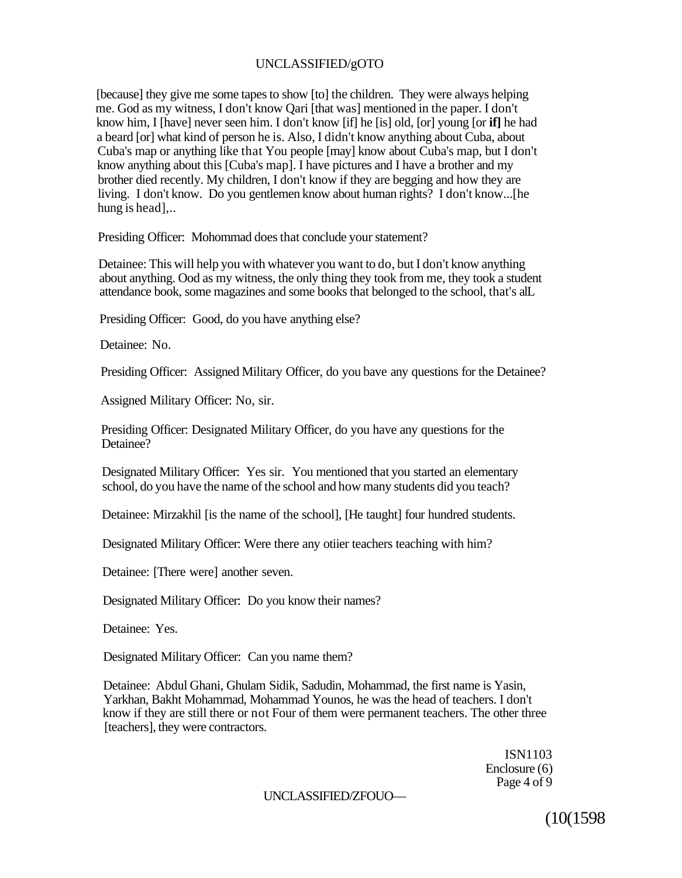[because] they give me some tapes to show [to] the children. They were always helping me. God as my witness, I don't know Qari [that was] mentioned in the paper. I don't know him, I [have] never seen him. I don't know [if] he [is] old, [or] young [or **if]** he had a beard [or] what kind of person he is. Also, I didn't know anything about Cuba, about Cuba's map or anything like that You people [may] know about Cuba's map, but I don't know anything about this [Cuba's map]. I have pictures and I have a brother and my brother died recently. My children, I don't know if they are begging and how they are living. I don't know. Do you gentlemen know about human rights? I don't know...[he hung is head],..

Presiding Officer: Mohommad does that conclude your statement?

Detainee: This will help you with whatever you want to do, but I don't know anything about anything. Ood as my witness, the only thing they took from me, they took a student attendance book, some magazines and some books that belonged to the school, that's alL

Presiding Officer: Good, do you have anything else?

Detainee: No.

Presiding Officer: Assigned Military Officer, do you bave any questions for the Detainee?

Assigned Military Officer: No, sir.

Presiding Officer: Designated Military Officer, do you have any questions for the Detainee?

Designated Military Officer: Yes sir. You mentioned that you started an elementary school, do you have the name of the school and how many students did you teach?

Detainee: Mirzakhil [is the name of the school], [He taught] four hundred students.

Designated Military Officer: Were there any otiier teachers teaching with him?

Detainee: [There were] another seven.

Designated Military Officer: Do you know their names?

Detainee: Yes.

Designated Military Officer: Can you name them?

Detainee: Abdul Ghani, Ghulam Sidik, Sadudin, Mohammad, the first name is Yasin, Yarkhan, Bakht Mohammad, Mohammad Younos, he was the head of teachers. I don't know if they are still there or not Four of them were permanent teachers. The other three [teachers], they were contractors.

ISN1103
Enclosure (6)
Page 4 of 9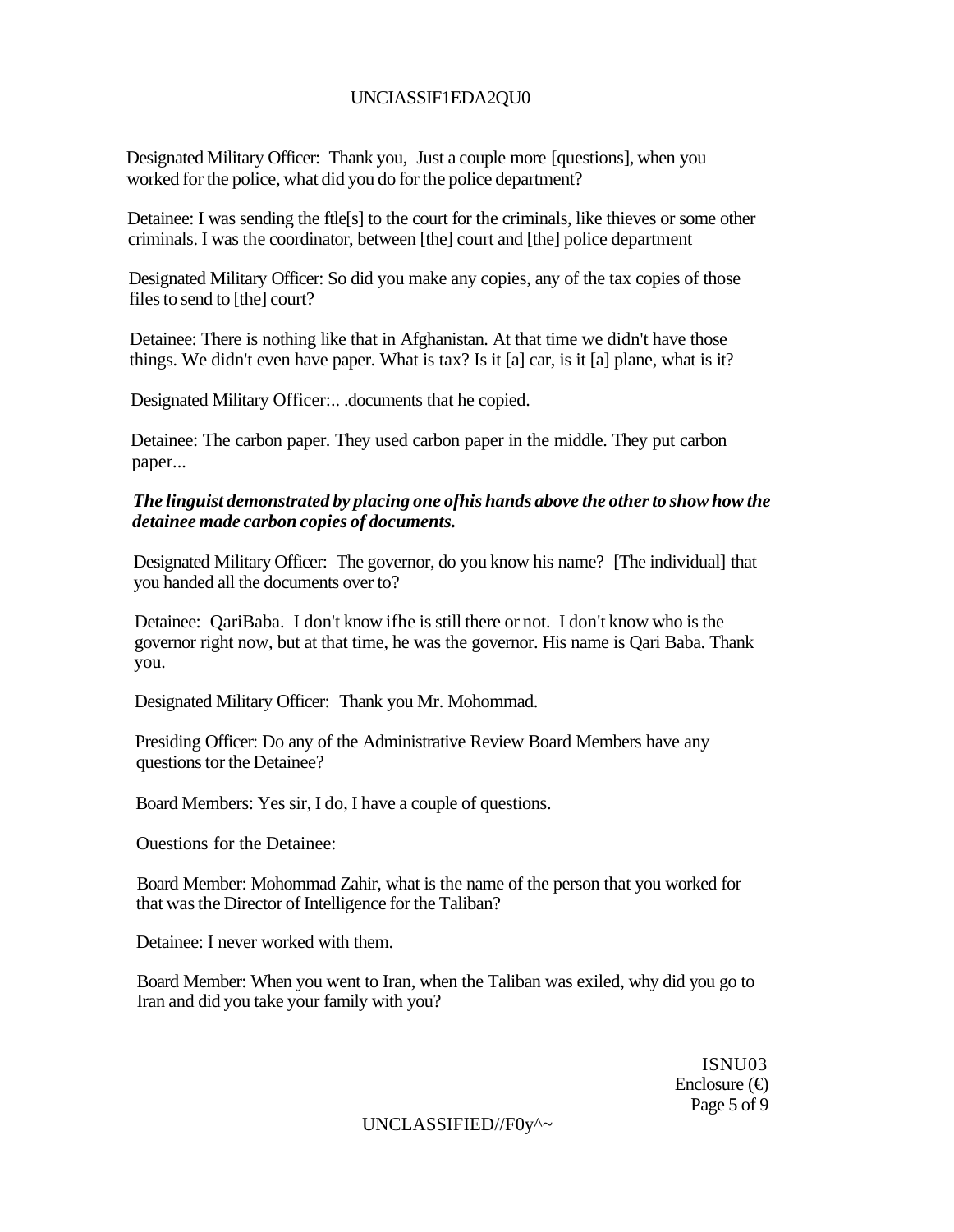Designated Military Officer: Thank you, Just a couple more [questions], when you worked for the police, what did you do for the police department?

Detainee: I was sending the ftle[s] to the court for the criminals, like thieves or some other criminals. I was the coordinator, between [the] court and [the] police department

Designated Military Officer: So did you make any copies, any of the tax copies of those files to send to [the] court?

Detainee: There is nothing like that in Afghanistan. At that time we didn't have those things. We didn't even have paper. What is tax? Is it [a] car, is it [a] plane, what is it?

Designated Military Officer:.. .documents that he copied.

Detainee: The carbon paper. They used carbon paper in the middle. They put carbon paper...

***The linguist demonstrated by placing one ofhis hands above the other to show how the detainee made carbon copies of documents.***

Designated Military Officer: The governor, do you know his name? [The individual] that you handed all the documents over to?

Detainee: QariBaba. I don't know ifhe is still there or not. I don't know who is the governor right now, but at that time, he was the governor. His name is Qari Baba. Thank you.

Designated Military Officer: Thank you Mr. Mohommad.

Presiding Officer: Do any of the Administrative Review Board Members have any questions tor the Detainee?

Board Members: Yes sir, I do, I have a couple of questions.

Ouestions for the Detainee:

Board Member: Mohommad Zahir, what is the name of the person that you worked for that was the Director of Intelligence for the Taliban?

Detainee: I never worked with them.

Board Member: When you went to Iran, when the Taliban was exiled, why did you go to Iran and did you take your family with you?

ISNU03
Enclosure (€)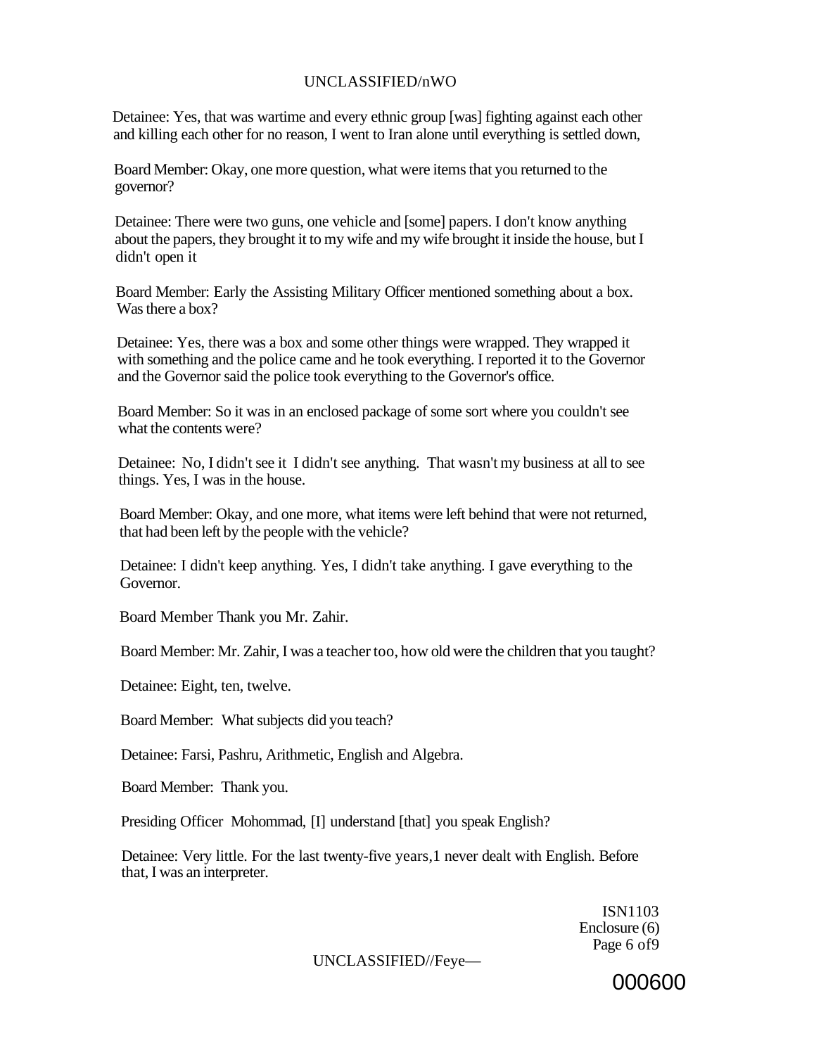Detainee: Yes, that was wartime and every ethnic group [was] fighting against each other and killing each other for no reason, I went to Iran alone until everything is settled down,

Board Member: Okay, one more question, what were items that you returned to the governor?

Detainee: There were two guns, one vehicle and [some] papers. I don't know anything about the papers, they brought it to my wife and my wife brought it inside the house, but I didn't open it

Board Member: Early the Assisting Military Officer mentioned something about a box. Was there a box?

Detainee: Yes, there was a box and some other things were wrapped. They wrapped it with something and the police came and he took everything. I reported it to the Governor and the Governor said the police took everything to the Governor's office.

Board Member: So it was in an enclosed package of some sort where you couldn't see what the contents were?

Detainee: No, I didn't see it I didn't see anything. That wasn't my business at all to see things. Yes, I was in the house.

Board Member: Okay, and one more, what items were left behind that were not returned, that had been left by the people with the vehicle?

Detainee: I didn't keep anything. Yes, I didn't take anything. I gave everything to the Governor.

Board Member Thank you Mr. Zahir.

Board Member: Mr. Zahir, I was a teacher too, how old were the children that you taught?

Detainee: Eight, ten, twelve.

Board Member: What subjects did you teach?

Detainee: Farsi, Pashru, Arithmetic, English and Algebra.

Board Member: Thank you.

Presiding Officer Mohommad, [I] understand [that] you speak English?

Detainee: Very little. For the last twenty-five years,1 never dealt with English. Before that, I was an interpreter.

ISN1103
Enclosure (6)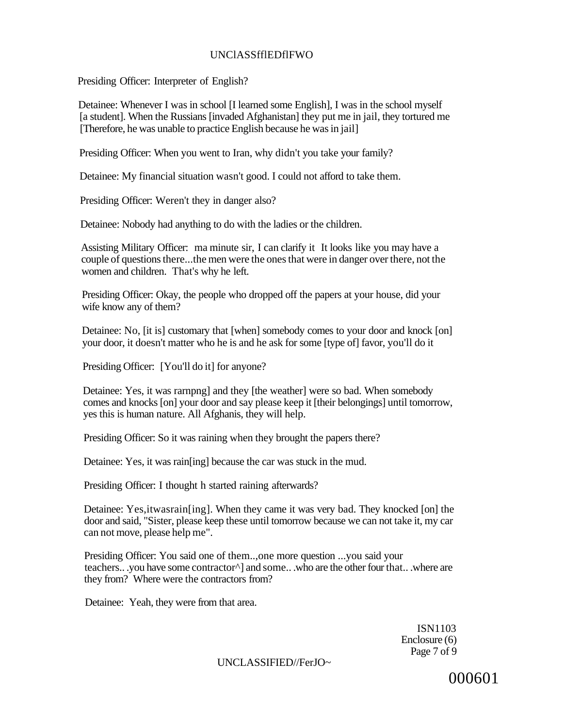Presiding Officer: Interpreter of English?

Detainee: Whenever I was in school [I learned some English], I was in the school myself [a student]. When the Russians [invaded Afghanistan] they put me in jail, they tortured me [Therefore, he was unable to practice English because he was in jail]

Presiding Officer: When you went to Iran, why didn't you take your family?

Detainee: My financial situation wasn't good. I could not afford to take them.

Presiding Officer: Weren't they in danger also?

Detainee: Nobody had anything to do with the ladies or the children.

Assisting Military Officer: ma minute sir, I can clarify it It looks like you may have a couple of questions there...the men were the ones that were in danger over there, not the women and children. That's why he left.

Presiding Officer: Okay, the people who dropped off the papers at your house, did your wife know any of them?

Detainee: No, [it is] customary that [when] somebody comes to your door and knock [on] your door, it doesn't matter who he is and he ask for some [type of] favor, you'll do it

Presiding Officer: [You'll do it] for anyone?

Detainee: Yes, it was rarnpng] and they [the weather] were so bad. When somebody comes and knocks [on] your door and say please keep it [their belongings] until tomorrow, yes this is human nature. All Afghanis, they will help.

Presiding Officer: So it was raining when they brought the papers there?

Detainee: Yes, it was rain[ing] because the car was stuck in the mud.

Presiding Officer: I thought h started raining afterwards?

Detainee: Yes,itwasrain[ing]. When they came it was very bad. They knocked [on] the door and said, "Sister, please keep these until tomorrow because we can not take it, my car can not move, please help me".

Presiding Officer: You said one of them..,one more question ...you said your teachers.. .you have some contractor^] and some.. .who are the other four that.. .where are they from? Where were the contractors from?

Detainee: Yeah, they were from that area.

ISN1103
Enclosure (6)
Page 7 of 9

000601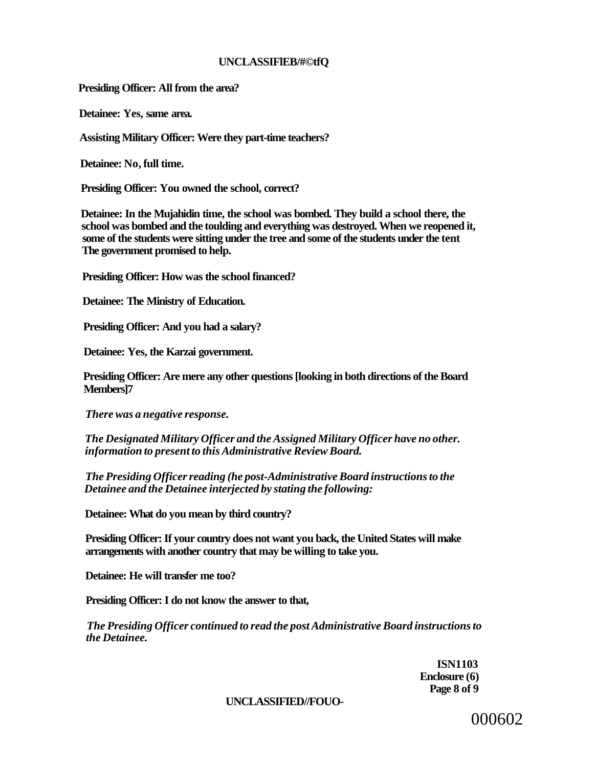**Presiding Officer: All from the area?**

**Detainee: Yes, same area.**

**Assisting Military Officer: Were they part-time teachers?**

**Detainee: No, full time.**

**Presiding Officer: You owned the school, correct?**

**Detainee: In the Mujahidin time, the school was bombed. They build a school there, the school was bombed and the toulding and everything was destroyed. When we reopened it, some of the students were sitting under the tree and some of the students under the tent The government promised to help.**

**Presiding Officer: How was the school financed?**

**Detainee: The Ministry of Education.**

**Presiding Officer: And you had a salary?**

**Detainee: Yes, the Karzai government.**

**Presiding Officer: Are mere any other questions [looking in both directions of the Board Members]7**

***There was a negative response.***

***The Designated Military Officer and the Assigned Military Officer have no other. information to present to this Administrative Review Board.***

***The Presiding Officer reading (he post-Administrative Board instructions to the Detainee and the Detainee interjected by stating the following:***

**Detainee: What do you mean by third country?**

**Presiding Officer: If your country does not want you back, the United States will make arrangements with another country that may be willing to take you.**

**Detainee: He will transfer me too?**

**Presiding Officer: I do not know the answer to that,**

***The Presiding Officer continued to read the post Administrative Board instructions to the Detainee.***

**ISN1103**
**Enclosure (6)**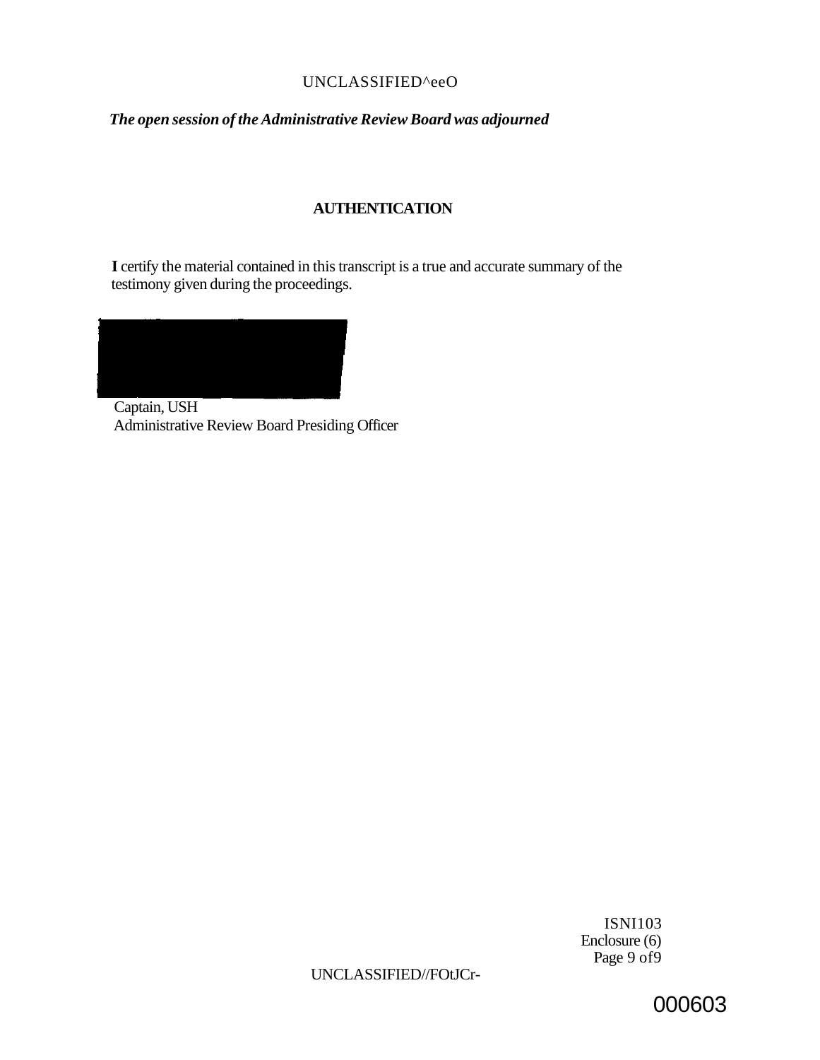*The open session of the Administrative Review Board was adjourned*

**AUTHENTICATION**

**I** certify the material contained in this transcript is a true and accurate summary of the testimony given during the proceedings.

Captain, USH
Administrative Review Board Presiding Officer

ISNI103
Enclosure (6)
Page 9 of9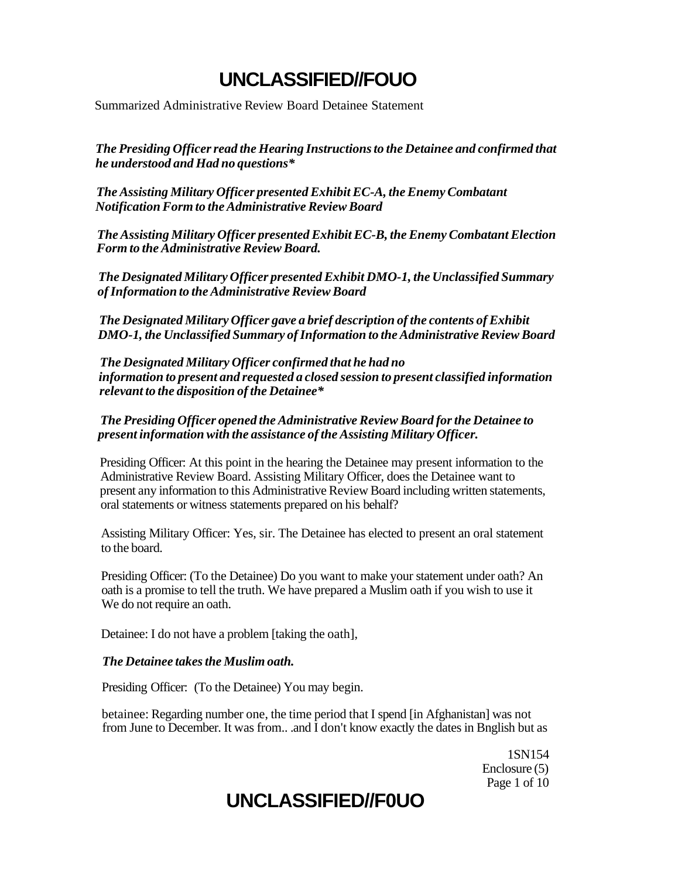Summarized Administrative Review Board Detainee Statement

***The Presiding Officer read the Hearing Instructions to the Detainee and confirmed that he understood and Had no questions****

***The Assisting Military Officer presented Exhibit EC-A, the Enemy Combatant Notification Form to the Administrative Review Board***

***The Assisting Military Officer presented Exhibit EC-B, the Enemy Combatant Election Form to the Administrative Review Board.***

***The Designated Military Officer presented Exhibit DMO-1, the Unclassified Summary of Information to the Administrative Review Board***

***The Designated Military Officer gave a brief description of the contents of Exhibit DMO-1, the Unclassified Summary of Information to the Administrative Review Board***

***The Designated Military Officer confirmed that he had no information to present and requested a closed session to present classified information relevant to the disposition of the Detainee****

***The Presiding Officer opened the Administrative Review Board for the Detainee to present information with the assistance of the Assisting Military Officer.***

Presiding Officer: At this point in the hearing the Detainee may present information to the Administrative Review Board. Assisting Military Officer, does the Detainee want to present any information to this Administrative Review Board including written statements, oral statements or witness statements prepared on his behalf?

Assisting Military Officer: Yes, sir. The Detainee has elected to present an oral statement to the board.

Presiding Officer: (To the Detainee) Do you want to make your statement under oath? An oath is a promise to tell the truth. We have prepared a Muslim oath if you wish to use it We do not require an oath.

Detainee: I do not have a problem [taking the oath],

***The Detainee takes the Muslim oath.***

Presiding Officer: (To the Detainee) You may begin.

betainee: Regarding number one, the time period that I spend [in Afghanistan] was not from June to December. It was from.. .and I don't know exactly the dates in Bnglish but as

1SN154
Enclosure (5)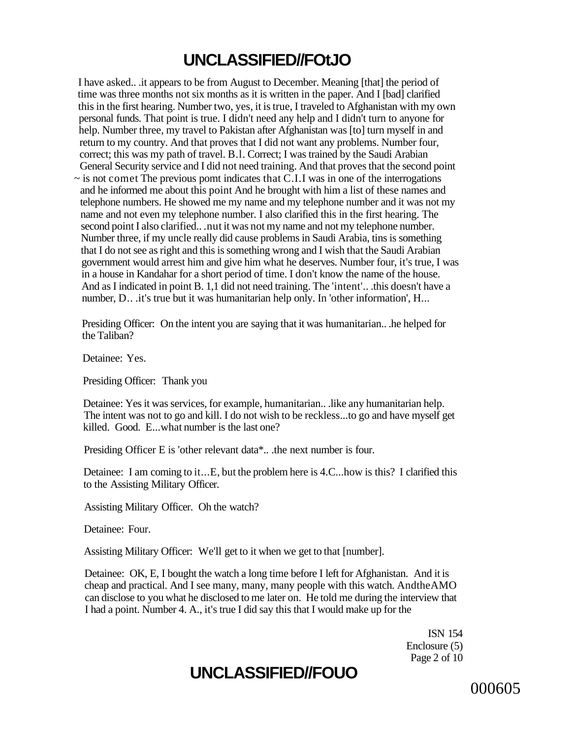I have asked.. .it appears to be from August to December. Meaning [that] the period of time was three months not six months as it is written in the paper. And I [bad] clarified this in the first hearing. Number two, yes, it is true, I traveled to Afghanistan with my own personal funds. That point is true. I didn't need any help and I didn't turn to anyone for help. Number three, my travel to Pakistan after Afghanistan was [to] turn myself in and return to my country. And that proves that I did not want any problems. Number four, correct; this was my path of travel. B.l. Correct; I was trained by the Saudi Arabian General Security service and I did not need training. And that proves that the second point ~ is not comet The previous pomt indicates that C.I.I was in one of the interrogations and he informed me about this point And he brought with him a list of these names and telephone numbers. He showed me my name and my telephone number and it was not my name and not even my telephone number. I also clarified this in the first hearing. The second point I also clarified.. .nut it was not my name and not my telephone number. Number three, if my uncle really did cause problems in Saudi Arabia, tins is something that I do not see as right and this is something wrong and I wish that the Saudi Arabian government would arrest him and give him what he deserves. Number four, it's true, I was in a house in Kandahar for a short period of time. I don't know the name of the house. And as I indicated in point B. 1,1 did not need training. The 'intent'.. .this doesn't have a number, D.. .it's true but it was humanitarian help only. In 'other information', H...

Presiding Officer: On the intent you are saying that it was humanitarian.. .he helped for the Taliban?

Detainee: Yes.

Presiding Officer: Thank you

Detainee: Yes it was services, for example, humanitarian.. .like any humanitarian help. The intent was not to go and kill. I do not wish to be reckless...to go and have myself get killed. Good. E...what number is the last one?

Presiding Officer E is 'other relevant data*.. .the next number is four.

Detainee: I am coming to it...E, but the problem here is 4.C...how is this? I clarified this to the Assisting Military Officer.

Assisting Military Officer. Oh the watch?

Detainee: Four.

Assisting Military Officer: We'll get to it when we get to that [number].

Detainee: OK, E, I bought the watch a long time before I left for Afghanistan. And it is cheap and practical. And I see many, many, many people with this watch. AndtheAMO can disclose to you what he disclosed to me later on. He told me during the interview that I had a point. Number 4. A., it's true I did say this that I would make up for the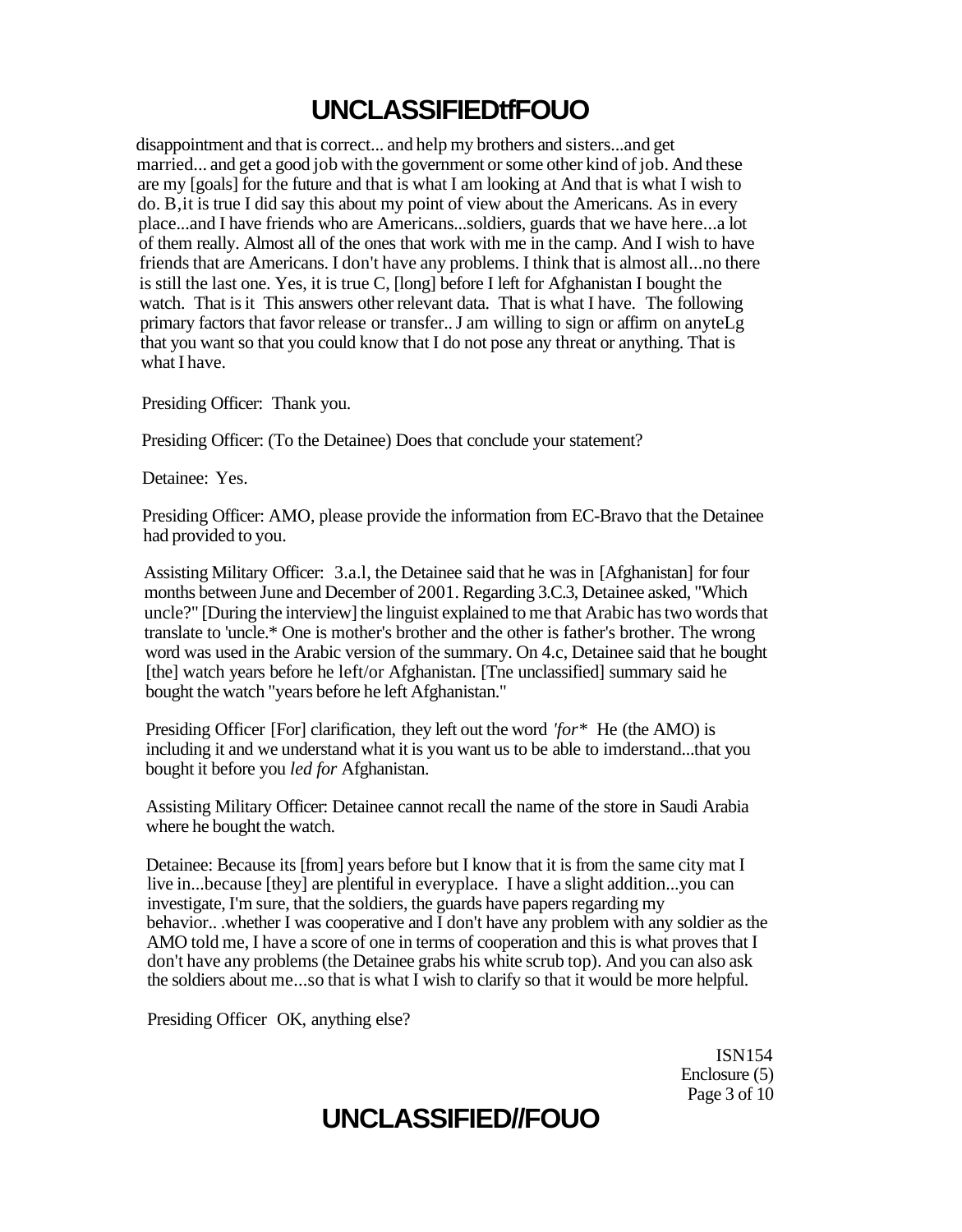disappointment and that is correct... and help my brothers and sisters...and get married... and get a good job with the government or some other kind of job. And these are my [goals] for the future and that is what I am looking at And that is what I wish to do. B,it is true I did say this about my point of view about the Americans. As in every place...and I have friends who are Americans...soldiers, guards that we have here...a lot of them really. Almost all of the ones that work with me in the camp. And I wish to have friends that are Americans. I don't have any problems. I think that is almost all...no there is still the last one. Yes, it is true C, [long] before I left for Afghanistan I bought the watch. That is it This answers other relevant data. That is what I have. The following primary factors that favor release or transfer.. J am willing to sign or affirm on anyteLg that you want so that you could know that I do not pose any threat or anything. That is what I have.

Presiding Officer: Thank you.

Presiding Officer: (To the Detainee) Does that conclude your statement?

Detainee: Yes.

Presiding Officer: AMO, please provide the information from EC-Bravo that the Detainee had provided to you.

Assisting Military Officer: 3.a.l, the Detainee said that he was in [Afghanistan] for four months between June and December of 2001. Regarding 3.C.3, Detainee asked, "Which uncle?" [During the interview] the linguist explained to me that Arabic has two words that translate to 'uncle.* One is mother's brother and the other is father's brother. The wrong word was used in the Arabic version of the summary. On 4.c, Detainee said that he bought [the] watch years before he left/or Afghanistan. [Tne unclassified] summary said he bought the watch "years before he left Afghanistan."

Presiding Officer [For] clarification, they left out the word *'for\** He (the AMO) is including it and we understand what it is you want us to be able to imderstand...that you bought it before you *led for* Afghanistan.

Assisting Military Officer: Detainee cannot recall the name of the store in Saudi Arabia where he bought the watch.

Detainee: Because its [from] years before but I know that it is from the same city mat I live in...because [they] are plentiful in everyplace. I have a slight addition...you can investigate, I'm sure, that the soldiers, the guards have papers regarding my behavior.. .whether I was cooperative and I don't have any problem with any soldier as the AMO told me, I have a score of one in terms of cooperation and this is what proves that I don't have any problems (the Detainee grabs his white scrub top). And you can also ask the soldiers about me...so that is what I wish to clarify so that it would be more helpful.

Presiding Officer OK, anything else?

ISN154
Enclosure (5)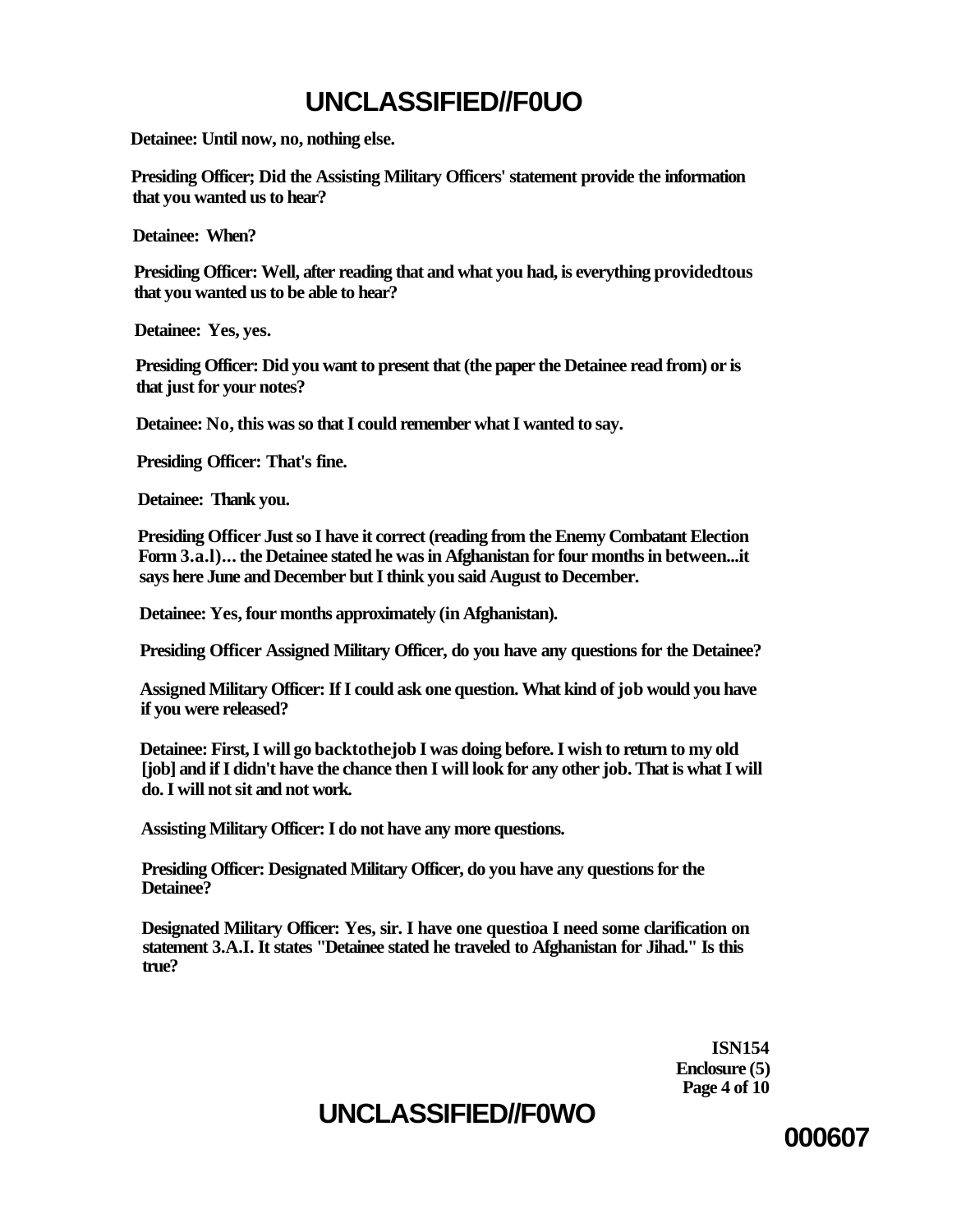**Detainee: Until now, no, nothing else.**

**Presiding Officer; Did the Assisting Military Officers' statement provide the information that you wanted us to hear?**

**Detainee: When?**

**Presiding Officer: Well, after reading that and what you had, is everything providedtous that you wanted us to be able to hear?**

**Detainee: Yes, yes.**

**Presiding Officer: Did you want to present that (the paper the Detainee read from) or is that just for your notes?**

**Detainee: No, this was so that I could remember what I wanted to say.**

**Presiding Officer: That's fine.**

**Detainee: Thank you.**

**Presiding Officer Just so I have it correct (reading from the Enemy Combatant Election Form 3.a.l)... the Detainee stated he was in Afghanistan for four months in between...it says here June and December but I think you said August to December.**

**Detainee: Yes, four months approximately (in Afghanistan).**

**Presiding Officer Assigned Military Officer, do you have any questions for the Detainee?**

**Assigned Military Officer: If I could ask one question. What kind of job would you have if you were released?**

**Detainee: First, I will go backtothejob I was doing before. I wish to return to my old [job] and if I didn't have the chance then I will look for any other job. That is what I will do. I will not sit and not work.**

**Assisting Military Officer: I do not have any more questions.**

**Presiding Officer: Designated Military Officer, do you have any questions for the Detainee?**

**Designated Military Officer: Yes, sir. I have one questioa I need some clarification on statement 3.A.I. It states "Detainee stated he traveled to Afghanistan for Jihad." Is this true?**

**ISN154**
**Enclosure (5)**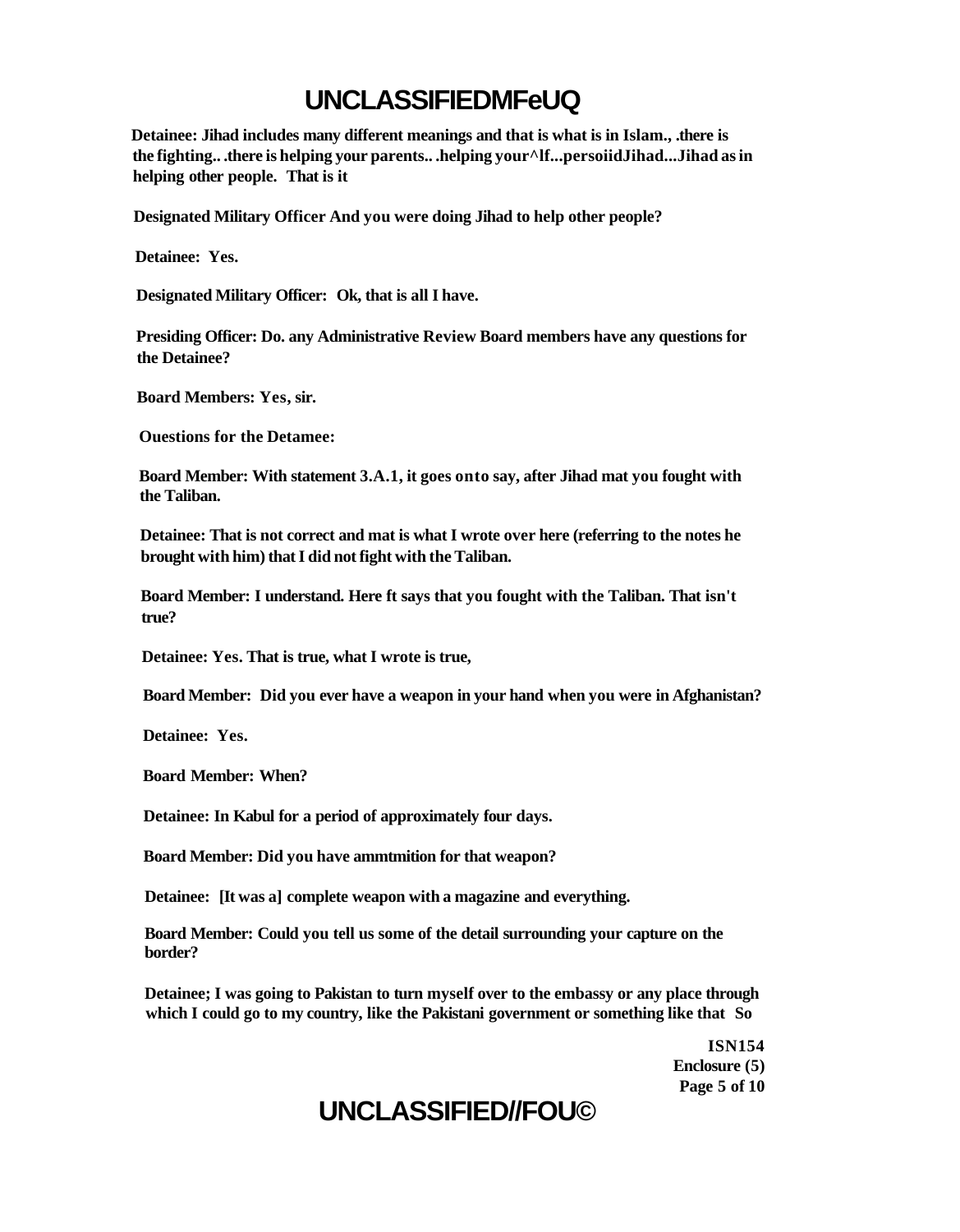**Detainee: Jihad includes many different meanings and that is what is in Islam., .there is the fighting.. .there is helping your parents.. .helping your^lf...persoiidJihad...Jihad as in helping other people. That is it**

**Designated Military Officer And you were doing Jihad to help other people?**

**Detainee: Yes.**

**Designated Military Officer: Ok, that is all I have.**

**Presiding Officer: Do. any Administrative Review Board members have any questions for the Detainee?**

**Board Members: Yes, sir.**

**Ouestions for the Detamee:**

**Board Member: With statement 3.A.1, it goes onto say, after Jihad mat you fought with the Taliban.**

**Detainee: That is not correct and mat is what I wrote over here (referring to the notes he brought with him) that I did not fight with the Taliban.**

**Board Member: I understand. Here ft says that you fought with the Taliban. That isn't true?**

**Detainee: Yes. That is true, what I wrote is true,**

**Board Member: Did you ever have a weapon in your hand when you were in Afghanistan?**

**Detainee: Yes.**

**Board Member: When?**

**Detainee: In Kabul for a period of approximately four days.**

**Board Member: Did you have ammtmition for that weapon?**

**Detainee: [It was a] complete weapon with a magazine and everything.**

**Board Member: Could you tell us some of the detail surrounding your capture on the border?**

**Detainee; I was going to Pakistan to turn myself over to the embassy or any place through which I could go to my country, like the Pakistani government or something like that So**

**ISN154**
**Enclosure (5)**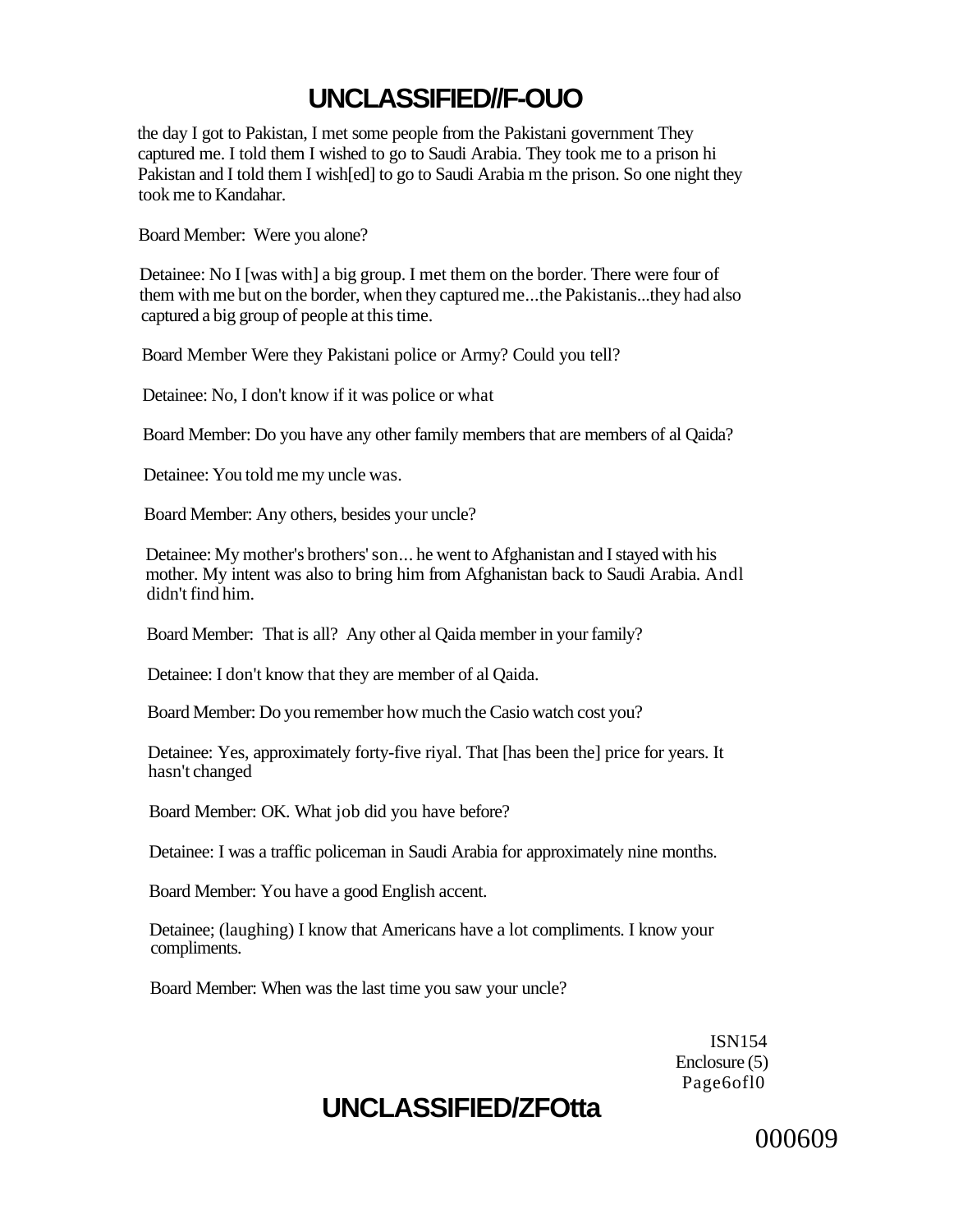the day I got to Pakistan, I met some people from the Pakistani government They captured me. I told them I wished to go to Saudi Arabia. They took me to a prison hi Pakistan and I told them I wish[ed] to go to Saudi Arabia m the prison. So one night they took me to Kandahar.

Board Member: Were you alone?

Detainee: No I [was with] a big group. I met them on the border. There were four of them with me but on the border, when they captured me...the Pakistanis...they had also captured a big group of people at this time.

Board Member Were they Pakistani police or Army? Could you tell?

Detainee: No, I don't know if it was police or what

Board Member: Do you have any other family members that are members of al Qaida?

Detainee: You told me my uncle was.

Board Member: Any others, besides your uncle?

Detainee: My mother's brothers' son... he went to Afghanistan and I stayed with his mother. My intent was also to bring him from Afghanistan back to Saudi Arabia. Andl didn't find him.

Board Member: That is all? Any other al Qaida member in your family?

Detainee: I don't know that they are member of al Qaida.

Board Member: Do you remember how much the Casio watch cost you?

Detainee: Yes, approximately forty-five riyal. That [has been the] price for years. It hasn't changed

Board Member: OK. What job did you have before?

Detainee: I was a traffic policeman in Saudi Arabia for approximately nine months.

Board Member: You have a good English accent.

Detainee; (laughing) I know that Americans have a lot compliments. I know your compliments.

Board Member: When was the last time you saw your uncle?

ISN154
Enclosure (5)
Page6ofl0

000609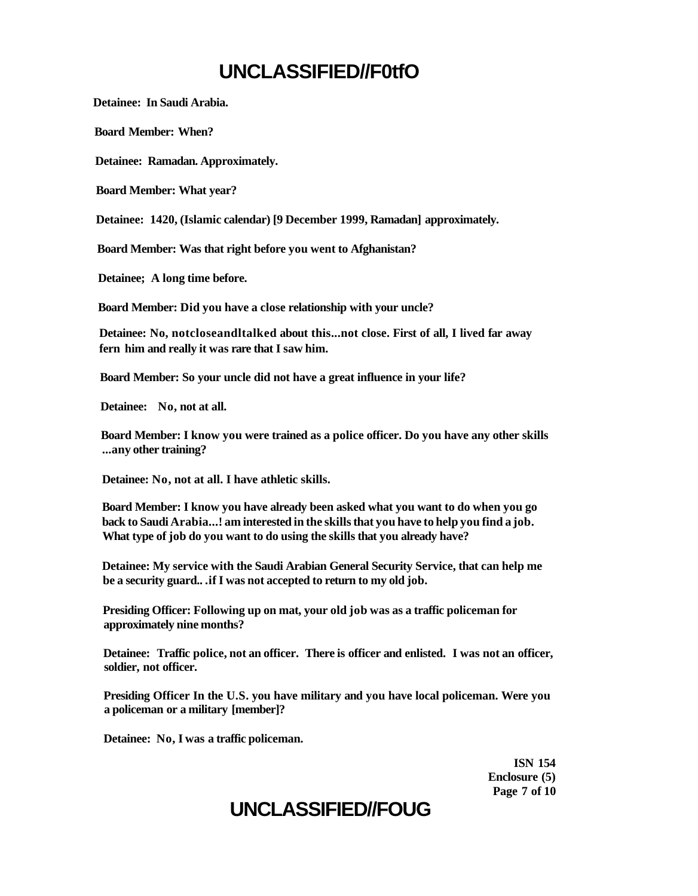**Detainee: In Saudi Arabia.**

**Board Member: When?**

**Detainee: Ramadan. Approximately.**

**Board Member: What year?**

**Detainee: 1420, (Islamic calendar) [9 December 1999, Ramadan] approximately.**

**Board Member: Was that right before you went to Afghanistan?**

**Detainee; A long time before.**

**Board Member: Did you have a close relationship with your uncle?**

**Detainee: No, notcloseandltalked about this...not close. First of all, I lived far away fern him and really it was rare that I saw him.**

**Board Member: So your uncle did not have a great influence in your life?**

**Detainee: No, not at all.**

**Board Member: I know you were trained as a police officer. Do you have any other skills ...any other training?**

**Detainee: No, not at all. I have athletic skills.**

**Board Member: I know you have already been asked what you want to do when you go back to Saudi Arabia...! am interested in the skills that you have to help you find a job. What type of job do you want to do using the skills that you already have?**

**Detainee: My service with the Saudi Arabian General Security Service, that can help me be a security guard.. .if I was not accepted to return to my old job.**

**Presiding Officer: Following up on mat, your old job was as a traffic policeman for approximately nine months?**

**Detainee: Traffic police, not an officer. There is officer and enlisted. I was not an officer, soldier, not officer.**

**Presiding Officer In the U.S. you have military and you have local policeman. Were you a policeman or a military [member]?**

**Detainee: No, I was a traffic policeman.**

**ISN 154**
**Enclosure (5)**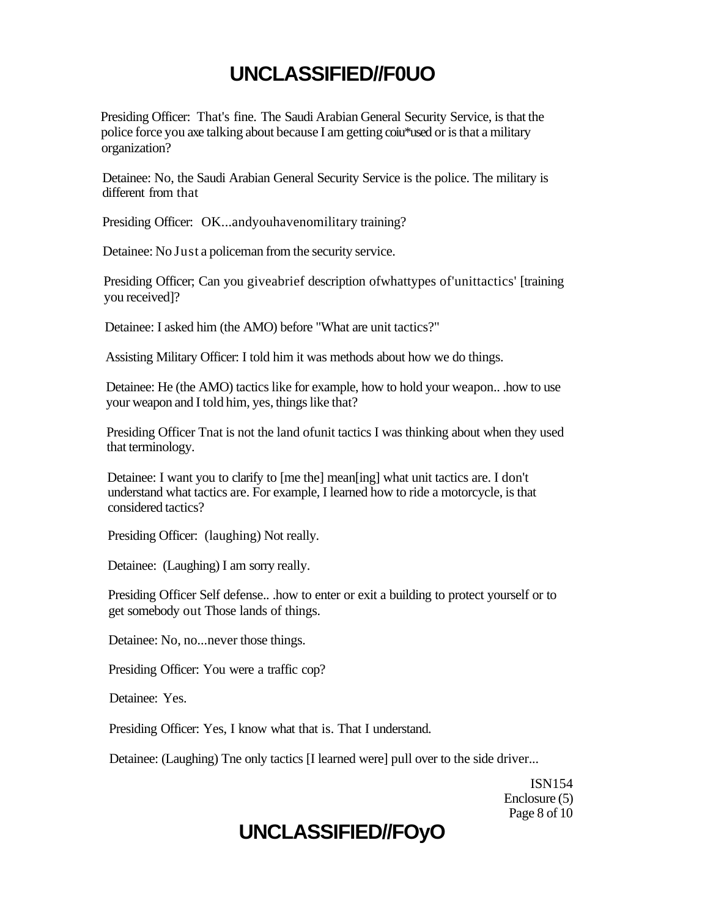Presiding Officer: That's fine. The Saudi Arabian General Security Service, is that the police force you axe talking about because I am getting coiu*used or is that a military organization?

Detainee: No, the Saudi Arabian General Security Service is the police. The military is different from that

Presiding Officer: OK...andyouhavenomilitary training?

Detainee: No Just a policeman from the security service.

Presiding Officer; Can you giveabrief description ofwhattypes of'unittactics' [training you received]?

Detainee: I asked him (the AMO) before "What are unit tactics?"

Assisting Military Officer: I told him it was methods about how we do things.

Detainee: He (the AMO) tactics like for example, how to hold your weapon.. .how to use your weapon and I told him, yes, things like that?

Presiding Officer Tnat is not the land ofunit tactics I was thinking about when they used that terminology.

Detainee: I want you to clarify to [me the] mean[ing] what unit tactics are. I don't understand what tactics are. For example, I learned how to ride a motorcycle, is that considered tactics?

Presiding Officer: (laughing) Not really.

Detainee: (Laughing) I am sorry really.

Presiding Officer Self defense.. .how to enter or exit a building to protect yourself or to get somebody out Those lands of things.

Detainee: No, no...never those things.

Presiding Officer: You were a traffic cop?

Detainee: Yes.

Presiding Officer: Yes, I know what that is. That I understand.

Detainee: (Laughing) Tne only tactics [I learned were] pull over to the side driver...

ISN154
Enclosure (5)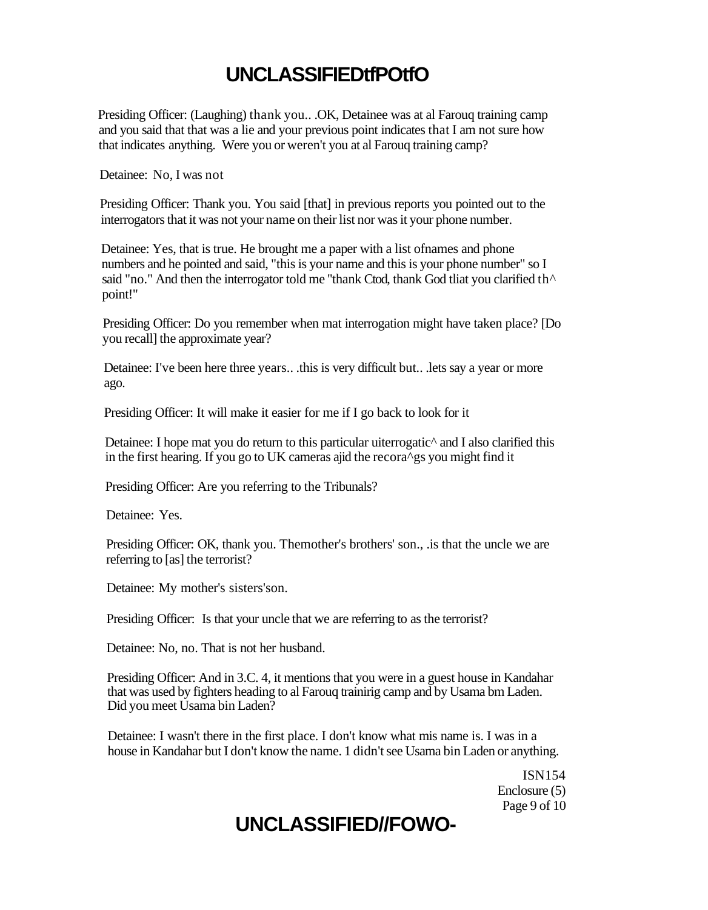Presiding Officer: (Laughing) thank you.. .OK, Detainee was at al Farouq training camp and you said that that was a lie and your previous point indicates that I am not sure how that indicates anything. Were you or weren't you at al Farouq training camp?

Detainee: No, I was not

Presiding Officer: Thank you. You said [that] in previous reports you pointed out to the interrogators that it was not your name on their list nor was it your phone number.

Detainee: Yes, that is true. He brought me a paper with a list ofnames and phone numbers and he pointed and said, "this is your name and this is your phone number" so I said "no." And then the interrogator told me "thank Ctod, thank God tliat you clarified th^ point!"

Presiding Officer: Do you remember when mat interrogation might have taken place? [Do you recall] the approximate year?

Detainee: I've been here three years.. .this is very difficult but.. .lets say a year or more ago.

Presiding Officer: It will make it easier for me if I go back to look for it

Detainee: I hope mat you do return to this particular uiterrogatic^ and I also clarified this in the first hearing. If you go to UK cameras ajid the recora^gs you might find it

Presiding Officer: Are you referring to the Tribunals?

Detainee: Yes.

Presiding Officer: OK, thank you. Themother's brothers' son., .is that the uncle we are referring to [as] the terrorist?

Detainee: My mother's sisters'son.

Presiding Officer: Is that your uncle that we are referring to as the terrorist?

Detainee: No, no. That is not her husband.

Presiding Officer: And in 3.C. 4, it mentions that you were in a guest house in Kandahar that was used by fighters heading to al Farouq trainirig camp and by Usama bm Laden. Did you meet Usama bin Laden?

Detainee: I wasn't there in the first place. I don't know what mis name is. I was in a house in Kandahar but I don't know the name. 1 didn't see Usama bin Laden or anything.

ISN154
Enclosure (5)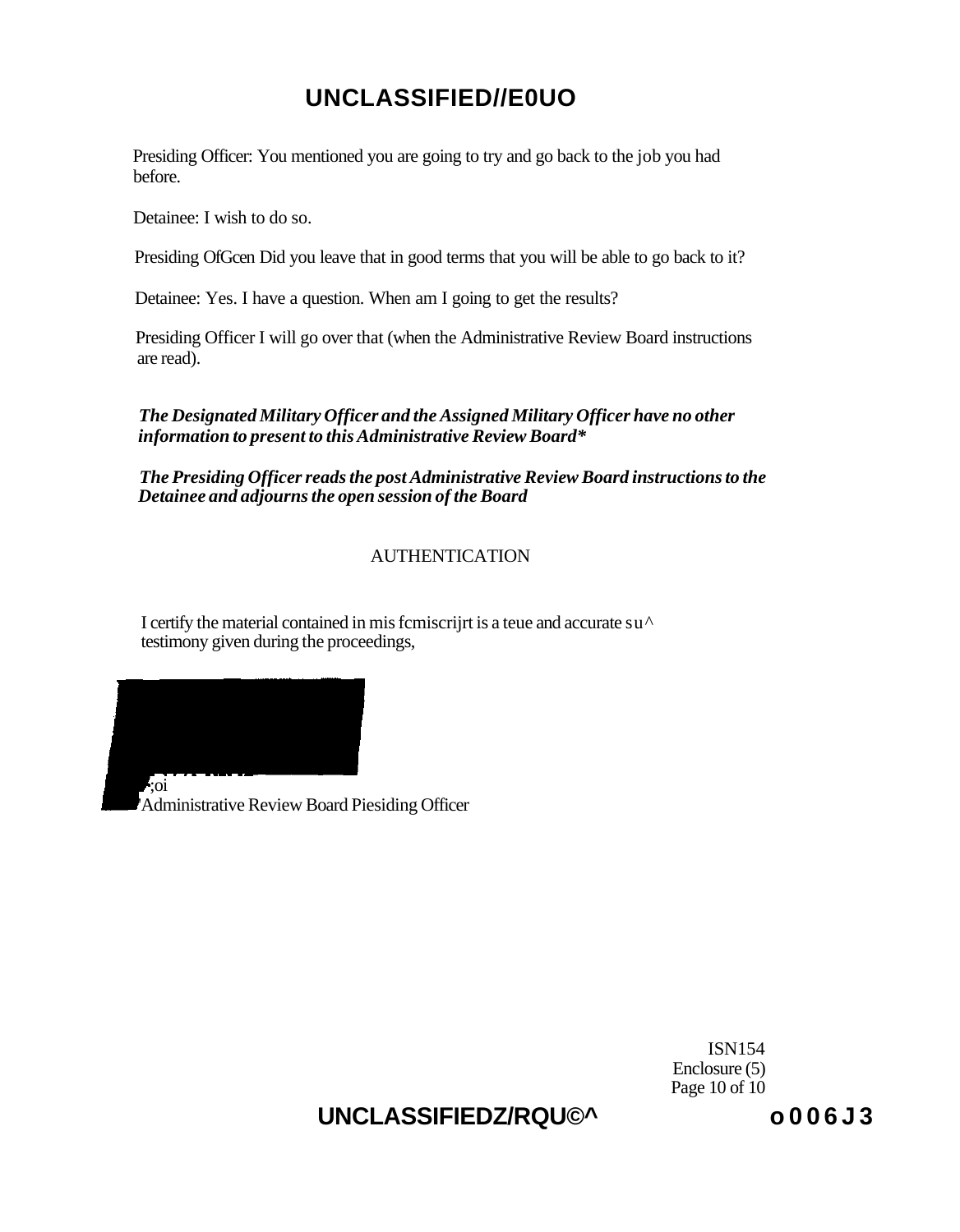Presiding Officer: You mentioned you are going to try and go back to the job you had before.

Detainee: I wish to do so.

Presiding OfGcen Did you leave that in good terms that you will be able to go back to it?

Detainee: Yes. I have a question. When am I going to get the results?

Presiding Officer I will go over that (when the Administrative Review Board instructions are read).

***The Designated Military Officer and the Assigned Military Officer have no other information to present to this Administrative Review Board****

***The Presiding Officer reads the post Administrative Review Board instructions to the Detainee and adjourns the open session of the Board***

AUTHENTICATION

I certify the material contained in mis fcmiscrijrt is a teue and accurate su^ testimony given during the proceedings,

;oi
Administrative Review Board Piesiding Officer

ISN154
Enclosure (5)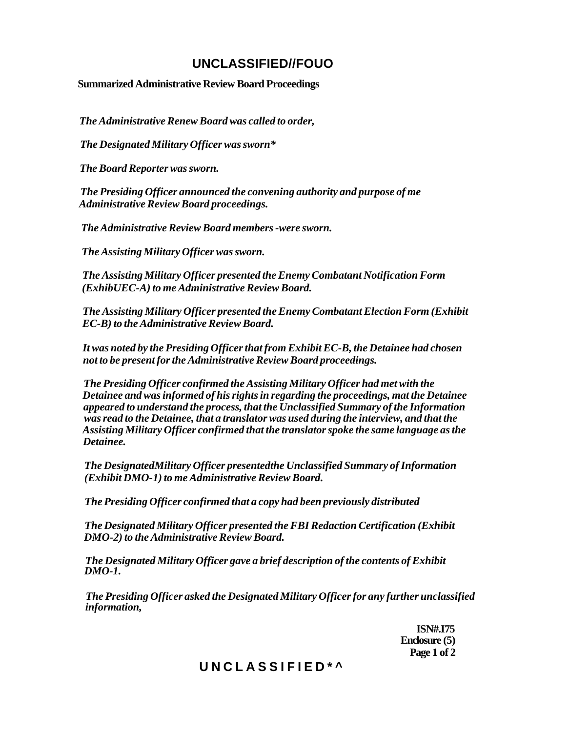# UNCLASSIFIED//FOUO

**Summarized Administrative Review Board Proceedings**

*The Administrative Renew Board was called to order,*

*The Designated Military Officer was sworn**

*The Board Reporter was sworn.*

*The Presiding Officer announced the convening authority and purpose of me Administrative Review Board proceedings.*

*The Administrative Review Board members -were sworn.*

*The Assisting Military Officer was sworn.*

*The Assisting Military Officer presented the Enemy Combatant Notification Form (ExhibUEC-A) to me Administrative Review Board.*

*The Assisting Military Officer presented the Enemy Combatant Election Form (Exhibit EC-B) to the Administrative Review Board.*

*It was noted by the Presiding Officer that from Exhibit EC-B, the Detainee had chosen not to be present for the Administrative Review Board proceedings.*

*The Presiding Officer confirmed the Assisting Military Officer had met with the Detainee and was informed of his rights in regarding the proceedings, mat the Detainee appeared to understand the process, that the Unclassified Summary of the Information was read to the Detainee, that a translator was used during the interview, and that the Assisting Military Officer confirmed that the translator spoke the same language as the Detainee.*

*The DesignatedMilitary Officer presentedthe Unclassified Summary of Information (Exhibit DMO-1) to me Administrative Review Board.*

*The Presiding Officer confirmed that a copy had been previously distributed*

*The Designated Military Officer presented the FBI Redaction Certification (Exhibit DMO-2) to the Administrative Review Board.*

*The Designated Military Officer gave a brief description of the contents of Exhibit DMO-1.*

*The Presiding Officer asked the Designated Military Officer for any further unclassified information,*

**ISN#.I75**
**Enclosure (5)**

**UNCLASSIFIED*^**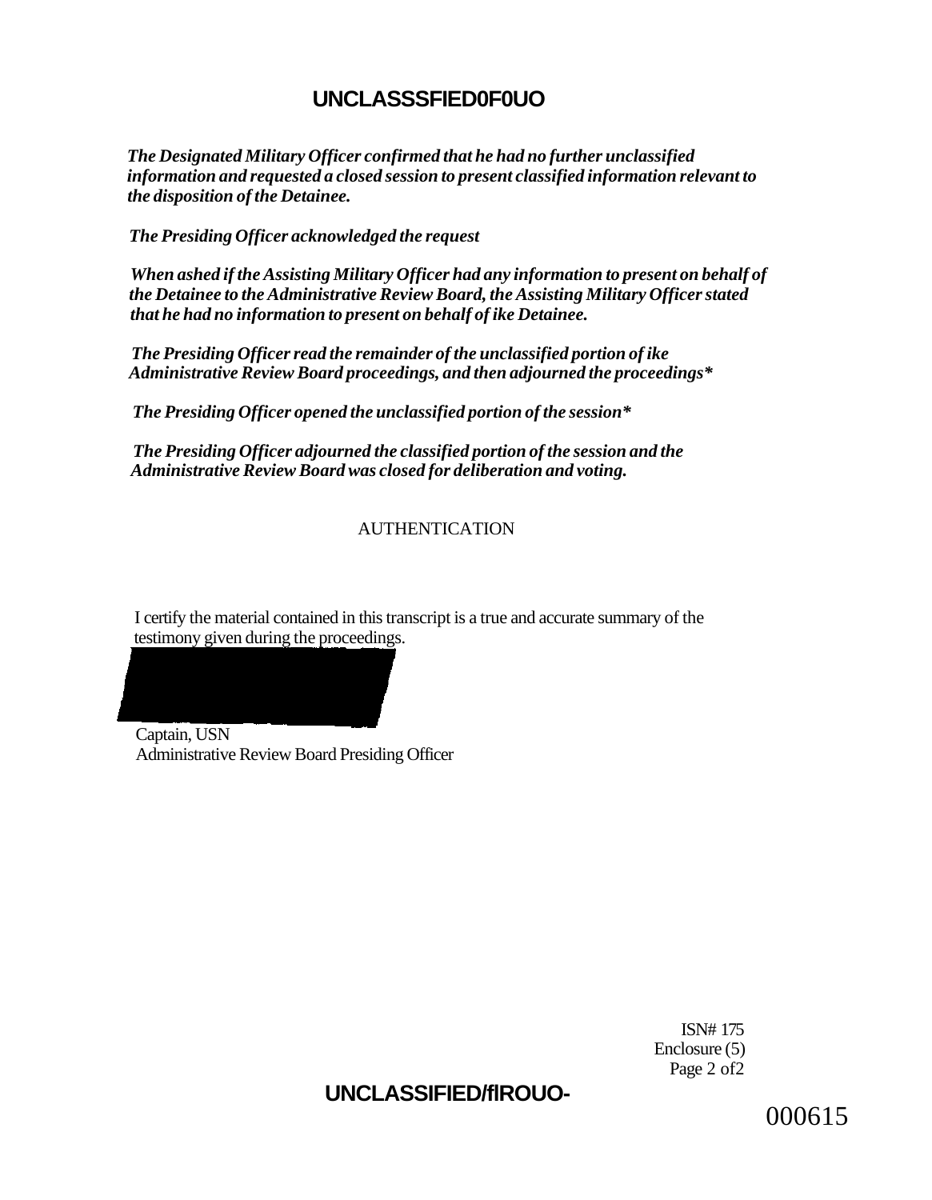*The Designated Military Officer confirmed that he had no further unclassified information and requested a closed session to present classified information relevant to the disposition of the Detainee.*

*The Presiding Officer acknowledged the request*

*When ashed if the Assisting Military Officer had any information to present on behalf of the Detainee to the Administrative Review Board, the Assisting Military Officer stated that he had no information to present on behalf of ike Detainee.*

*The Presiding Officer read the remainder of the unclassified portion of ike Administrative Review Board proceedings, and then adjourned the proceedings**

*The Presiding Officer opened the unclassified portion of the session**

*The Presiding Officer adjourned the classified portion of the session and the Administrative Review Board was closed for deliberation and voting.*

AUTHENTICATION

I certify the material contained in this transcript is a true and accurate summary of the testimony given during the proceedings.

Captain, USN
Administrative Review Board Presiding Officer

ISN# 175
Enclosure (5)
Page 2 of2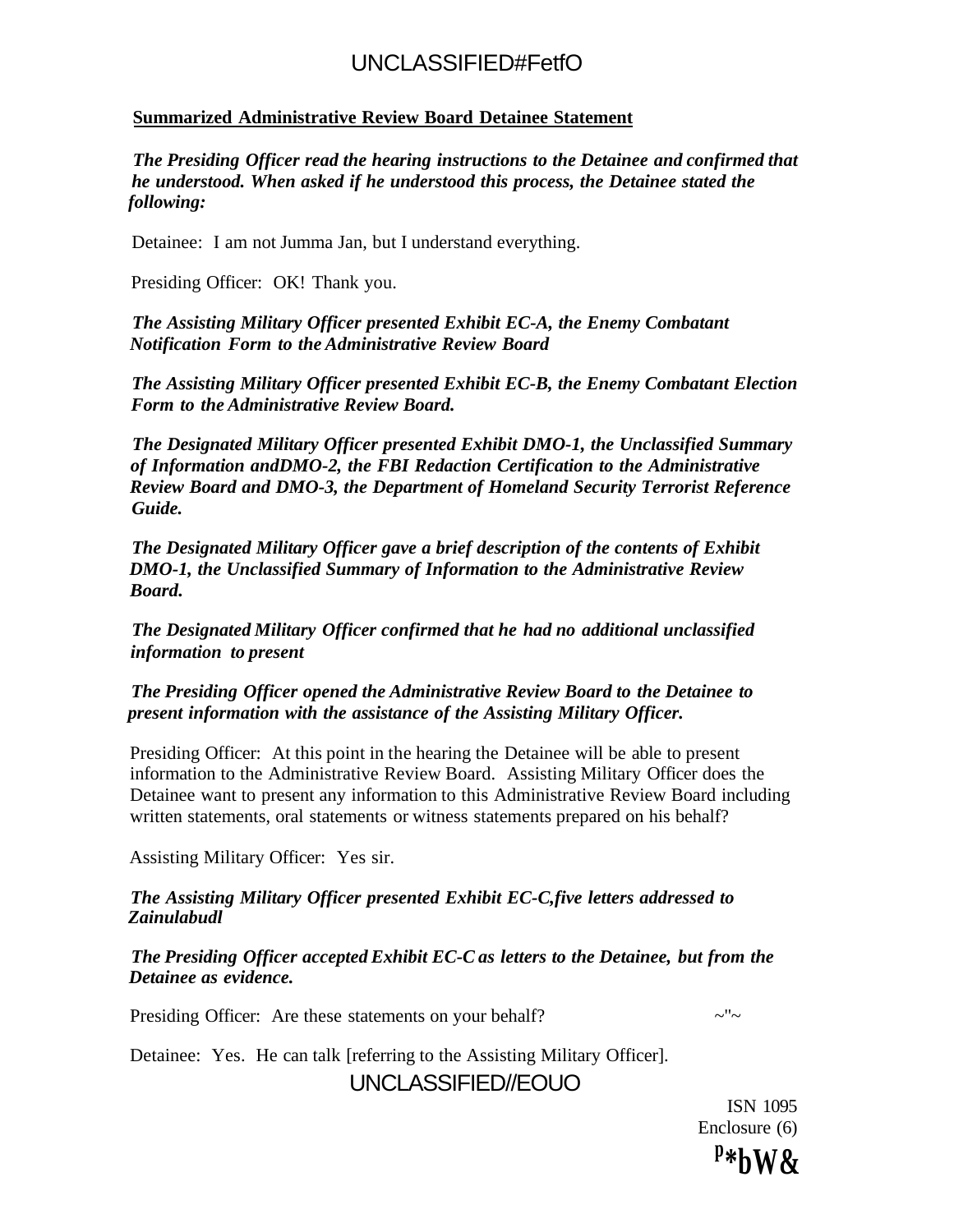**Summarized Administrative Review Board Detainee Statement**

***The Presiding Officer read the hearing instructions to the Detainee and confirmed that he understood. When asked if he understood this process, the Detainee stated the following:***

Detainee: I am not Jumma Jan, but I understand everything.

Presiding Officer: OK! Thank you.

***The Assisting Military Officer presented Exhibit EC-A, the Enemy Combatant Notification Form to the Administrative Review Board***

***The Assisting Military Officer presented Exhibit EC-B, the Enemy Combatant Election Form to the Administrative Review Board.***

***The Designated Military Officer presented Exhibit DMO-1, the Unclassified Summary of Information andDMO-2, the FBI Redaction Certification to the Administrative Review Board and DMO-3, the Department of Homeland Security Terrorist Reference Guide.***

***The Designated Military Officer gave a brief description of the contents of Exhibit DMO-1, the Unclassified Summary of Information to the Administrative Review Board.***

***The Designated Military Officer confirmed that he had no additional unclassified information to present***

***The Presiding Officer opened the Administrative Review Board to the Detainee to present information with the assistance of the Assisting Military Officer.***

Presiding Officer: At this point in the hearing the Detainee will be able to present information to the Administrative Review Board. Assisting Military Officer does the Detainee want to present any information to this Administrative Review Board including written statements, oral statements or witness statements prepared on his behalf?

Assisting Military Officer: Yes sir.

***The Assisting Military Officer presented Exhibit EC-C,five letters addressed to Zainulabudl***

***The Presiding Officer accepted Exhibit EC-C as letters to the Detainee, but from the Detainee as evidence.***

Presiding Officer: Are these statements on your behalf?

Detainee: Yes. He can talk [referring to the Assisting Military Officer].

ISN 1095
Enclosure (6)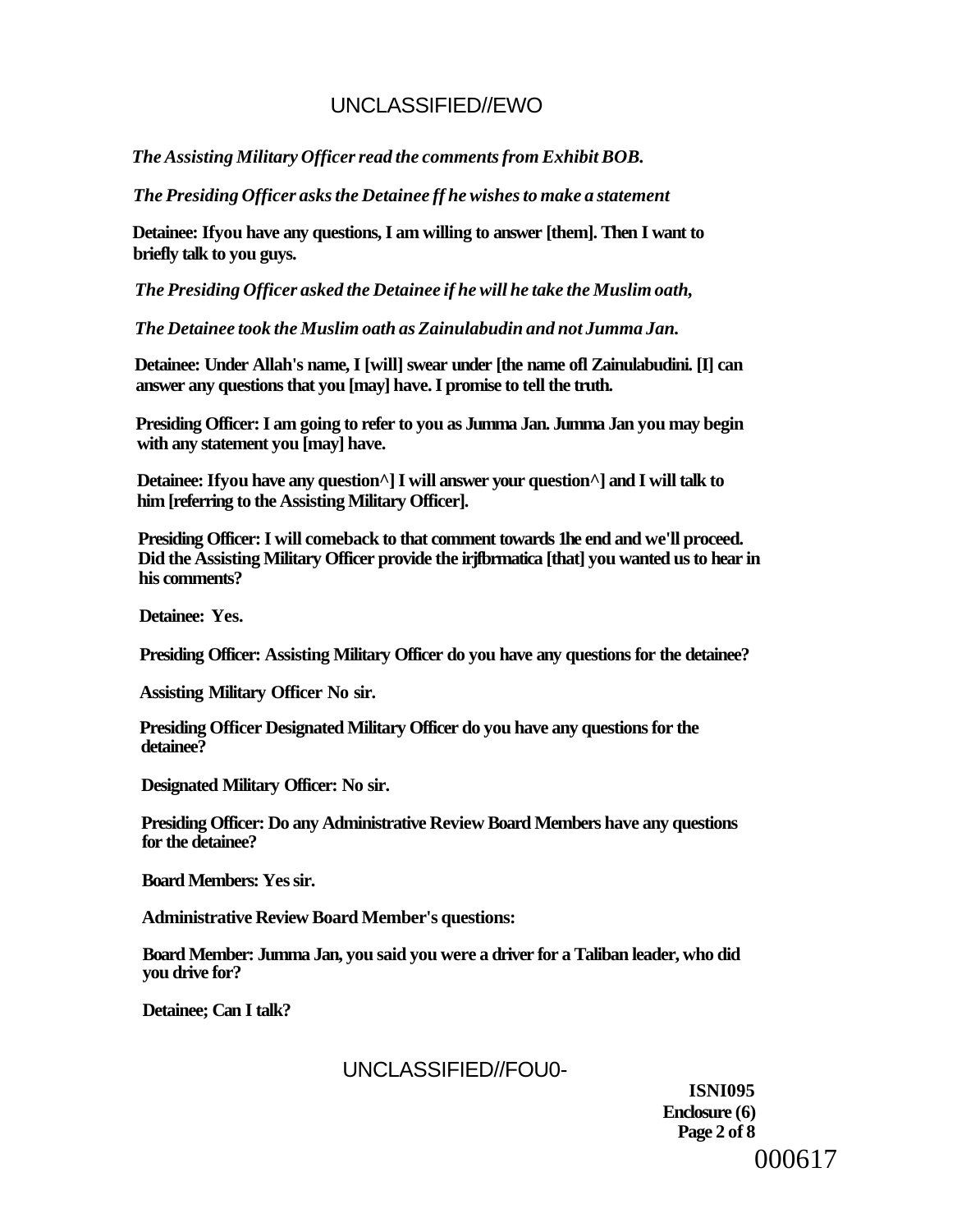*The Assisting Military Officer read the comments from Exhibit BOB.*

*The Presiding Officer asks the Detainee ff he wishes to make a statement*

**Detainee: Ifyou have any questions, I am willing to answer [them]. Then I want to briefly talk to you guys.**

*The Presiding Officer asked the Detainee if he will he take the Muslim oath,*

*The Detainee took the Muslim oath as Zainulabudin and not Jumma Jan.*

**Detainee: Under Allah's name, I [will] swear under [the name ofl Zainulabudini. [I] can answer any questions that you [may] have. I promise to tell the truth.**

**Presiding Officer: I am going to refer to you as Jumma Jan. Jumma Jan you may begin with any statement you [may] have.**

**Detainee: Ifyou have any question^] I will answer your question^] and I will talk to him [referring to the Assisting Military Officer].**

**Presiding Officer: I will comeback to that comment towards 1he end and we'll proceed. Did the Assisting Military Officer provide the irjfbrmatica [that] you wanted us to hear in his comments?**

**Detainee: Yes.**

**Presiding Officer: Assisting Military Officer do you have any questions for the detainee?**

**Assisting Military Officer No sir.**

**Presiding Officer Designated Military Officer do you have any questions for the detainee?**

**Designated Military Officer: No sir.**

**Presiding Officer: Do any Administrative Review Board Members have any questions for the detainee?**

**Board Members: Yes sir.**

**Administrative Review Board Member's questions:**

**Board Member: Jumma Jan, you said you were a driver for a Taliban leader, who did you drive for?**

**Detainee; Can I talk?**

**ISNI095**
**Enclosure (6)**
**Page 2 of 8**

000617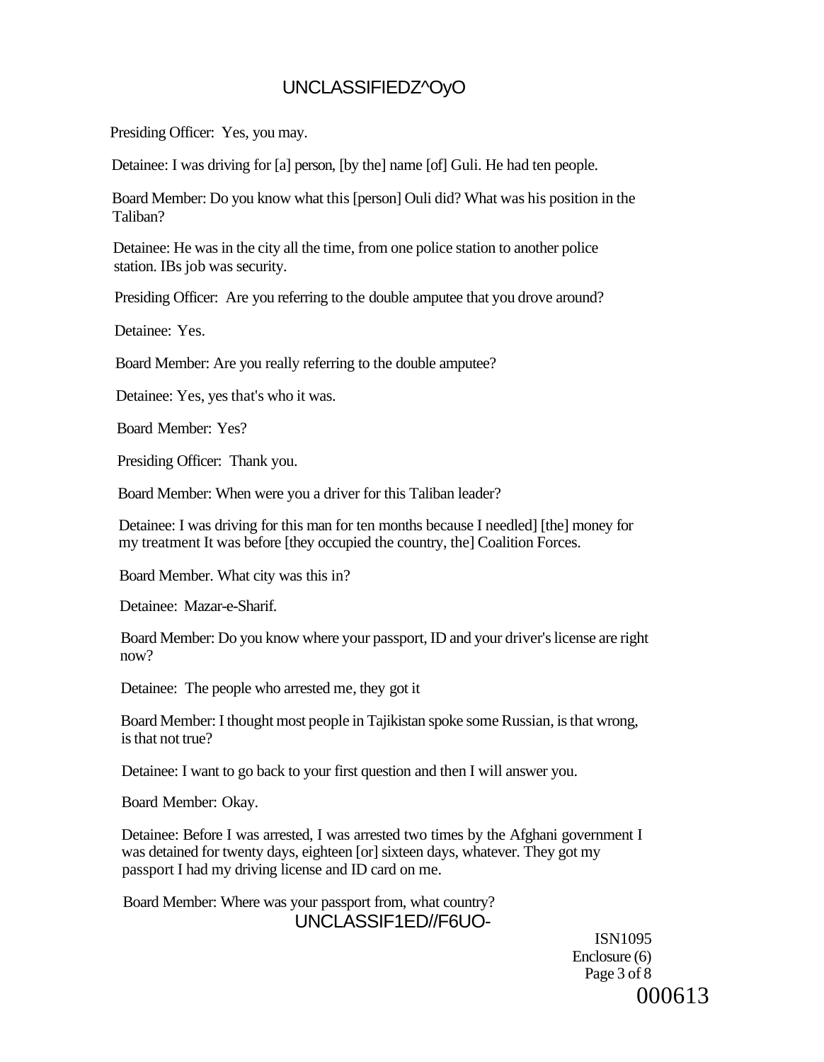Presiding Officer: Yes, you may.

Detainee: I was driving for [a] person, [by the] name [of] Guli. He had ten people.

Board Member: Do you know what this [person] Ouli did? What was his position in the Taliban?

Detainee: He was in the city all the time, from one police station to another police station. IBs job was security.

Presiding Officer: Are you referring to the double amputee that you drove around?

Detainee: Yes.

Board Member: Are you really referring to the double amputee?

Detainee: Yes, yes that's who it was.

Board Member: Yes?

Presiding Officer: Thank you.

Board Member: When were you a driver for this Taliban leader?

Detainee: I was driving for this man for ten months because I needled] [the] money for my treatment It was before [they occupied the country, the] Coalition Forces.

Board Member. What city was this in?

Detainee: Mazar-e-Sharif.

Board Member: Do you know where your passport, ID and your driver's license are right now?

Detainee: The people who arrested me, they got it

Board Member: I thought most people in Tajikistan spoke some Russian, is that wrong, is that not true?

Detainee: I want to go back to your first question and then I will answer you.

Board Member: Okay.

Detainee: Before I was arrested, I was arrested two times by the Afghani government I was detained for twenty days, eighteen [or] sixteen days, whatever. They got my passport I had my driving license and ID card on me.

Board Member: Where was your passport from, what country?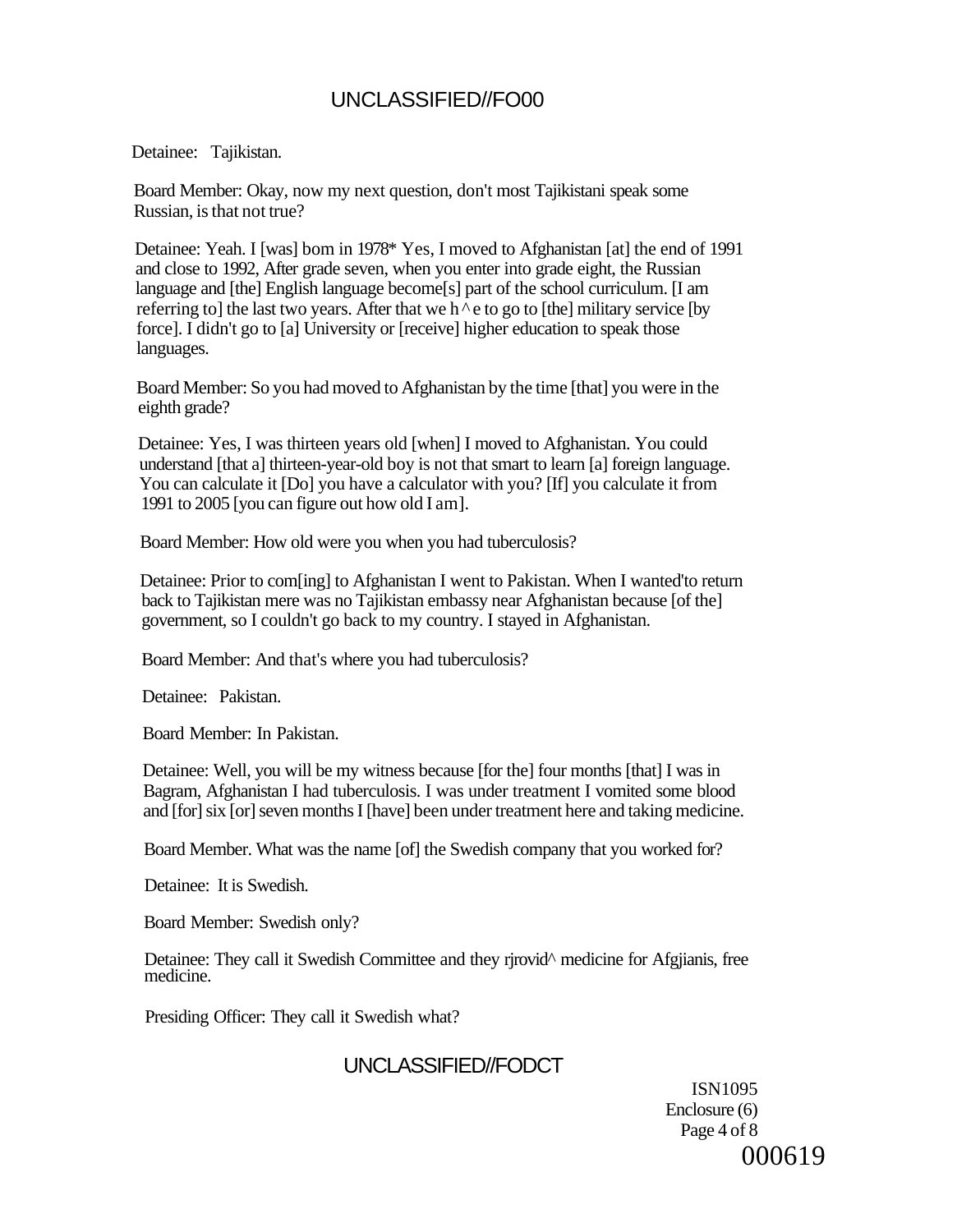Detainee: Tajikistan.

Board Member: Okay, now my next question, don't most Tajikistani speak some Russian, is that not true?

Detainee: Yeah. I [was] bom in 1978* Yes, I moved to Afghanistan [at] the end of 1991 and close to 1992, After grade seven, when you enter into grade eight, the Russian language and [the] English language become[s] part of the school curriculum. [I am referring to] the last two years. After that we h^e to go to [the] military service [by force]. I didn't go to [a] University or [receive] higher education to speak those languages.

Board Member: So you had moved to Afghanistan by the time [that] you were in the eighth grade?

Detainee: Yes, I was thirteen years old [when] I moved to Afghanistan. You could understand [that a] thirteen-year-old boy is not that smart to learn [a] foreign language. You can calculate it [Do] you have a calculator with you? [If] you calculate it from 1991 to 2005 [you can figure out how old I am].

Board Member: How old were you when you had tuberculosis?

Detainee: Prior to com[ing] to Afghanistan I went to Pakistan. When I wanted'to return back to Tajikistan mere was no Tajikistan embassy near Afghanistan because [of the] government, so I couldn't go back to my country. I stayed in Afghanistan.

Board Member: And that's where you had tuberculosis?

Detainee: Pakistan.

Board Member: In Pakistan.

Detainee: Well, you will be my witness because [for the] four months [that] I was in Bagram, Afghanistan I had tuberculosis. I was under treatment I vomited some blood and [for] six [or] seven months I [have] been under treatment here and taking medicine.

Board Member. What was the name [of] the Swedish company that you worked for?

Detainee: It is Swedish.

Board Member: Swedish only?

Detainee: They call it Swedish Committee and they rjrovid^ medicine for Afgjianis, free medicine.

Presiding Officer: They call it Swedish what?

ISN1095
Enclosure (6)
000619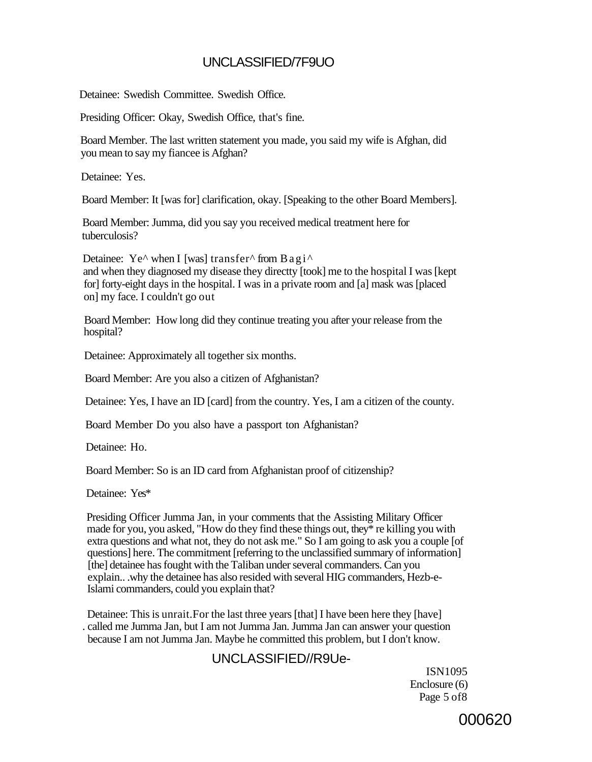Detainee: Swedish Committee. Swedish Office.

Presiding Officer: Okay, Swedish Office, that's fine.

Board Member. The last written statement you made, you said my wife is Afghan, did you mean to say my fiancee is Afghan?

Detainee: Yes.

Board Member: It [was for] clarification, okay. [Speaking to the other Board Members].

Board Member: Jumma, did you say you received medical treatment here for tuberculosis?

Detainee: Ye^ when I [was] transfer^ from Bagi^ and when they diagnosed my disease they directty [took] me to the hospital I was [kept for] forty-eight days in the hospital. I was in a private room and [a] mask was [placed on] my face. I couldn't go out

Board Member: How long did they continue treating you after your release from the hospital?

Detainee: Approximately all together six months.

Board Member: Are you also a citizen of Afghanistan?

Detainee: Yes, I have an ID [card] from the country. Yes, I am a citizen of the county.

Board Member Do you also have a passport ton Afghanistan?

Detainee: Ho.

Board Member: So is an ID card from Afghanistan proof of citizenship?

Detainee: Yes*

Presiding Officer Jumma Jan, in your comments that the Assisting Military Officer made for you, you asked, "How do they find these things out, they* re killing you with extra questions and what not, they do not ask me." So I am going to ask you a couple [of questions] here. The commitment [referring to the unclassified summary of information] [the] detainee has fought with the Taliban under several commanders. Can you explain.. .why the detainee has also resided with several HIG commanders, Hezb-e-Islami commanders, could you explain that?

Detainee: This is unrait.For the last three years [that] I have been here they [have] called me Jumma Jan, but I am not Jumma Jan. Jumma Jan can answer your question because I am not Jumma Jan. Maybe he committed this problem, but I don't know.

ISN1095
Enclosure (6)
Page 5 of8

000620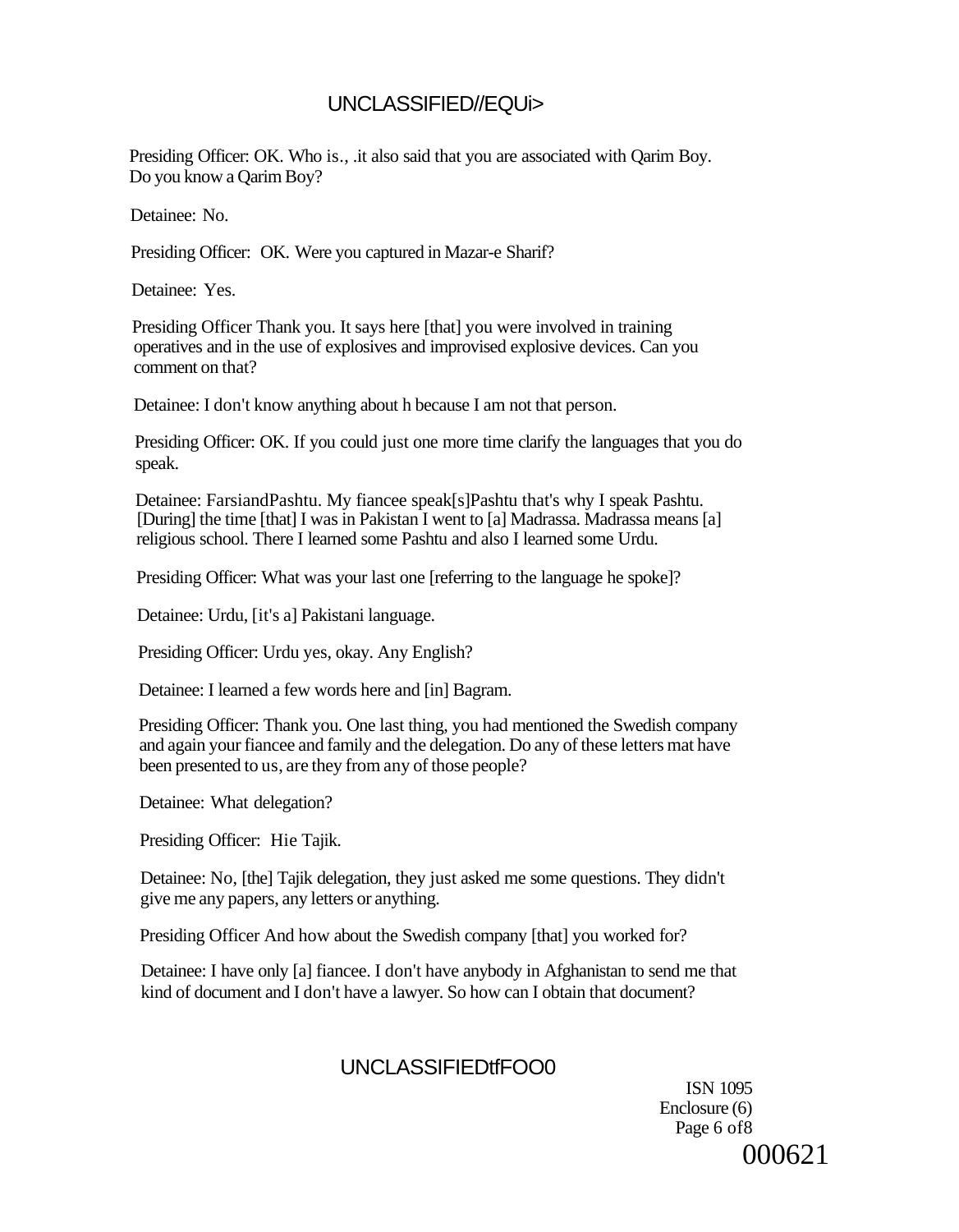Presiding Officer: OK. Who is., .it also said that you are associated with Qarim Boy. Do you know a Qarim Boy?

Detainee: No.

Presiding Officer: OK. Were you captured in Mazar-e Sharif?

Detainee: Yes.

Presiding Officer Thank you. It says here [that] you were involved in training operatives and in the use of explosives and improvised explosive devices. Can you comment on that?

Detainee: I don't know anything about h because I am not that person.

Presiding Officer: OK. If you could just one more time clarify the languages that you do speak.

Detainee: FarsiandPashtu. My fiancee speak[s]Pashtu that's why I speak Pashtu. [During] the time [that] I was in Pakistan I went to [a] Madrassa. Madrassa means [a] religious school. There I learned some Pashtu and also I learned some Urdu.

Presiding Officer: What was your last one [referring to the language he spoke]?

Detainee: Urdu, [it's a] Pakistani language.

Presiding Officer: Urdu yes, okay. Any English?

Detainee: I learned a few words here and [in] Bagram.

Presiding Officer: Thank you. One last thing, you had mentioned the Swedish company and again your fiancee and family and the delegation. Do any of these letters mat have been presented to us, are they from any of those people?

Detainee: What delegation?

Presiding Officer: Hie Tajik.

Detainee: No, [the] Tajik delegation, they just asked me some questions. They didn't give me any papers, any letters or anything.

Presiding Officer And how about the Swedish company [that] you worked for?

Detainee: I have only [a] fiancee. I don't have anybody in Afghanistan to send me that kind of document and I don't have a lawyer. So how can I obtain that document?

ISN 1095
Enclosure (6)
Page 6 of8
000621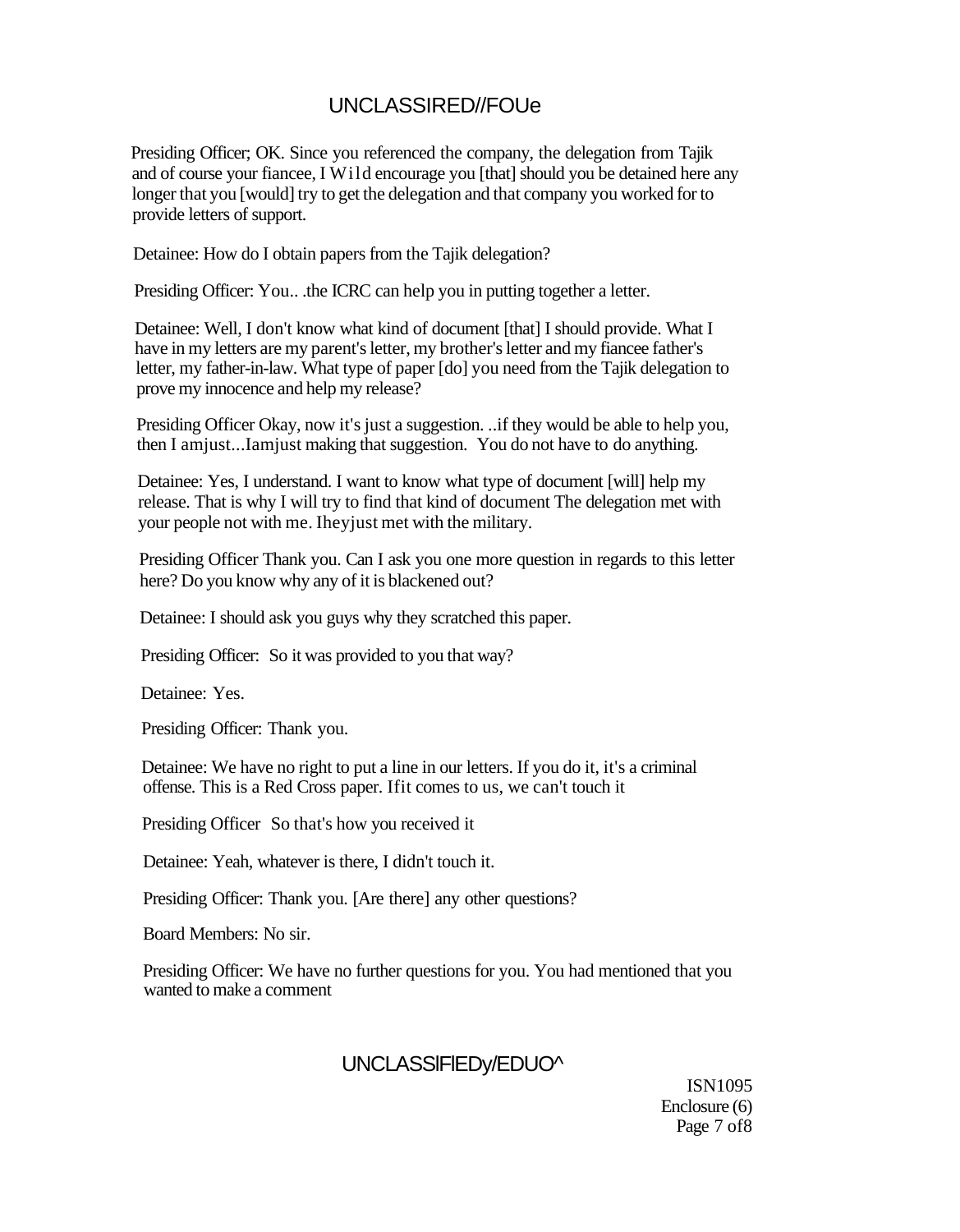Presiding Officer; OK. Since you referenced the company, the delegation from Tajik and of course your fiancee, I Wild encourage you [that] should you be detained here any longer that you [would] try to get the delegation and that company you worked for to provide letters of support.

Detainee: How do I obtain papers from the Tajik delegation?

Presiding Officer: You.. .the ICRC can help you in putting together a letter.

Detainee: Well, I don't know what kind of document [that] I should provide. What I have in my letters are my parent's letter, my brother's letter and my fiancee father's letter, my father-in-law. What type of paper [do] you need from the Tajik delegation to prove my innocence and help my release?

Presiding Officer Okay, now it's just a suggestion. ..if they would be able to help you, then I amjust...Iamjust making that suggestion. You do not have to do anything.

Detainee: Yes, I understand. I want to know what type of document [will] help my release. That is why I will try to find that kind of document The delegation met with your people not with me. Iheyjust met with the military.

Presiding Officer Thank you. Can I ask you one more question in regards to this letter here? Do you know why any of it is blackened out?

Detainee: I should ask you guys why they scratched this paper.

Presiding Officer: So it was provided to you that way?

Detainee: Yes.

Presiding Officer: Thank you.

Detainee: We have no right to put a line in our letters. If you do it, it's a criminal offense. This is a Red Cross paper. Ifit comes to us, we can't touch it

Presiding Officer So that's how you received it

Detainee: Yeah, whatever is there, I didn't touch it.

Presiding Officer: Thank you. [Are there] any other questions?

Board Members: No sir.

Presiding Officer: We have no further questions for you. You had mentioned that you wanted to make a comment

ISN1095
Enclosure (6)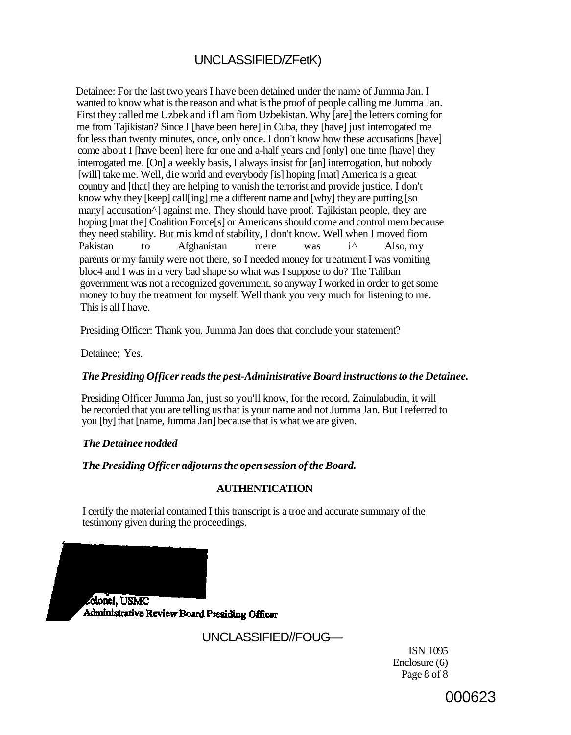Detainee: For the last two years I have been detained under the name of Jumma Jan. I wanted to know what is the reason and what is the proof of people calling me Jumma Jan. First they called me Uzbek and ifl am fiom Uzbekistan. Why [are] the letters coming for me from Tajikistan? Since I [have been here] in Cuba, they [have] just interrogated me for less than twenty minutes, once, only once. I don't know how these accusations [have] come about I [have been] here for one and a-half years and [only] one time [have] they interrogated me. [On] a weekly basis, I always insist for [an] interrogation, but nobody [will] take me. Well, die world and everybody [is] hoping [mat] America is a great country and [that] they are helping to vanish the terrorist and provide justice. I don't know why they [keep] call[ing] me a different name and [why] they are putting [so many] accusation^] against me. They should have proof. Tajikistan people, they are hoping [mat the] Coalition Force[s] or Americans should come and control mem because they need stability. But mis kmd of stability, I don't know. Well when I moved fiom Pakistan to Afghanistan mere was i^ Also, my parents or my family were not there, so I needed money for treatment I was vomiting bloc4 and I was in a very bad shape so what was I suppose to do? The Taliban government was not a recognized government, so anyway I worked in order to get some money to buy the treatment for myself. Well thank you very much for listening to me. This is all I have.

Presiding Officer: Thank you. Jumma Jan does that conclude your statement?

Detainee; Yes.

***The Presiding Officer reads the pest-Administrative Board instructions to the Detainee.***

Presiding Officer Jumma Jan, just so you'll know, for the record, Zainulabudin, it will be recorded that you are telling us that is your name and not Jumma Jan. But I referred to you [by] that [name, Jumma Jan] because that is what we are given.

***The Detainee nodded***

***The Presiding Officer adjourns the open session of the Board.***

**AUTHENTICATION**

I certify the material contained I this transcript is a troe and accurate summary of the testimony given during the proceedings.

Colonel, USMC
Administrative Review Board Presiding Officer

ISN 1095
Enclosure (6)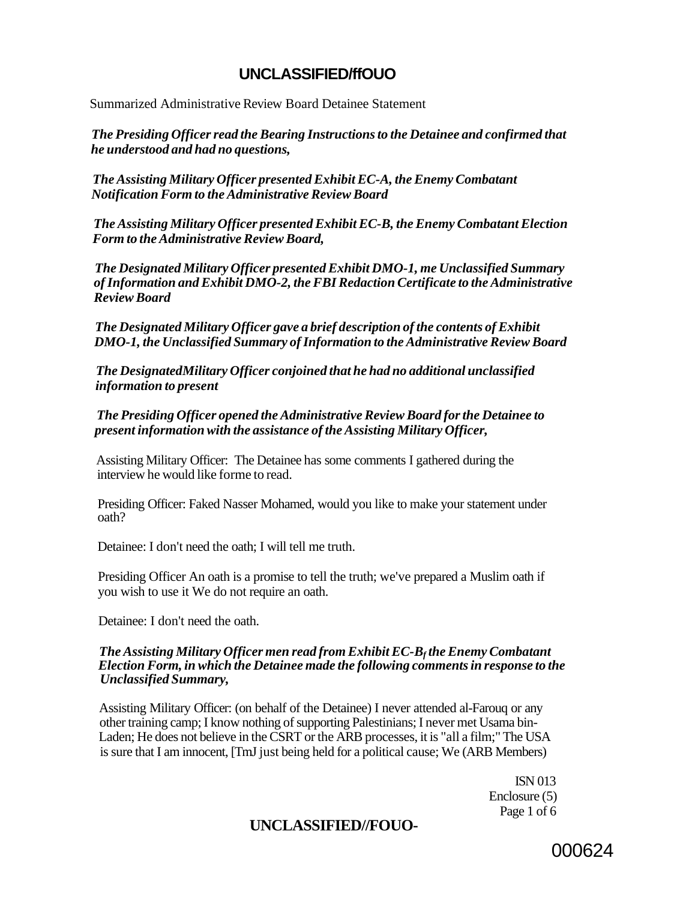Summarized Administrative Review Board Detainee Statement

*The Presiding Officer read the Bearing Instructions to the Detainee and confirmed that he understood and had no questions,*

*The Assisting Military Officer presented Exhibit EC-A, the Enemy Combatant Notification Form to the Administrative Review Board*

*The Assisting Military Officer presented Exhibit EC-B, the Enemy Combatant Election Form to the Administrative Review Board,*

*The Designated Military Officer presented Exhibit DMO-1, me Unclassified Summary of Information and Exhibit DMO-2, the FBI Redaction Certificate to the Administrative Review Board*

*The Designated Military Officer gave a brief description of the contents of Exhibit DMO-1, the Unclassified Summary of Information to the Administrative Review Board*

*The DesignatedMilitary Officer conjoined that he had no additional unclassified information to present*

*The Presiding Officer opened the Administrative Review Board for the Detainee to present information with the assistance of the Assisting Military Officer,*

Assisting Military Officer: The Detainee has some comments I gathered during the interview he would like forme to read.

Presiding Officer: Faked Nasser Mohamed, would you like to make your statement under oath?

Detainee: I don't need the oath; I will tell me truth.

Presiding Officer An oath is a promise to tell the truth; we've prepared a Muslim oath if you wish to use it We do not require an oath.

Detainee: I don't need the oath.

*The Assisting Military Officer men read from Exhibit EC-$B_f$ the Enemy Combatant Election Form, in which the Detainee made the following comments in response to the Unclassified Summary,*

Assisting Military Officer: (on behalf of the Detainee) I never attended al-Farouq or any other training camp; I know nothing of supporting Palestinians; I never met Usama bin-Laden; He does not believe in the CSRT or the ARB processes, it is "all a film;" The USA is sure that I am innocent, [TmJ just being held for a political cause; We (ARB Members)

ISN 013
Enclosure (5)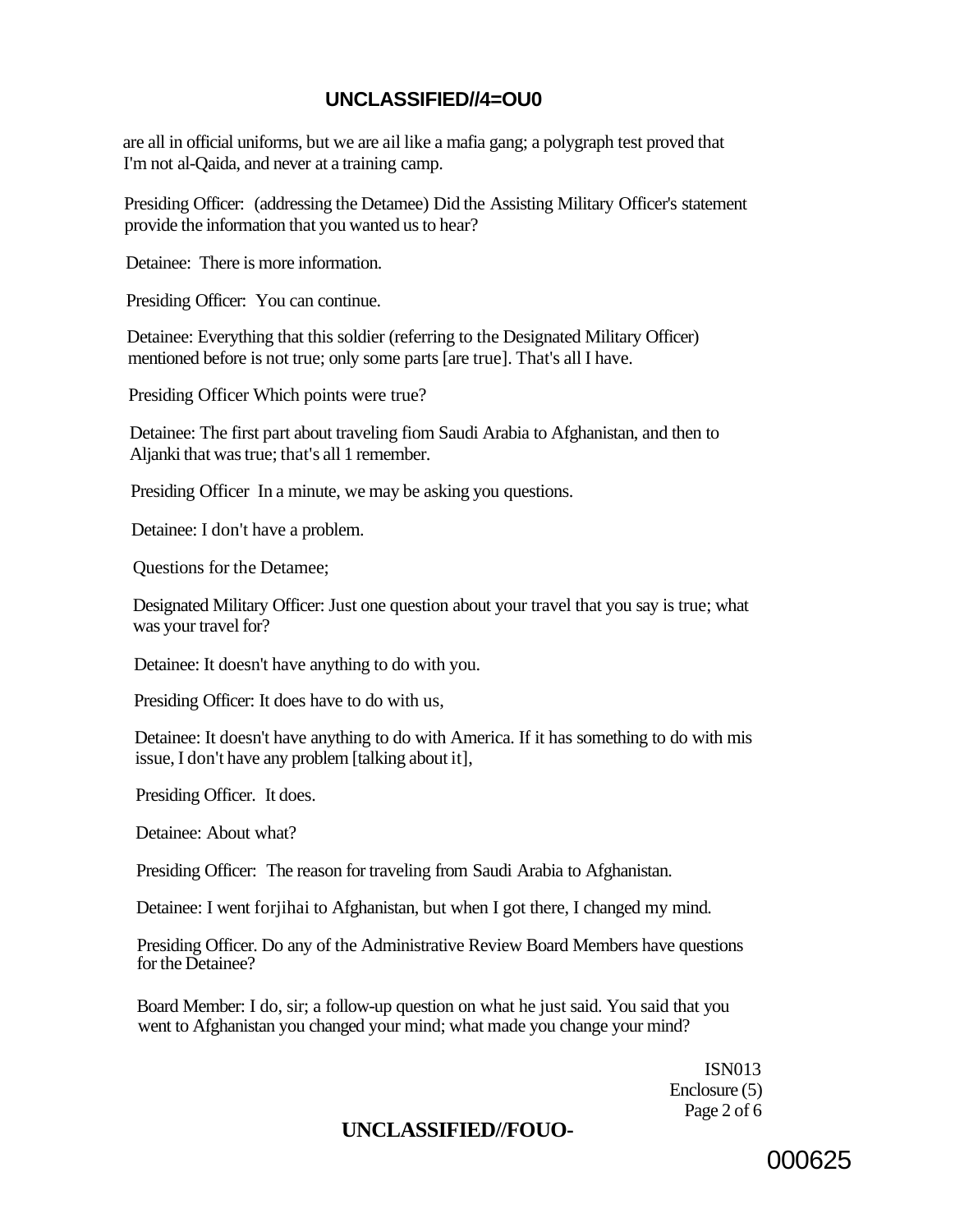are all in official uniforms, but we are ail like a mafia gang; a polygraph test proved that I'm not al-Qaida, and never at a training camp.

Presiding Officer: (addressing the Detamee) Did the Assisting Military Officer's statement provide the information that you wanted us to hear?

Detainee: There is more information.

Presiding Officer: You can continue.

Detainee: Everything that this soldier (referring to the Designated Military Officer) mentioned before is not true; only some parts [are true]. That's all I have.

Presiding Officer Which points were true?

Detainee: The first part about traveling fiom Saudi Arabia to Afghanistan, and then to Aljanki that was true; that's all 1 remember.

Presiding Officer In a minute, we may be asking you questions.

Detainee: I don't have a problem.

Questions for the Detamee;

Designated Military Officer: Just one question about your travel that you say is true; what was your travel for?

Detainee: It doesn't have anything to do with you.

Presiding Officer: It does have to do with us,

Detainee: It doesn't have anything to do with America. If it has something to do with mis issue, I don't have any problem [talking about it],

Presiding Officer. It does.

Detainee: About what?

Presiding Officer: The reason for traveling from Saudi Arabia to Afghanistan.

Detainee: I went forjihai to Afghanistan, but when I got there, I changed my mind.

Presiding Officer. Do any of the Administrative Review Board Members have questions for the Detainee?

Board Member: I do, sir; a follow-up question on what he just said. You said that you went to Afghanistan you changed your mind; what made you change your mind?

ISN013
Enclosure (5)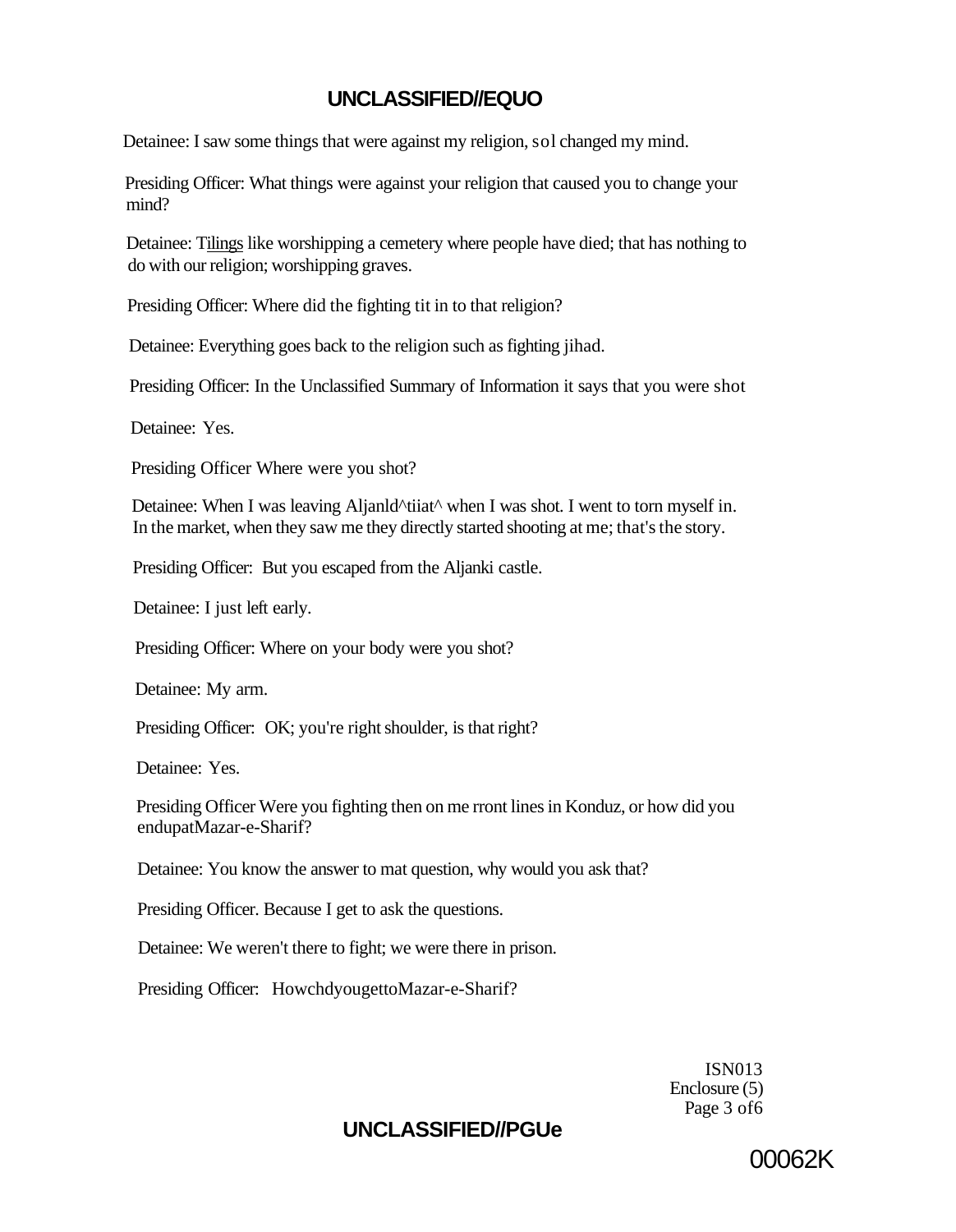Detainee: I saw some things that were against my religion, sol changed my mind.

Presiding Officer: What things were against your religion that caused you to change your mind?

Detainee: Tilings like worshipping a cemetery where people have died; that has nothing to do with our religion; worshipping graves.

Presiding Officer: Where did the fighting tit in to that religion?

Detainee: Everything goes back to the religion such as fighting jihad.

Presiding Officer: In the Unclassified Summary of Information it says that you were shot

Detainee: Yes.

Presiding Officer Where were you shot?

Detainee: When I was leaving Aljanld^tiiat^ when I was shot. I went to torn myself in. In the market, when they saw me they directly started shooting at me; that's the story.

Presiding Officer: But you escaped from the Aljanki castle.

Detainee: I just left early.

Presiding Officer: Where on your body were you shot?

Detainee: My arm.

Presiding Officer: OK; you're right shoulder, is that right?

Detainee: Yes.

Presiding Officer Were you fighting then on me rront lines in Konduz, or how did you endupatMazar-e-Sharif?

Detainee: You know the answer to mat question, why would you ask that?

Presiding Officer. Because I get to ask the questions.

Detainee: We weren't there to fight; we were there in prison.

Presiding Officer: HowchdyougettoMazar-e-Sharif?

ISN013
Enclosure (5)
Page 3 of6

00062K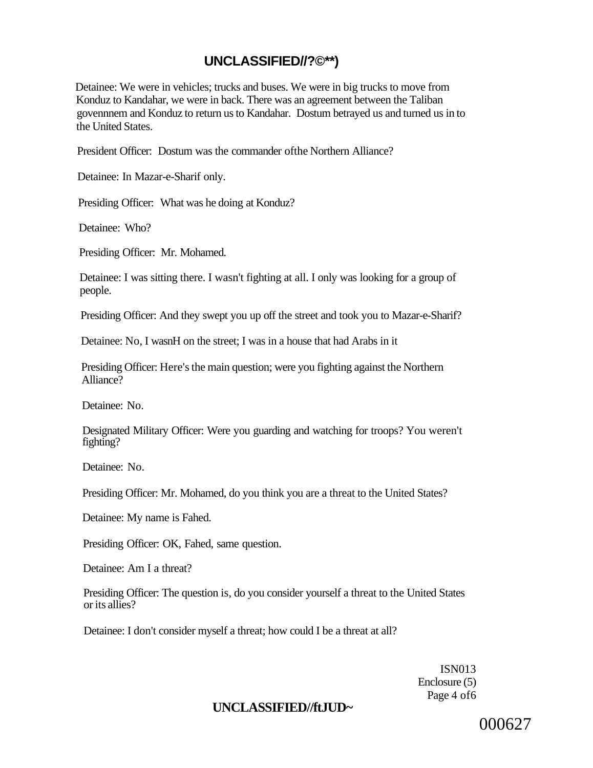Detainee: We were in vehicles; trucks and buses. We were in big trucks to move from Konduz to Kandahar, we were in back. There was an agreement between the Taliban govennnem and Konduz to return us to Kandahar. Dostum betrayed us and turned us in to the United States.

President Officer: Dostum was the commander ofthe Northern Alliance?

Detainee: In Mazar-e-Sharif only.

Presiding Officer: What was he doing at Konduz?

Detainee: Who?

Presiding Officer: Mr. Mohamed.

Detainee: I was sitting there. I wasn't fighting at all. I only was looking for a group of people.

Presiding Officer: And they swept you up off the street and took you to Mazar-e-Sharif?

Detainee: No, I wasnH on the street; I was in a house that had Arabs in it

Presiding Officer: Here's the main question; were you fighting against the Northern Alliance?

Detainee: No.

Designated Military Officer: Were you guarding and watching for troops? You weren't fighting?

Detainee: No.

Presiding Officer: Mr. Mohamed, do you think you are a threat to the United States?

Detainee: My name is Fahed.

Presiding Officer: OK, Fahed, same question.

Detainee: Am I a threat?

Presiding Officer: The question is, do you consider yourself a threat to the United States or its allies?

Detainee: I don't consider myself a threat; how could I be a threat at all?

ISN013
Enclosure (5)
Page 4 of6

000627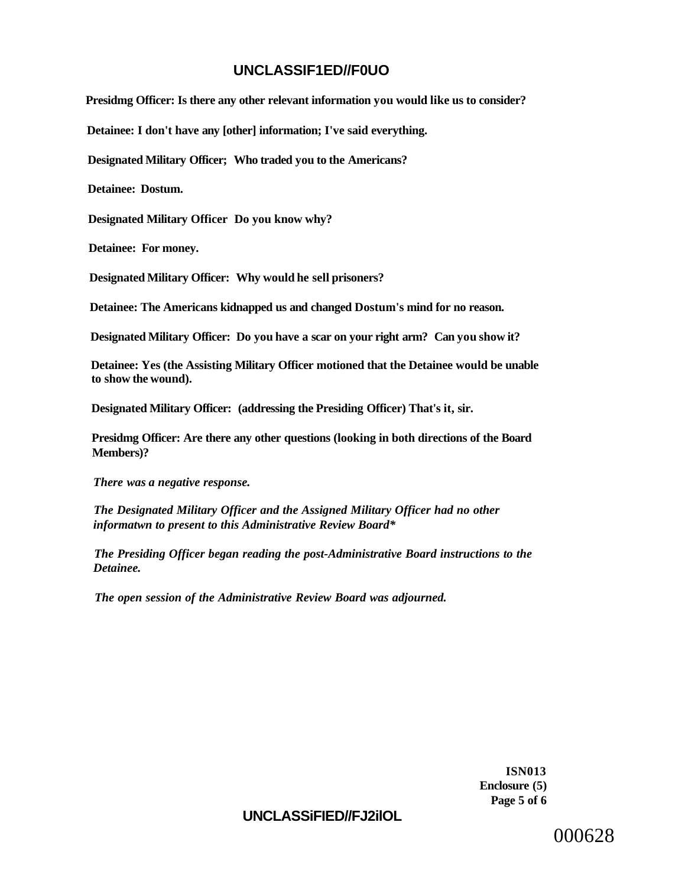**Presidmg Officer: Is there any other relevant information you would like us to consider?**

**Detainee: I don't have any [other] information; I've said everything.**

**Designated Military Officer; Who traded you to the Americans?**

**Detainee: Dostum.**

**Designated Military Officer Do you know why?**

**Detainee: For money.**

**Designated Military Officer: Why would he sell prisoners?**

**Detainee: The Americans kidnapped us and changed Dostum's mind for no reason.**

**Designated Military Officer: Do you have a scar on your right arm? Can you show it?**

**Detainee: Yes (the Assisting Military Officer motioned that the Detainee would be unable to show the wound).**

**Designated Military Officer: (addressing the Presiding Officer) That's it, sir.**

**Presidmg Officer: Are there any other questions (looking in both directions of the Board Members)?**

***There was a negative response.***

***The Designated Military Officer and the Assigned Military Officer had no other informatwn to present to this Administrative Review Board****

***The Presiding Officer began reading the post-Administrative Board instructions to the Detainee.***

***The open session of the Administrative Review Board was adjourned.***

**ISN013**
**Enclosure (5)**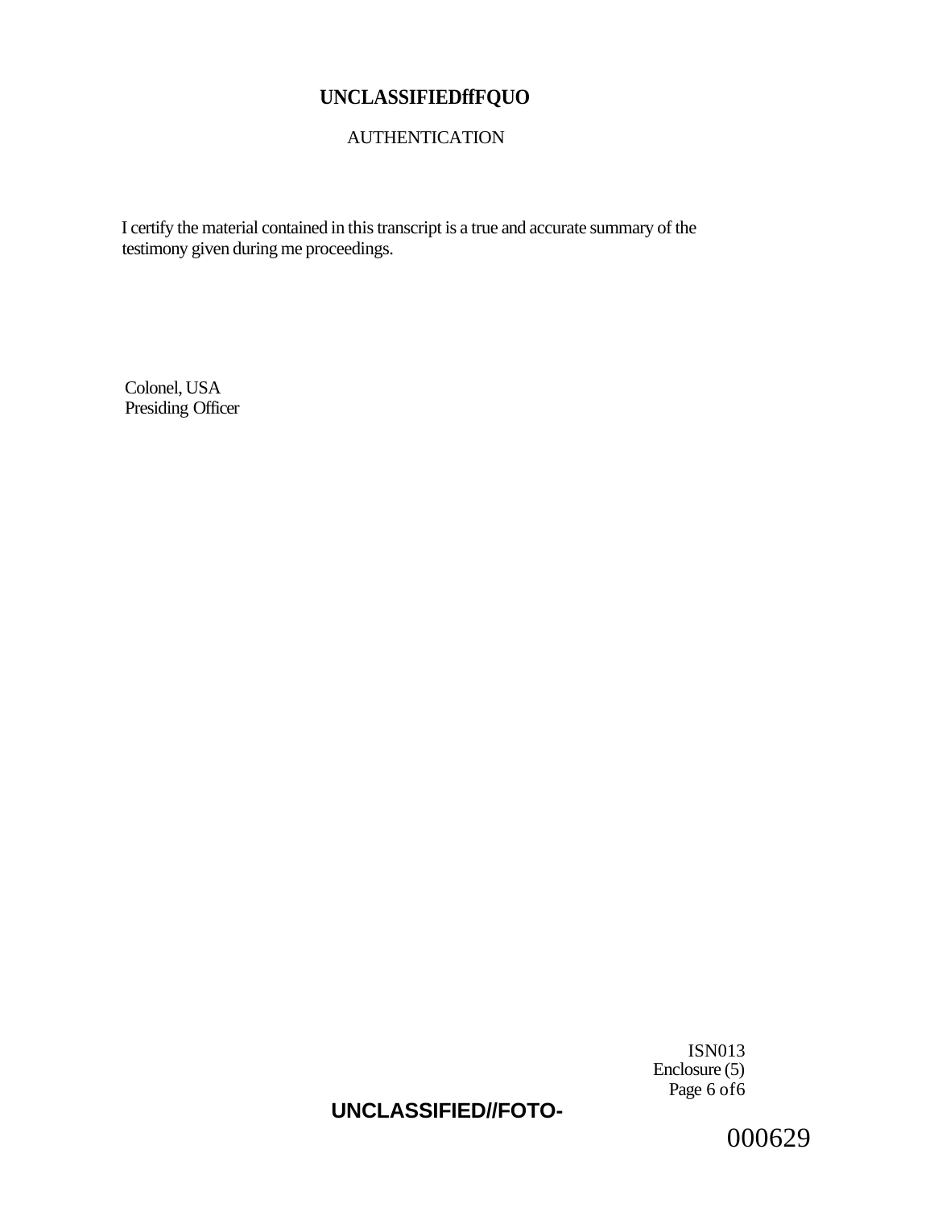**UNCLASSIFIEDffFQUO**

AUTHENTICATION

I certify the material contained in this transcript is a true and accurate summary of the testimony given during me proceedings.

Colonel, USA
Presiding Officer

ISN013
Enclosure (5)
Page 6 of6

**UNCLASSIFIED//FOTO-**

000629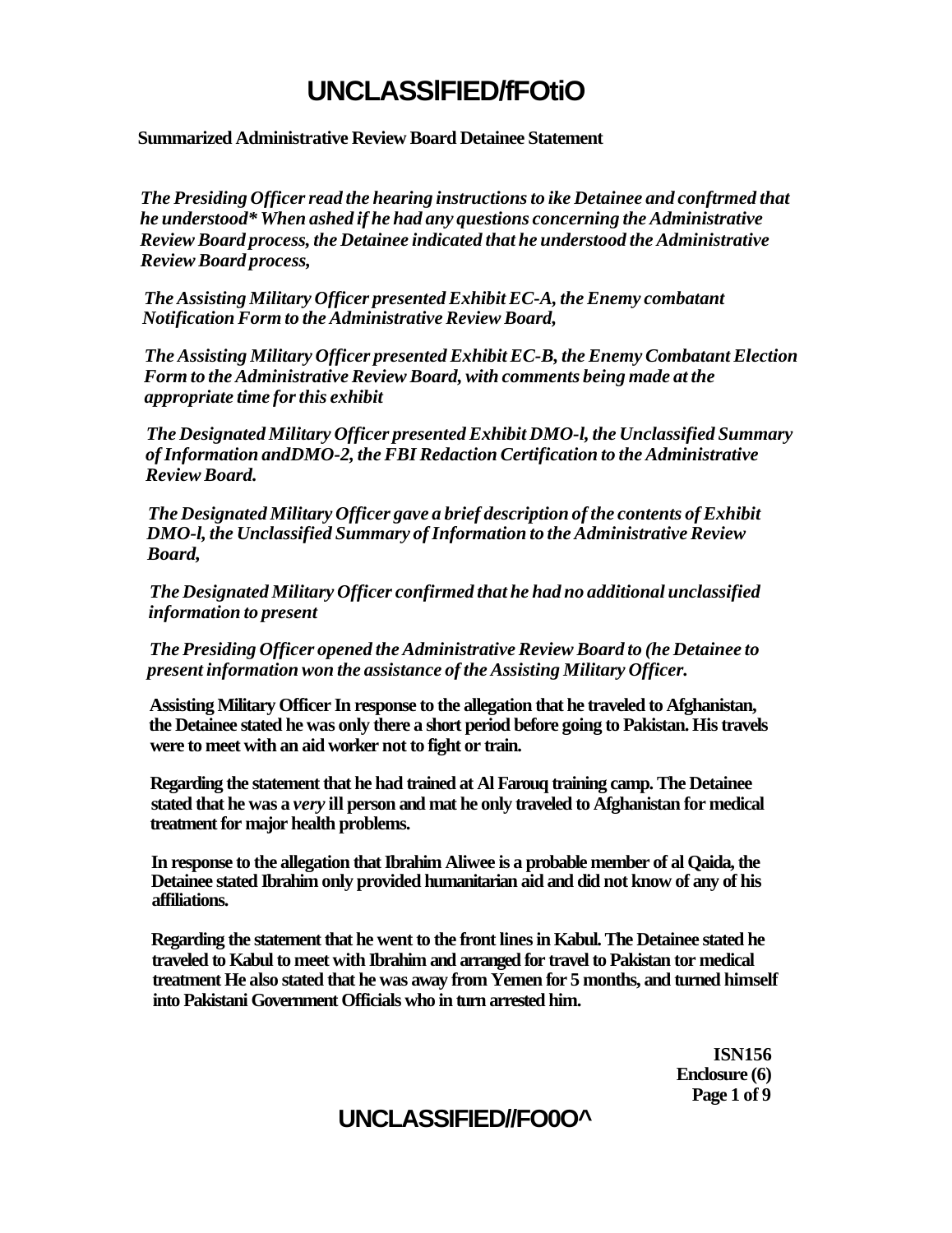**Summarized Administrative Review Board Detainee Statement**

*The Presiding Officer read the hearing instructions to ike Detainee and conftrmed that he understood* When ashed if he had any questions concerning the Administrative Review Board process, the Detainee indicated that he understood the Administrative Review Board process,*

*The Assisting Military Officer presented Exhibit EC-A, the Enemy combatant Notification Form to the Administrative Review Board,*

*The Assisting Military Officer presented Exhibit EC-B, the Enemy Combatant Election Form to the Administrative Review Board, with comments being made at the appropriate time for this exhibit*

*The Designated Military Officer presented Exhibit DMO-l, the Unclassified Summary of Information andDMO-2, the FBI Redaction Certification to the Administrative Review Board.*

*The Designated Military Officer gave a brief description of the contents of Exhibit DMO-l, the Unclassified Summary of Information to the Administrative Review Board,*

*The Designated Military Officer confirmed that he had no additional unclassified information to present*

*The Presiding Officer opened the Administrative Review Board to (he Detainee to present information won the assistance of the Assisting Military Officer.*

**Assisting Military Officer In response to the allegation that he traveled to Afghanistan, the Detainee stated he was only there a short period before going to Pakistan. His travels were to meet with an aid worker not to fight or train.**

**Regarding the statement that he had trained at Al Farouq training camp. The Detainee stated that he was a *very* ill person and mat he only traveled to Afghanistan for medical treatment for major health problems.**

**In response to the allegation that Ibrahim Aliwee is a probable member of al Qaida, the Detainee stated Ibrahim only provided humanitarian aid and did not know of any of his affiliations.**

**Regarding the statement that he went to the front lines in Kabul. The Detainee stated he traveled to Kabul to meet with Ibrahim and arranged for travel to Pakistan tor medical treatment He also stated that he was away from Yemen for 5 months, and turned himself into Pakistani Government Officials who in turn arrested him.**

**ISN156**
**Enclosure (6)**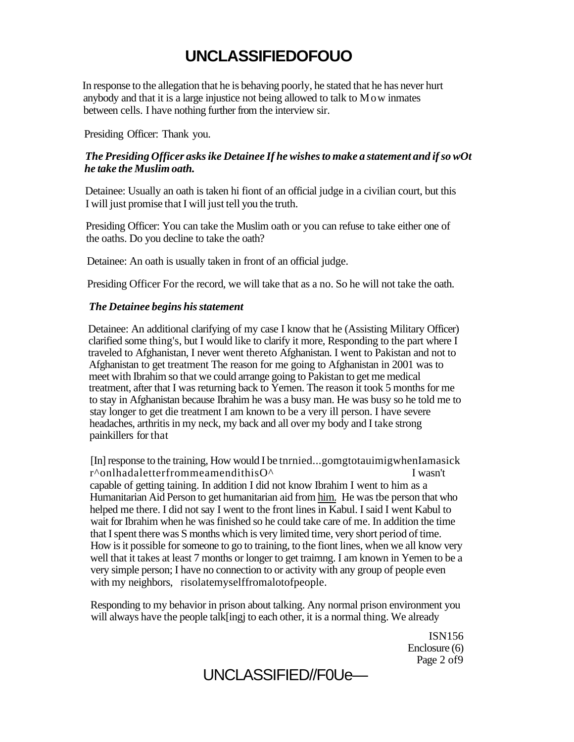In response to the allegation that he is behaving poorly, he stated that he has never hurt anybody and that it is a large injustice not being allowed to talk to Mow inmates between cells. I have nothing further from the interview sir.

Presiding Officer: Thank you.

***The Presiding Officer asks ike Detainee If he wishes to make a statement and if so wOt he take the Muslim oath.***

Detainee: Usually an oath is taken hi fiont of an official judge in a civilian court, but this I will just promise that I will just tell you the truth.

Presiding Officer: You can take the Muslim oath or you can refuse to take either one of the oaths. Do you decline to take the oath?

Detainee: An oath is usually taken in front of an official judge.

Presiding Officer For the record, we will take that as a no. So he will not take the oath.

***The Detainee begins his statement***

Detainee: An additional clarifying of my case I know that he (Assisting Military Officer) clarified some thing's, but I would like to clarify it more, Responding to the part where I traveled to Afghanistan, I never went thereto Afghanistan. I went to Pakistan and not to Afghanistan to get treatment The reason for me going to Afghanistan in 2001 was to meet with Ibrahim so that we could arrange going to Pakistan to get me medical treatment, after that I was returning back to Yemen. The reason it took 5 months for me to stay in Afghanistan because Ibrahim he was a busy man. He was busy so he told me to stay longer to get die treatment I am known to be a very ill person. I have severe headaches, arthritis in my neck, my back and all over my body and I take strong painkillers for that

[In] response to the training, How would I be tnrnied...gomgtotauimigwhenIamasick r^onlhadaletterfrommeamendithisO^ I wasn't capable of getting taining. In addition I did not know Ibrahim I went to him as a Humanitarian Aid Person to get humanitarian aid from him. He was tbe person that who helped me there. I did not say I went to the front lines in Kabul. I said I went Kabul to wait for Ibrahim when he was finished so he could take care of me. In addition the time that I spent there was S months which is very limited time, very short period of time. How is it possible for someone to go to training, to the fiont lines, when we all know very well that it takes at least 7 months or longer to get traimng. I am known in Yemen to be a very simple person; I have no connection to or activity with any group of people even with my neighbors, risolatemyselffromalotofpeople.

Responding to my behavior in prison about talking. Any normal prison environment you will always have the people talk[ingj to each other, it is a normal thing. We already

ISN156
Enclosure (6)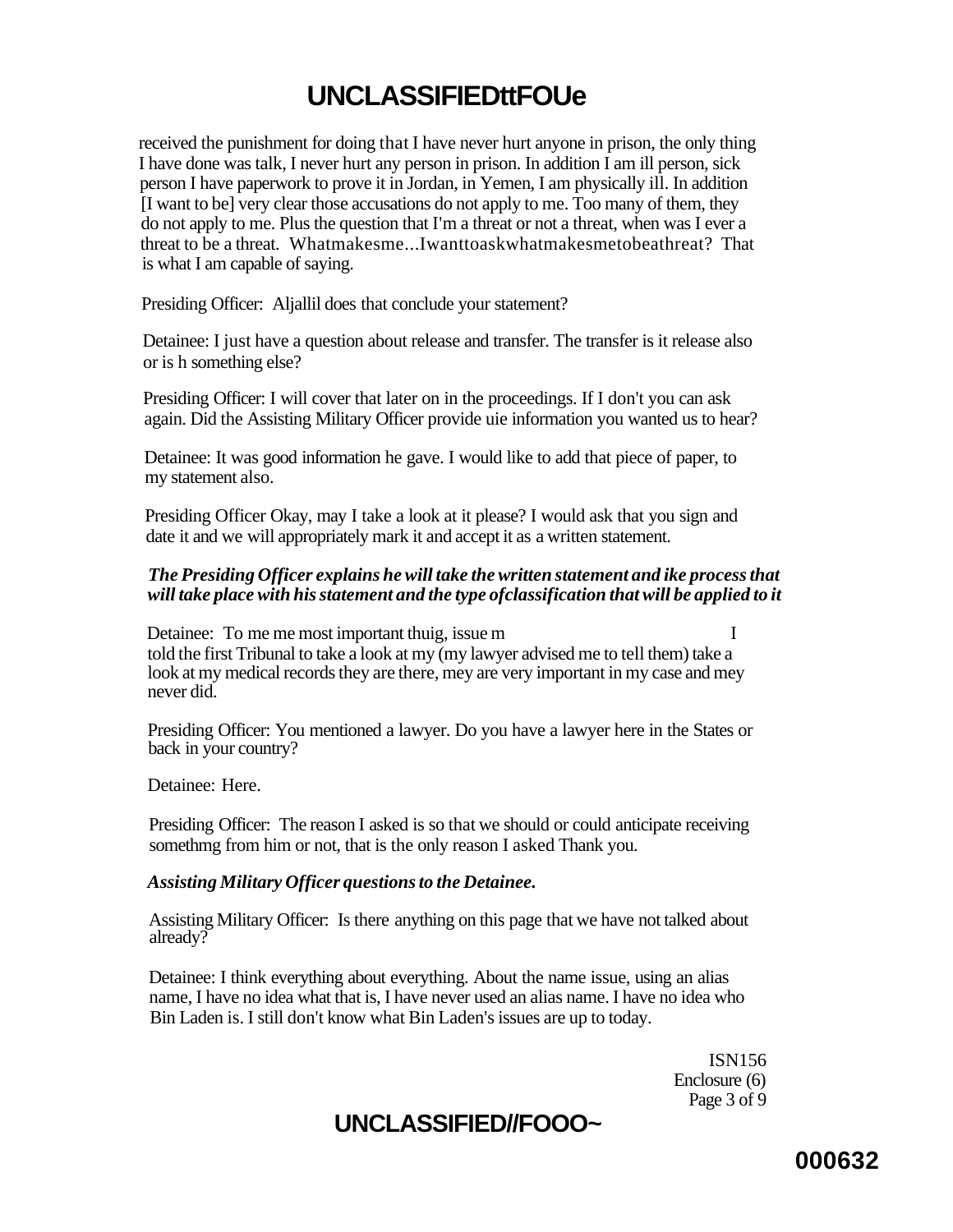received the punishment for doing that I have never hurt anyone in prison, the only thing I have done was talk, I never hurt any person in prison. In addition I am ill person, sick person I have paperwork to prove it in Jordan, in Yemen, I am physically ill. In addition [I want to be] very clear those accusations do not apply to me. Too many of them, they do not apply to me. Plus the question that I'm a threat or not a threat, when was I ever a threat to be a threat. Whatmakesme...Iwanttoaskwhatmakesmetobeathreat? That is what I am capable of saying.

Presiding Officer: Aljallil does that conclude your statement?

Detainee: I just have a question about release and transfer. The transfer is it release also or is h something else?

Presiding Officer: I will cover that later on in the proceedings. If I don't you can ask again. Did the Assisting Military Officer provide uie information you wanted us to hear?

Detainee: It was good information he gave. I would like to add that piece of paper, to my statement also.

Presiding Officer Okay, may I take a look at it please? I would ask that you sign and date it and we will appropriately mark it and accept it as a written statement.

***The Presiding Officer explains he will take the written statement and ike process that will take place with his statement and the type ofclassification that will be applied to it***

Detainee: To me me most important thuig, issue m I told the first Tribunal to take a look at my (my lawyer advised me to tell them) take a look at my medical records they are there, mey are very important in my case and mey never did.

Presiding Officer: You mentioned a lawyer. Do you have a lawyer here in the States or back in your country?

Detainee: Here.

Presiding Officer: The reason I asked is so that we should or could anticipate receiving somethmg from him or not, that is the only reason I asked Thank you.

***Assisting Military Officer questions to the Detainee.***

Assisting Military Officer: Is there anything on this page that we have not talked about already?

Detainee: I think everything about everything. About the name issue, using an alias name, I have no idea what that is, I have never used an alias name. I have no idea who Bin Laden is. I still don't know what Bin Laden's issues are up to today.

ISN156
Enclosure (6)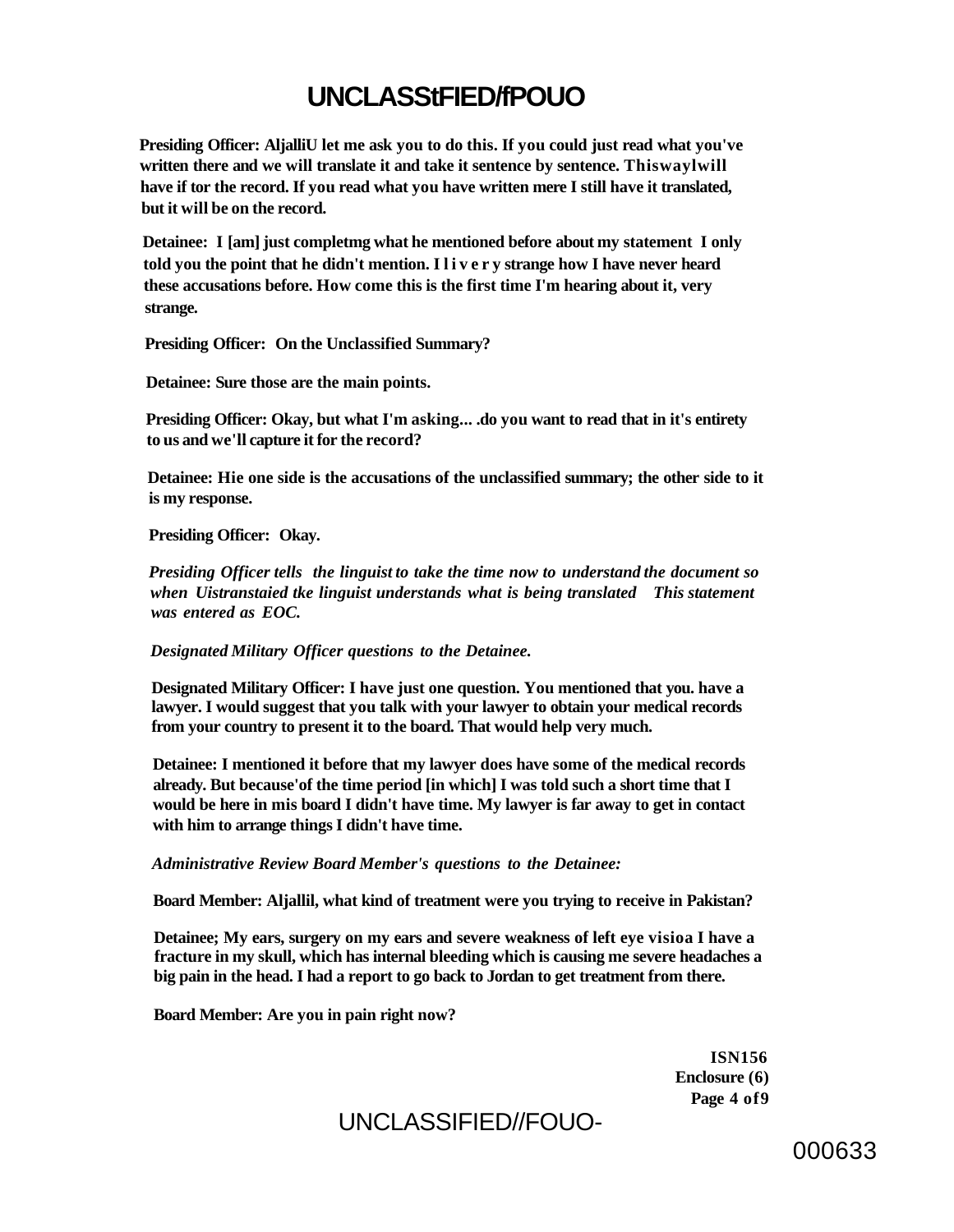**Presiding Officer: AljalliU let me ask you to do this. If you could just read what you've written there and we will translate it and take it sentence by sentence. Thiswaylwill have if tor the record. If you read what you have written mere I still have it translated, but it will be on the record.**

**Detainee: I [am] just completmg what he mentioned before about my statement I only told you the point that he didn't mention. I l i v e r y strange how I have never heard these accusations before. How come this is the first time I'm hearing about it, very strange.**

**Presiding Officer: On the Unclassified Summary?**

**Detainee: Sure those are the main points.**

**Presiding Officer: Okay, but what I'm asking... .do you want to read that in it's entirety to us and we'll capture it for the record?**

**Detainee: Hie one side is the accusations of the unclassified summary; the other side to it is my response.**

**Presiding Officer: Okay.**

***Presiding Officer tells the linguist to take the time now to understand the document so when Uistranstaied tke linguist understands what is being translated This statement was entered as EOC.***

***Designated Military Officer questions to the Detainee.***

**Designated Military Officer: I have just one question. You mentioned that you. have a lawyer. I would suggest that you talk with your lawyer to obtain your medical records from your country to present it to the board. That would help very much.**

**Detainee: I mentioned it before that my lawyer does have some of the medical records already. But because'of the time period [in which] I was told such a short time that I would be here in mis board I didn't have time. My lawyer is far away to get in contact with him to arrange things I didn't have time.**

***Administrative Review Board Member's questions to the Detainee:***

**Board Member: Aljallil, what kind of treatment were you trying to receive in Pakistan?**

**Detainee; My ears, surgery on my ears and severe weakness of left eye visioa I have a fracture in my skull, which has internal bleeding which is causing me severe headaches a big pain in the head. I had a report to go back to Jordan to get treatment from there.**

**Board Member: Are you in pain right now?**

**ISN156**
**Enclosure (6)**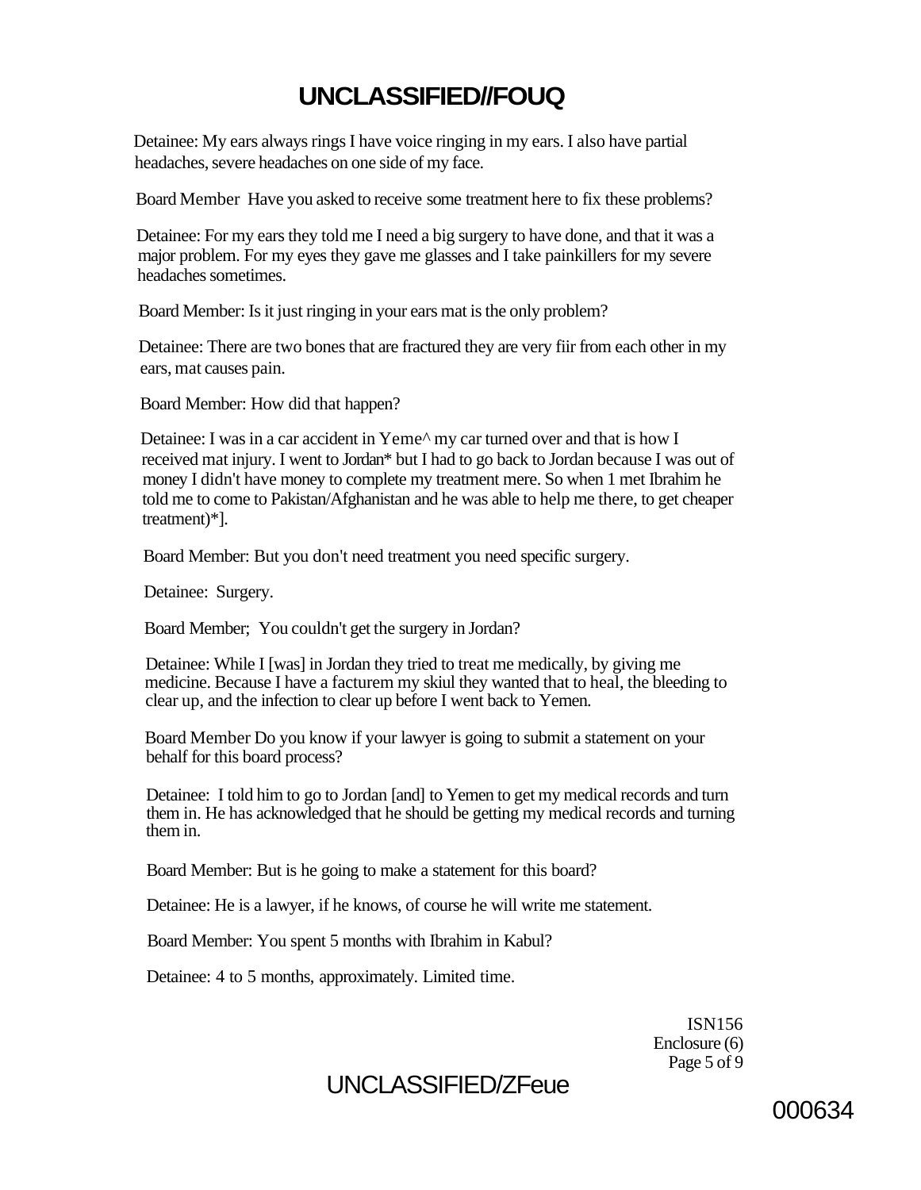Detainee: My ears always rings I have voice ringing in my ears. I also have partial headaches, severe headaches on one side of my face.

Board Member Have you asked to receive some treatment here to fix these problems?

Detainee: For my ears they told me I need a big surgery to have done, and that it was a major problem. For my eyes they gave me glasses and I take painkillers for my severe headaches sometimes.

Board Member: Is it just ringing in your ears mat is the only problem?

Detainee: There are two bones that are fractured they are very fiir from each other in my ears, mat causes pain.

Board Member: How did that happen?

Detainee: I was in a car accident in Yeme^ my car turned over and that is how I received mat injury. I went to Jordan* but I had to go back to Jordan because I was out of money I didn't have money to complete my treatment mere. So when 1 met Ibrahim he told me to come to Pakistan/Afghanistan and he was able to help me there, to get cheaper treatment)*].

Board Member: But you don't need treatment you need specific surgery.

Detainee: Surgery.

Board Member; You couldn't get the surgery in Jordan?

Detainee: While I [was] in Jordan they tried to treat me medically, by giving me medicine. Because I have a facturem my skiul they wanted that to heal, the bleeding to clear up, and the infection to clear up before I went back to Yemen.

Board Member Do you know if your lawyer is going to submit a statement on your behalf for this board process?

Detainee: I told him to go to Jordan [and] to Yemen to get my medical records and turn them in. He has acknowledged that he should be getting my medical records and turning them in.

Board Member: But is he going to make a statement for this board?

Detainee: He is a lawyer, if he knows, of course he will write me statement.

Board Member: You spent 5 months with Ibrahim in Kabul?

Detainee: 4 to 5 months, approximately. Limited time.

ISN156
Enclosure (6)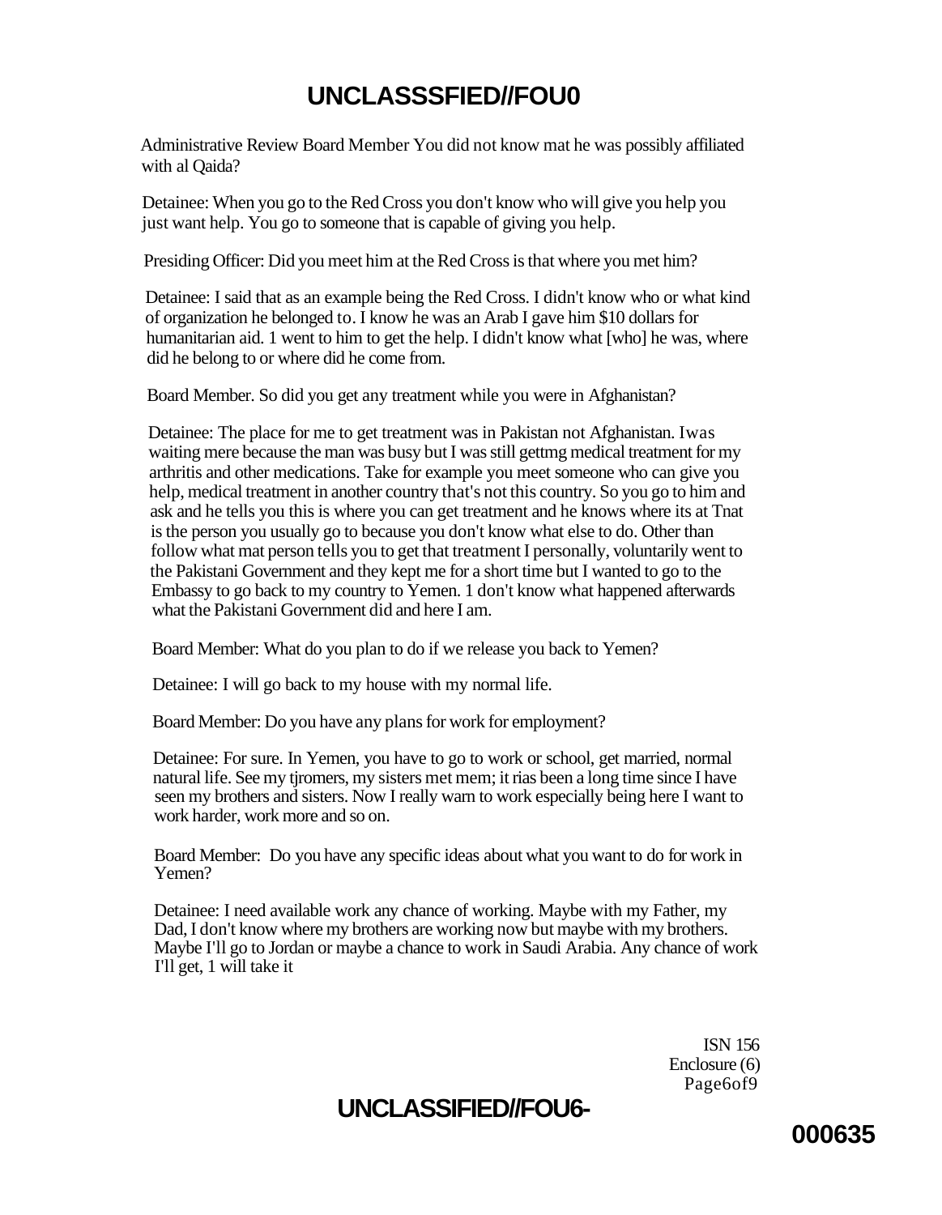Administrative Review Board Member You did not know mat he was possibly affiliated with al Qaida?

Detainee: When you go to the Red Cross you don't know who will give you help you just want help. You go to someone that is capable of giving you help.

Presiding Officer: Did you meet him at the Red Cross is that where you met him?

Detainee: I said that as an example being the Red Cross. I didn't know who or what kind of organization he belonged to. I know he was an Arab I gave him $10 dollars for humanitarian aid. 1 went to him to get the help. I didn't know what [who] he was, where did he belong to or where did he come from.

Board Member. So did you get any treatment while you were in Afghanistan?

Detainee: The place for me to get treatment was in Pakistan not Afghanistan. Iwas waiting mere because the man was busy but I was still gettmg medical treatment for my arthritis and other medications. Take for example you meet someone who can give you help, medical treatment in another country that's not this country. So you go to him and ask and he tells you this is where you can get treatment and he knows where its at Tnat is the person you usually go to because you don't know what else to do. Other than follow what mat person tells you to get that treatment I personally, voluntarily went to the Pakistani Government and they kept me for a short time but I wanted to go to the Embassy to go back to my country to Yemen. 1 don't know what happened afterwards what the Pakistani Government did and here I am.

Board Member: What do you plan to do if we release you back to Yemen?

Detainee: I will go back to my house with my normal life.

Board Member: Do you have any plans for work for employment?

Detainee: For sure. In Yemen, you have to go to work or school, get married, normal natural life. See my tjromers, my sisters met mem; it rias been a long time since I have seen my brothers and sisters. Now I really warn to work especially being here I want to work harder, work more and so on.

Board Member: Do you have any specific ideas about what you want to do for work in Yemen?

Detainee: I need available work any chance of working. Maybe with my Father, my Dad, I don't know where my brothers are working now but maybe with my brothers. Maybe I'll go to Jordan or maybe a chance to work in Saudi Arabia. Any chance of work I'll get, 1 will take it

ISN 156
Enclosure (6)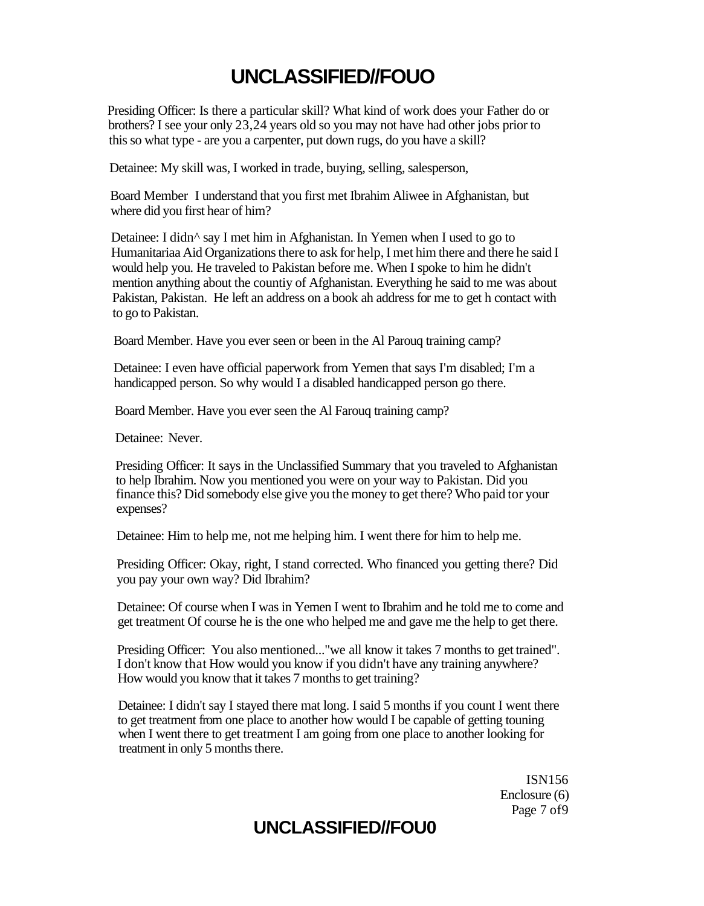Presiding Officer: Is there a particular skill? What kind of work does your Father do or brothers? I see your only 23,24 years old so you may not have had other jobs prior to this so what type - are you a carpenter, put down rugs, do you have a skill?

Detainee: My skill was, I worked in trade, buying, selling, salesperson,

Board Member I understand that you first met Ibrahim Aliwee in Afghanistan, but where did you first hear of him?

Detainee: I didn^ say I met him in Afghanistan. In Yemen when I used to go to Humanitariaa Aid Organizations there to ask for help, I met him there and there he said I would help you. He traveled to Pakistan before me. When I spoke to him he didn't mention anything about the countiy of Afghanistan. Everything he said to me was about Pakistan, Pakistan. He left an address on a book ah address for me to get h contact with to go to Pakistan.

Board Member. Have you ever seen or been in the Al Parouq training camp?

Detainee: I even have official paperwork from Yemen that says I'm disabled; I'm a handicapped person. So why would I a disabled handicapped person go there.

Board Member. Have you ever seen the Al Farouq training camp?

Detainee: Never.

Presiding Officer: It says in the Unclassified Summary that you traveled to Afghanistan to help Ibrahim. Now you mentioned you were on your way to Pakistan. Did you finance this? Did somebody else give you the money to get there? Who paid tor your expenses?

Detainee: Him to help me, not me helping him. I went there for him to help me.

Presiding Officer: Okay, right, I stand corrected. Who financed you getting there? Did you pay your own way? Did Ibrahim?

Detainee: Of course when I was in Yemen I went to Ibrahim and he told me to come and get treatment Of course he is the one who helped me and gave me the help to get there.

Presiding Officer: You also mentioned..."we all know it takes 7 months to get trained". I don't know that How would you know if you didn't have any training anywhere? How would you know that it takes 7 months to get training?

Detainee: I didn't say I stayed there mat long. I said 5 months if you count I went there to get treatment from one place to another how would I be capable of getting touning when I went there to get treatment I am going from one place to another looking for treatment in only 5 months there.

ISN156
Enclosure (6)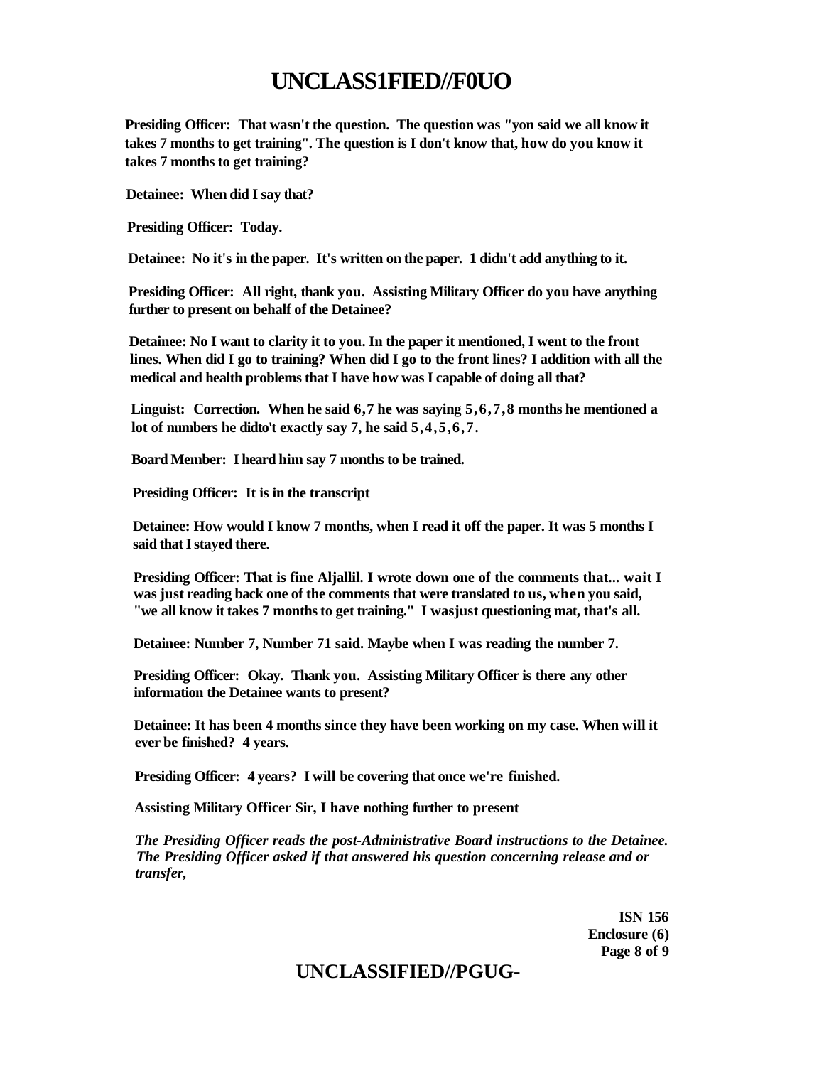**Presiding Officer: That wasn't the question. The question was "yon said we all know it takes 7 months to get training". The question is I don't know that, how do you know it takes 7 months to get training?**

**Detainee: When did I say that?**

**Presiding Officer: Today.**

**Detainee: No it's in the paper. It's written on the paper. 1 didn't add anything to it.**

**Presiding Officer: All right, thank you. Assisting Military Officer do you have anything further to present on behalf of the Detainee?**

**Detainee: No I want to clarity it to you. In the paper it mentioned, I went to the front lines. When did I go to training? When did I go to the front lines? I addition with all the medical and health problems that I have how was I capable of doing all that?**

**Linguist: Correction. When he said 6,7 he was saying 5,6,7,8 months he mentioned a lot of numbers he didto't exactly say 7, he said 5,4,5,6,7.**

**Board Member: I heard him say 7 months to be trained.**

**Presiding Officer: It is in the transcript**

**Detainee: How would I know 7 months, when I read it off the paper. It was 5 months I said that I stayed there.**

**Presiding Officer: That is fine Aljallil. I wrote down one of the comments that... wait I was just reading back one of the comments that were translated to us, when you said, "we all know it takes 7 months to get training." I wasjust questioning mat, that's all.**

**Detainee: Number 7, Number 71 said. Maybe when I was reading the number 7.**

**Presiding Officer: Okay. Thank you. Assisting Military Officer is there any other information the Detainee wants to present?**

**Detainee: It has been 4 months since they have been working on my case. When will it ever be finished? 4 years.**

**Presiding Officer: 4 years? I will be covering that once we're finished.**

**Assisting Military Officer Sir, I have nothing further to present**

***The Presiding Officer reads the post-Administrative Board instructions to the Detainee. The Presiding Officer asked if that answered his question concerning release and or transfer,***

**ISN 156**
**Enclosure (6)**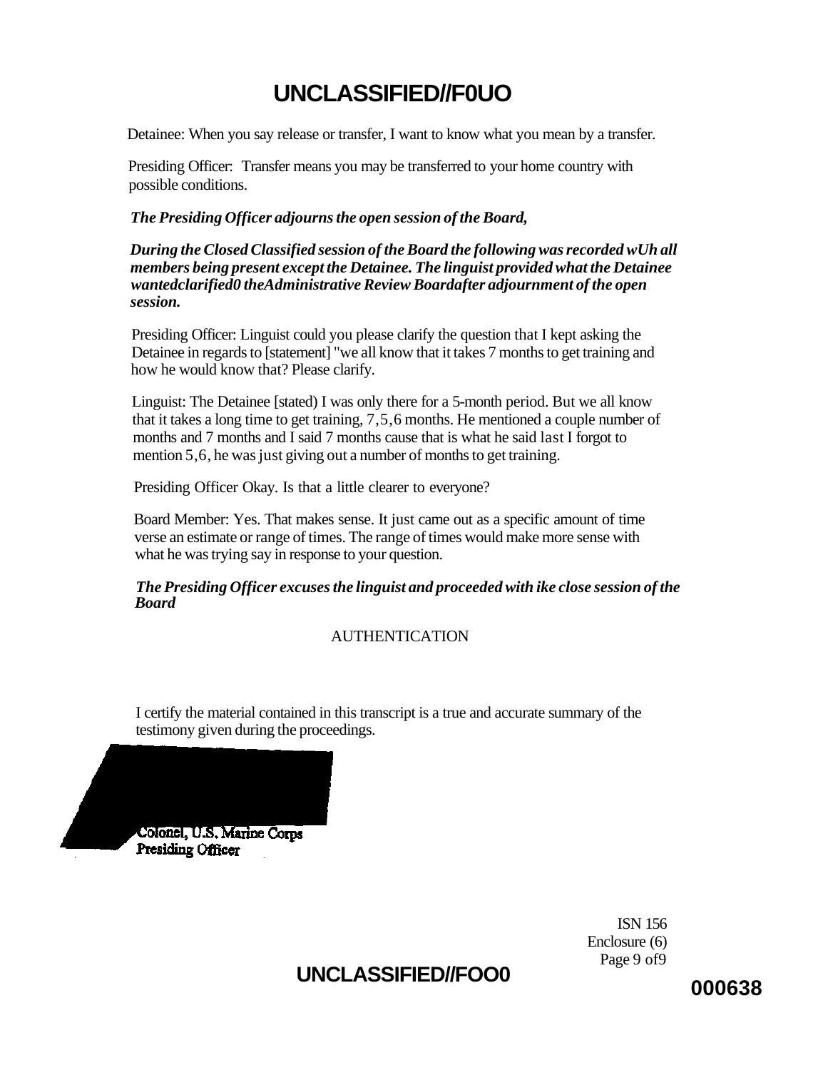Detainee: When you say release or transfer, I want to know what you mean by a transfer.

Presiding Officer: Transfer means you may be transferred to your home country with possible conditions.

***The Presiding Officer adjourns the open session of the Board,***

***During the Closed Classified session of the Board the following was recorded wUh all members being present except the Detainee. The linguist provided what the Detainee wantedclarified0 theAdministrative Review Boardafter adjournment of the open session.***

Presiding Officer: Linguist could you please clarify the question that I kept asking the Detainee in regards to [statement] "we all know that it takes 7 months to get training and how he would know that? Please clarify.

Linguist: The Detainee [stated) I was only there for a 5-month period. But we all know that it takes a long time to get training, 7,5,6 months. He mentioned a couple number of months and 7 months and I said 7 months cause that is what he said last I forgot to mention 5,6, he was just giving out a number of months to get training.

Presiding Officer Okay. Is that a little clearer to everyone?

Board Member: Yes. That makes sense. It just came out as a specific amount of time verse an estimate or range of times. The range of times would make more sense with what he was trying say in response to your question.

***The Presiding Officer excuses the linguist and proceeded with ike close session of the Board***

AUTHENTICATION

I certify the material contained in this transcript is a true and accurate summary of the testimony given during the proceedings.

Colonel, U.S. Marine Corps
Presiding Officer

ISN 156
Enclosure (6)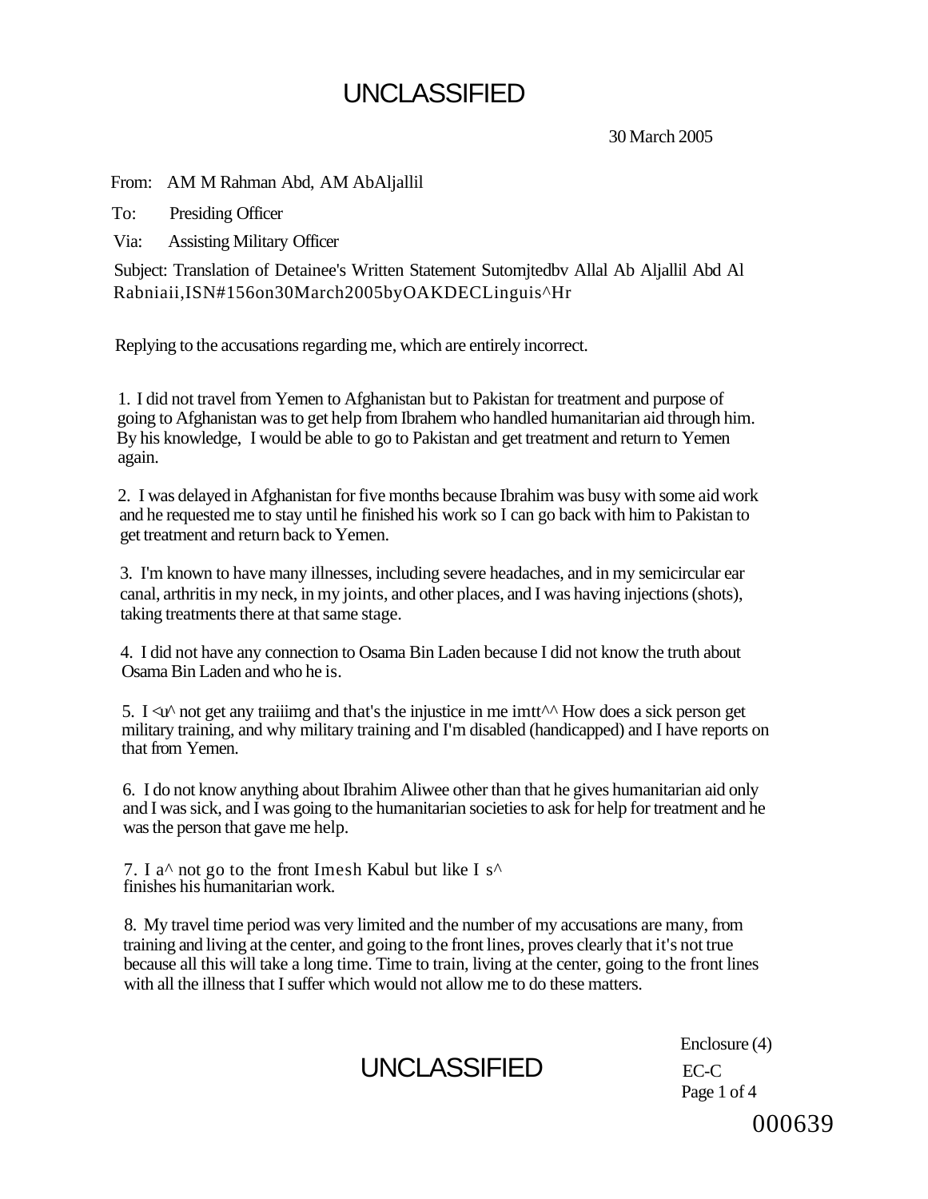UNCLASSIFIED

30 March 2005

From: AM M Rahman Abd, AM AbAljallil

To: Presiding Officer

Via: Assisting Military Officer

Subject: Translation of Detainee's Written Statement Sutomjtedbv Allal Ab Aljallil Abd Al Rabniaii,ISN#156on30March2005byOAKDECLinguis^Hr

Replying to the accusations regarding me, which are entirely incorrect.

1. I did not travel from Yemen to Afghanistan but to Pakistan for treatment and purpose of going to Afghanistan was to get help from Ibrahem who handled humanitarian aid through him. By his knowledge, I would be able to go to Pakistan and get treatment and return to Yemen again.

2. I was delayed in Afghanistan for five months because Ibrahim was busy with some aid work and he requested me to stay until he finished his work so I can go back with him to Pakistan to get treatment and return back to Yemen.

3. I'm known to have many illnesses, including severe headaches, and in my semicircular ear canal, arthritis in my neck, in my joints, and other places, and I was having injections (shots), taking treatments there at that same stage.

4. I did not have any connection to Osama Bin Laden because I did not know the truth about Osama Bin Laden and who he is.

5. I <u^ not get any traiiimg and that's the injustice in me imtt^^ How does a sick person get military training, and why military training and I'm disabled (handicapped) and I have reports on that from Yemen.

6. I do not know anything about Ibrahim Aliwee other than that he gives humanitarian aid only and I was sick, and I was going to the humanitarian societies to ask for help for treatment and he was the person that gave me help.

7. I a^ not go to the front Imesh Kabul but like I s^ finishes his humanitarian work.

8. My travel time period was very limited and the number of my accusations are many, from training and living at the center, and going to the front lines, proves clearly that it's not true because all this will take a long time. Time to train, living at the center, going to the front lines with all the illness that I suffer which would not allow me to do these matters.

UNCLASSIFIED

Enclosure (4)
EC-C
Page 1 of 4

000639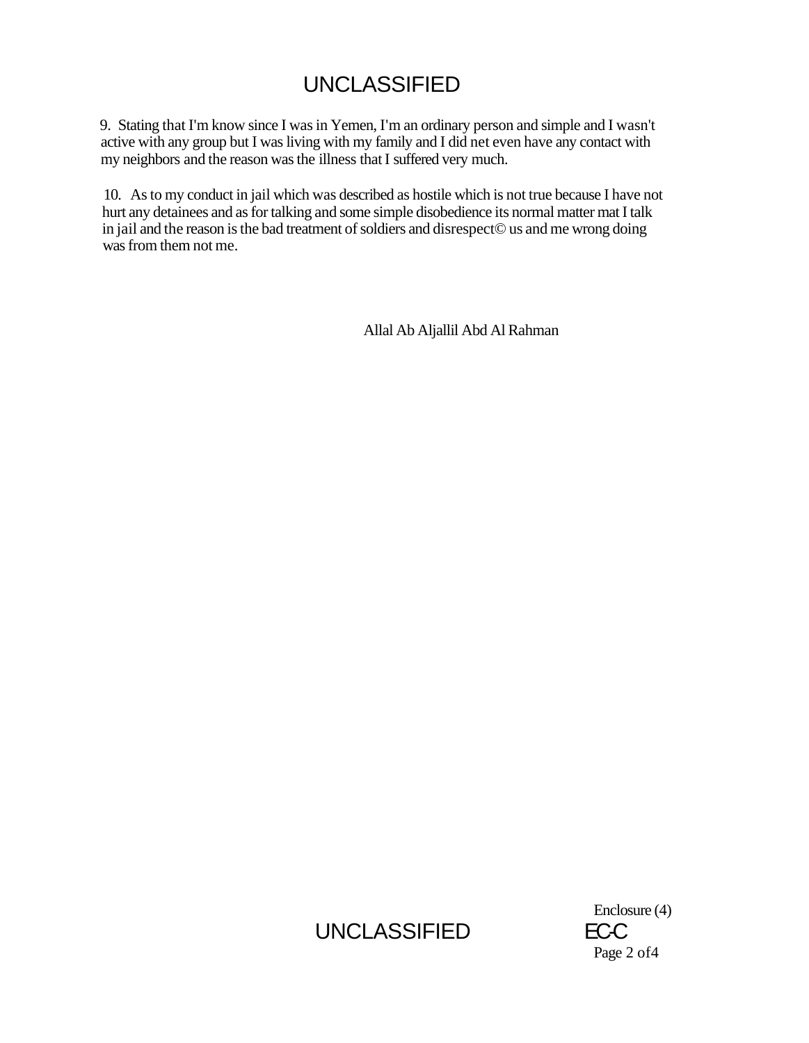9. Stating that I'm know since I was in Yemen, I'm an ordinary person and simple and I wasn't active with any group but I was living with my family and I did net even have any contact with my neighbors and the reason was the illness that I suffered very much.

10. As to my conduct in jail which was described as hostile which is not true because I have not hurt any detainees and as for talking and some simple disobedience its normal matter mat I talk in jail and the reason is the bad treatment of soldiers and disrespect© us and me wrong doing was from them not me.

Allal Ab Aljallil Abd Al Rahman

Enclosure (4)

EC-C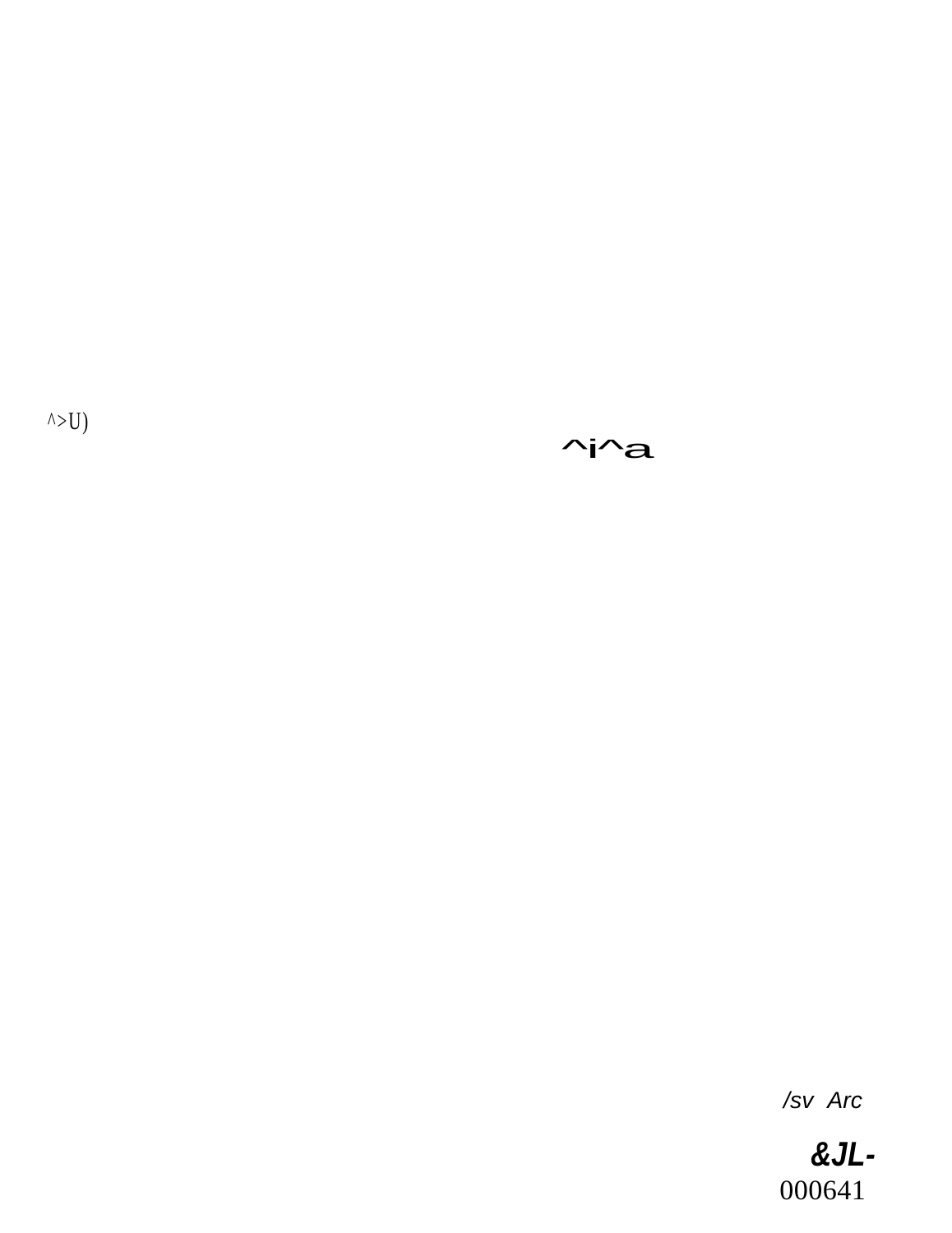^>U)

^i^a

/sv Arc

&JL-

000641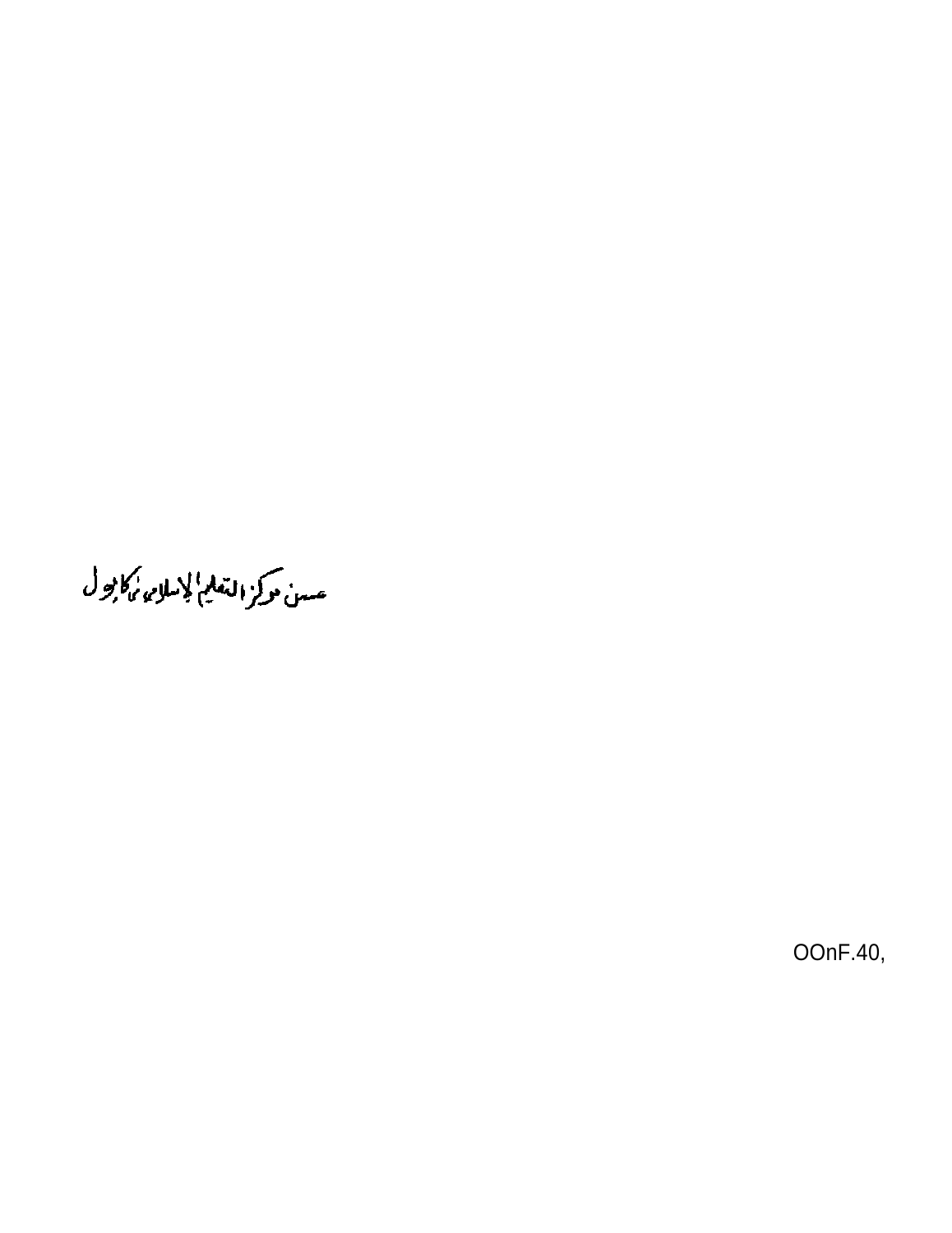عسن مرکز التعلیم الإسلامی کابول

OOnF.40,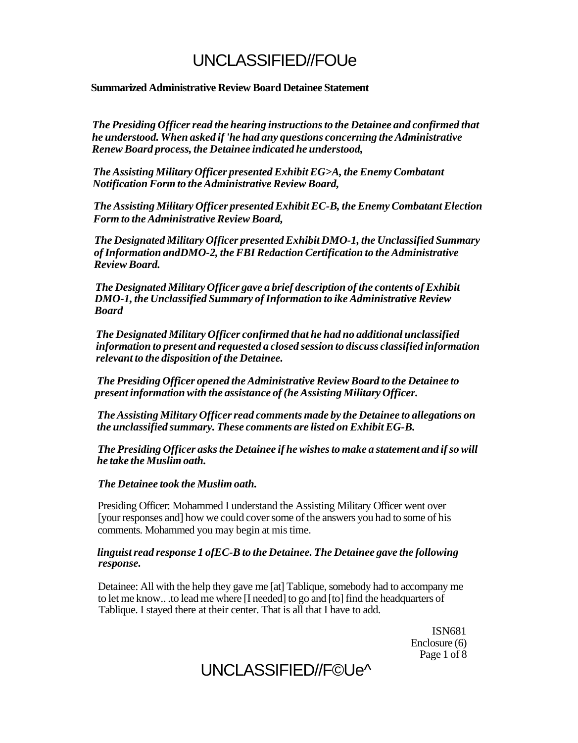UNCLASSIFIED//FOUe

**Summarized Administrative Review Board Detainee Statement**

***The Presiding Officer read the hearing instructions to the Detainee and confirmed that he understood. When asked if 'he had any questions concerning the Administrative Renew Board process, the Detainee indicated he understood,***

***The Assisting Military Officer presented Exhibit EG>A, the Enemy Combatant Notification Form to the Administrative Review Board,***

***The Assisting Military Officer presented Exhibit EC-B, the Enemy Combatant Election Form to the Administrative Review Board,***

***The Designated Military Officer presented Exhibit DMO-1, the Unclassified Summary of Information andDMO-2, the FBI Redaction Certification to the Administrative Review Board.***

***The Designated Military Officer gave a brief description of the contents of Exhibit DMO-1, the Unclassified Summary of Information to ike Administrative Review Board***

***The Designated Military Officer confirmed that he had no additional unclassified information to present and requested a closed session to discuss classified information relevant to the disposition of the Detainee.***

***The Presiding Officer opened the Administrative Review Board to the Detainee to present information with the assistance of (he Assisting Military Officer.***

***The Assisting Military Officer read comments made by the Detainee to allegations on the unclassified summary. These comments are listed on Exhibit EG-B.***

***The Presiding Officer asks the Detainee if he wishes to make a statement and if so will he take the Muslim oath.***

***The Detainee took the Muslim oath.***

Presiding Officer: Mohammed I understand the Assisting Military Officer went over [your responses and] how we could cover some of the answers you had to some of his comments. Mohammed you may begin at mis time.

***linguist read response 1 ofEC-B to the Detainee. The Detainee gave the following response.***

Detainee: All with the help they gave me [at] Tablique, somebody had to accompany me to let me know.. .to lead me where [I needed] to go and [to] find the headquarters of Tablique. I stayed there at their center. That is all that I have to add.

ISN681
Enclosure (6)

UNCLASSIFIED//F©Ue^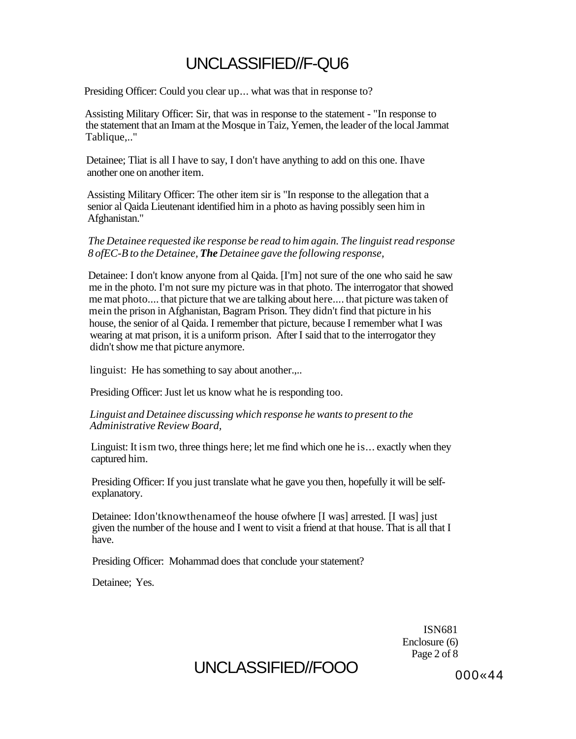Presiding Officer: Could you clear up... what was that in response to?

Assisting Military Officer: Sir, that was in response to the statement - "In response to the statement that an Imam at the Mosque in Taiz, Yemen, the leader of the local Jammat Tablique,.."

Detainee; Tliat is all I have to say, I don't have anything to add on this one. Ihave another one on another item.

Assisting Military Officer: The other item sir is "In response to the allegation that a senior al Qaida Lieutenant identified him in a photo as having possibly seen him in Afghanistan."

*The Detainee requested ike response be read to him again. The linguist read response 8 ofEC-B to the Detainee, **The** Detainee gave the following response,*

Detainee: I don't know anyone from al Qaida. [I'm] not sure of the one who said he saw me in the photo. I'm not sure my picture was in that photo. The interrogator that showed me mat photo.... that picture that we are talking about here.... that picture was taken of mein the prison in Afghanistan, Bagram Prison. They didn't find that picture in his house, the senior of al Qaida. I remember that picture, because I remember what I was wearing at mat prison, it is a uniform prison. After I said that to the interrogator they didn't show me that picture anymore.

linguist: He has something to say about another.,..

Presiding Officer: Just let us know what he is responding too.

*Linguist and Detainee discussing which response he wants to present to the Administrative Review Board,*

Linguist: It ism two, three things here; let me find which one he is... exactly when they captured him.

Presiding Officer: If you just translate what he gave you then, hopefully it will be self-explanatory.

Detainee: Idon'tknowthenameof the house ofwhere [I was] arrested. [I was] just given the number of the house and I went to visit a friend at that house. That is all that I have.

Presiding Officer: Mohammad does that conclude your statement?

Detainee; Yes.

ISN681
Enclosure (6)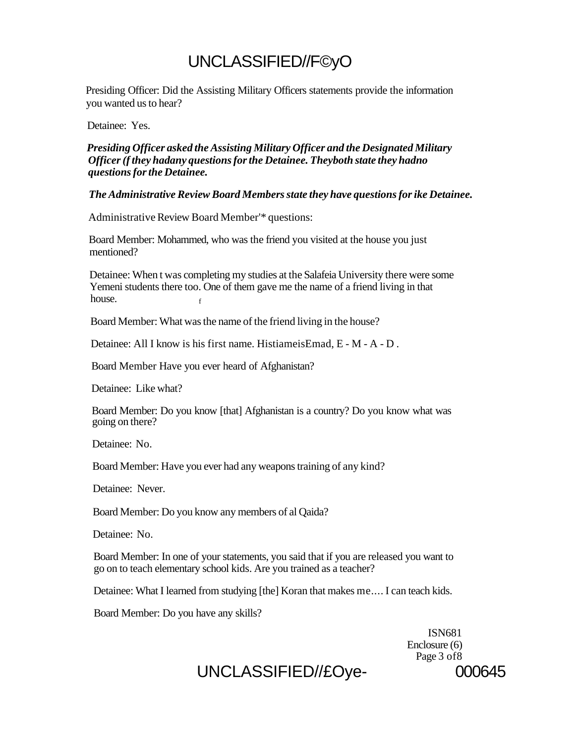Presiding Officer: Did the Assisting Military Officers statements provide the information you wanted us to hear?

Detainee: Yes.

***Presiding Officer asked the Assisting Military Officer and the Designated Military Officer (f they hadany questions for the Detainee. Theyboth state they hadno questions for the Detainee.***

***The Administrative Review Board Members state they have questions for ike Detainee.***

Administrative Review Board Member'* questions:

Board Member: Mohammed, who was the friend you visited at the house you just mentioned?

Detainee: When t was completing my studies at the Salafeia University there were some Yemeni students there too. One of them gave me the name of a friend living in that house.

Board Member: What was the name of the friend living in the house?

Detainee: All I know is his first name. HistiameisEmad, E - M - A - D .

Board Member Have you ever heard of Afghanistan?

Detainee: Like what?

Board Member: Do you know [that] Afghanistan is a country? Do you know what was going on there?

Detainee: No.

Board Member: Have you ever had any weapons training of any kind?

Detainee: Never.

Board Member: Do you know any members of al Qaida?

Detainee: No.

Board Member: In one of your statements, you said that if you are released you want to go on to teach elementary school kids. Are you trained as a teacher?

Detainee: What I learned from studying [the] Koran that makes me.... I can teach kids.

Board Member: Do you have any skills?

ISN681
Enclosure (6)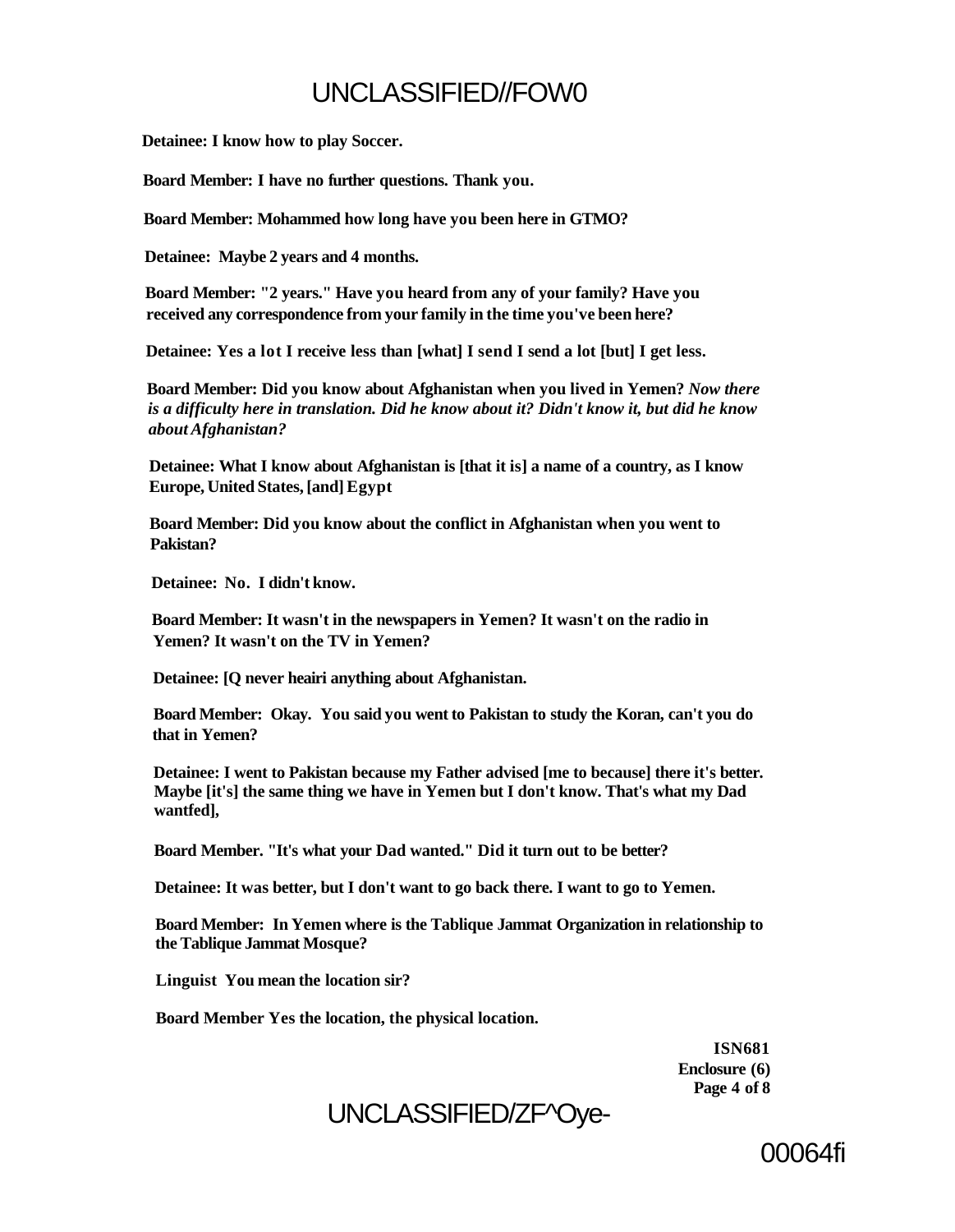**Detainee: I know how to play Soccer.**

**Board Member: I have no further questions. Thank you.**

**Board Member: Mohammed how long have you been here in GTMO?**

**Detainee: Maybe 2 years and 4 months.**

**Board Member: "2 years." Have you heard from any of your family? Have you received any correspondence from your family in the time you've been here?**

**Detainee: Yes a lot I receive less than [what] I send I send a lot [but] I get less.**

**Board Member: Did you know about Afghanistan when you lived in Yemen?** ***Now there is a difficulty here in translation. Did he know about it? Didn't know it, but did he know about Afghanistan?***

**Detainee: What I know about Afghanistan is [that it is] a name of a country, as I know Europe, United States, [and] Egypt**

**Board Member: Did you know about the conflict in Afghanistan when you went to Pakistan?**

**Detainee: No. I didn't know.**

**Board Member: It wasn't in the newspapers in Yemen? It wasn't on the radio in Yemen? It wasn't on the TV in Yemen?**

**Detainee: [Q never heairi anything about Afghanistan.**

**Board Member: Okay. You said you went to Pakistan to study the Koran, can't you do that in Yemen?**

**Detainee: I went to Pakistan because my Father advised [me to because] there it's better. Maybe [it's] the same thing we have in Yemen but I don't know. That's what my Dad wantfed],**

**Board Member. "It's what your Dad wanted." Did it turn out to be better?**

**Detainee: It was better, but I don't want to go back there. I want to go to Yemen.**

**Board Member: In Yemen where is the Tablique Jammat Organization in relationship to the Tablique Jammat Mosque?**

**Linguist You mean the location sir?**

**Board Member Yes the location, the physical location.**

**ISN681**
**Enclosure (6)**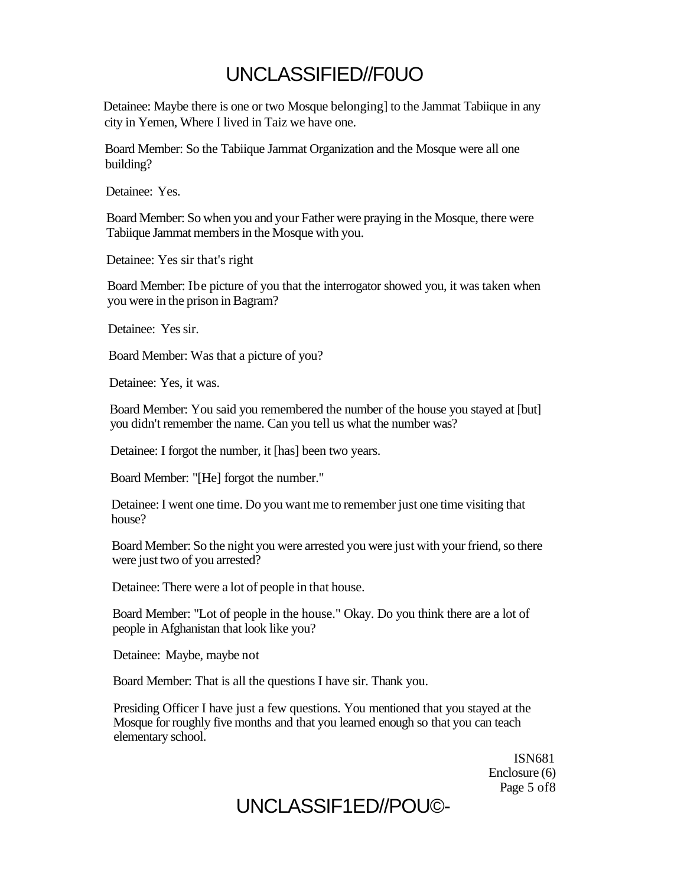Detainee: Maybe there is one or two Mosque belonging] to the Jammat Tabiique in any city in Yemen, Where I lived in Taiz we have one.

Board Member: So the Tabiique Jammat Organization and the Mosque were all one building?

Detainee: Yes.

Board Member: So when you and your Father were praying in the Mosque, there were Tabiique Jammat members in the Mosque with you.

Detainee: Yes sir that's right

Board Member: Ibe picture of you that the interrogator showed you, it was taken when you were in the prison in Bagram?

Detainee: Yes sir.

Board Member: Was that a picture of you?

Detainee: Yes, it was.

Board Member: You said you remembered the number of the house you stayed at [but] you didn't remember the name. Can you tell us what the number was?

Detainee: I forgot the number, it [has] been two years.

Board Member: "[He] forgot the number."

Detainee: I went one time. Do you want me to remember just one time visiting that house?

Board Member: So the night you were arrested you were just with your friend, so there were just two of you arrested?

Detainee: There were a lot of people in that house.

Board Member: "Lot of people in the house." Okay. Do you think there are a lot of people in Afghanistan that look like you?

Detainee: Maybe, maybe not

Board Member: That is all the questions I have sir. Thank you.

Presiding Officer I have just a few questions. You mentioned that you stayed at the Mosque for roughly five months and that you learned enough so that you can teach elementary school.

ISN681
Enclosure (6)
Page 5 of8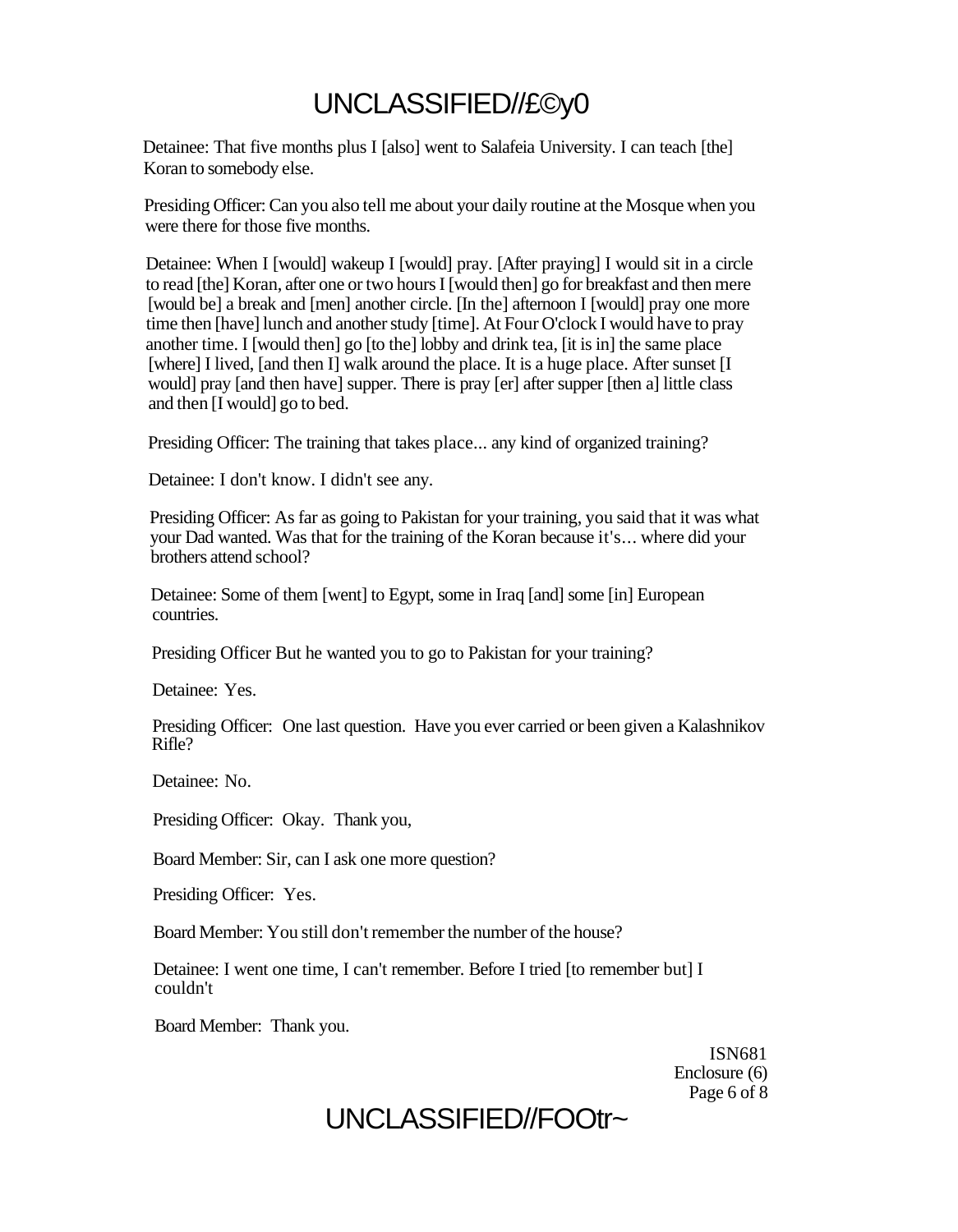Detainee: That five months plus I [also] went to Salafeia University. I can teach [the] Koran to somebody else.

Presiding Officer: Can you also tell me about your daily routine at the Mosque when you were there for those five months.

Detainee: When I [would] wakeup I [would] pray. [After praying] I would sit in a circle to read [the] Koran, after one or two hours I [would then] go for breakfast and then mere [would be] a break and [men] another circle. [In the] afternoon I [would] pray one more time then [have] lunch and another study [time]. At Four O'clock I would have to pray another time. I [would then] go [to the] lobby and drink tea, [it is in] the same place [where] I lived, [and then I] walk around the place. It is a huge place. After sunset [I would] pray [and then have] supper. There is pray [er] after supper [then a] little class and then [I would] go to bed.

Presiding Officer: The training that takes place... any kind of organized training?

Detainee: I don't know. I didn't see any.

Presiding Officer: As far as going to Pakistan for your training, you said that it was what your Dad wanted. Was that for the training of the Koran because it's... where did your brothers attend school?

Detainee: Some of them [went] to Egypt, some in Iraq [and] some [in] European countries.

Presiding Officer But he wanted you to go to Pakistan for your training?

Detainee: Yes.

Presiding Officer: One last question. Have you ever carried or been given a Kalashnikov Rifle?

Detainee: No.

Presiding Officer: Okay. Thank you,

Board Member: Sir, can I ask one more question?

Presiding Officer: Yes.

Board Member: You still don't remember the number of the house?

Detainee: I went one time, I can't remember. Before I tried [to remember but] I couldn't

Board Member: Thank you.

ISN681
Enclosure (6)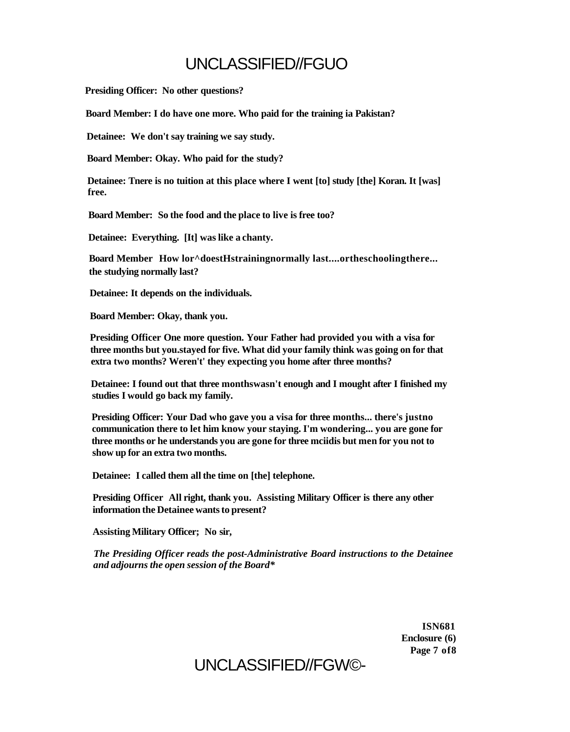**Presiding Officer: No other questions?**

**Board Member: I do have one more. Who paid for the training ia Pakistan?**

**Detainee: We don't say training we say study.**

**Board Member: Okay. Who paid for the study?**

**Detainee: Tnere is no tuition at this place where I went [to] study [the] Koran. It [was] free.**

**Board Member: So the food and the place to live is free too?**

**Detainee: Everything. [It] was like a chanty.**

**Board Member How lor^doestHstrainingnormally last....ortheschoolingthere... the studying normally last?**

**Detainee: It depends on the individuals.**

**Board Member: Okay, thank you.**

**Presiding Officer One more question. Your Father had provided you with a visa for three months but you.stayed for five. What did your family think was going on for that extra two months? Weren't' they expecting you home after three months?**

**Detainee: I found out that three monthswasn't enough and I mought after I finished my studies I would go back my family.**

**Presiding Officer: Your Dad who gave you a visa for three months... there's justno communication there to let him know your staying. I'm wondering... you are gone for three months or he understands you are gone for three mciidis but men for you not to show up for an extra two months.**

**Detainee: I called them all the time on [the] telephone.**

**Presiding Officer All right, thank you. Assisting Military Officer is there any other information the Detainee wants to present?**

**Assisting Military Officer; No sir,**

***The Presiding Officer reads the post-Administrative Board instructions to the Detainee and adjourns the open session of the Board****

**ISN681**
**Enclosure (6)**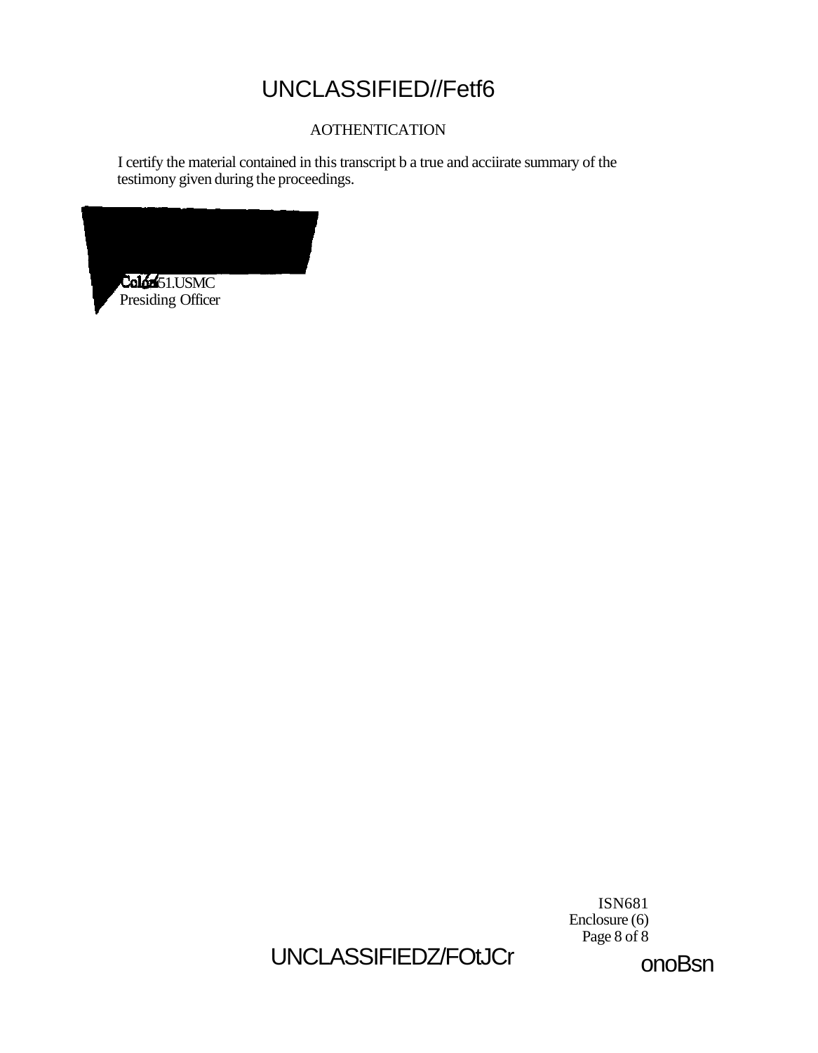AOTHENTICATION

I certify the material contained in this transcript b a true and acciirate summary of the testimony given during the proceedings.

Col6,51.USMC
Presiding Officer

ISN681
Enclosure (6)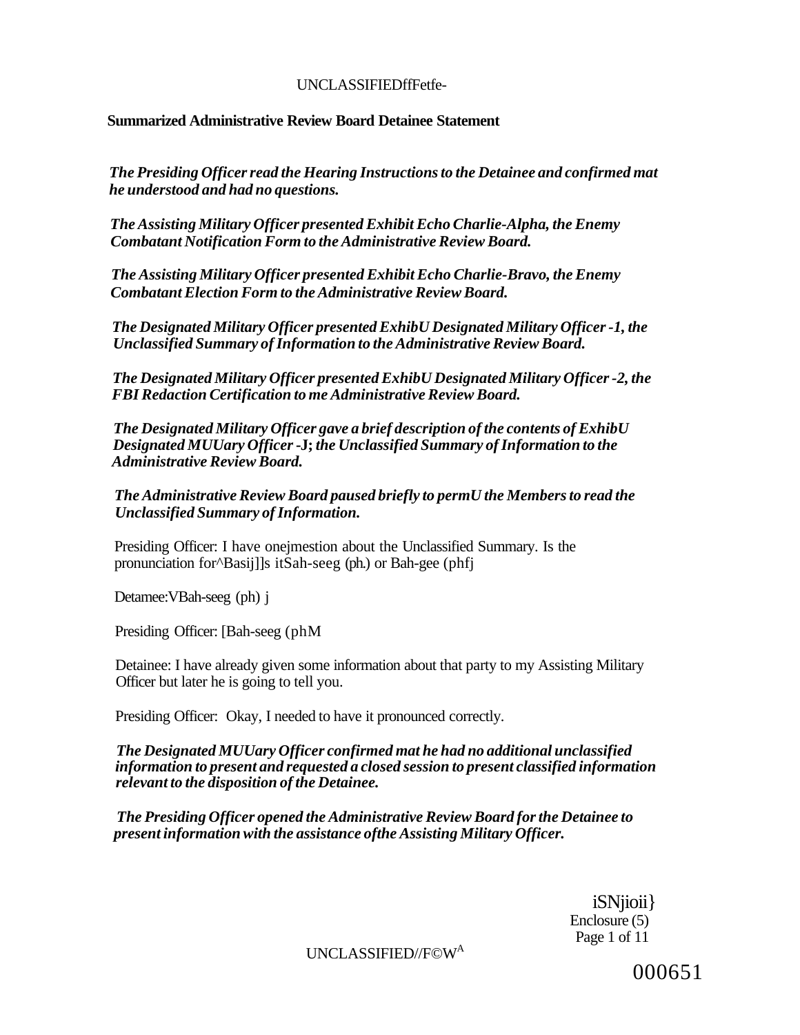UNCLASSIFIEDffFetfe-

**Summarized Administrative Review Board Detainee Statement**

*The Presiding Officer read the Hearing Instructions to the Detainee and confirmed mat he understood and had no questions.*

*The Assisting Military Officer presented Exhibit Echo Charlie-Alpha, the Enemy Combatant Notification Form to the Administrative Review Board.*

*The Assisting Military Officer presented Exhibit Echo Charlie-Bravo, the Enemy Combatant Election Form to the Administrative Review Board.*

*The Designated Military Officer presented ExhibU Designated Military Officer -1, the Unclassified Summary of Information to the Administrative Review Board.*

*The Designated Military Officer presented ExhibU Designated Military Officer -2, the FBI Redaction Certification to me Administrative Review Board.*

*The Designated Military Officer gave a brief description of the contents of ExhibU Designated MUUary Officer -J; the Unclassified Summary of Information to the Administrative Review Board.*

*The Administrative Review Board paused briefly to permU the Members to read the Unclassified Summary of Information.*

Presiding Officer: I have onejmestion about the Unclassified Summary. Is the pronunciation for^Basij]]s itSah-seeg (ph.) or Bah-gee (phfj

Detamee:VBah-seeg (ph) j

Presiding Officer: [Bah-seeg (phM

Detainee: I have already given some information about that party to my Assisting Military Officer but later he is going to tell you.

Presiding Officer: Okay, I needed to have it pronounced correctly.

*The Designated MUUary Officer confirmed mat he had no additional unclassified information to present and requested a closed session to present classified information relevant to the disposition of the Detainee.*

*The Presiding Officer opened the Administrative Review Board for the Detainee to present information with the assistance ofthe Assisting Military Officer.*

iSNjioii}
Enclosure (5)

UNCLASSIFIED//F©W^A

000651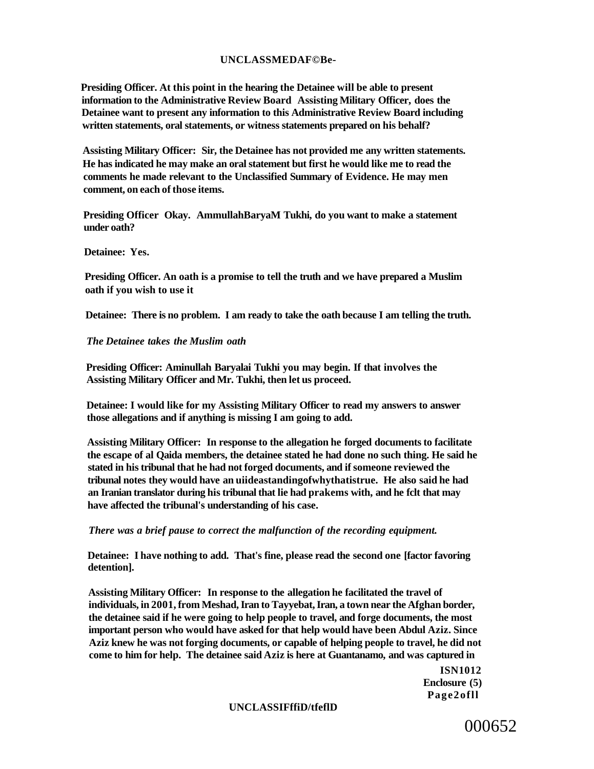**Presiding Officer. At this point in the hearing the Detainee will be able to present information to the Administrative Review Board Assisting Military Officer, does the Detainee want to present any information to this Administrative Review Board including written statements, oral statements, or witness statements prepared on his behalf?**

**Assisting Military Officer: Sir, the Detainee has not provided me any written statements. He has indicated he may make an oral statement but first he would like me to read the comments he made relevant to the Unclassified Summary of Evidence. He may men comment, on each of those items.**

**Presiding Officer Okay. AmmullahBaryaM Tukhi, do you want to make a statement under oath?**

**Detainee: Yes.**

**Presiding Officer. An oath is a promise to tell the truth and we have prepared a Muslim oath if you wish to use it**

**Detainee: There is no problem. I am ready to take the oath because I am telling the truth.**

***The Detainee takes the Muslim oath***

**Presiding Officer: Aminullah Baryalai Tukhi you may begin. If that involves the Assisting Military Officer and Mr. Tukhi, then let us proceed.**

**Detainee: I would like for my Assisting Military Officer to read my answers to answer those allegations and if anything is missing I am going to add.**

**Assisting Military Officer: In response to the allegation he forged documents to facilitate the escape of al Qaida members, the detainee stated he had done no such thing. He said he stated in his tribunal that he had not forged documents, and if someone reviewed the tribunal notes they would have an uiideastandingofwhythatistrue. He also said he had an Iranian translator during his tribunal that lie had prakems with, and he fclt that may have affected the tribunal's understanding of his case.**

***There was a brief pause to correct the malfunction of the recording equipment.***

**Detainee: I have nothing to add. That's fine, please read the second one [factor favoring detention].**

**Assisting Military Officer: In response to the allegation he facilitated the travel of individuals, in 2001, from Meshad, Iran to Tayyebat, Iran, a town near the Afghan border, the detainee said if he were going to help people to travel, and forge documents, the most important person who would have asked for that help would have been Abdul Aziz. Since Aziz knew he was not forging documents, or capable of helping people to travel, he did not come to him for help. The detainee said Aziz is here at Guantanamo, and was captured in**

**ISN1012**
**Enclosure (5)**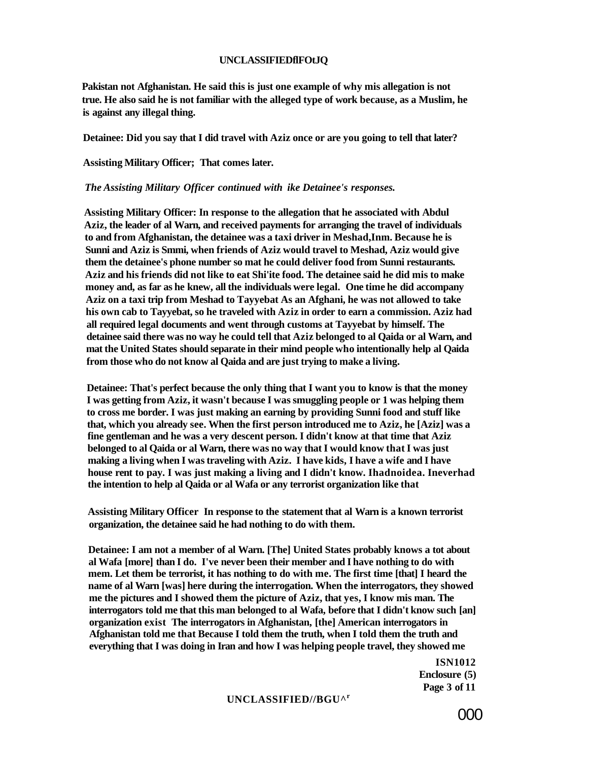Pakistan not Afghanistan. He said this is just one example of why mis allegation is not true. He also said he is not familiar with the alleged type of work because, as a Muslim, he is against any illegal thing.

Detainee: Did you say that I did travel with Aziz once or are you going to tell that later?

Assisting Military Officer; That comes later.

*The Assisting Military Officer continued with ike Detainee's responses.*

Assisting Military Officer: In response to the allegation that he associated with Abdul Aziz, the leader of al Warn, and received payments for arranging the travel of individuals to and from Afghanistan, the detainee was a taxi driver in Meshad,Inm. Because he is Sunni and Aziz is Smmi, when friends of Aziz would travel to Meshad, Aziz would give them the detainee's phone number so mat he could deliver food from Sunni restaurants. Aziz and his friends did not like to eat Shi'ite food. The detainee said he did mis to make money and, as far as he knew, all the individuals were legal. One time he did accompany Aziz on a taxi trip from Meshad to Tayyebat As an Afghani, he was not allowed to take his own cab to Tayyebat, so he traveled with Aziz in order to earn a commission. Aziz had all required legal documents and went through customs at Tayyebat by himself. The detainee said there was no way he could tell that Aziz belonged to al Qaida or al Warn, and mat the United States should separate in their mind people who intentionally help al Qaida from those who do not know al Qaida and are just trying to make a living.

Detainee: That's perfect because the only thing that I want you to know is that the money I was getting from Aziz, it wasn't because I was smuggling people or 1 was helping them to cross me border. I was just making an earning by providing Sunni food and stuff like that, which you already see. When the first person introduced me to Aziz, he [Aziz] was a fine gentleman and he was a very descent person. I didn't know at that time that Aziz belonged to al Qaida or al Warn, there was no way that I would know that I was just making a living when I was traveling with Aziz. I have kids, I have a wife and I have house rent to pay. I was just making a living and I didn't know. Ihadnoidea. Ineverhad the intention to help al Qaida or al Wafa or any terrorist organization like that

Assisting Military Officer In response to the statement that al Warn is a known terrorist organization, the detainee said he had nothing to do with them.

Detainee: I am not a member of al Warn. [The] United States probably knows a tot about al Wafa [more] than I do. I've never been their member and I have nothing to do with mem. Let them be terrorist, it has nothing to do with me. The first time [that] I heard the name of al Warn [was] here during the interrogation. When the interrogators, they showed me the pictures and I showed them the picture of Aziz, that yes, I know mis man. The interrogators told me that this man belonged to al Wafa, before that I didn't know such [an] organization exist The interrogators in Afghanistan, [the] American interrogators in Afghanistan told me that Because I told them the truth, when I told them the truth and everything that I was doing in Iran and how I was helping people travel, they showed me

ISN1012
Enclosure (5)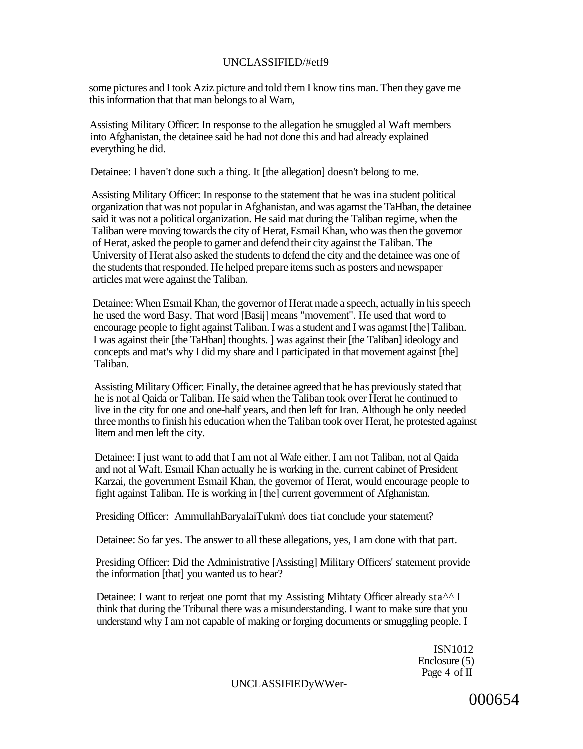some pictures and I took Aziz picture and told them I know tins man. Then they gave me this information that that man belongs to al Warn,

Assisting Military Officer: In response to the allegation he smuggled al Waft members into Afghanistan, the detainee said he had not done this and had already explained everything he did.

Detainee: I haven't done such a thing. It [the allegation] doesn't belong to me.

Assisting Military Officer: In response to the statement that he was ina student political organization that was not popular in Afghanistan, and was agamst the TaHban, the detainee said it was not a political organization. He said mat during the Taliban regime, when the Taliban were moving towards the city of Herat, Esmail Khan, who was then the governor of Herat, asked the people to gamer and defend their city against the Taliban. The University of Herat also asked the students to defend the city and the detainee was one of the students that responded. He helped prepare items such as posters and newspaper articles mat were against the Taliban.

Detainee: When Esmail Khan, the governor of Herat made a speech, actually in his speech he used the word Basy. That word [Basij] means "movement". He used that word to encourage people to fight against Taliban. I was a student and I was agamst [the] Taliban. I was against their [the TaHban] thoughts. ] was against their [the Taliban] ideology and concepts and mat's why I did my share and I participated in that movement against [the] Taliban.

Assisting Military Officer: Finally, the detainee agreed that he has previously stated that he is not al Qaida or Taliban. He said when the Taliban took over Herat he continued to live in the city for one and one-half years, and then left for Iran. Although he only needed three months to finish his education when the Taliban took over Herat, he protested against litem and men left the city.

Detainee: I just want to add that I am not al Wafe either. I am not Taliban, not al Qaida and not al Waft. Esmail Khan actually he is working in the. current cabinet of President Karzai, the government Esmail Khan, the governor of Herat, would encourage people to fight against Taliban. He is working in [the] current government of Afghanistan.

Presiding Officer: AmmullahBaryalaiTukm\ does tiat conclude your statement?

Detainee: So far yes. The answer to all these allegations, yes, I am done with that part.

Presiding Officer: Did the Administrative [Assisting] Military Officers' statement provide the information [that] you wanted us to hear?

Detainee: I want to rerjeat one pomt that my Assisting Mihtaty Officer already sta^^ I think that during the Tribunal there was a misunderstanding. I want to make sure that you understand why I am not capable of making or forging documents or smuggling people. I

ISN1012
Enclosure (5)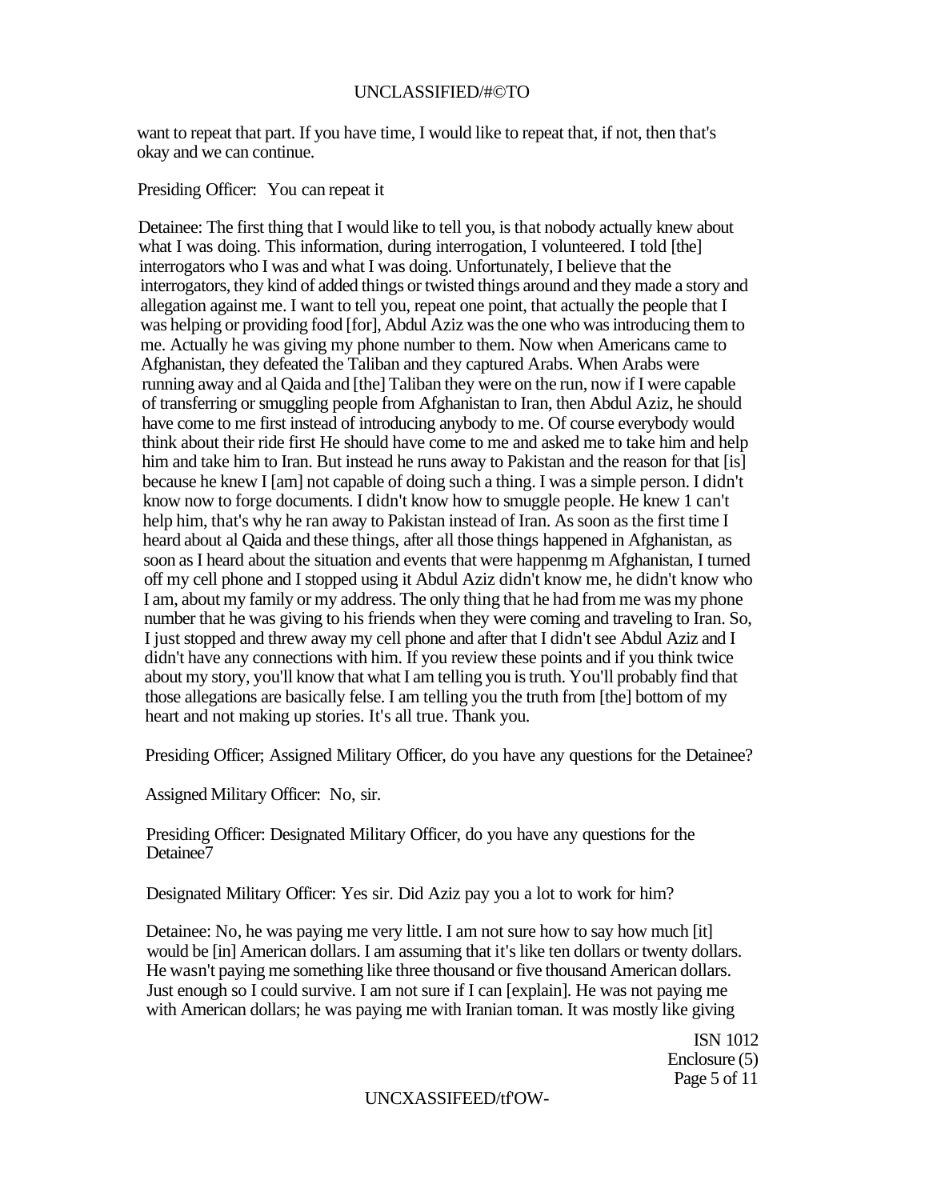want to repeat that part. If you have time, I would like to repeat that, if not, then that's okay and we can continue.

Presiding Officer: You can repeat it

Detainee: The first thing that I would like to tell you, is that nobody actually knew about what I was doing. This information, during interrogation, I volunteered. I told [the] interrogators who I was and what I was doing. Unfortunately, I believe that the interrogators, they kind of added things or twisted things around and they made a story and allegation against me. I want to tell you, repeat one point, that actually the people that I was helping or providing food [for], Abdul Aziz was the one who was introducing them to me. Actually he was giving my phone number to them. Now when Americans came to Afghanistan, they defeated the Taliban and they captured Arabs. When Arabs were running away and al Qaida and [the] Taliban they were on the run, now if I were capable of transferring or smuggling people from Afghanistan to Iran, then Abdul Aziz, he should have come to me first instead of introducing anybody to me. Of course everybody would think about their ride first He should have come to me and asked me to take him and help him and take him to Iran. But instead he runs away to Pakistan and the reason for that [is] because he knew I [am] not capable of doing such a thing. I was a simple person. I didn't know now to forge documents. I didn't know how to smuggle people. He knew 1 can't help him, that's why he ran away to Pakistan instead of Iran. As soon as the first time I heard about al Qaida and these things, after all those things happened in Afghanistan, as soon as I heard about the situation and events that were happenmg m Afghanistan, I turned off my cell phone and I stopped using it Abdul Aziz didn't know me, he didn't know who I am, about my family or my address. The only thing that he had from me was my phone number that he was giving to his friends when they were coming and traveling to Iran. So, I just stopped and threw away my cell phone and after that I didn't see Abdul Aziz and I didn't have any connections with him. If you review these points and if you think twice about my story, you'll know that what I am telling you is truth. You'll probably find that those allegations are basically felse. I am telling you the truth from [the] bottom of my heart and not making up stories. It's all true. Thank you.

Presiding Officer; Assigned Military Officer, do you have any questions for the Detainee?

Assigned Military Officer: No, sir.

Presiding Officer: Designated Military Officer, do you have any questions for the Detainee7

Designated Military Officer: Yes sir. Did Aziz pay you a lot to work for him?

Detainee: No, he was paying me very little. I am not sure how to say how much [it] would be [in] American dollars. I am assuming that it's like ten dollars or twenty dollars. He wasn't paying me something like three thousand or five thousand American dollars. Just enough so I could survive. I am not sure if I can [explain]. He was not paying me with American dollars; he was paying me with Iranian toman. It was mostly like giving

ISN 1012
Enclosure (5)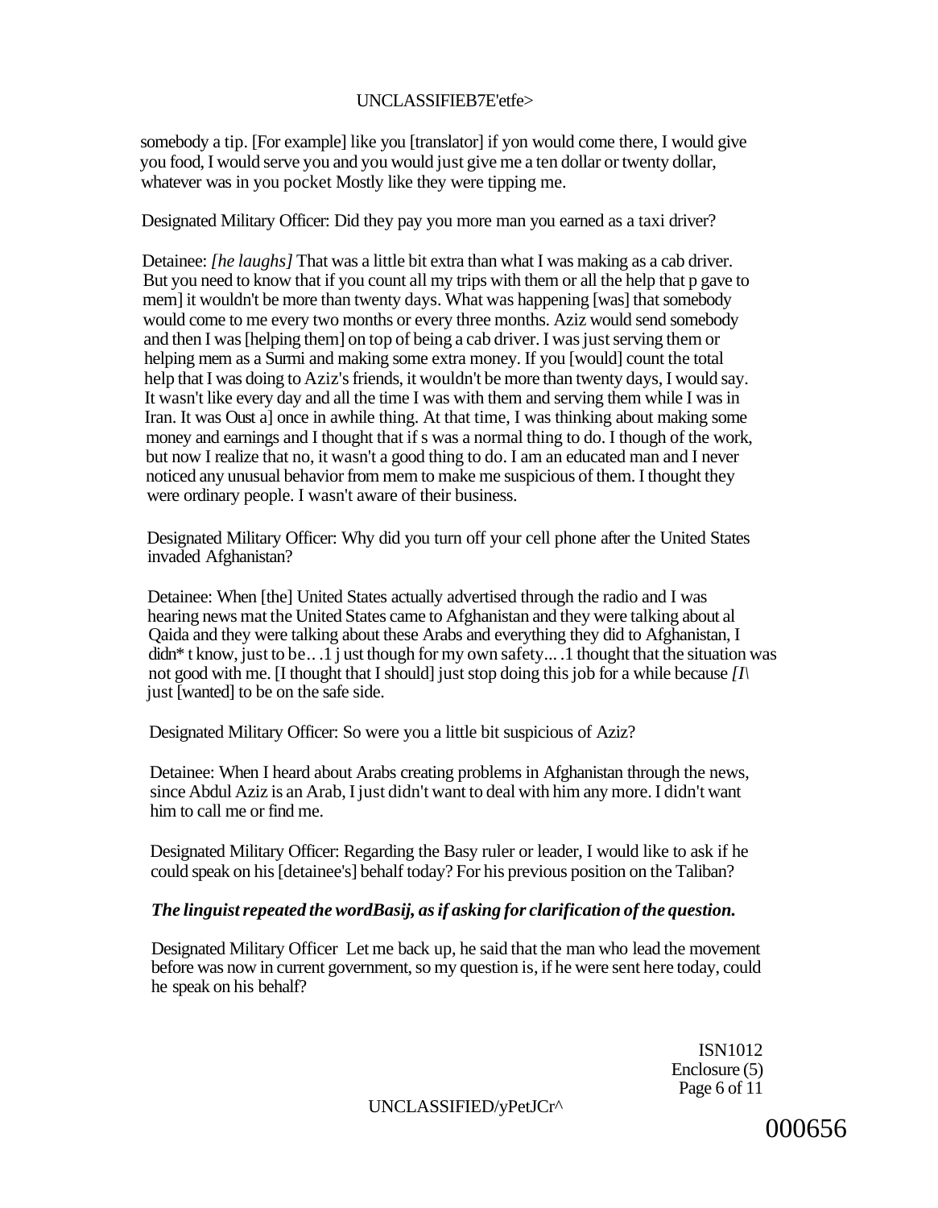somebody a tip. [For example] like you [translator] if yon would come there, I would give you food, I would serve you and you would just give me a ten dollar or twenty dollar, whatever was in you pocket Mostly like they were tipping me.

Designated Military Officer: Did they pay you more man you earned as a taxi driver?

Detainee: *[he laughs]* That was a little bit extra than what I was making as a cab driver. But you need to know that if you count all my trips with them or all the help that p gave to mem] it wouldn't be more than twenty days. What was happening [was] that somebody would come to me every two months or every three months. Aziz would send somebody and then I was [helping them] on top of being a cab driver. I was just serving them or helping mem as a Surmi and making some extra money. If you [would] count the total help that I was doing to Aziz's friends, it wouldn't be more than twenty days, I would say. It wasn't like every day and all the time I was with them and serving them while I was in Iran. It was Oust a] once in awhile thing. At that time, I was thinking about making some money and earnings and I thought that if s was a normal thing to do. I though of the work, but now I realize that no, it wasn't a good thing to do. I am an educated man and I never noticed any unusual behavior from mem to make me suspicious of them. I thought they were ordinary people. I wasn't aware of their business.

Designated Military Officer: Why did you turn off your cell phone after the United States invaded Afghanistan?

Detainee: When [the] United States actually advertised through the radio and I was hearing news mat the United States came to Afghanistan and they were talking about al Qaida and they were talking about these Arabs and everything they did to Afghanistan, I didn* t know, just to be.. .1 j ust though for my own safety... .1 thought that the situation was not good with me. [I thought that I should] just stop doing this job for a while because *[I\* just [wanted] to be on the safe side.

Designated Military Officer: So were you a little bit suspicious of Aziz?

Detainee: When I heard about Arabs creating problems in Afghanistan through the news, since Abdul Aziz is an Arab, I just didn't want to deal with him any more. I didn't want him to call me or find me.

Designated Military Officer: Regarding the Basy ruler or leader, I would like to ask if he could speak on his [detainee's] behalf today? For his previous position on the Taliban?

***The linguist repeated the wordBasij, as if asking for clarification of the question.***

Designated Military Officer Let me back up, he said that the man who lead the movement before was now in current government, so my question is, if he were sent here today, could he speak on his behalf?

ISN1012
Enclosure (5)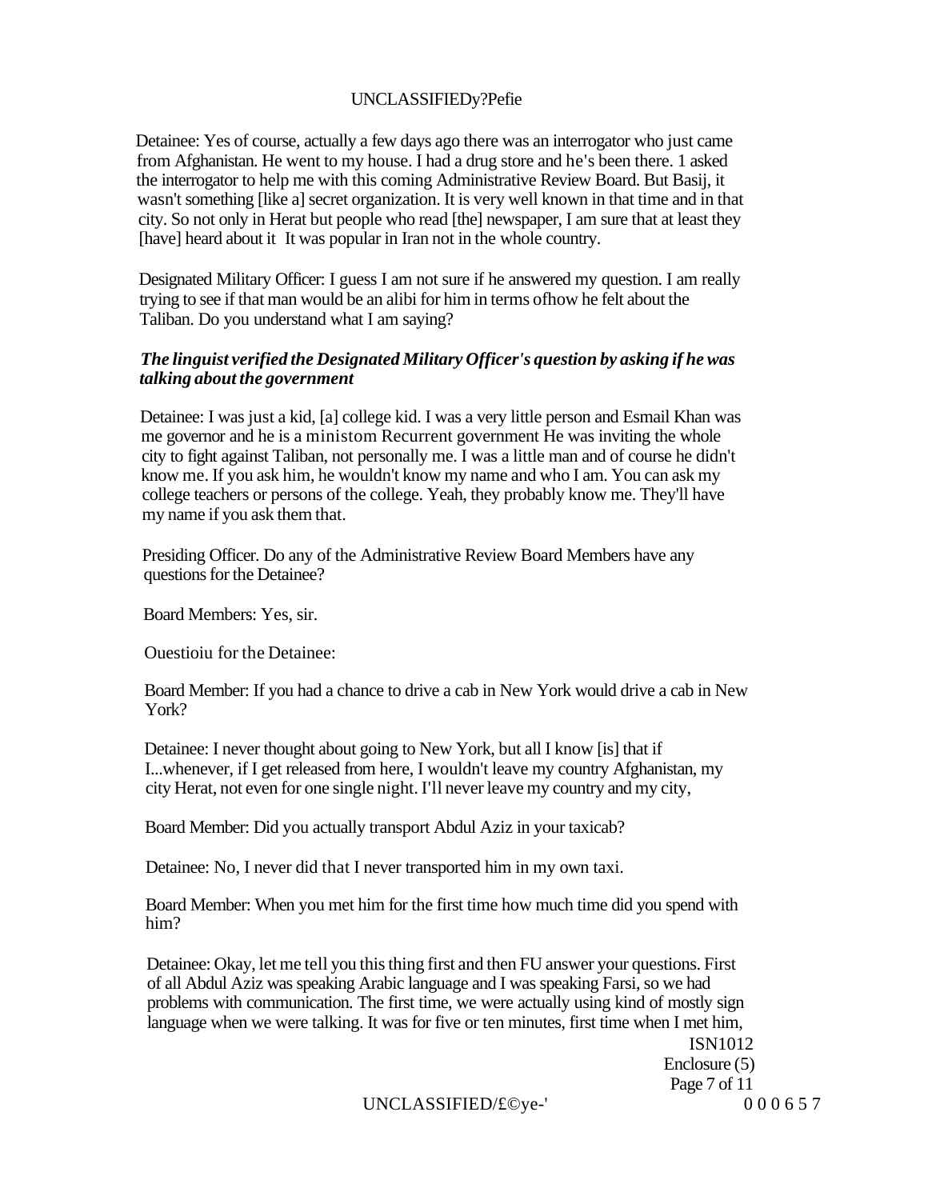Detainee: Yes of course, actually a few days ago there was an interrogator who just came from Afghanistan. He went to my house. I had a drug store and he's been there. 1 asked the interrogator to help me with this coming Administrative Review Board. But Basij, it wasn't something [like a] secret organization. It is very well known in that time and in that city. So not only in Herat but people who read [the] newspaper, I am sure that at least they [have] heard about it It was popular in Iran not in the whole country.

Designated Military Officer: I guess I am not sure if he answered my question. I am really trying to see if that man would be an alibi for him in terms ofhow he felt about the Taliban. Do you understand what I am saying?

***The linguist verified the Designated Military Officer's question by asking if he was talking about the government***

Detainee: I was just a kid, [a] college kid. I was a very little person and Esmail Khan was me governor and he is a ministom Recurrent government He was inviting the whole city to fight against Taliban, not personally me. I was a little man and of course he didn't know me. If you ask him, he wouldn't know my name and who I am. You can ask my college teachers or persons of the college. Yeah, they probably know me. They'll have my name if you ask them that.

Presiding Officer. Do any of the Administrative Review Board Members have any questions for the Detainee?

Board Members: Yes, sir.

Ouestioiu for the Detainee:

Board Member: If you had a chance to drive a cab in New York would drive a cab in New York?

Detainee: I never thought about going to New York, but all I know [is] that if I...whenever, if I get released from here, I wouldn't leave my country Afghanistan, my city Herat, not even for one single night. I'll never leave my country and my city,

Board Member: Did you actually transport Abdul Aziz in your taxicab?

Detainee: No, I never did that I never transported him in my own taxi.

Board Member: When you met him for the first time how much time did you spend with him?

Detainee: Okay, let me tell you this thing first and then FU answer your questions. First of all Abdul Aziz was speaking Arabic language and I was speaking Farsi, so we had problems with communication. The first time, we were actually using kind of mostly sign language when we were talking. It was for five or ten minutes, first time when I met him,

ISN1012
Enclosure (5)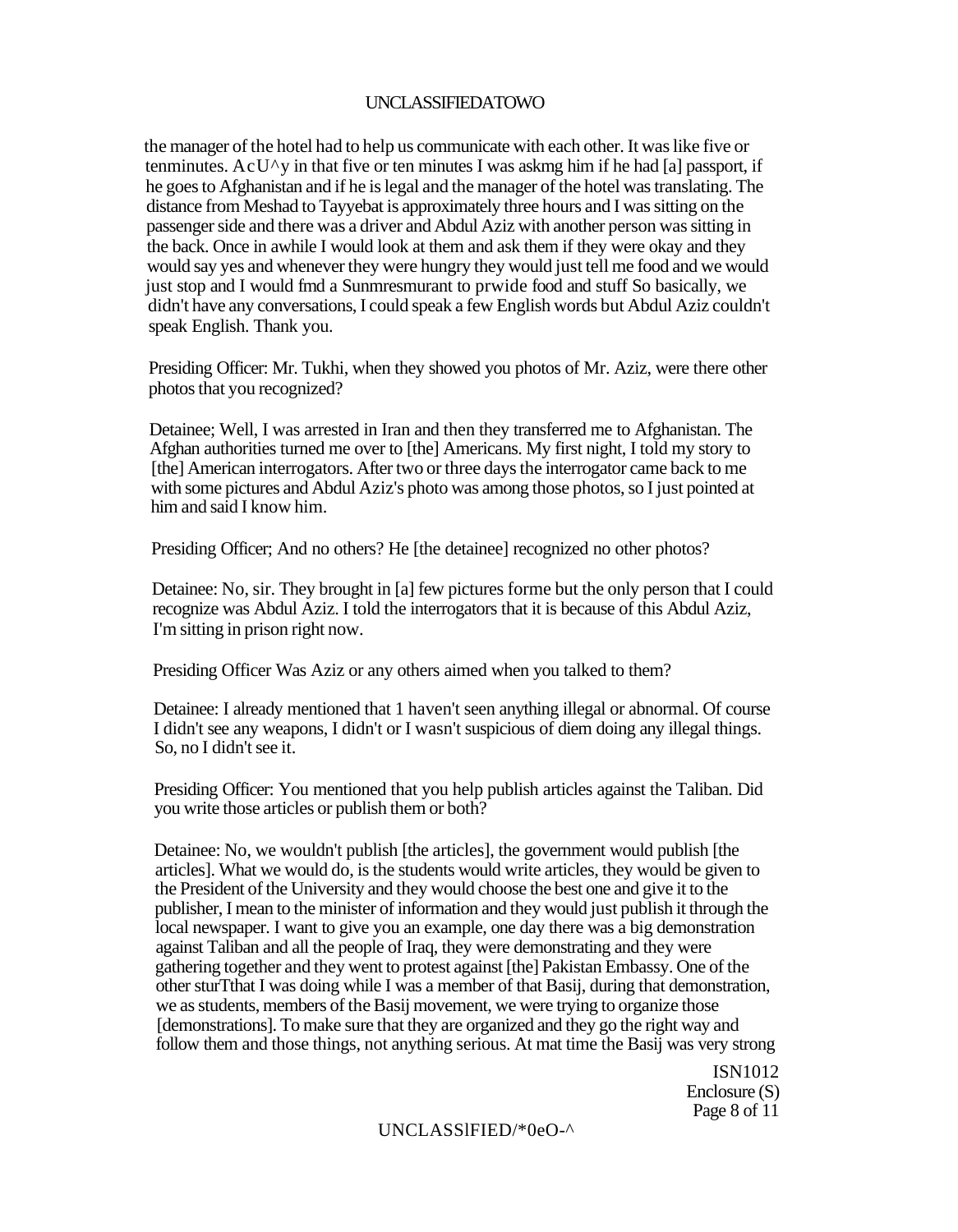the manager of the hotel had to help us communicate with each other. It was like five or tenminutes. AcU^y in that five or ten minutes I was askmg him if he had [a] passport, if he goes to Afghanistan and if he is legal and the manager of the hotel was translating. The distance from Meshad to Tayyebat is approximately three hours and I was sitting on the passenger side and there was a driver and Abdul Aziz with another person was sitting in the back. Once in awhile I would look at them and ask them if they were okay and they would say yes and whenever they were hungry they would just tell me food and we would just stop and I would fmd a Sunmresmurant to prwide food and stuff So basically, we didn't have any conversations, I could speak a few English words but Abdul Aziz couldn't speak English. Thank you.

Presiding Officer: Mr. Tukhi, when they showed you photos of Mr. Aziz, were there other photos that you recognized?

Detainee; Well, I was arrested in Iran and then they transferred me to Afghanistan. The Afghan authorities turned me over to [the] Americans. My first night, I told my story to [the] American interrogators. After two or three days the interrogator came back to me with some pictures and Abdul Aziz's photo was among those photos, so I just pointed at him and said I know him.

Presiding Officer; And no others? He [the detainee] recognized no other photos?

Detainee: No, sir. They brought in [a] few pictures forme but the only person that I could recognize was Abdul Aziz. I told the interrogators that it is because of this Abdul Aziz, I'm sitting in prison right now.

Presiding Officer Was Aziz or any others aimed when you talked to them?

Detainee: I already mentioned that 1 haven't seen anything illegal or abnormal. Of course I didn't see any weapons, I didn't or I wasn't suspicious of diem doing any illegal things. So, no I didn't see it.

Presiding Officer: You mentioned that you help publish articles against the Taliban. Did you write those articles or publish them or both?

Detainee: No, we wouldn't publish [the articles], the government would publish [the articles]. What we would do, is the students would write articles, they would be given to the President of the University and they would choose the best one and give it to the publisher, I mean to the minister of information and they would just publish it through the local newspaper. I want to give you an example, one day there was a big demonstration against Taliban and all the people of Iraq, they were demonstrating and they were gathering together and they went to protest against [the] Pakistan Embassy. One of the other sturTthat I was doing while I was a member of that Basij, during that demonstration, we as students, members of the Basij movement, we were trying to organize those [demonstrations]. To make sure that they are organized and they go the right way and follow them and those things, not anything serious. At mat time the Basij was very strong

ISN1012
Enclosure (S)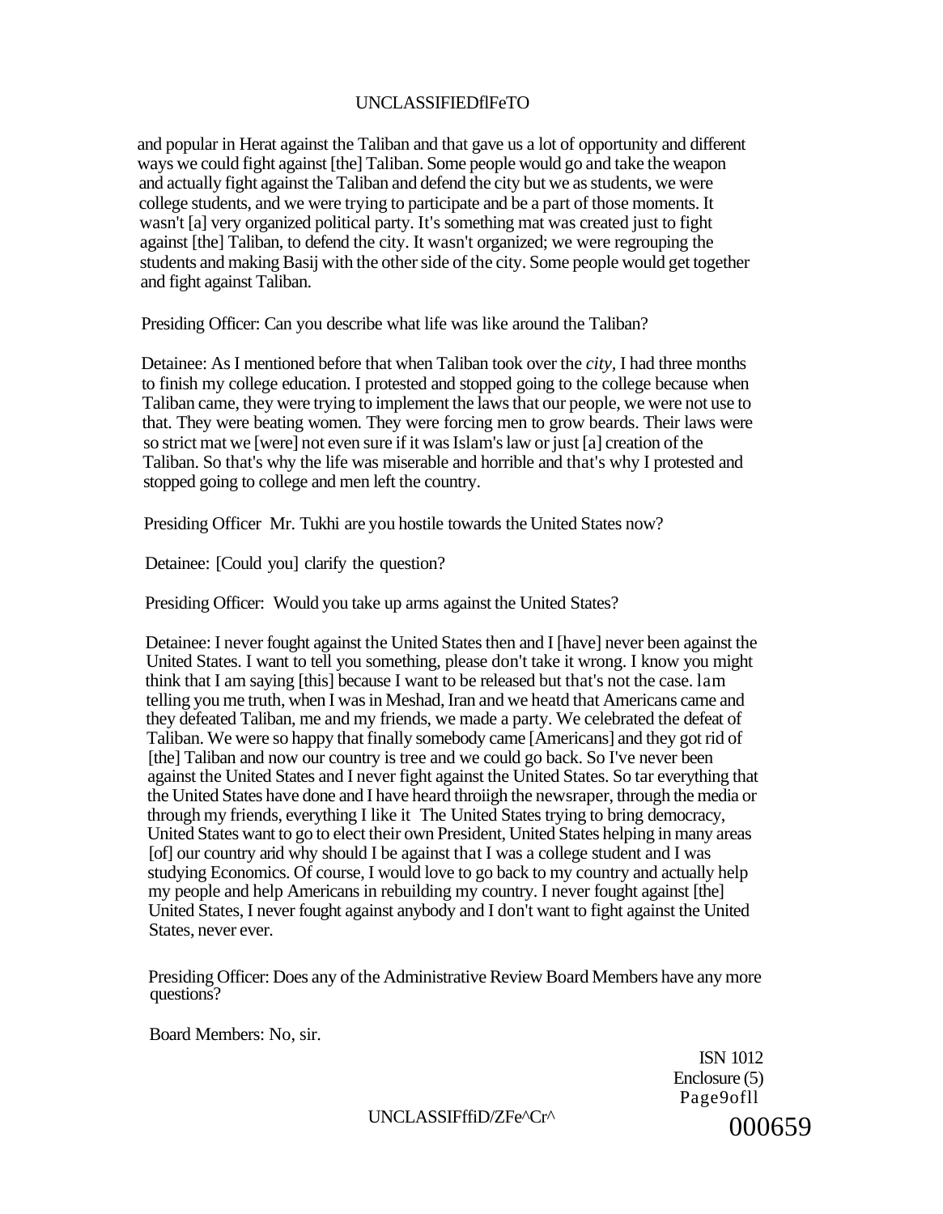and popular in Herat against the Taliban and that gave us a lot of opportunity and different ways we could fight against [the] Taliban. Some people would go and take the weapon and actually fight against the Taliban and defend the city but we as students, we were college students, and we were trying to participate and be a part of those moments. It wasn't [a] very organized political party. It's something mat was created just to fight against [the] Taliban, to defend the city. It wasn't organized; we were regrouping the students and making Basij with the other side of the city. Some people would get together and fight against Taliban.

Presiding Officer: Can you describe what life was like around the Taliban?

Detainee: As I mentioned before that when Taliban took over the *city*, I had three months to finish my college education. I protested and stopped going to the college because when Taliban came, they were trying to implement the laws that our people, we were not use to that. They were beating women. They were forcing men to grow beards. Their laws were so strict mat we [were] not even sure if it was Islam's law or just [a] creation of the Taliban. So that's why the life was miserable and horrible and that's why I protested and stopped going to college and men left the country.

Presiding Officer Mr. Tukhi are you hostile towards the United States now?

Detainee: [Could you] clarify the question?

Presiding Officer: Would you take up arms against the United States?

Detainee: I never fought against the United States then and I [have] never been against the United States. I want to tell you something, please don't take it wrong. I know you might think that I am saying [this] because I want to be released but that's not the case. lam telling you me truth, when I was in Meshad, Iran and we heatd that Americans came and they defeated Taliban, me and my friends, we made a party. We celebrated the defeat of Taliban. We were so happy that finally somebody came [Americans] and they got rid of [the] Taliban and now our country is tree and we could go back. So I've never been against the United States and I never fight against the United States. So tar everything that the United States have done and I have heard throiigh the newsraper, through the media or through my friends, everything I like it The United States trying to bring democracy, United States want to go to elect their own President, United States helping in many areas [of] our country arid why should I be against that I was a college student and I was studying Economics. Of course, I would love to go back to my country and actually help my people and help Americans in rebuilding my country. I never fought against [the] United States, I never fought against anybody and I don't want to fight against the United States, never ever.

Presiding Officer: Does any of the Administrative Review Board Members have any more questions?

Board Members: No, sir.

ISN 1012
Enclosure (5)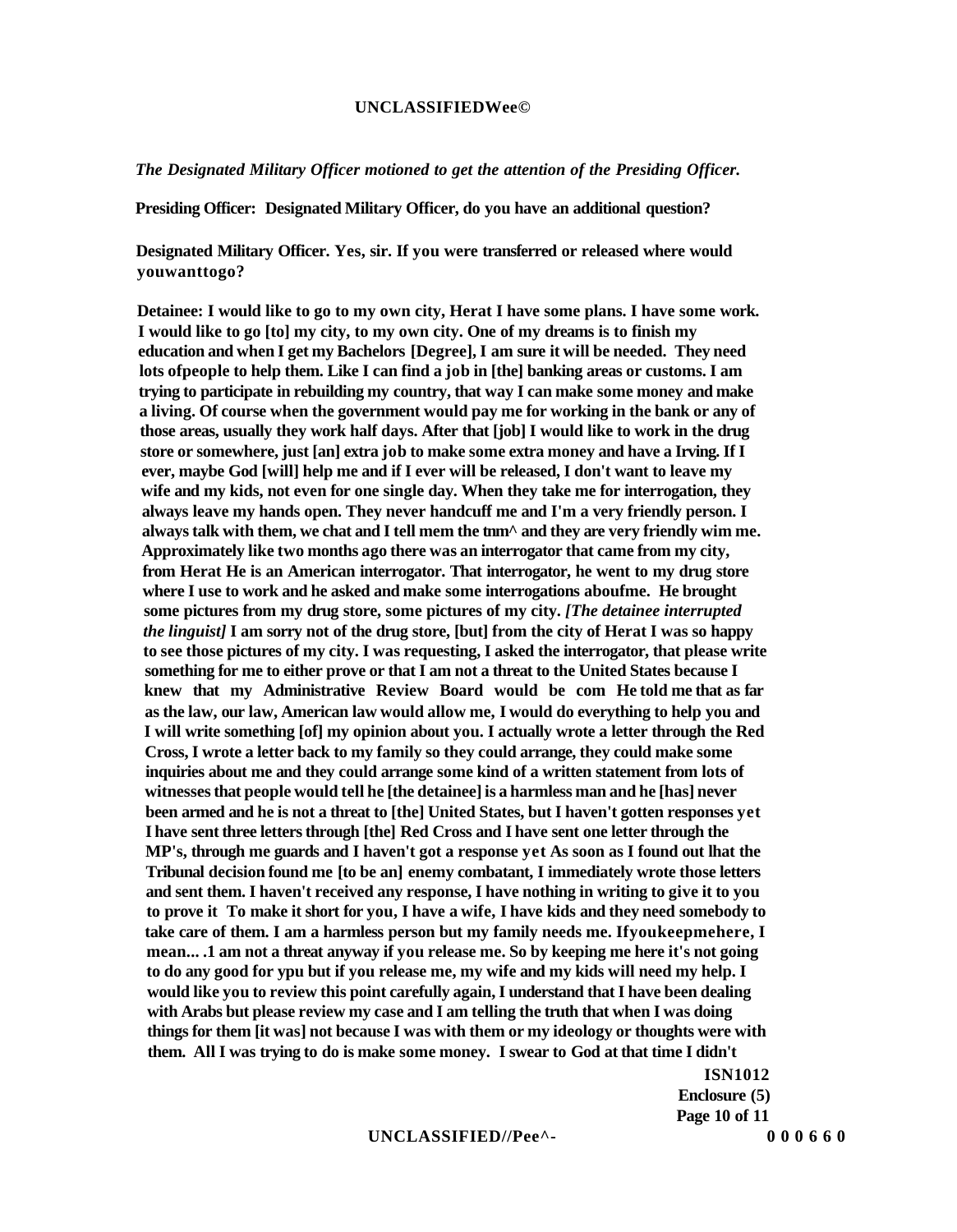*The Designated Military Officer motioned to get the attention of the Presiding Officer.*

**Presiding Officer: Designated Military Officer, do you have an additional question?**

**Designated Military Officer. Yes, sir. If you were transferred or released where would youwanttogo?**

**Detainee: I would like to go to my own city, Herat I have some plans. I have some work. I would like to go [to] my city, to my own city. One of my dreams is to finish my education and when I get my Bachelors [Degree], I am sure it will be needed. They need lots ofpeople to help them. Like I can find a job in [the] banking areas or customs. I am trying to participate in rebuilding my country, that way I can make some money and make a living. Of course when the government would pay me for working in the bank or any of those areas, usually they work half days. After that [job] I would like to work in the drug store or somewhere, just [an] extra job to make some extra money and have a Irving. If I ever, maybe God [will] help me and if I ever will be released, I don't want to leave my wife and my kids, not even for one single day. When they take me for interrogation, they always leave my hands open. They never handcuff me and I'm a very friendly person. I always talk with them, we chat and I tell mem the tnm^ and they are very friendly wim me. Approximately like two months ago there was an interrogator that came from my city, from Herat He is an American interrogator. That interrogator, he went to my drug store where I use to work and he asked and make some interrogations aboufme. He brought some pictures from my drug store, some pictures of my city.** ***[The detainee interrupted the linguist]*** **I am sorry not of the drug store, [but] from the city of Herat I was so happy to see those pictures of my city. I was requesting, I asked the interrogator, that please write something for me to either prove or that I am not a threat to the United States because I knew that my Administrative Review Board would be com He told me that as far as the law, our law, American law would allow me, I would do everything to help you and I will write something [of] my opinion about you. I actually wrote a letter through the Red Cross, I wrote a letter back to my family so they could arrange, they could make some inquiries about me and they could arrange some kind of a written statement from lots of witnesses that people would tell he [the detainee] is a harmless man and he [has] never been armed and he is not a threat to [the] United States, but I haven't gotten responses yet I have sent three letters through [the] Red Cross and I have sent one letter through the MP's, through me guards and I haven't got a response yet As soon as I found out lhat the Tribunal decision found me [to be an] enemy combatant, I immediately wrote those letters and sent them. I haven't received any response, I have nothing in writing to give it to you to prove it To make it short for you, I have a wife, I have kids and they need somebody to take care of them. I am a harmless person but my family needs me. Ifyoukeepmehere, I mean... .1 am not a threat anyway if you release me. So by keeping me here it's not going to do any good for ypu but if you release me, my wife and my kids will need my help. I would like you to review this point carefully again, I understand that I have been dealing with Arabs but please review my case and I am telling the truth that when I was doing things for them [it was] not because I was with them or my ideology or thoughts were with them. All I was trying to do is make some money. I swear to God at that time I didn't**

**ISN1012**
**Enclosure (5)**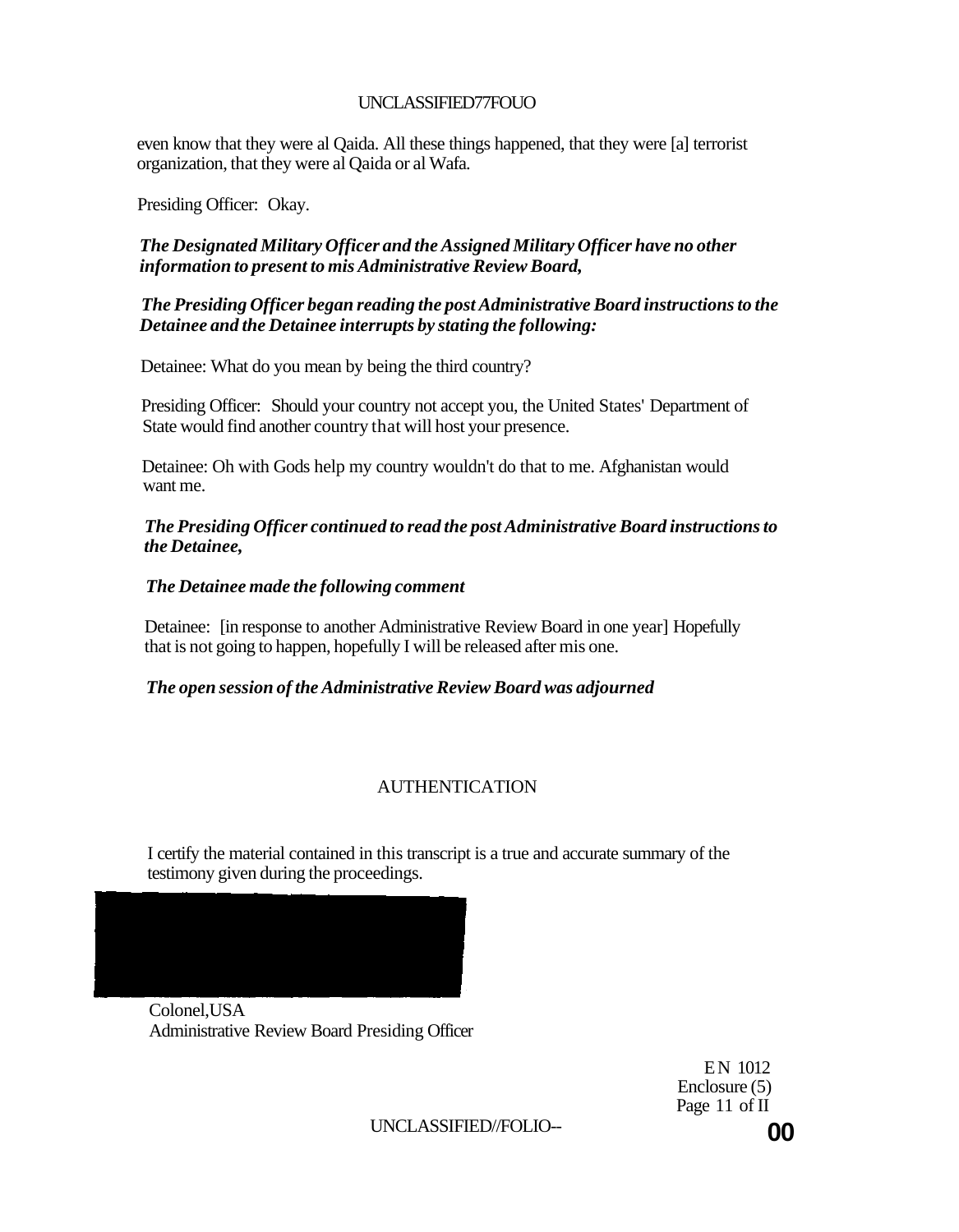even know that they were al Qaida. All these things happened, that they were [a] terrorist organization, that they were al Qaida or al Wafa.

Presiding Officer: Okay.

***The Designated Military Officer and the Assigned Military Officer have no other information to present to mis Administrative Review Board,***

***The Presiding Officer began reading the post Administrative Board instructions to the Detainee and the Detainee interrupts by stating the following:***

Detainee: What do you mean by being the third country?

Presiding Officer: Should your country not accept you, the United States' Department of State would find another country that will host your presence.

Detainee: Oh with Gods help my country wouldn't do that to me. Afghanistan would want me.

***The Presiding Officer continued to read the post Administrative Board instructions to the Detainee,***

***The Detainee made the following comment***

Detainee: [in response to another Administrative Review Board in one year] Hopefully that is not going to happen, hopefully I will be released after mis one.

***The open session of the Administrative Review Board was adjourned***

AUTHENTICATION

I certify the material contained in this transcript is a true and accurate summary of the testimony given during the proceedings.

Colonel,USA
Administrative Review Board Presiding Officer

EN 1012
Enclosure (5)
Page 11 of II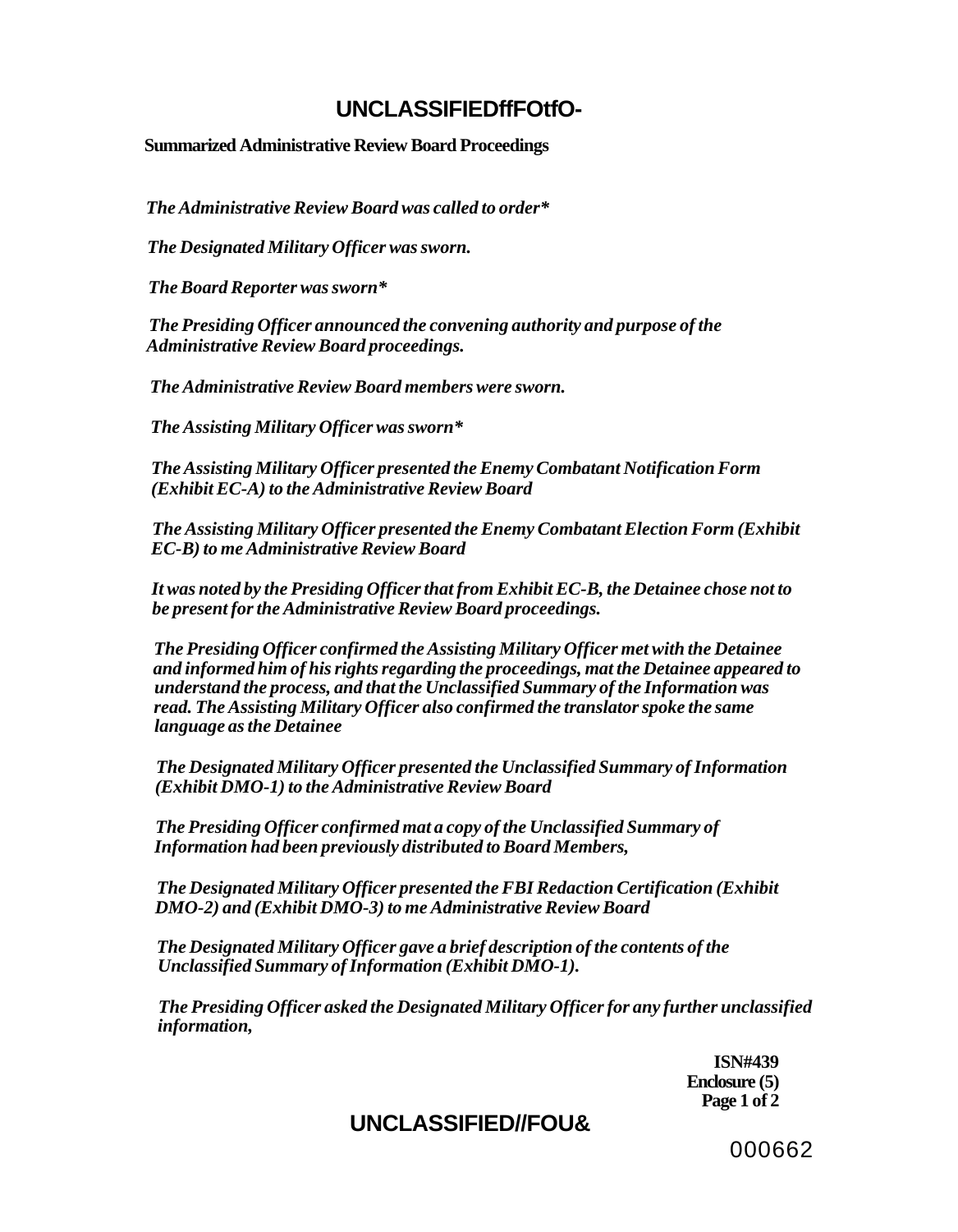**Summarized Administrative Review Board Proceedings**

*The Administrative Review Board was called to order**

*The Designated Military Officer was sworn.*

*The Board Reporter was sworn**

*The Presiding Officer announced the convening authority and purpose of the Administrative Review Board proceedings.*

*The Administrative Review Board members were sworn.*

*The Assisting Military Officer was sworn**

*The Assisting Military Officer presented the Enemy Combatant Notification Form (Exhibit EC-A) to the Administrative Review Board*

*The Assisting Military Officer presented the Enemy Combatant Election Form (Exhibit EC-B) to me Administrative Review Board*

*It was noted by the Presiding Officer that from Exhibit EC-B, the Detainee chose not to be present for the Administrative Review Board proceedings.*

*The Presiding Officer confirmed the Assisting Military Officer met with the Detainee and informed him of his rights regarding the proceedings, mat the Detainee appeared to understand the process, and that the Unclassified Summary of the Information was read. The Assisting Military Officer also confirmed the translator spoke the same language as the Detainee*

*The Designated Military Officer presented the Unclassified Summary of Information (Exhibit DMO-1) to the Administrative Review Board*

*The Presiding Officer confirmed mat a copy of the Unclassified Summary of Information had been previously distributed to Board Members,*

*The Designated Military Officer presented the FBI Redaction Certification (Exhibit DMO-2) and (Exhibit DMO-3) to me Administrative Review Board*

*The Designated Military Officer gave a brief description of the contents of the Unclassified Summary of Information (Exhibit DMO-1).*

*The Presiding Officer asked the Designated Military Officer for any further unclassified information,*

**ISN#439**
**Enclosure (5)**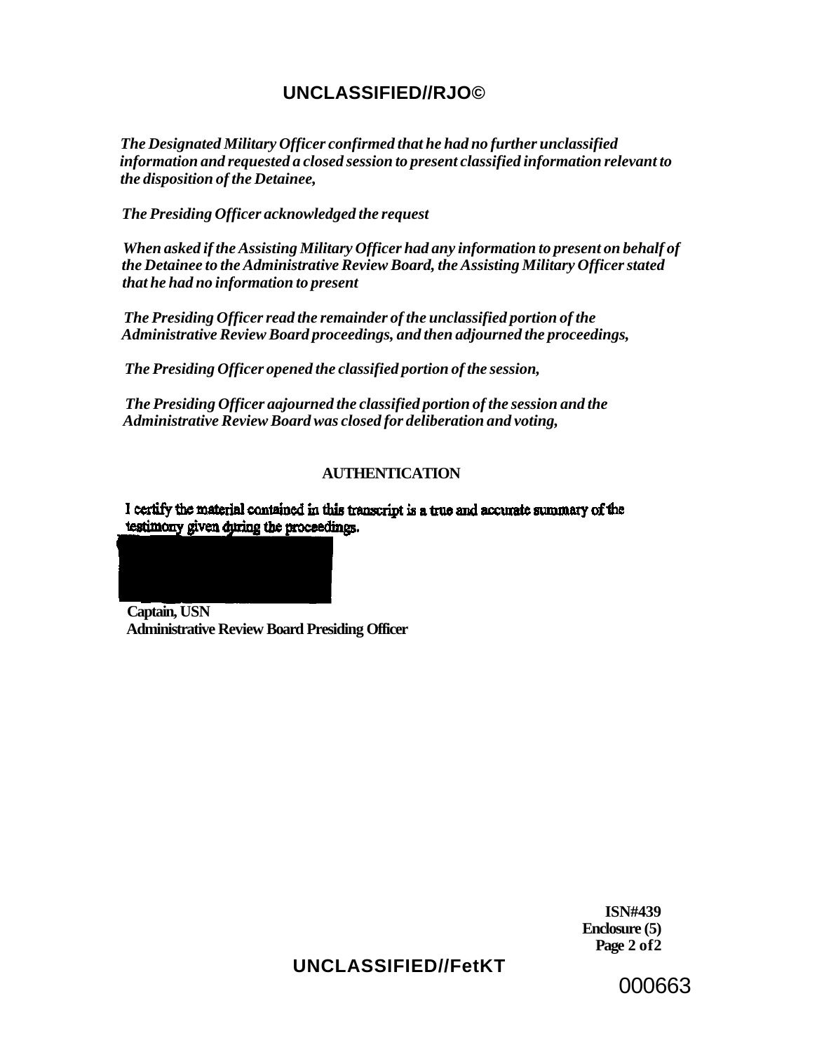*The Designated Military Officer confirmed that he had no further unclassified information and requested a closed session to present classified information relevant to the disposition of the Detainee,*

*The Presiding Officer acknowledged the request*

*When asked if the Assisting Military Officer had any information to present on behalf of the Detainee to the Administrative Review Board, the Assisting Military Officer stated that he had no information to present*

*The Presiding Officer read the remainder of the unclassified portion of the Administrative Review Board proceedings, and then adjourned the proceedings,*

*The Presiding Officer opened the classified portion of the session,*

*The Presiding Officer aajourned the classified portion of the session and the Administrative Review Board was closed for deliberation and voting,*

## AUTHENTICATION

I certify the material contained in this transcript is a true and accurate summary of the testimony given during the proceedings.

**Captain, USN**
**Administrative Review Board Presiding Officer**

**ISN#439**
**Enclosure (5)**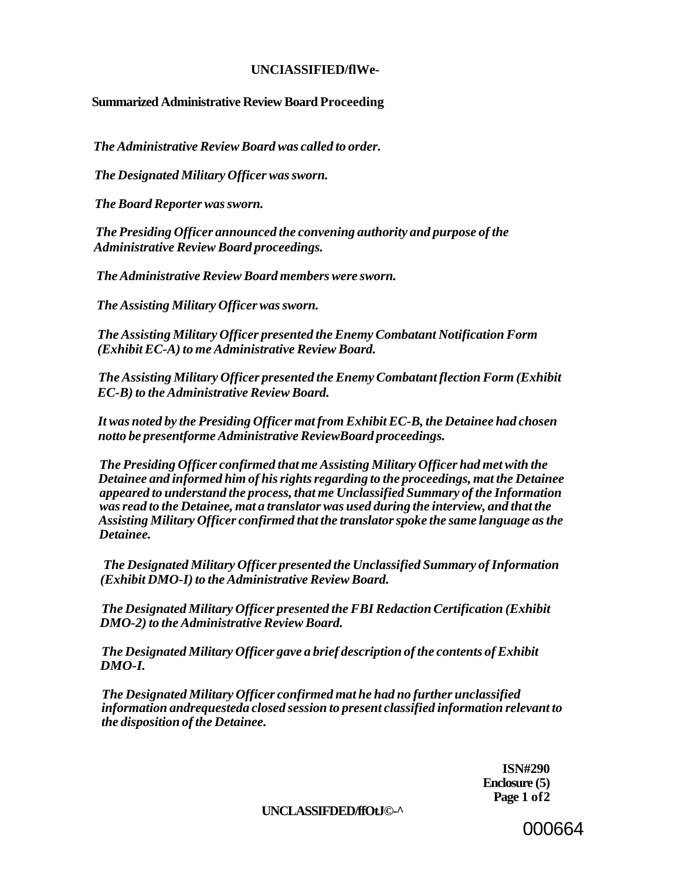**Summarized Administrative Review Board Proceeding**

*The Administrative Review Board was called to order.*

*The Designated Military Officer was sworn.*

*The Board Reporter was sworn.*

*The Presiding Officer announced the convening authority and purpose of the Administrative Review Board proceedings.*

*The Administrative Review Board members were sworn.*

*The Assisting Military Officer was sworn.*

*The Assisting Military Officer presented the Enemy Combatant Notification Form (Exhibit EC-A) to me Administrative Review Board.*

*The Assisting Military Officer presented the Enemy Combatant flection Form (Exhibit EC-B) to the Administrative Review Board.*

*It was noted by the Presiding Officer mat from Exhibit EC-B, the Detainee had chosen notto be presentforme Administrative ReviewBoard proceedings.*

*The Presiding Officer confirmed that me Assisting Military Officer had met with the Detainee and informed him of his rights regarding to the proceedings, mat the Detainee appeared to understand the process, that me Unclassified Summary of the Information was read to the Detainee, mat a translator was used during the interview, and that the Assisting Military Officer confirmed that the translator spoke the same language as the Detainee.*

*The Designated Military Officer presented the Unclassified Summary of Information (Exhibit DMO-I) to the Administrative Review Board.*

*The Designated Military Officer presented the FBI Redaction Certification (Exhibit DMO-2) to the Administrative Review Board.*

*The Designated Military Officer gave a brief description of the contents of Exhibit DMO-I.*

*The Designated Military Officer confirmed mat he had no further unclassified information andrequesteda closed session to present classified information relevant to the disposition of the Detainee.*

**ISN#290**
**Enclosure (5)**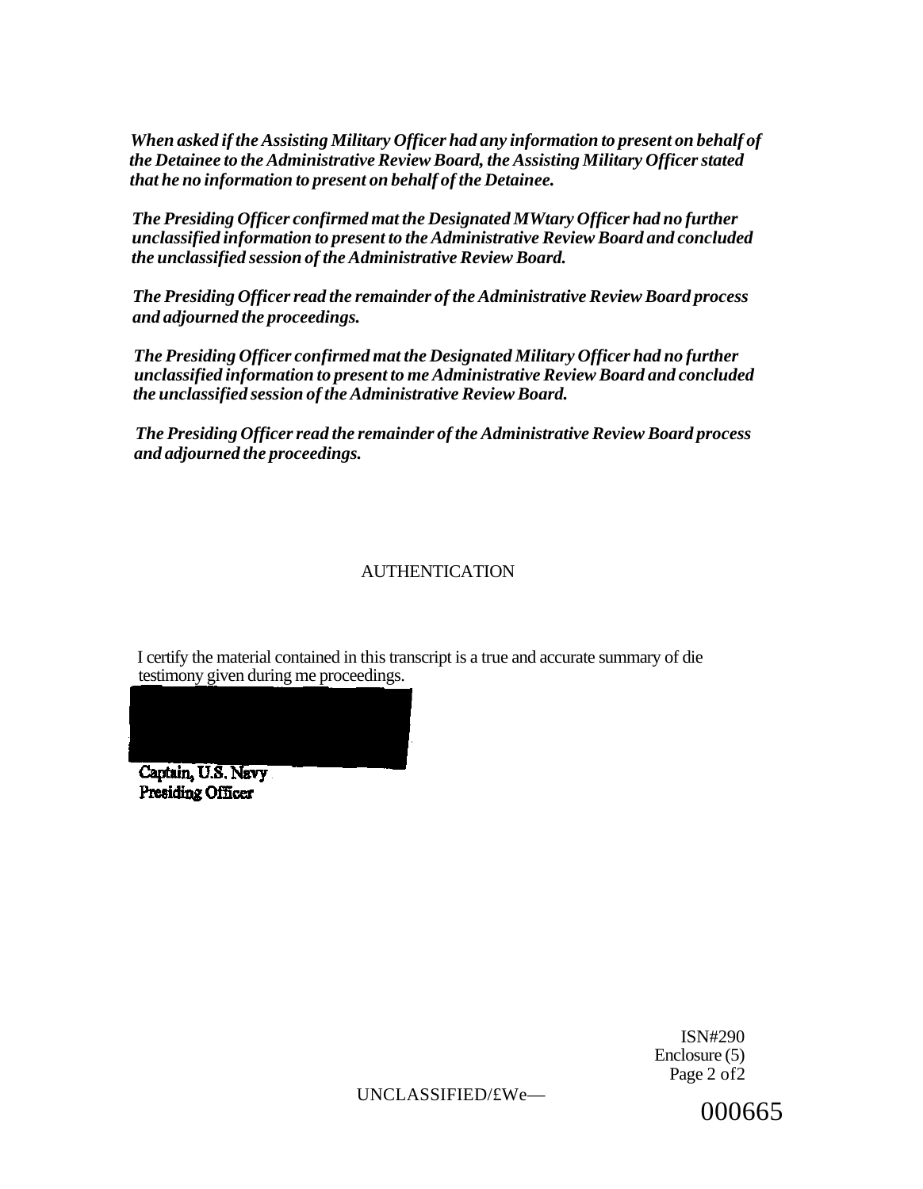*When asked if the Assisting Military Officer had any information to present on behalf of the Detainee to the Administrative Review Board, the Assisting Military Officer stated that he no information to present on behalf of the Detainee.*

*The Presiding Officer confirmed mat the Designated MWtary Officer had no further unclassified information to present to the Administrative Review Board and concluded the unclassified session of the Administrative Review Board.*

*The Presiding Officer read the remainder of the Administrative Review Board process and adjourned the proceedings.*

*The Presiding Officer confirmed mat the Designated Military Officer had no further unclassified information to present to me Administrative Review Board and concluded the unclassified session of the Administrative Review Board.*

*The Presiding Officer read the remainder of the Administrative Review Board process and adjourned the proceedings.*

AUTHENTICATION

I certify the material contained in this transcript is a true and accurate summary of die testimony given during me proceedings.

Captain, U.S. Navy
Presiding Officer

ISN#290
Enclosure (5)
Page 2 of2

UNCLASSIFIED/£We—

000665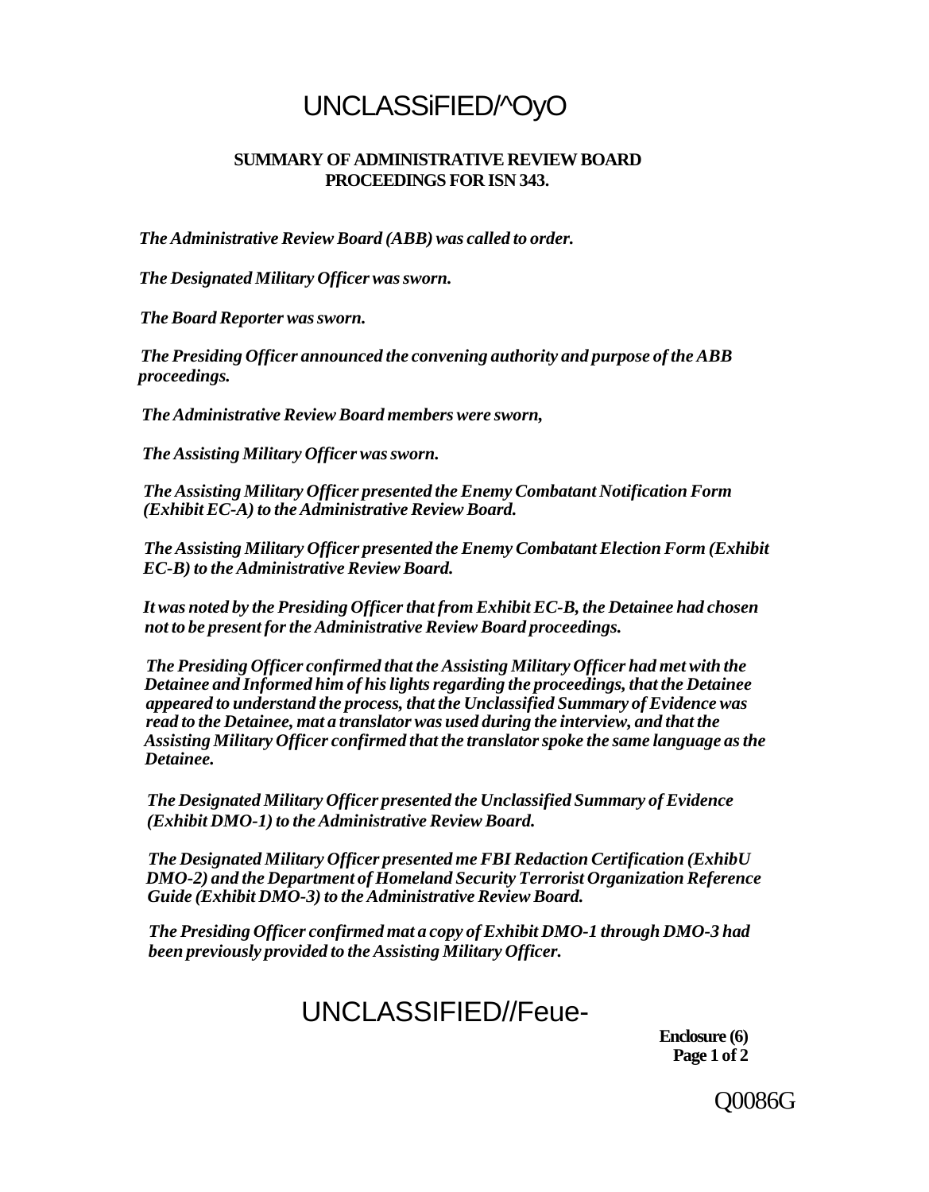UNCLASSiFIED/^OyO

**SUMMARY OF ADMINISTRATIVE REVIEW BOARD PROCEEDINGS FOR ISN 343.**

*The Administrative Review Board (ABB) was called to order.*

*The Designated Military Officer was sworn.*

*The Board Reporter was sworn.*

*The Presiding Officer announced the convening authority and purpose of the ABB proceedings.*

*The Administrative Review Board members were sworn,*

*The Assisting Military Officer was sworn.*

*The Assisting Military Officer presented the Enemy Combatant Notification Form (Exhibit EC-A) to the Administrative Review Board.*

*The Assisting Military Officer presented the Enemy Combatant Election Form (Exhibit EC-B) to the Administrative Review Board.*

*It was noted by the Presiding Officer that from Exhibit EC-B, the Detainee had chosen not to be present for the Administrative Review Board proceedings.*

*The Presiding Officer confirmed that the Assisting Military Officer had met with the Detainee and Informed him of his lights regarding the proceedings, that the Detainee appeared to understand the process, that the Unclassified Summary of Evidence was read to the Detainee, mat a translator was used during the interview, and that the Assisting Military Officer confirmed that the translator spoke the same language as the Detainee.*

*The Designated Military Officer presented the Unclassified Summary of Evidence (Exhibit DMO-1) to the Administrative Review Board.*

*The Designated Military Officer presented me FBI Redaction Certification (ExhibU DMO-2) and the Department of Homeland Security Terrorist Organization Reference Guide (Exhibit DMO-3) to the Administrative Review Board.*

*The Presiding Officer confirmed mat a copy of Exhibit DMO-1 through DMO-3 had been previously provided to the Assisting Military Officer.*

UNCLASSIFIED//Feue-

**Enclosure (6)**
**Page 1 of 2**

Q0086G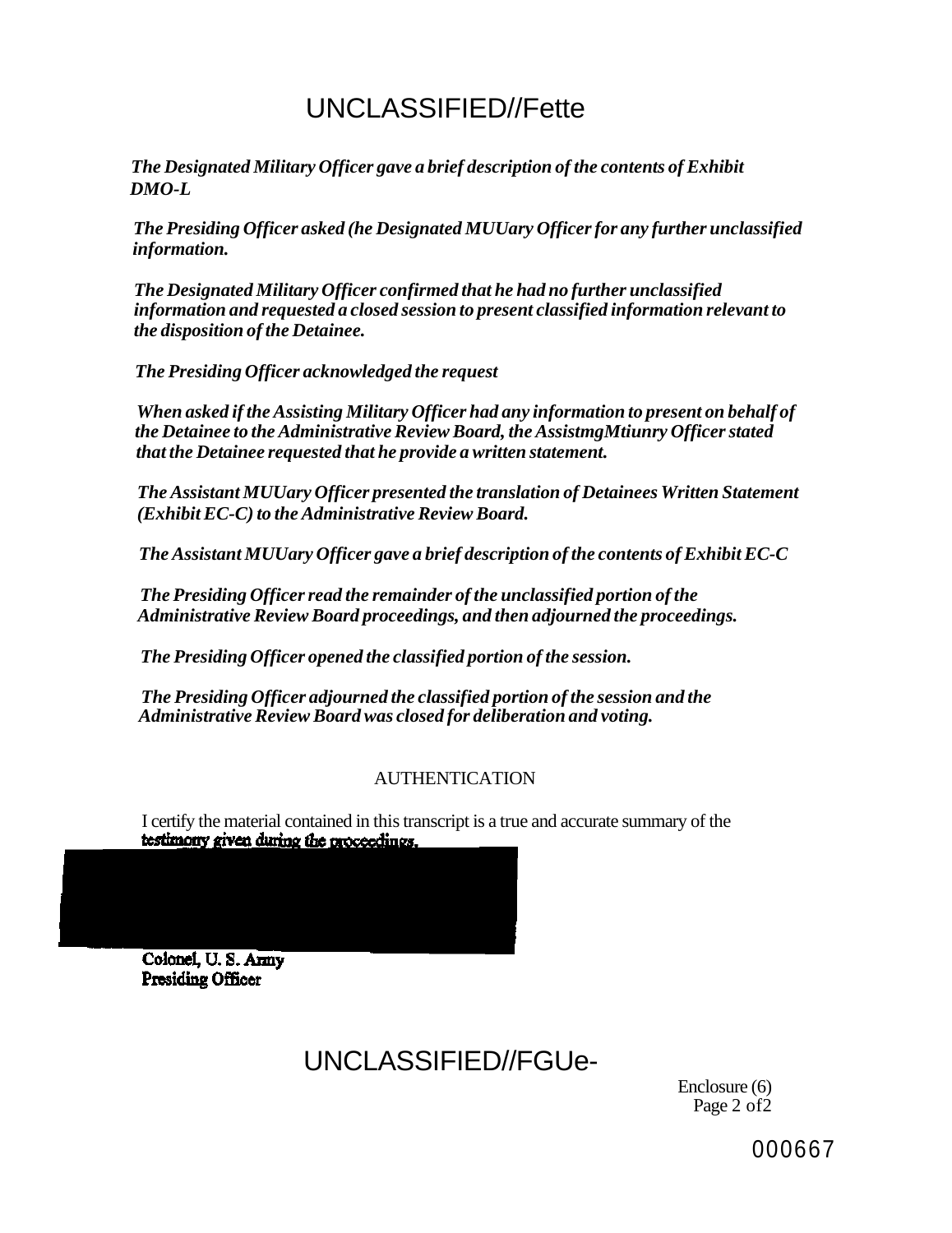*The Designated Military Officer gave a brief description of the contents of Exhibit DMO-L*

*The Presiding Officer asked (he Designated MUUary Officer for any further unclassified information.*

*The Designated Military Officer confirmed that he had no further unclassified information and requested a closed session to present classified information relevant to the disposition of the Detainee.*

*The Presiding Officer acknowledged the request*

*When asked if the Assisting Military Officer had any information to present on behalf of the Detainee to the Administrative Review Board, the AssistmgMtiunry Officer stated that the Detainee requested that he provide a written statement.*

*The Assistant MUUary Officer presented the translation of Detainees Written Statement (Exhibit EC-C) to the Administrative Review Board.*

*The Assistant MUUary Officer gave a brief description of the contents of Exhibit EC-C*

*The Presiding Officer read the remainder of the unclassified portion of the Administrative Review Board proceedings, and then adjourned the proceedings.*

*The Presiding Officer opened the classified portion of the session.*

*The Presiding Officer adjourned the classified portion of the session and the Administrative Review Board was closed for deliberation and voting.*

AUTHENTICATION

I certify the material contained in this transcript is a true and accurate summary of the testimony given during the proceedings.

**Colonel, U. S. Army**
**Presiding Officer**

Enclosure (6)
Page 2 of2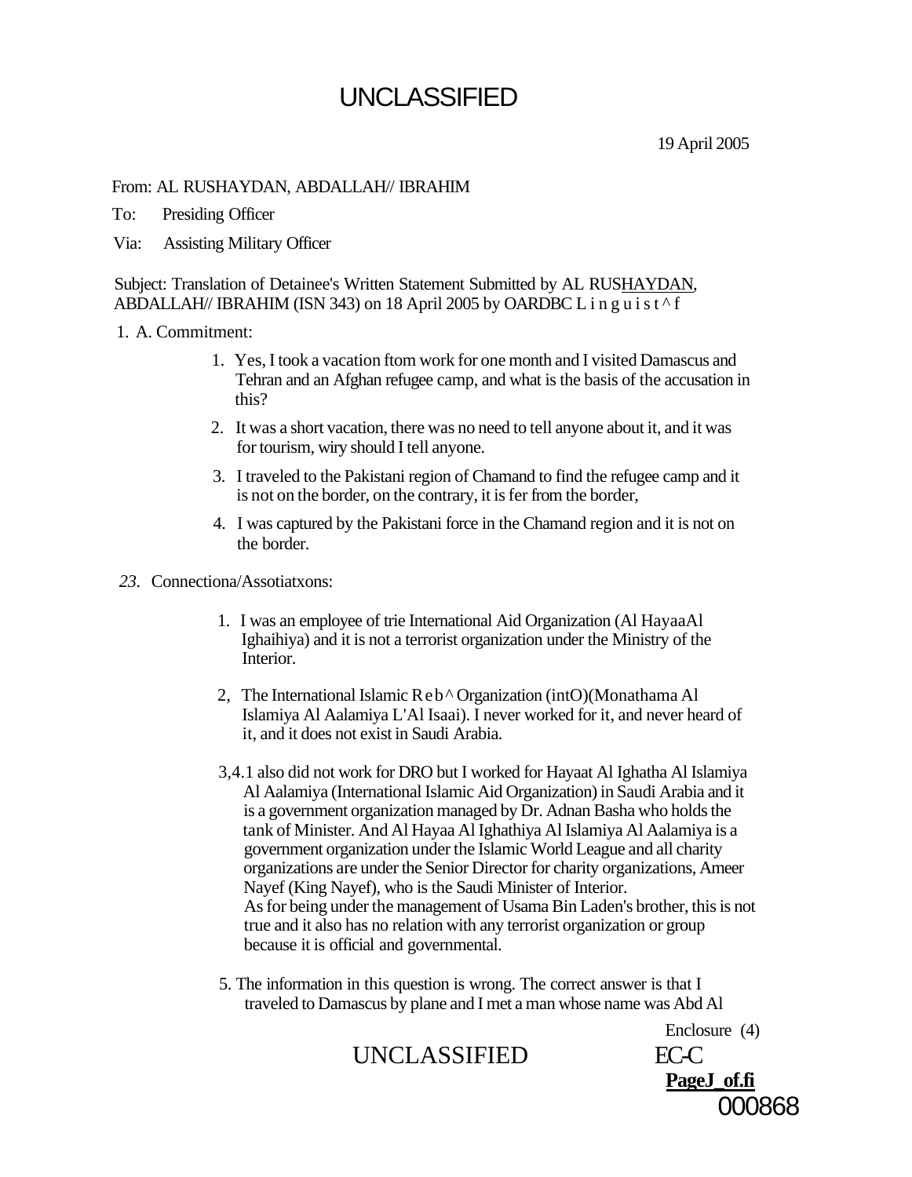UNCLASSIFIED

19 April 2005

From: AL RUSHAYDAN, ABDALLAH// IBRAHIM

To: Presiding Officer

Via: Assisting Military Officer

Subject: Translation of Detainee's Written Statement Submitted by AL RUSHAYDAN, ABDALLAH// IBRAHIM (ISN 343) on 18 April 2005 by OARDBC L i n g u i s t ^ f

1. A. Commitment:

   1. Yes, I took a vacation ftom work for one month and I visited Damascus and Tehran and an Afghan refugee camp, and what is the basis of the accusation in this?
   2. It was a short vacation, there was no need to tell anyone about it, and it was for tourism, wiry should I tell anyone.
   3. I traveled to the Pakistani region of Chamand to find the refugee camp and it is not on the border, on the contrary, it is fer from the border,
   4. I was captured by the Pakistani force in the Chamand region and it is not on the border.

*23*. Connectiona/Assotiatxons:

   1. I was an employee of trie International Aid Organization (Al HayaaAl Ighaihiya) and it is not a terrorist organization under the Ministry of the Interior.
   2, The International Islamic R e b ^ Organization (intO)(Monathama Al Islamiya Al Aalamiya L'Al Isaai). I never worked for it, and never heard of it, and it does not exist in Saudi Arabia.

   3,4.1 also did not work for DRO but I worked for Hayaat Al Ighatha Al Islamiya Al Aalamiya (International Islamic Aid Organization) in Saudi Arabia and it is a government organization managed by Dr. Adnan Basha who holds the tank of Minister. And Al Hayaa Al Ighathiya Al Islamiya Al Aalamiya is a government organization under the Islamic World League and all charity organizations are under the Senior Director for charity organizations, Ameer Nayef (King Nayef), who is the Saudi Minister of Interior.
   As for being under the management of Usama Bin Laden's brother, this is not true and it also has no relation with any terrorist organization or group because it is official and governmental.

   5. The information in this question is wrong. The correct answer is that I traveled to Damascus by plane and I met a man whose name was Abd Al

Enclosure (4)

UNCLASSIFIED EC-C

**PageJ_of.fi**

000868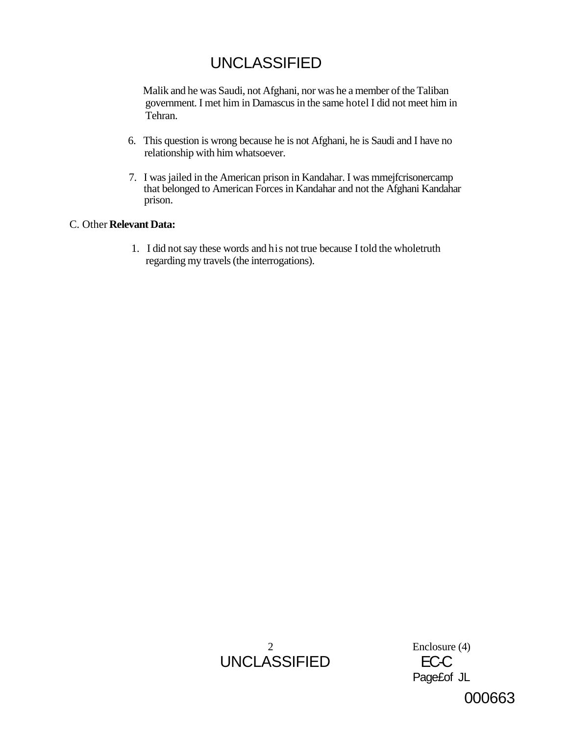Malik and he was Saudi, not Afghani, nor was he a member of the Taliban government. I met him in Damascus in the same hotel I did not meet him in Tehran.

6. This question is wrong because he is not Afghani, he is Saudi and I have no relationship with him whatsoever.

7. I was jailed in the American prison in Kandahar. I was mmejfcrisonercamp that belonged to American Forces in Kandahar and not the Afghani Kandahar prison.

C. Other **Relevant Data:**

1. I did not say these words and his not true because I told the wholetruth regarding my travels (the interrogations).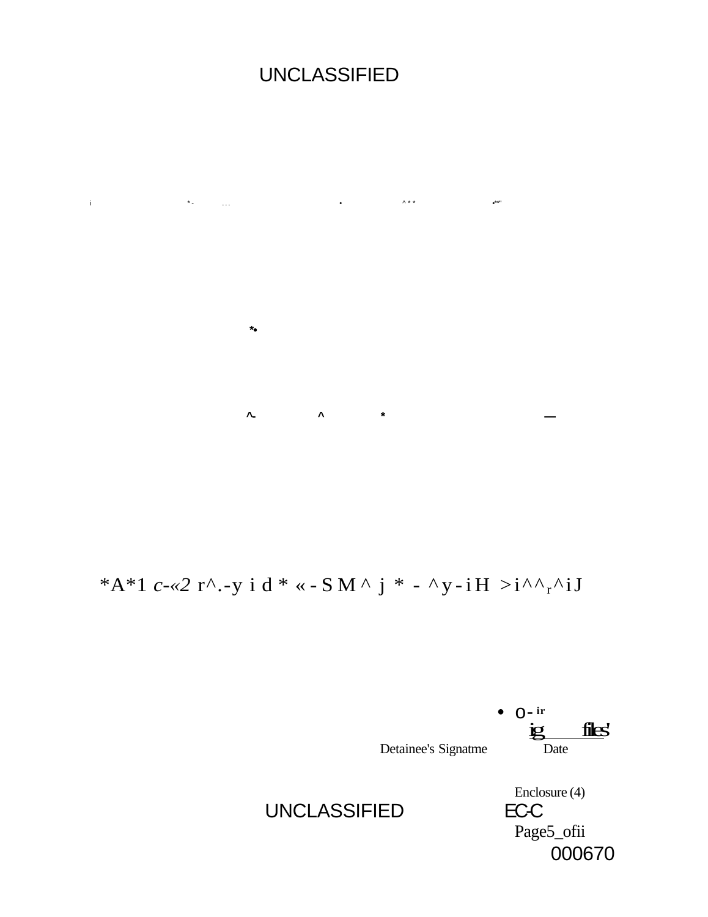UNCLASSIFIED

i *- ... • ^** •**"

*•

^- ^ * —

*A*1 c-«2 r^.-y i d * «-SM^ j * - ^y-iH >i^^r^iJ

• o- ir
ig files'

Detainee's Signatme Date

Enclosure (4)

UNCLASSIFIED EC-C

Page5_ofii

000670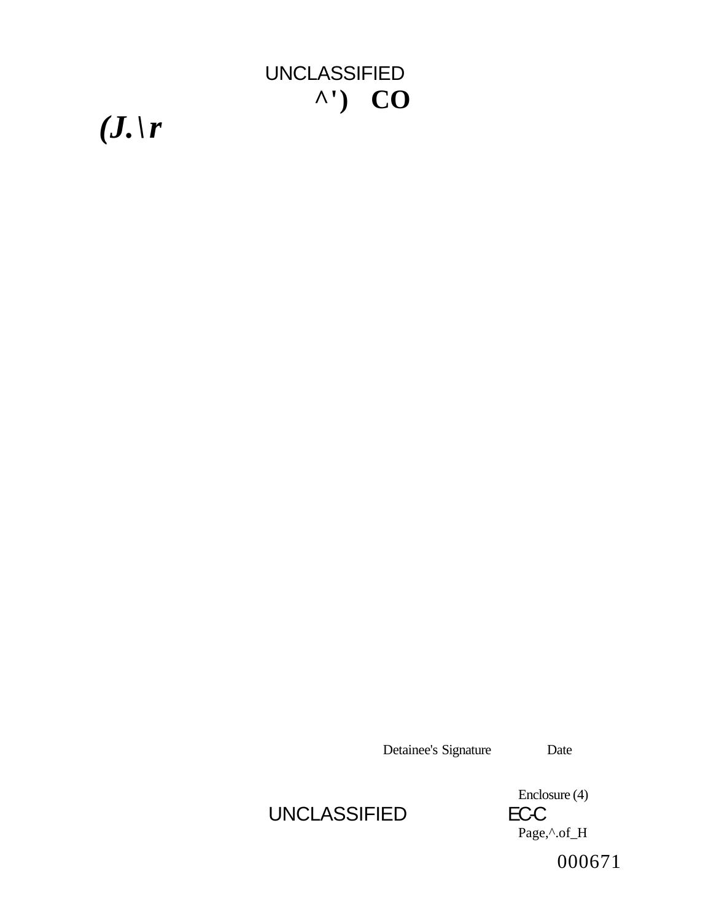^') CO

*(J.\r*

Detainee's Signature Date

Enclosure (4)

EC-C

Page,^.of_H

000671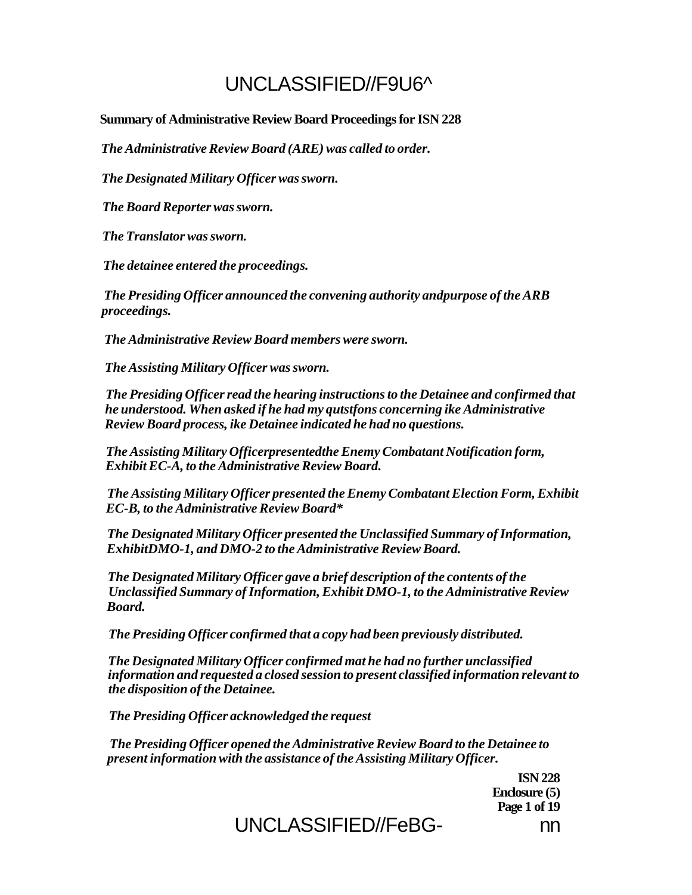**Summary of Administrative Review Board Proceedings for ISN 228**

*The Administrative Review Board (ARE) was called to order.*

*The Designated Military Officer was sworn.*

*The Board Reporter was sworn.*

*The Translator was sworn.*

*The detainee entered the proceedings.*

*The Presiding Officer announced the convening authority andpurpose of the ARB proceedings.*

*The Administrative Review Board members were sworn.*

*The Assisting Military Officer was sworn.*

*The Presiding Officer read the hearing instructions to the Detainee and confirmed that he understood. When asked if he had my qutstfons concerning ike Administrative Review Board process, ike Detainee indicated he had no questions.*

*The Assisting Military Officerpresentedthe Enemy Combatant Notification form, Exhibit EC-A, to the Administrative Review Board.*

*The Assisting Military Officer presented the Enemy Combatant Election Form, Exhibit EC-B, to the Administrative Review Board**

*The Designated Military Officer presented the Unclassified Summary of Information, ExhibitDMO-1, and DMO-2 to the Administrative Review Board.*

*The Designated Military Officer gave a brief description of the contents of the Unclassified Summary of Information, Exhibit DMO-1, to the Administrative Review Board.*

*The Presiding Officer confirmed that a copy had been previously distributed.*

*The Designated Military Officer confirmed mat he had no further unclassified information and requested a closed session to present classified information relevant to the disposition of the Detainee.*

*The Presiding Officer acknowleged the request*

*The Presiding Officer opened the Administrative Review Board to the Detainee to present information with the assistance of the Assisting Military Officer.*

**ISN 228**
**Enclosure (5)**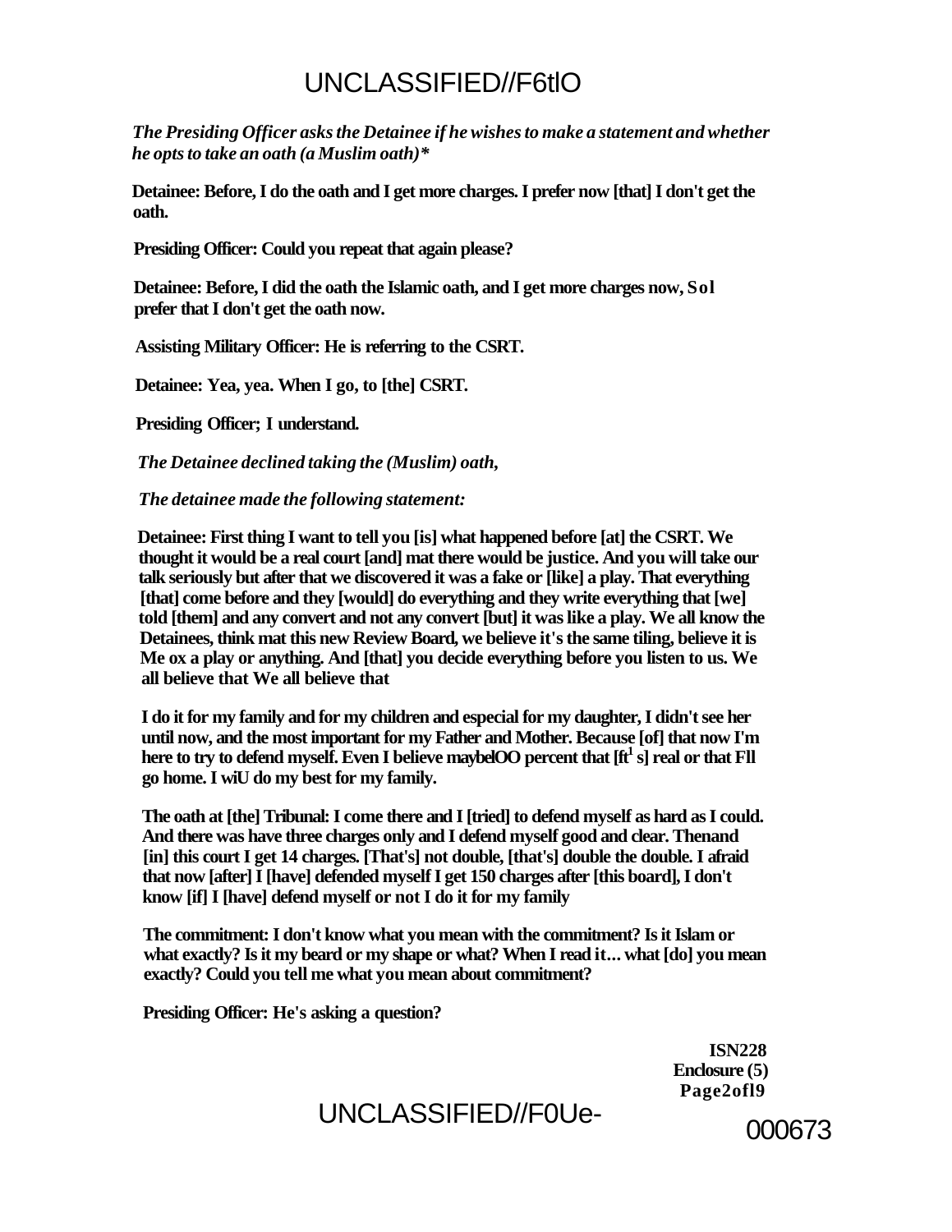*The Presiding Officer asks the Detainee if he wishes to make a statement and whether he opts to take an oath (a Muslim oath)**

**Detainee: Before, I do the oath and I get more charges. I prefer now [that] I don't get the oath.**

**Presiding Officer: Could you repeat that again please?**

**Detainee: Before, I did the oath the Islamic oath, and I get more charges now, Sol prefer that I don't get the oath now.**

**Assisting Military Officer: He is referring to the CSRT.**

**Detainee: Yea, yea. When I go, to [the] CSRT.**

**Presiding Officer; I understand.**

*The Detainee declined taking the (Muslim) oath,*

*The detainee made the following statement:*

**Detainee: First thing I want to tell you [is] what happened before [at] the CSRT. We thought it would be a real court [and] mat there would be justice. And you will take our talk seriously but after that we discovered it was a fake or [like] a play. That everything [that] come before and they [would] do everything and they write everything that [we] told [them] and any convert and not any convert [but] it was like a play. We all know the Detainees, think mat this new Review Board, we believe it's the same tiling, believe it is Me ox a play or anything. And [that] you decide everything before you listen to us. We all believe that We all believe that**

**I do it for my family and for my children and especial for my daughter, I didn't see her until now, and the most important for my Father and Mother. Because [of] that now I'm here to try to defend myself. Even I believe maybelOO percent that [ft's] real or that Fll go home. I wiU do my best for my family.**

**The oath at [the] Tribunal: I come there and I [tried] to defend myself as hard as I could. And there was have three charges only and I defend myself good and clear. Thenand [in] this court I get 14 charges. [That's] not double, [that's] double the double. I afraid that now [after] I [have] defended myself I get 150 charges after [this board], I don't know [if] I [have] defend myself or not I do it for my family**

**The commitment: I don't know what you mean with the commitment? Is it Islam or what exactly? Is it my beard or my shape or what? When I read it... what [do] you mean exactly? Could you tell me what you mean about commitment?**

**Presiding Officer: He's asking a question?**

**ISN228**
**Enclosure (5)**
**Page2ofl9**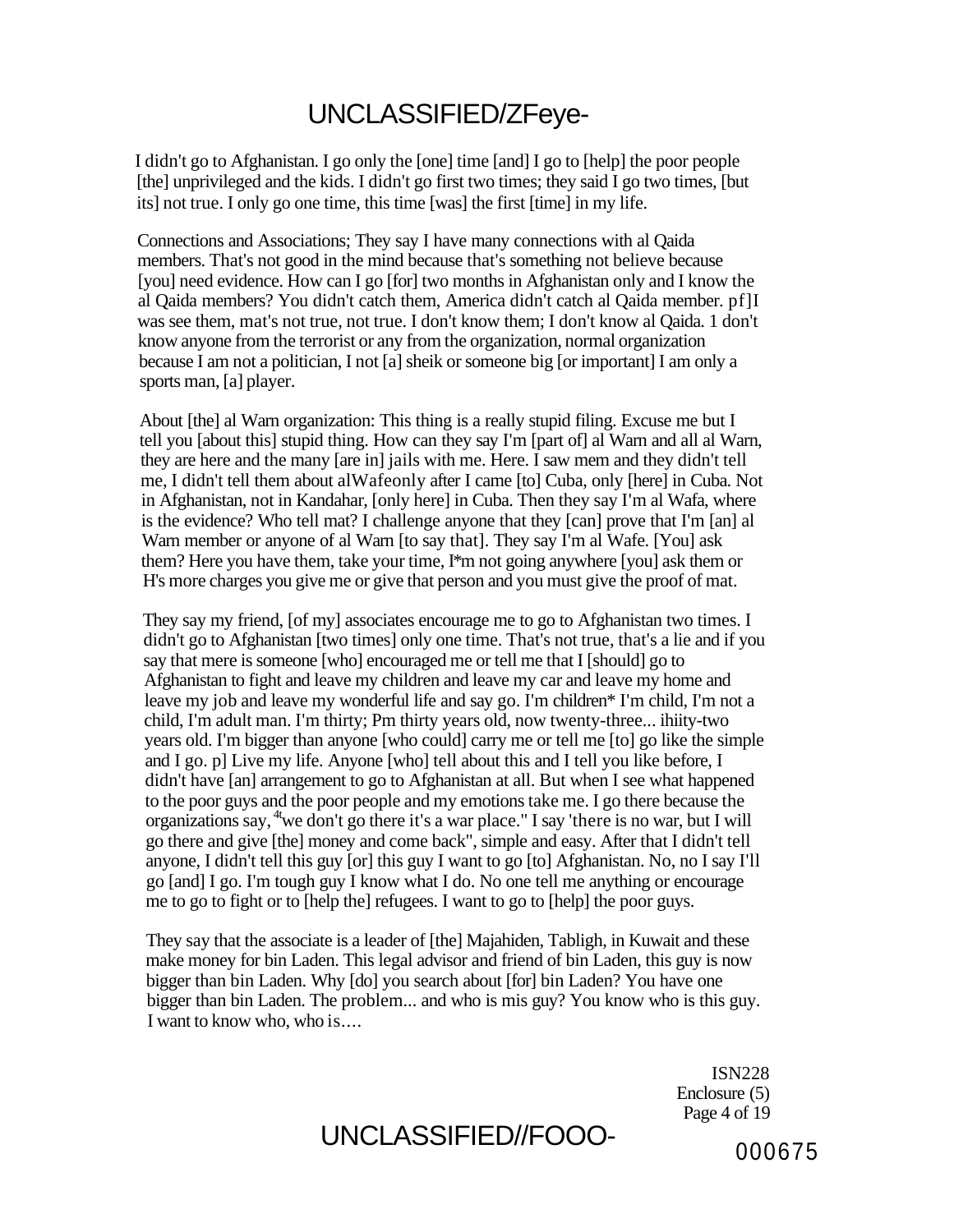I didn't go to Afghanistan. I go only the [one] time [and] I go to [help] the poor people [the] unprivileged and the kids. I didn't go first two times; they said I go two times, [but its] not true. I only go one time, this time [was] the first [time] in my life.

Connections and Associations; They say I have many connections with al Qaida members. That's not good in the mind because that's something not believe because [you] need evidence. How can I go [for] two months in Afghanistan only and I know the al Qaida members? You didn't catch them, America didn't catch al Qaida member. pf]I was see them, mat's not true, not true. I don't know them; I don't know al Qaida. 1 don't know anyone from the terrorist or any from the organization, normal organization because I am not a politician, I not [a] sheik or someone big [or important] I am only a sports man, [a] player.

About [the] al Warn organization: This thing is a really stupid filing. Excuse me but I tell you [about this] stupid thing. How can they say I'm [part of] al Warn and all al Warn, they are here and the many [are in] jails with me. Here. I saw mem and they didn't tell me, I didn't tell them about alWafeonly after I came [to] Cuba, only [here] in Cuba. Not in Afghanistan, not in Kandahar, [only here] in Cuba. Then they say I'm al Wafa, where is the evidence? Who tell mat? I challenge anyone that they [can] prove that I'm [an] al Warn member or anyone of al Warn [to say that]. They say I'm al Wafe. [You] ask them? Here you have them, take your time, I*m not going anywhere [you] ask them or H's more charges you give me or give that person and you must give the proof of mat.

They say my friend, [of my] associates encourage me to go to Afghanistan two times. I didn't go to Afghanistan [two times] only one time. That's not true, that's a lie and if you say that mere is someone [who] encouraged me or tell me that I [should] go to Afghanistan to fight and leave my children and leave my car and leave my home and leave my job and leave my wonderful life and say go. I'm children* I'm child, I'm not a child, I'm adult man. I'm thirty; Pm thirty years old, now twenty-three... ihiity-two years old. I'm bigger than anyone [who could] carry me or tell me [to] go like the simple and I go. p] Live my life. Anyone [who] tell about this and I tell you like before, I didn't have [an] arrangement to go to Afghanistan at all. But when I see what happened to the poor guys and the poor people and my emotions take me. I go there because the organizations say, "we don't go there it's a war place." I say 'there is no war, but I will go there and give [the] money and come back", simple and easy. After that I didn't tell anyone, I didn't tell this guy [or] this guy I want to go [to] Afghanistan. No, no I say I'll go [and] I go. I'm tough guy I know what I do. No one tell me anything or encourage me to go to fight or to [help the] refugees. I want to go to [help] the poor guys.

They say that the associate is a leader of [the] Majahiden, Tabligh, in Kuwait and these make money for bin Laden. This legal advisor and friend of bin Laden, this guy is now bigger than bin Laden. Why [do] you search about [for] bin Laden? You have one bigger than bin Laden. The problem... and who is mis guy? You know who is this guy. I want to know who, who is....

ISN228
Enclosure (5)
Page 4 of 19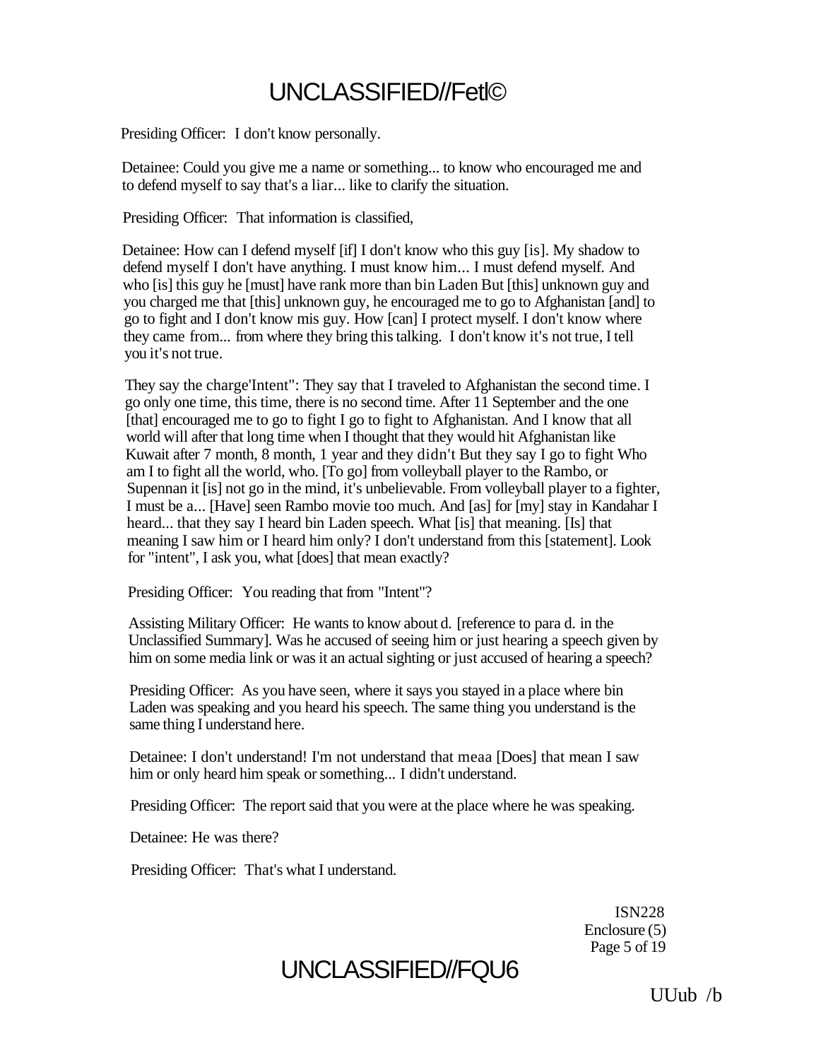Presiding Officer: I don't know personally.

Detainee: Could you give me a name or something... to know who encouraged me and to defend myself to say that's a liar... like to clarify the situation.

Presiding Officer: That information is classified,

Detainee: How can I defend myself [if] I don't know who this guy [is]. My shadow to defend myself I don't have anything. I must know him... I must defend myself. And who [is] this guy he [must] have rank more than bin Laden But [this] unknown guy and you charged me that [this] unknown guy, he encouraged me to go to Afghanistan [and] to go to fight and I don't know mis guy. How [can] I protect myself. I don't know where they came from... from where they bring this talking. I don't know it's not true, I tell you it's not true.

They say the charge'Intent": They say that I traveled to Afghanistan the second time. I go only one time, this time, there is no second time. After 11 September and the one [that] encouraged me to go to fight I go to fight to Afghanistan. And I know that all world will after that long time when I thought that they would hit Afghanistan like Kuwait after 7 month, 8 month, 1 year and they didn't But they say I go to fight Who am I to fight all the world, who. [To go] from volleyball player to the Rambo, or Supennan it [is] not go in the mind, it's unbelievable. From volleyball player to a fighter, I must be a... [Have] seen Rambo movie too much. And [as] for [my] stay in Kandahar I heard... that they say I heard bin Laden speech. What [is] that meaning. [Is] that meaning I saw him or I heard him only? I don't understand from this [statement]. Look for "intent", I ask you, what [does] that mean exactly?

Presiding Officer: You reading that from "Intent"?

Assisting Military Officer: He wants to know about d. [reference to para d. in the Unclassified Summary]. Was he accused of seeing him or just hearing a speech given by him on some media link or was it an actual sighting or just accused of hearing a speech?

Presiding Officer: As you have seen, where it says you stayed in a place where bin Laden was speaking and you heard his speech. The same thing you understand is the same thing I understand here.

Detainee: I don't understand! I'm not understand that meaa [Does] that mean I saw him or only heard him speak or something... I didn't understand.

Presiding Officer: The report said that you were at the place where he was speaking.

Detainee: He was there?

Presiding Officer: That's what I understand.

ISN228
Enclosure (5)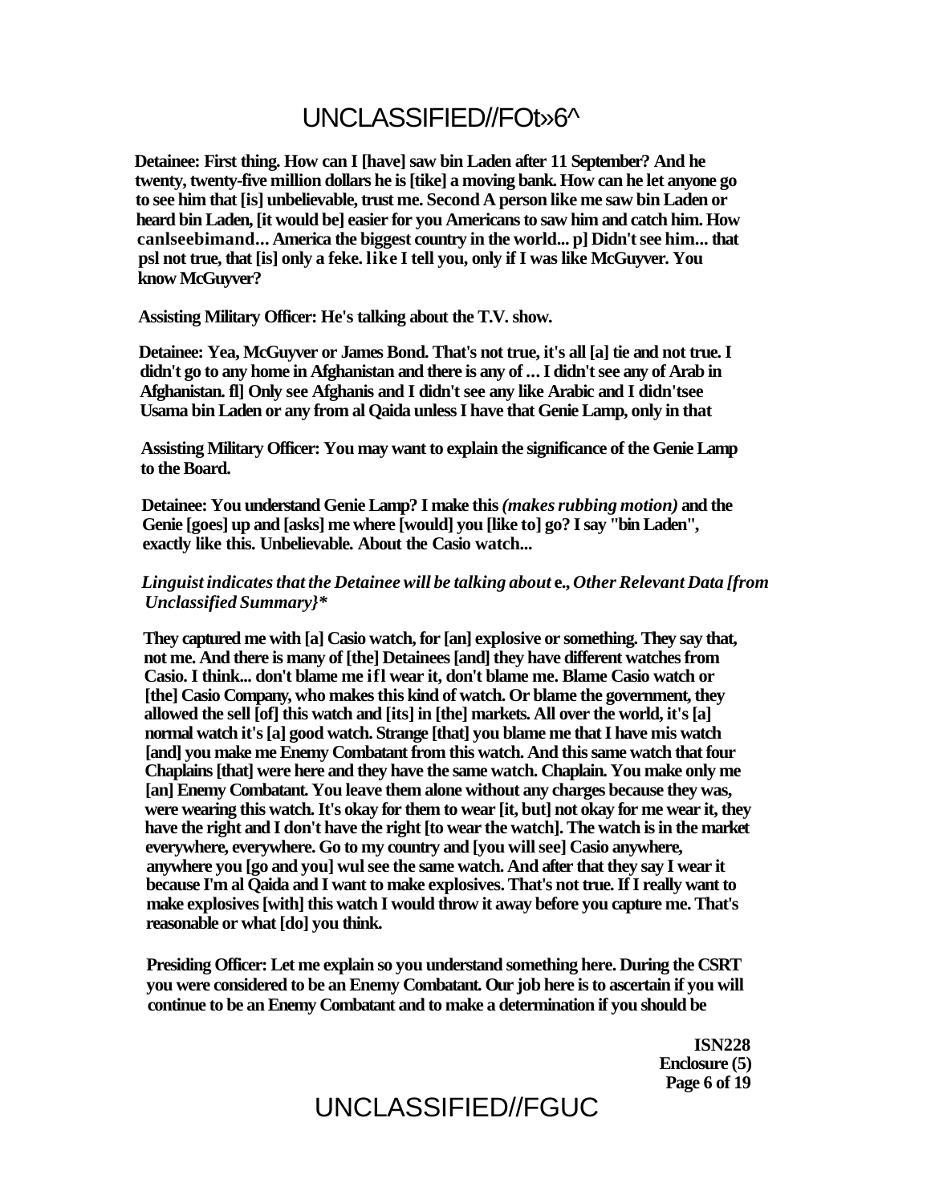**Detainee: First thing. How can I [have] saw bin Laden after 11 September? And he twenty, twenty-five million dollars he is [tike] a moving bank. How can he let anyone go to see him that [is] unbelievable, trust me. Second A person like me saw bin Laden or heard bin Laden, [it would be] easier for you Americans to saw him and catch him. How canlseebimand... America the biggest country in the world... p] Didn't see him... that psl not true, that [is] only a feke. like I tell you, only if I was like McGuyver. You know McGuyver?**

**Assisting Military Officer: He's talking about the T.V. show.**

**Detainee: Yea, McGuyver or James Bond. That's not true, it's all [a] tie and not true. I didn't go to any home in Afghanistan and there is any of ... I didn't see any of Arab in Afghanistan. fl] Only see Afghanis and I didn't see any like Arabic and I didn'tsee Usama bin Laden or any from al Qaida unless I have that Genie Lamp, only in that**

**Assisting Military Officer: You may want to explain the significance of the Genie Lamp to the Board.**

**Detainee: You understand Genie Lamp? I make this *(makes rubbing motion)* and the Genie [goes] up and [asks] me where [would] you [like to] go? I say "bin Laden", exactly like this. Unbelievable. About the Casio watch...**

***Linguist indicates that the Detainee will be talking about* e., *Other Relevant Data [from Unclassified Summary}****

**They captured me with [a] Casio watch, for [an] explosive or something. They say that, not me. And there is many of [the] Detainees [and] they have different watches from Casio. I think... don't blame me ifl wear it, don't blame me. Blame Casio watch or [the] Casio Company, who makes this kind of watch. Or blame the government, they allowed the sell [of] this watch and [its] in [the] markets. All over the world, it's [a] normal watch it's [a] good watch. Strange [that] you blame me that I have mis watch [and] you make me Enemy Combatant from this watch. And this same watch that four Chaplains [that] were here and they have the same watch. Chaplain. You make only me [an] Enemy Combatant. You leave them alone without any charges because they was, were wearing this watch. It's okay for them to wear [it, but] not okay for me wear it, they have the right and I don't have the right [to wear the watch]. The watch is in the market everywhere, everywhere. Go to my country and [you will see] Casio anywhere, anywhere you [go and you] wul see the same watch. And after that they say I wear it because I'm al Qaida and I want to make explosives. That's not true. If I really want to make explosives [with] this watch I would throw it away before you capture me. That's reasonable or what [do] you think.**

**Presiding Officer: Let me explain so you understand something here. During the CSRT you were considered to be an Enemy Combatant. Our job here is to ascertain if you will continue to be an Enemy Combatant and to make a determination if you should be**

**ISN228**
**Enclosure (5)**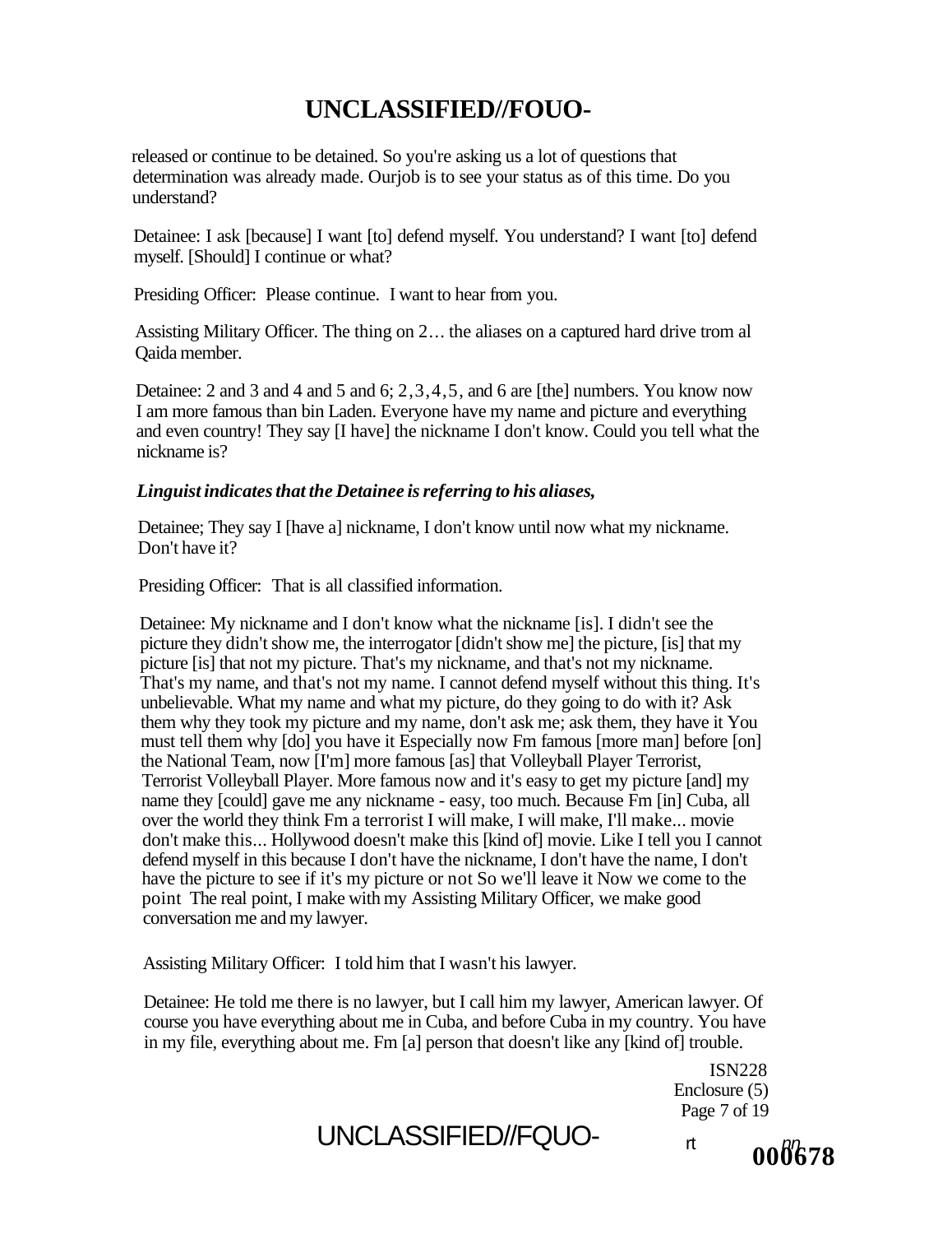released or continue to be detained. So you're asking us a lot of questions that determination was already made. Ourjob is to see your status as of this time. Do you understand?

Detainee: I ask [because] I want [to] defend myself. You understand? I want [to] defend myself. [Should] I continue or what?

Presiding Officer: Please continue. I want to hear from you.

Assisting Military Officer. The thing on 2… the aliases on a captured hard drive trom al Qaida member.

Detainee: 2 and 3 and 4 and 5 and 6; 2,3,4,5, and 6 are [the] numbers. You know now I am more famous than bin Laden. Everyone have my name and picture and everything and even country! They say [I have] the nickname I don't know. Could you tell what the nickname is?

***Linguist indicates that the Detainee is referring to his aliases,***

Detainee; They say I [have a] nickname, I don't know until now what my nickname. Don't have it?

Presiding Officer: That is all classified information.

Detainee: My nickname and I don't know what the nickname [is]. I didn't see the picture they didn't show me, the interrogator [didn't show me] the picture, [is] that my picture [is] that not my picture. That's my nickname, and that's not my nickname. That's my name, and that's not my name. I cannot defend myself without this thing. It's unbelievable. What my name and what my picture, do they going to do with it? Ask them why they took my picture and my name, don't ask me; ask them, they have it You must tell them why [do] you have it Especially now Fm famous [more man] before [on] the National Team, now [I'm] more famous [as] that Volleyball Player Terrorist, Terrorist Volleyball Player. More famous now and it's easy to get my picture [and] my name they [could] gave me any nickname - easy, too much. Because Fm [in] Cuba, all over the world they think Fm a terrorist I will make, I will make, I'll make... movie don't make this... Hollywood doesn't make this [kind of] movie. Like I tell you I cannot defend myself in this because I don't have the nickname, I don't have the name, I don't have the picture to see if it's my picture or not So we'll leave it Now we come to the point The real point, I make with my Assisting Military Officer, we make good conversation me and my lawyer.

Assisting Military Officer: I told him that I wasn't his lawyer.

Detainee: He told me there is no lawyer, but I call him my lawyer, American lawyer. Of course you have everything about me in Cuba, and before Cuba in my country. You have in my file, everything about me. Fm [a] person that doesn't like any [kind of] trouble.

ISN228
Enclosure (5)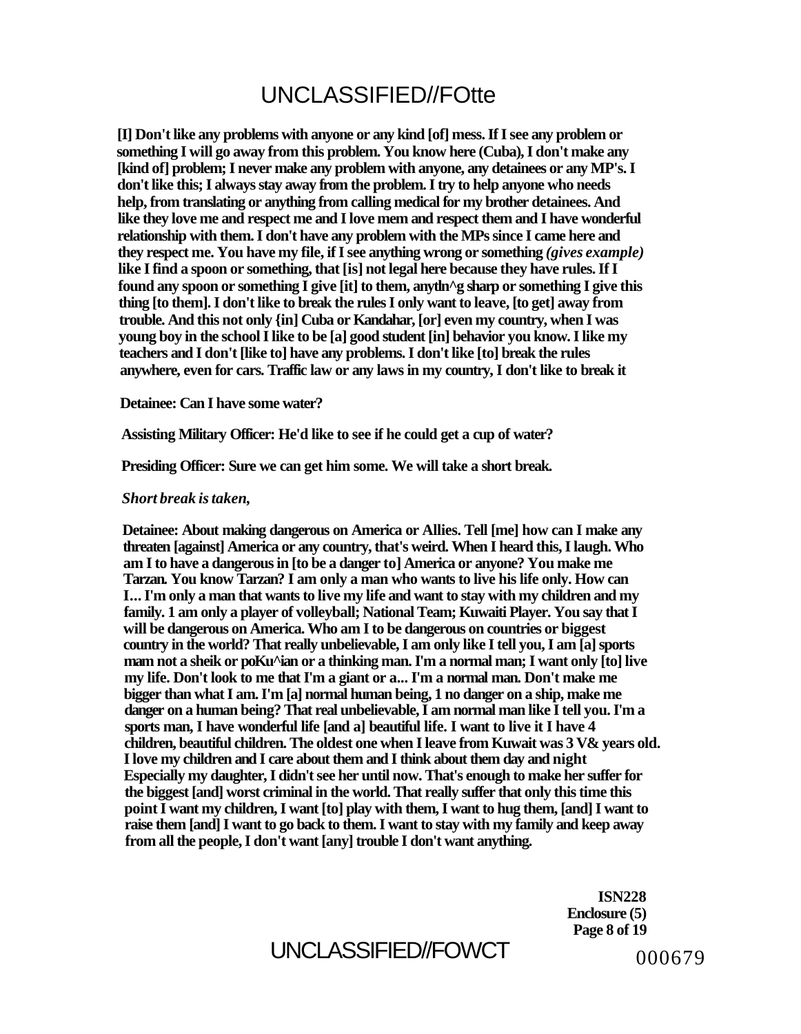**[I] Don't like any problems with anyone or any kind [of] mess. If I see any problem or something I will go away from this problem. You know here (Cuba), I don't make any [kind of] problem; I never make any problem with anyone, any detainees or any MP's. I don't like this; I always stay away from the problem. I try to help anyone who needs help, from translating or anything from calling medical for my brother detainees. And like they love me and respect me and I love mem and respect them and I have wonderful relationship with them. I don't have any problem with the MPs since I came here and they respect me. You have my file, if I see anything wrong or something *(gives example)* like I find a spoon or something, that [is] not legal here because they have rules. If I found any spoon or something I give [it] to them, anytln^g sharp or something I give this thing [to them]. I don't like to break the rules I only want to leave, [to get] away from trouble. And this not only {in] Cuba or Kandahar, [or] even my country, when I was young boy in the school I like to be [a] good student [in] behavior you know. I like my teachers and I don't [like to] have any problems. I don't like [to] break the rules anywhere, even for cars. Traffic law or any laws in my country, I don't like to break it**

**Detainee: Can I have some water?**

**Assisting Military Officer: He'd like to see if he could get a cup of water?**

**Presiding Officer: Sure we can get him some. We will take a short break.**

***Short break is taken,***

**Detainee: About making dangerous on America or Allies. Tell [me] how can I make any threaten [against] America or any country, that's weird. When I heard this, I laugh. Who am I to have a dangerous in [to be a danger to] America or anyone? You make me Tarzan. You know Tarzan? I am only a man who wants to live his life only. How can I... I'm only a man that wants to live my life and want to stay with my children and my family. 1 am only a player of volleyball; National Team; Kuwaiti Player. You say that I will be dangerous on America. Who am I to be dangerous on countries or biggest country in the world? That really unbelievable, I am only like I tell you, I am [a] sports mam not a sheik or poKu^ian or a thinking man. I'm a normal man; I want only [to] live my life. Don't look to me that I'm a giant or a... I'm a normal man. Don't make me bigger than what I am. I'm [a] normal human being, 1 no danger on a ship, make me danger on a human being? That real unbelievable, I am normal man like I tell you. I'm a sports man, I have wonderful life [and a] beautiful life. I want to live it I have 4 children, beautiful children. The oldest one when I leave from Kuwait was 3 V& years old. I love my children and I care about them and I think about them day and night Especially my daughter, I didn't see her until now. That's enough to make her suffer for the biggest [and] worst criminal in the world. That really suffer that only this time this point I want my children, I want [to] play with them, I want to hug them, [and] I want to raise them [and] I want to go back to them. I want to stay with my family and keep away from all the people, I don't want [any] trouble I don't want anything.**

**ISN228**
**Enclosure (5)**
**Page 8 of 19**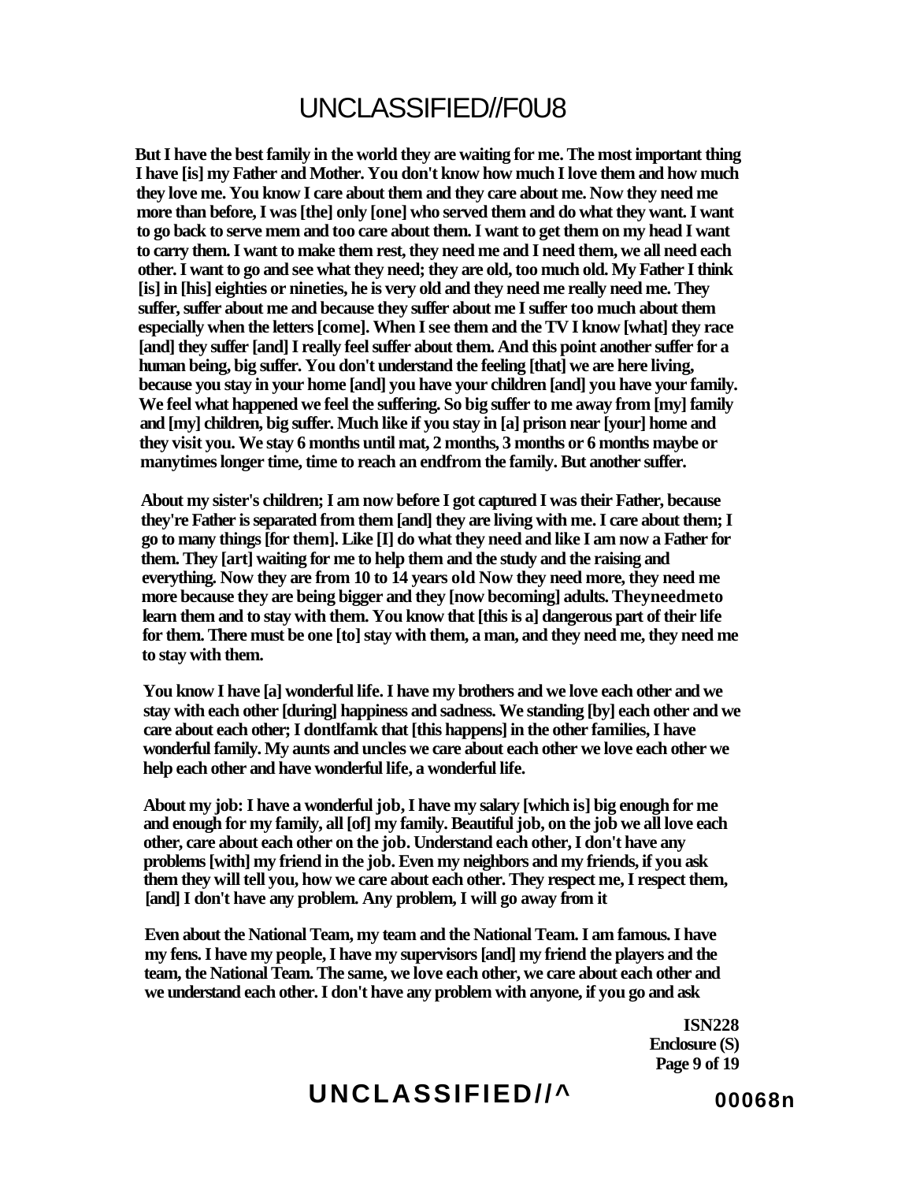**But I have the best family in the world they are waiting for me. The most important thing I have [is] my Father and Mother. You don't know how much I love them and how much they love me. You know I care about them and they care about me. Now they need me more than before, I was [the] only [one] who served them and do what they want. I want to go back to serve mem and too care about them. I want to get them on my head I want to carry them. I want to make them rest, they need me and I need them, we all need each other. I want to go and see what they need; they are old, too much old. My Father I think [is] in [his] eighties or nineties, he is very old and they need me really need me. They suffer, suffer about me and because they suffer about me I suffer too much about them especially when the letters [come]. When I see them and the TV I know [what] they race [and] they suffer [and] I really feel suffer about them. And this point another suffer for a human being, big suffer. You don't understand the feeling [that] we are here living, because you stay in your home [and] you have your children [and] you have your family. We feel what happened we feel the suffering. So big suffer to me away from [my] family and [my] children, big suffer. Much like if you stay in [a] prison near [your] home and they visit you. We stay 6 months until mat, 2 months, 3 months or 6 months maybe or manytimes longer time, time to reach an endfrom the family. But another suffer.**

**About my sister's children; I am now before I got captured I was their Father, because they're Father is separated from them [and] they are living with me. I care about them; I go to many things [for them]. Like [I] do what they need and like I am now a Father for them. They [art] waiting for me to help them and the study and the raising and everything. Now they are from 10 to 14 years old Now they need more, they need me more because they are being bigger and they [now becoming] adults. Theyneedmeto learn them and to stay with them. You know that [this is a] dangerous part of their life for them. There must be one [to] stay with them, a man, and they need me, they need me to stay with them.**

**You know I have [a] wonderful life. I have my brothers and we love each other and we stay with each other [during] happiness and sadness. We standing [by] each other and we care about each other; I dontlfamk that [this happens] in the other families, I have wonderful family. My aunts and uncles we care about each other we love each other we help each other and have wonderful life, a wonderful life.**

**About my job: I have a wonderful job, I have my salary [which is] big enough for me and enough for my family, all [of] my family. Beautiful job, on the job we all love each other, care about each other on the job. Understand each other, I don't have any problems [with] my friend in the job. Even my neighbors and my friends, if you ask them they will tell you, how we care about each other. They respect me, I respect them, [and] I don't have any problem. Any problem, I will go away from it**

**Even about the National Team, my team and the National Team. I am famous. I have my fens. I have my people, I have my supervisors [and] my friend the players and the team, the National Team. The same, we love each other, we care about each other and we understand each other. I don't have any problem with anyone, if you go and ask**

**ISN228**
**Enclosure (S)**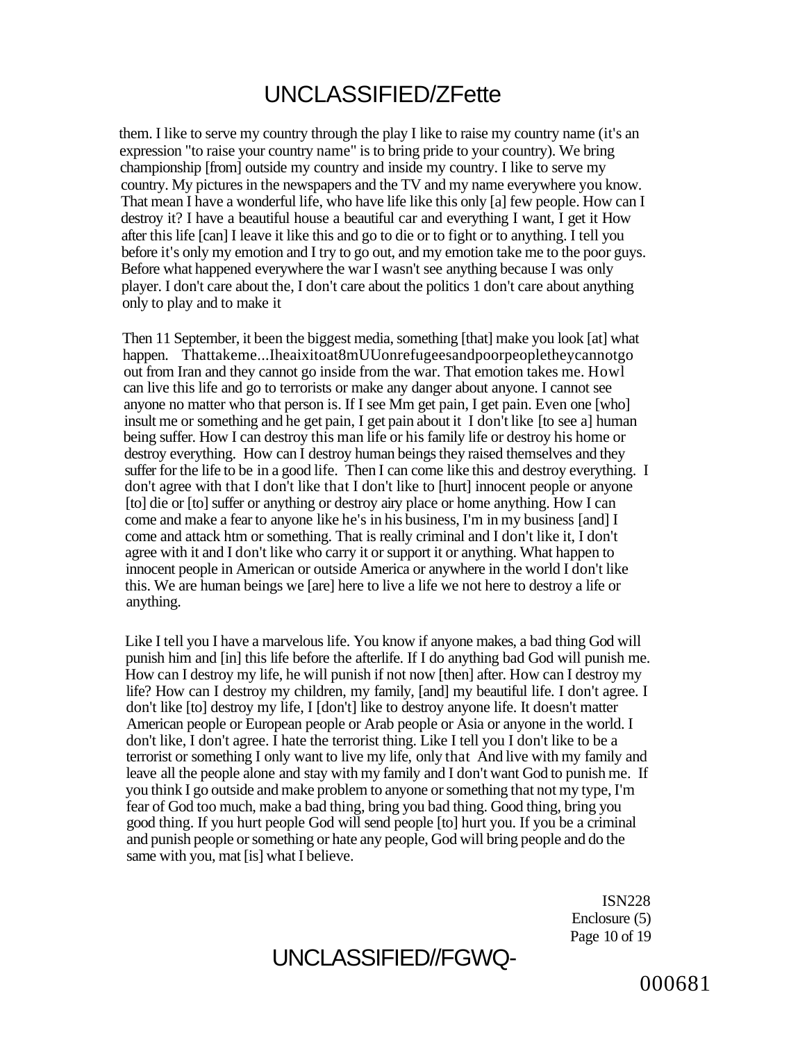them. I like to serve my country through the play I like to raise my country name (it's an expression "to raise your country name" is to bring pride to your country). We bring championship [from] outside my country and inside my country. I like to serve my country. My pictures in the newspapers and the TV and my name everywhere you know. That mean I have a wonderful life, who have life like this only [a] few people. How can I destroy it? I have a beautiful house a beautiful car and everything I want, I get it How after this life [can] I leave it like this and go to die or to fight or to anything. I tell you before it's only my emotion and I try to go out, and my emotion take me to the poor guys. Before what happened everywhere the war I wasn't see anything because I was only player. I don't care about the, I don't care about the politics 1 don't care about anything only to play and to make it

Then 11 September, it been the biggest media, something [that] make you look [at] what happen. Thattakeme...Iheaixitoat8mUUonrefugeesandpoorpeopletheycannotgo out from Iran and they cannot go inside from the war. That emotion takes me. Howl can live this life and go to terrorists or make any danger about anyone. I cannot see anyone no matter who that person is. If I see Mm get pain, I get pain. Even one [who] insult me or something and he get pain, I get pain about it I don't like [to see a] human being suffer. How I can destroy this man life or his family life or destroy his home or destroy everything. How can I destroy human beings they raised themselves and they suffer for the life to be in a good life. Then I can come like this and destroy everything. I don't agree with that I don't like that I don't like to [hurt] innocent people or anyone [to] die or [to] suffer or anything or destroy airy place or home anything. How I can come and make a fear to anyone like he's in his business, I'm in my business [and] I come and attack htm or something. That is really criminal and I don't like it, I don't agree with it and I don't like who carry it or support it or anything. What happen to innocent people in American or outside America or anywhere in the world I don't like this. We are human beings we [are] here to live a life we not here to destroy a life or anything.

Like I tell you I have a marvelous life. You know if anyone makes, a bad thing God will punish him and [in] this life before the afterlife. If I do anything bad God will punish me. How can I destroy my life, he will punish if not now [then] after. How can I destroy my life? How can I destroy my children, my family, [and] my beautiful life. I don't agree. I don't like [to] destroy my life, I [don't] like to destroy anyone life. It doesn't matter American people or European people or Arab people or Asia or anyone in the world. I don't like, I don't agree. I hate the terrorist thing. Like I tell you I don't like to be a terrorist or something I only want to live my life, only that And live with my family and leave all the people alone and stay with my family and I don't want God to punish me. If you think I go outside and make problem to anyone or something that not my type, I'm fear of God too much, make a bad thing, bring you bad thing. Good thing, bring you good thing. If you hurt people God will send people [to] hurt you. If you be a criminal and punish people or something or hate any people, God will bring people and do the same with you, mat [is] what I believe.

ISN228
Enclosure (5)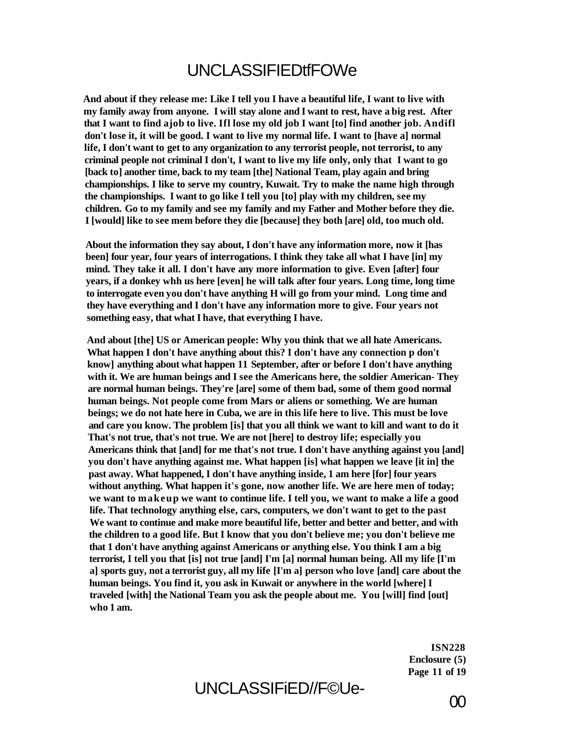**And about if they release me: Like I tell you I have a beautiful life, I want to live with my family away from anyone. I will stay alone and I want to rest, have a big rest. After that I want to find ajob to live. Ifl lose my old job I want [to] find another job. Andifl don't lose it, it will be good. I want to live my normal life. I want to [have a] normal life, I don't want to get to any organization to any terrorist people, not terrorist, to any criminal people not criminal I don't, I want to live my life only, only that I want to go [back to] another time, back to my team [the] National Team, play again and bring championships. I like to serve my country, Kuwait. Try to make the name high through the championships. I want to go like I tell you [to] play with my children, see my children. Go to my family and see my family and my Father and Mother before they die. I [would] like to see mem before they die [because] they both [are] old, too much old.**

**About the information they say about, I don't have any information more, now it [has been] four year, four years of interrogations. I think they take all what I have [in] my mind. They take it all. I don't have any more information to give. Even [after] four years, if a donkey whh us here [even] he will talk after four years. Long time, long time to interrogate even you don't have anything H will go from your mind. Long time and they have everything and I don't have any information more to give. Four years not something easy, that what I have, that everything I have.**

**And about [the] US or American people: Why you think that we all hate Americans. What happen I don't have anything about this? I don't have any connection p don't know] anything about what happen 11 September, after or before I don't have anything with it. We are human beings and I see the Americans here, the soldier American- They are normal human beings. They're [are] some of them bad, some of them good normal human beings. Not people come from Mars or aliens or something. We are human beings; we do not hate here in Cuba, we are in this life here to live. This must be love and care you know. The problem [is] that you all think we want to kill and want to do it That's not true, that's not true. We are not [here] to destroy life; especially you Americans think that [and] for me that's not true. I don't have anything against you [and] you don't have anything against me. What happen [is] what happen we leave [it in] the past away. What happened, I don't have anything inside, 1 am here [for] four years without anything. What happen it's gone, now another life. We are here men of today; we want to makeup we want to continue life. I tell you, we want to make a life a good life. That technology anything else, cars, computers, we don't want to get to the past We want to continue and make more beautiful life, better and better and better, and with the children to a good life. But I know that you don't believe me; you don't believe me that 1 don't have anything against Americans or anything else. You think I am a big terrorist, I tell you that [is] not true [and] I'm [a] normal human being. All my life [I'm a] sports guy, not a terrorist guy, all my life [I'm a] person who love [and] care about the human beings. You find it, you ask in Kuwait or anywhere in the world [where] I traveled [with] the National Team you ask the people about me. You [will] find [out] who 1 am.**

**ISN228**
**Enclosure (5)**
**Page 11 of 19**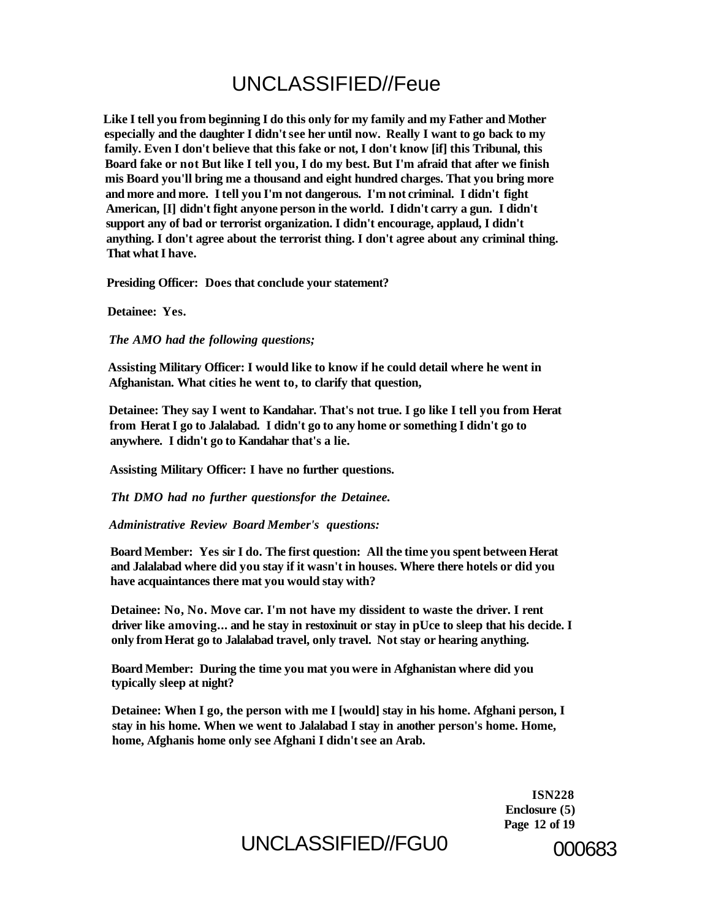**Like I tell you from beginning I do this only for my family and my Father and Mother especially and the daughter I didn't see her until now. Really I want to go back to my family. Even I don't believe that this fake or not, I don't know [if] this Tribunal, this Board fake or not But like I tell you, I do my best. But I'm afraid that after we finish mis Board you'll bring me a thousand and eight hundred charges. That you bring more and more and more. I tell you I'm not dangerous. I'm not criminal. I didn't fight American, [I] didn't fight anyone person in the world. I didn't carry a gun. I didn't support any of bad or terrorist organization. I didn't encourage, applaud, I didn't anything. I don't agree about the terrorist thing. I don't agree about any criminal thing. That what I have.**

**Presiding Officer: Does that conclude your statement?**

**Detainee: Yes.**

***The AMO had the following questions;***

**Assisting Military Officer: I would like to know if he could detail where he went in Afghanistan. What cities he went to, to clarify that question,**

**Detainee: They say I went to Kandahar. That's not true. I go like I tell you from Herat from Herat I go to Jalalabad. I didn't go to any home or something I didn't go to anywhere. I didn't go to Kandahar that's a lie.**

**Assisting Military Officer: I have no further questions.**

***Tht DMO had no further questionsfor the Detainee.***

***Administrative Review Board Member's questions:***

**Board Member: Yes sir I do. The first question: All the time you spent between Herat and Jalalabad where did you stay if it wasn't in houses. Where there hotels or did you have acquaintances there mat you would stay with?**

**Detainee: No, No. Move car. I'm not have my dissident to waste the driver. I rent driver like amoving... and he stay in restoxinuit or stay in pUce to sleep that his decide. I only from Herat go to Jalalabad travel, only travel. Not stay or hearing anything.**

**Board Member: During the time you mat you were in Afghanistan where did you typically sleep at night?**

**Detainee: When I go, the person with me I [would] stay in his home. Afghani person, I stay in his home. When we went to Jalalabad I stay in another person's home. Home, home, Afghanis home only see Afghani I didn't see an Arab.**

**ISN228**
**Enclosure (5)**
**Page 12 of 19**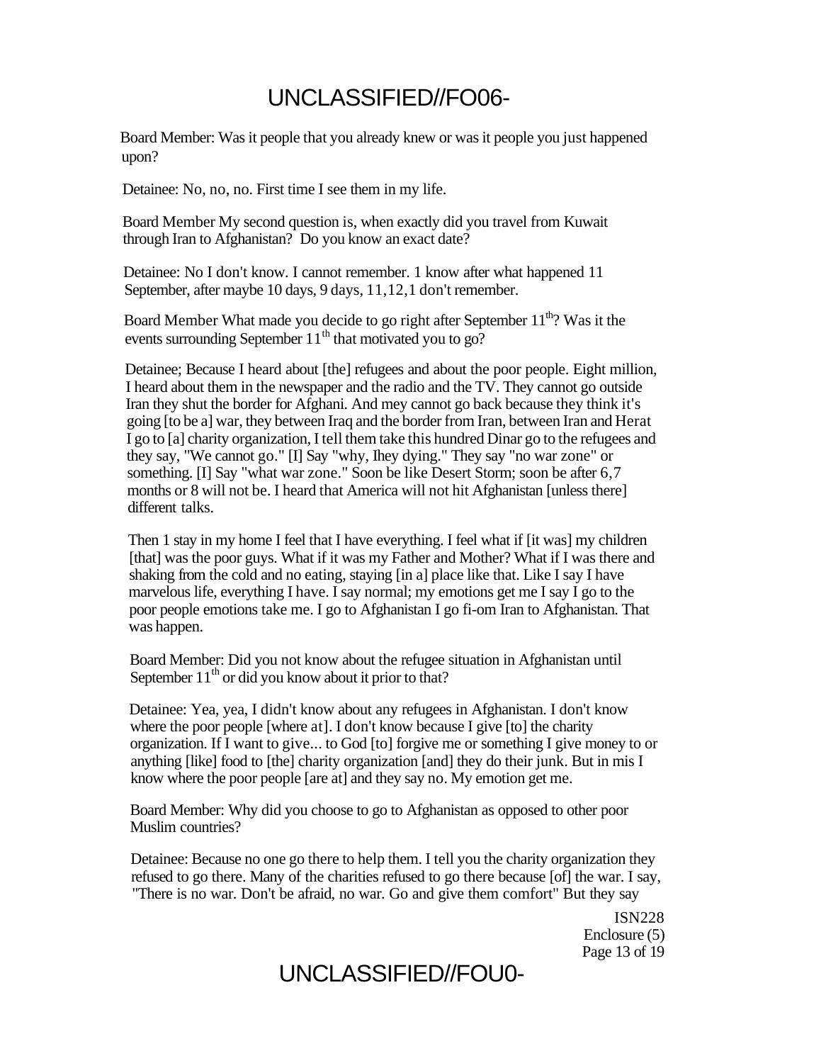Board Member: Was it people that you already knew or was it people you just happened upon?

Detainee: No, no, no. First time I see them in my life.

Board Member My second question is, when exactly did you travel from Kuwait through Iran to Afghanistan? Do you know an exact date?

Detainee: No I don't know. I cannot remember. 1 know after what happened 11 September, after maybe 10 days, 9 days, 11,12,1 don't remember.

Board Member What made you decide to go right after September 11th? Was it the events surrounding September 11th that motivated you to go?

Detainee; Because I heard about [the] refugees and about the poor people. Eight million, I heard about them in the newspaper and the radio and the TV. They cannot go outside Iran they shut the border for Afghani. And mey cannot go back because they think it's going [to be a] war, they between Iraq and the border from Iran, between Iran and Herat I go to [a] charity organization, I tell them take this hundred Dinar go to the refugees and they say, "We cannot go." [I] Say "why, Ihey dying." They say "no war zone" or something. [I] Say "what war zone." Soon be like Desert Storm; soon be after 6,7 months or 8 will not be. I heard that America will not hit Afghanistan [unless there] different talks.

Then 1 stay in my home I feel that I have everything. I feel what if [it was] my children [that] was the poor guys. What if it was my Father and Mother? What if I was there and shaking from the cold and no eating, staying [in a] place like that. Like I say I have marvelous life, everything I have. I say normal; my emotions get me I say I go to the poor people emotions take me. I go to Afghanistan I go fi-om Iran to Afghanistan. That was happen.

Board Member: Did you not know about the refugee situation in Afghanistan until September 11th or did you know about it prior to that?

Detainee: Yea, yea, I didn't know about any refugees in Afghanistan. I don't know where the poor people [where at]. I don't know because I give [to] the charity organization. If I want to give... to God [to] forgive me or something I give money to or anything [like] food to [the] charity organization [and] they do their junk. But in mis I know where the poor people [are at] and they say no. My emotion get me.

Board Member: Why did you choose to go to Afghanistan as opposed to other poor Muslim countries?

Detainee: Because no one go there to help them. I tell you the charity organization they refused to go there. Many of the charities refused to go there because [of] the war. I say, "There is no war. Don't be afraid, no war. Go and give them comfort" But they say

ISN228
Enclosure (5)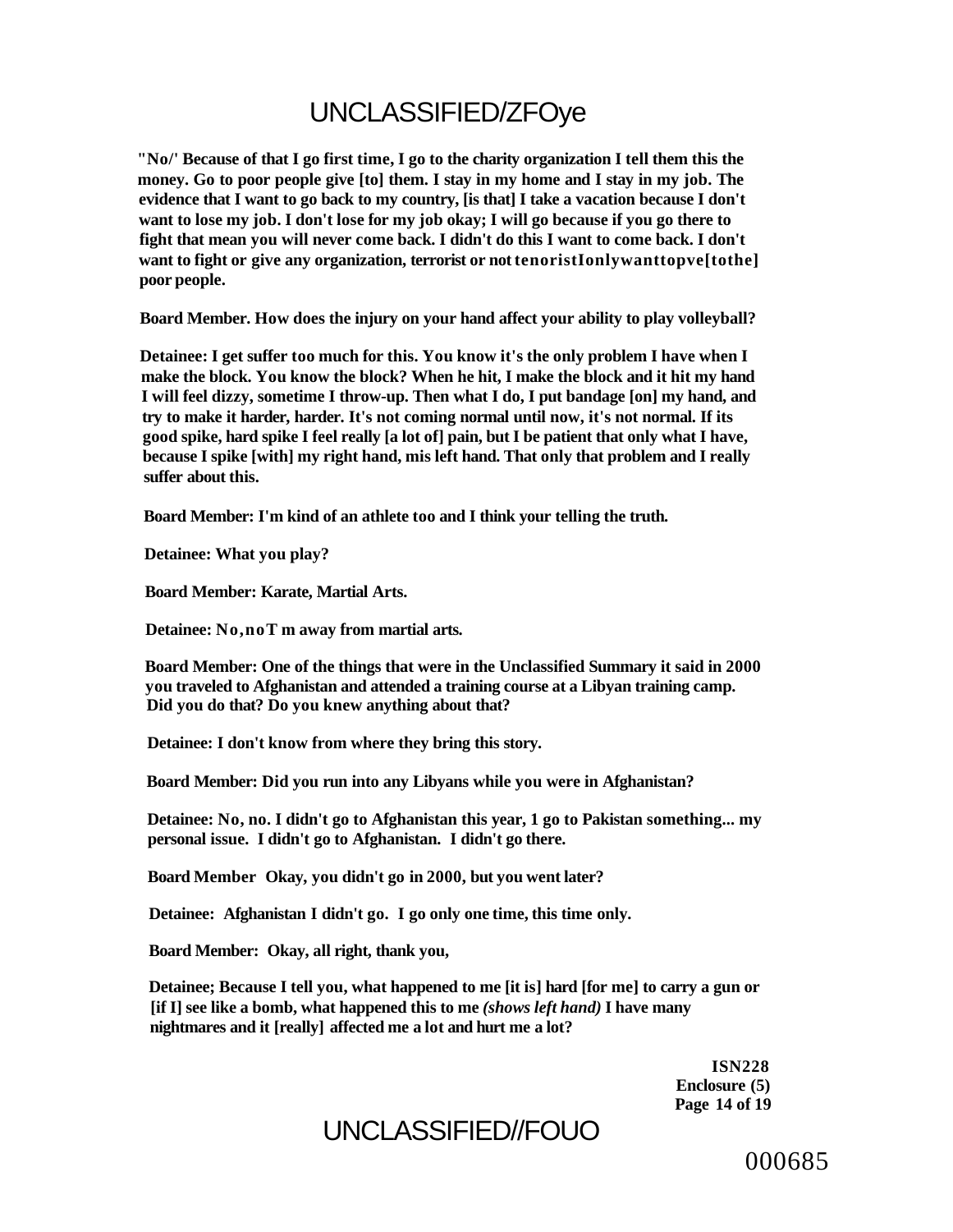**"No/' Because of that I go first time, I go to the charity organization I tell them this the money. Go to poor people give [to] them. I stay in my home and I stay in my job. The evidence that I want to go back to my country, [is that] I take a vacation because I don't want to lose my job. I don't lose for my job okay; I will go because if you go there to fight that mean you will never come back. I didn't do this I want to come back. I don't want to fight or give any organization, terrorist or not tenoristIonlywanttopve[tothe] poor people.**

**Board Member. How does the injury on your hand affect your ability to play volleyball?**

**Detainee: I get suffer too much for this. You know it's the only problem I have when I make the block. You know the block? When he hit, I make the block and it hit my hand I will feel dizzy, sometime I throw-up. Then what I do, I put bandage [on] my hand, and try to make it harder, harder. It's not coming normal until now, it's not normal. If its good spike, hard spike I feel really [a lot of] pain, but I be patient that only what I have, because I spike [with] my right hand, mis left hand. That only that problem and I really suffer about this.**

**Board Member: I'm kind of an athlete too and I think your telling the truth.**

**Detainee: What you play?**

**Board Member: Karate, Martial Arts.**

**Detainee: No,noT m away from martial arts.**

**Board Member: One of the things that were in the Unclassified Summary it said in 2000 you traveled to Afghanistan and attended a training course at a Libyan training camp. Did you do that? Do you knew anything about that?**

**Detainee: I don't know from where they bring this story.**

**Board Member: Did you run into any Libyans while you were in Afghanistan?**

**Detainee: No, no. I didn't go to Afghanistan this year, 1 go to Pakistan something... my personal issue. I didn't go to Afghanistan. I didn't go there.**

**Board Member Okay, you didn't go in 2000, but you went later?**

**Detainee: Afghanistan I didn't go. I go only one time, this time only.**

**Board Member: Okay, all right, thank you,**

**Detainee; Because I tell you, what happened to me [it is] hard [for me] to carry a gun or [if I] see like a bomb, what happened this to me *(shows left hand)* I have many nightmares and it [really] affected me a lot and hurt me a lot?**

**ISN228**
**Enclosure (5)**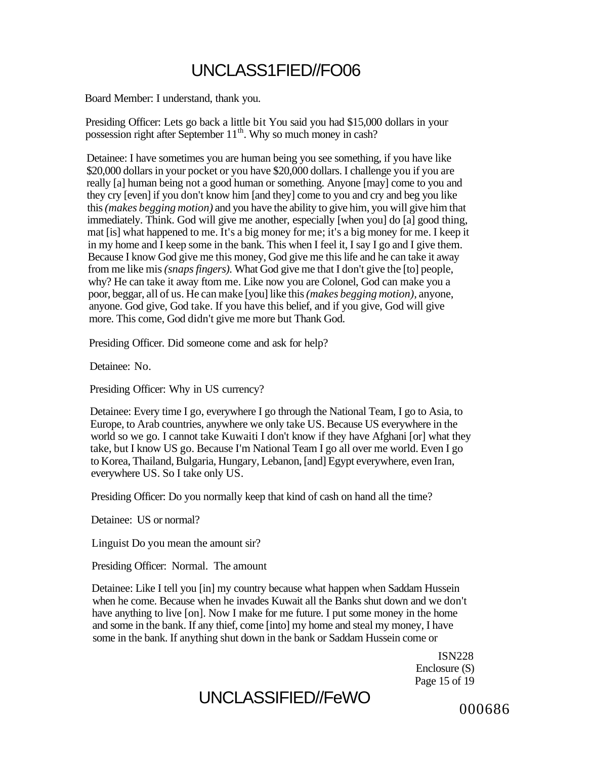Board Member: I understand, thank you.

Presiding Officer: Lets go back a little bit You said you had $15,000 dollars in your possession right after September 11th. Why so much money in cash?

Detainee: I have sometimes you are human being you see something, if you have like $20,000 dollars in your pocket or you have $20,000 dollars. I challenge you if you are really [a] human being not a good human or something. Anyone [may] come to you and they cry [even] if you don't know him [and they] come to you and cry and beg you like this *(makes begging motion)* and you have the ability to give him, you will give him that immediately. Think. God will give me another, especially [when you] do [a] good thing, mat [is] what happened to me. It's a big money for me; it's a big money for me. I keep it in my home and I keep some in the bank. This when I feel it, I say I go and I give them. Because I know God give me this money, God give me this life and he can take it away from me like mis *(snaps fingers)*. What God give me that I don't give the [to] people, why? He can take it away ftom me. Like now you are Colonel, God can make you a poor, beggar, all of us. He can make [you] like this *(makes begging motion)*, anyone, anyone. God give, God take. If you have this belief, and if you give, God will give more. This come, God didn't give me more but Thank God.

Presiding Officer. Did someone come and ask for help?

Detainee: No.

Presiding Officer: Why in US currency?

Detainee: Every time I go, everywhere I go through the National Team, I go to Asia, to Europe, to Arab countries, anywhere we only take US. Because US everywhere in the world so we go. I cannot take Kuwaiti I don't know if they have Afghani [or] what they take, but I know US go. Because I'm National Team I go all over me world. Even I go to Korea, Thailand, Bulgaria, Hungary, Lebanon, [and] Egypt everywhere, even Iran, everywhere US. So I take only US.

Presiding Officer: Do you normally keep that kind of cash on hand all the time?

Detainee: US or normal?

Linguist Do you mean the amount sir?

Presiding Officer: Normal. The amount

Detainee: Like I tell you [in] my country because what happen when Saddam Hussein when he come. Because when he invades Kuwait all the Banks shut down and we don't have anything to live [on]. Now I make for me future. I put some money in the home and some in the bank. If any thief, come [into] my home and steal my money, I have some in the bank. If anything shut down in the bank or Saddam Hussein come or

ISN228
Enclosure (S)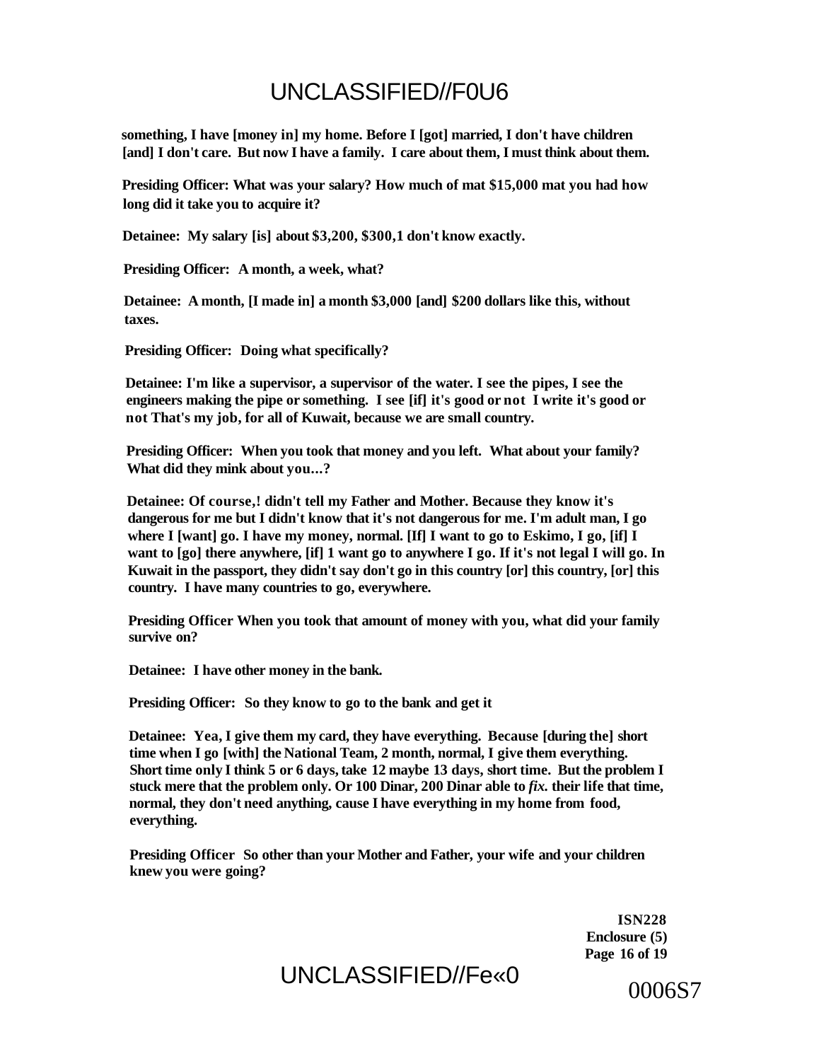**something, I have [money in] my home. Before I [got] married, I don't have children [and] I don't care. But now I have a family. I care about them, I must think about them.**

**Presiding Officer: What was your salary? How much of mat $15,000 mat you had how long did it take you to acquire it?**

**Detainee: My salary [is] about $3,200, $300,1 don't know exactly.**

**Presiding Officer: A month, a week, what?**

**Detainee: A month, [I made in] a month $3,000 [and] $200 dollars like this, without taxes.**

**Presiding Officer: Doing what specifically?**

**Detainee: I'm like a supervisor, a supervisor of the water. I see the pipes, I see the engineers making the pipe or something. I see [if] it's good or not I write it's good or not That's my job, for all of Kuwait, because we are small country.**

**Presiding Officer: When you took that money and you left. What about your family? What did they mink about you...?**

**Detainee: Of course,! didn't tell my Father and Mother. Because they know it's dangerous for me but I didn't know that it's not dangerous for me. I'm adult man, I go where I [want] go. I have my money, normal. [If] I want to go to Eskimo, I go, [if] I want to [go] there anywhere, [if] 1 want go to anywhere I go. If it's not legal I will go. In Kuwait in the passport, they didn't say don't go in this country [or] this country, [or] this country. I have many countries to go, everywhere.**

**Presiding Officer When you took that amount of money with you, what did your family survive on?**

**Detainee: I have other money in the bank.**

**Presiding Officer: So they know to go to the bank and get it**

**Detainee: Yea, I give them my card, they have everything. Because [during the] short time when I go [with] the National Team, 2 month, normal, I give them everything. Short time only I think 5 or 6 days, take 12 maybe 13 days, short time. But the problem I stuck mere that the problem only. Or 100 Dinar, 200 Dinar able to *fix.* their life that time, normal, they don't need anything, cause I have everything in my home from food, everything.**

**Presiding Officer So other than your Mother and Father, your wife and your children knew you were going?**

**ISN228**
**Enclosure (5)**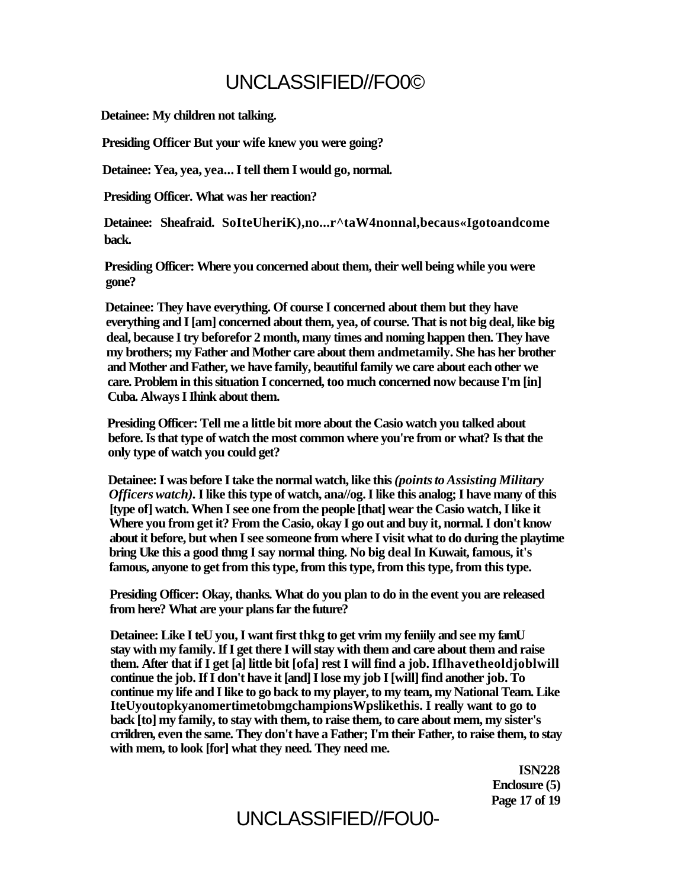**Detainee: My children not talking.**

**Presiding Officer But your wife knew you were going?**

**Detainee: Yea, yea, yea... I tell them I would go, normal.**

**Presiding Officer. What was her reaction?**

**Detainee: Sheafraid. SoIteUheriK),no...r^taW4nonnal,becaus«Igotoandcome back.**

**Presiding Officer: Where you concerned about them, their well being while you were gone?**

**Detainee: They have everything. Of course I concerned about them but they have everything and I [am] concerned about them, yea, of course. That is not big deal, like big deal, because I try beforefor 2 month, many times and noming happen then. They have my brothers; my Father and Mother care about them andmetamily. She has her brother and Mother and Father, we have family, beautiful family we care about each other we care. Problem in this situation I concerned, too much concerned now because I'm [in] Cuba. Always I Ihink about them.**

**Presiding Officer: Tell me a little bit more about the Casio watch you talked about before. Is that type of watch the most common where you're from or what? Is that the only type of watch you could get?**

**Detainee: I was before I take the normal watch, like this *(points to Assisting Military Officers watch)*. I like this type of watch, ana//og. I like this analog; I have many of this [type of] watch. When I see one from the people [that] wear the Casio watch, I like it Where you from get it? From the Casio, okay I go out and buy it, normal. I don't know about it before, but when I see someone from where I visit what to do during the playtime bring Uke this a good thmg I say normal thing. No big deal In Kuwait, famous, it's famous, anyone to get from this type, from this type, from this type, from this type.**

**Presiding Officer: Okay, thanks. What do you plan to do in the event you are released from here? What are your plans far the future?**

**Detainee: Like I teU you, I want first thkg to get vrim my feniily and see my famU stay with my family. If I get there I will stay with them and care about them and raise them. After that if I get [a] little bit [ofa] rest I will find a job. Iflhavetheoldjoblwill continue the job. If I don't have it [and] I lose my job I [will] find another job. To continue my life and I like to go back to my player, to my team, my National Team. Like IteUyoutopkyanomertimetobmgchampionsWpslikethis. I really want to go to back [to] my family, to stay with them, to raise them, to care about mem, my sister's crrildren, even the same. They don't have a Father; I'm their Father, to raise them, to stay with mem, to look [for] what they need. They need me.**

**ISN228**
**Enclosure (5)**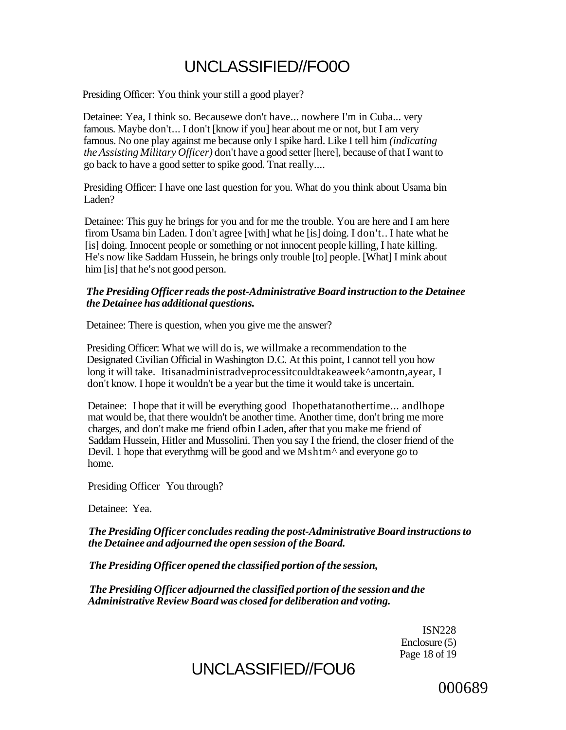Presiding Officer: You think your still a good player?

Detainee: Yea, I think so. Becausewe don't have... nowhere I'm in Cuba... very famous. Maybe don't... I don't [know if you] hear about me or not, but I am very famous. No one play against me because only I spike hard. Like I tell him *(indicating the Assisting Military Officer)* don't have a good setter [here], because of that I want to go back to have a good setter to spike good. Tnat really....

Presiding Officer: I have one last question for you. What do you think about Usama bin Laden?

Detainee: This guy he brings for you and for me the trouble. You are here and I am here firom Usama bin Laden. I don't agree [with] what he [is] doing. I don't.. I hate what he [is] doing. Innocent people or something or not innocent people killing, I hate killing. He's now like Saddam Hussein, he brings only trouble [to] people. [What] I mink about him [is] that he's not good person.

***The Presiding Officer reads the post-Administrative Board instruction to the Detainee the Detainee has additional questions.***

Detainee: There is question, when you give me the answer?

Presiding Officer: What we will do is, we willmake a recommendation to the Designated Civilian Official in Washington D.C. At this point, I cannot tell you how long it will take. Itisanadministradveprocessitcouldtakeaweek^amontn,ayear, I don't know. I hope it wouldn't be a year but the time it would take is uncertain.

Detainee: I hope that it will be everything good Ihopethatanothertime... andlhope mat would be, that there wouldn't be another time. Another time, don't bring me more charges, and don't make me friend ofbin Laden, after that you make me friend of Saddam Hussein, Hitler and Mussolini. Then you say I the friend, the closer friend of the Devil. 1 hope that everythmg will be good and we Mshtm^ and everyone go to home.

Presiding Officer You through?

Detainee: Yea.

***The Presiding Officer concludes reading the post-Administrative Board instructions to the Detainee and adjourned the open session of the Board.***

***The Presiding Officer opened the classified portion of the session,***

***The Presiding Officer adjourned the classified portion of the session and the Administrative Review Board was closed for deliberation and voting.***

ISN228
Enclosure (5)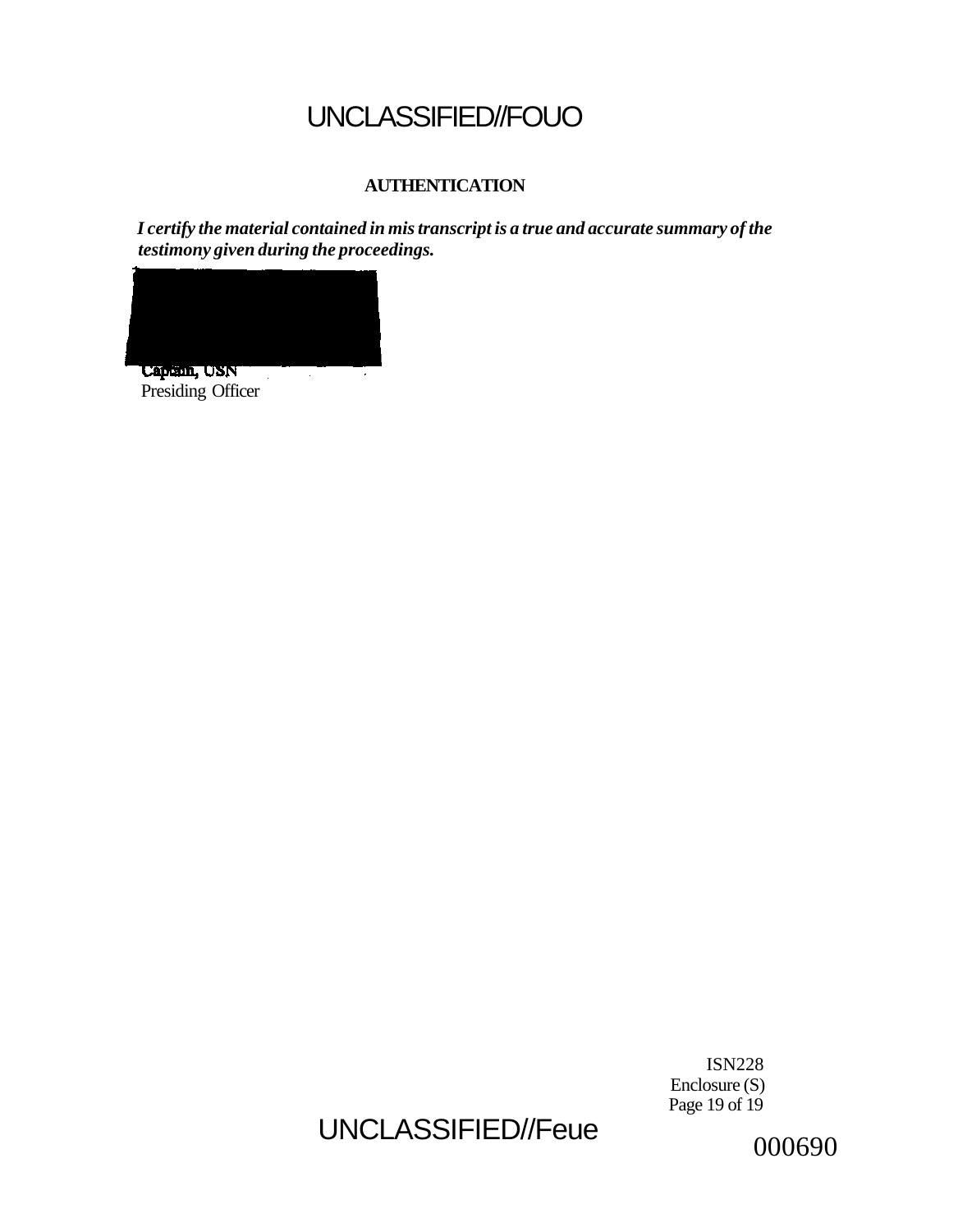**AUTHENTICATION**

***I certify the material contained in mis transcript is a true and accurate summary of the testimony given during the proceedings.***

Captain, USN
Presiding Officer

ISN228
Enclosure (S)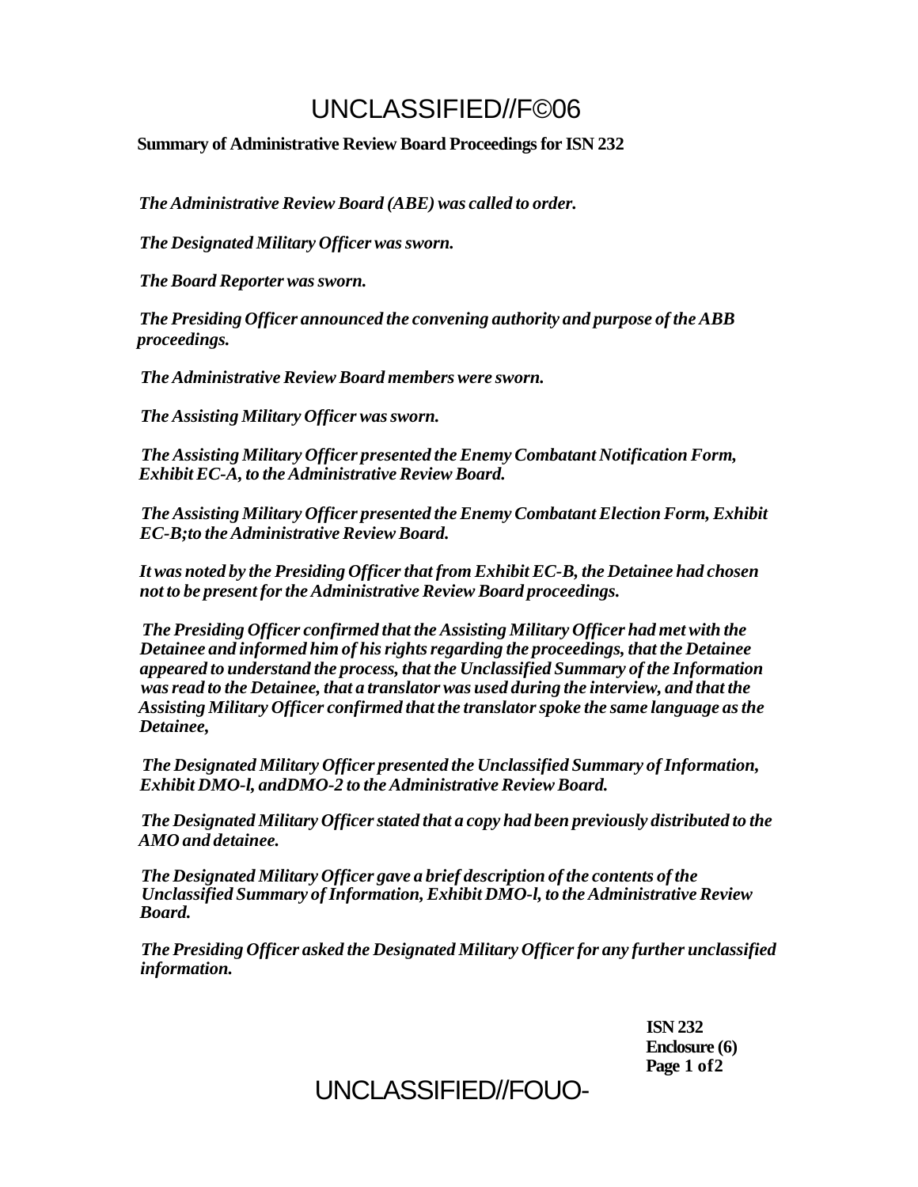UNCLASSIFIED//F©06

**Summary of Administrative Review Board Proceedings for ISN 232**

*The Administrative Review Board (ABE) was called to order.*

*The Designated Military Officer was sworn.*

*The Board Reporter was sworn.*

*The Presiding Officer announced the convening authority and purpose of the ABB proceedings.*

*The Administrative Review Board members were sworn.*

*The Assisting Military Officer was sworn.*

*The Assisting Military Officer presented the Enemy Combatant Notification Form, Exhibit EC-A, to the Administrative Review Board.*

*The Assisting Military Officer presented the Enemy Combatant Election Form, Exhibit EC-B;to the Administrative Review Board.*

*It was noted by the Presiding Officer that from Exhibit EC-B, the Detainee had chosen not to be present for the Administrative Review Board proceedings.*

*The Presiding Officer confirmed that the Assisting Military Officer had met with the Detainee and informed him of his rights regarding the proceedings, that the Detainee appeared to understand the process, that the Unclassified Summary of the Information was read to the Detainee, that a translator was used during the interview, and that the Assisting Military Officer confirmed that the translator spoke the same language as the Detainee,*

*The Designated Military Officer presented the Unclassified Summary of Information, Exhibit DMO-l, andDMO-2 to the Administrative Review Board.*

*The Designated Military Officer stated that a copy had been previously distributed to the AMO and detainee.*

*The Designated Military Officer gave a brief description of the contents of the Unclassified Summary of Information, Exhibit DMO-l, to the Administrative Review Board.*

*The Presiding Officer asked the Designated Military Officer for any further unclassified information.*

**ISN 232**
**Enclosure (6)**
**Page 1 of2**

UNCLASSIFIED//FOUO-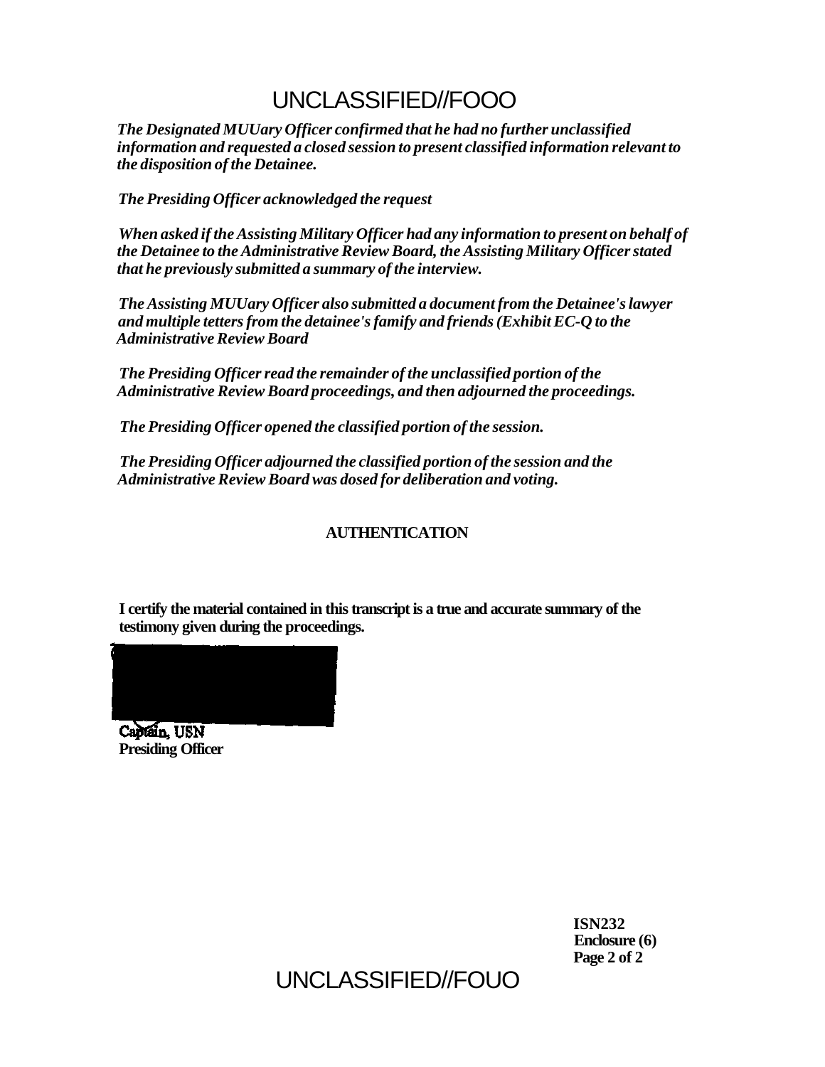*The Designated MUUary Officer confirmed that he had no further unclassified information and requested a closed session to present classified information relevant to the disposition of the Detainee.*

*The Presiding Officer acknowledged the request*

*When asked if the Assisting Military Officer had any information to present on behalf of the Detainee to the Administrative Review Board, the Assisting Military Officer stated that he previously submitted a summary of the interview.*

*The Assisting MUUary Officer also submitted a document from the Detainee's lawyer and multiple tetters from the detainee's famify and friends (Exhibit EC-Q to the Administrative Review Board*

*The Presiding Officer read the remainder of the unclassified portion of the Administrative Review Board proceedings, and then adjourned the proceedings.*

*The Presiding Officer opened the classified portion of the session.*

*The Presiding Officer adjourned the classified portion of the session and the Administrative Review Board was dosed for deliberation and voting.*

**AUTHENTICATION**

**I certify the material contained in this transcript is a true and accurate summary of the testimony given during the proceedings.**

**Captain, USN**
**Presiding Officer**

**ISN232**
**Enclosure (6)**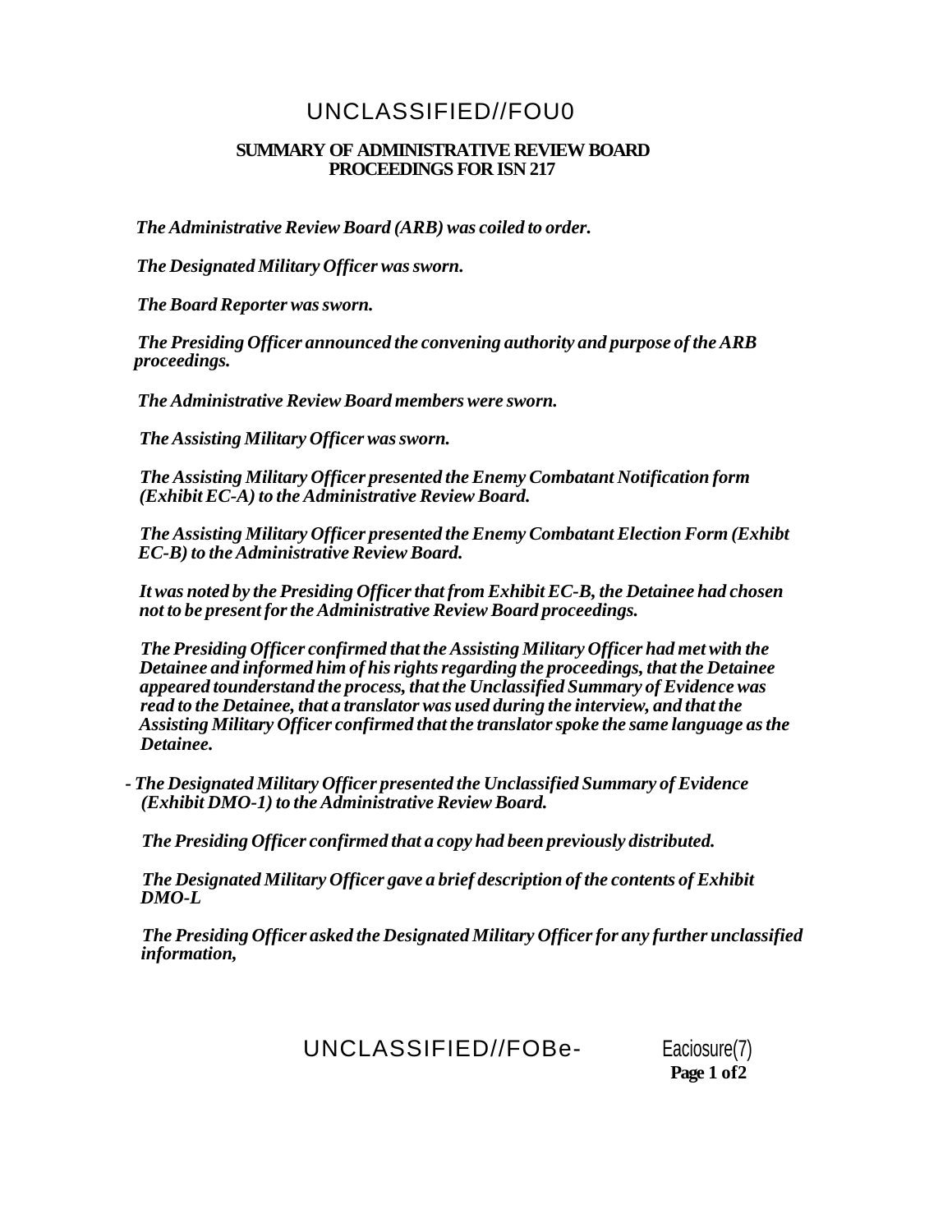UNCLASSIFIED//FOU0

**SUMMARY OF ADMINISTRATIVE REVIEW BOARD PROCEEDINGS FOR ISN 217**

***The Administrative Review Board (ARB) was coiled to order.***

***The Designated Military Officer was sworn.***

***The Board Reporter was sworn.***

***The Presiding Officer announced the convening authority and purpose of the ARB proceedings.***

***The Administrative Review Board members were sworn.***

***The Assisting Military Officer was sworn.***

***The Assisting Military Officer presented the Enemy Combatant Notification form (Exhibit EC-A) to the Administrative Review Board.***

***The Assisting Military Officer presented the Enemy Combatant Election Form (Exhibt EC-B) to the Administrative Review Board.***

***It was noted by the Presiding Officer that from Exhibit EC-B, the Detainee had chosen not to be present for the Administrative Review Board proceedings.***

***The Presiding Officer confirmed that the Assisting Military Officer had met with the Detainee and informed him of his rights regarding the proceedings, that the Detainee appeared tounderstand the process, that the Unclassified Summary of Evidence was read to the Detainee, that a translator was used during the interview, and that the Assisting Military Officer confirmed that the translator spoke the same language as the Detainee.***

***- The Designated Military Officer presented the Unclassified Summary of Evidence (Exhibit DMO-1) to the Administrative Review Board.***

***The Presiding Officer confirmed that a copy had been previously distributed.***

***The Designated Military Officer gave a brief description of the contents of Exhibit DMO-L***

***The Presiding Officer asked the Designated Military Officer for any further unclassified information,***

UNCLASSIFIED//FOBe- Eaciosure(7)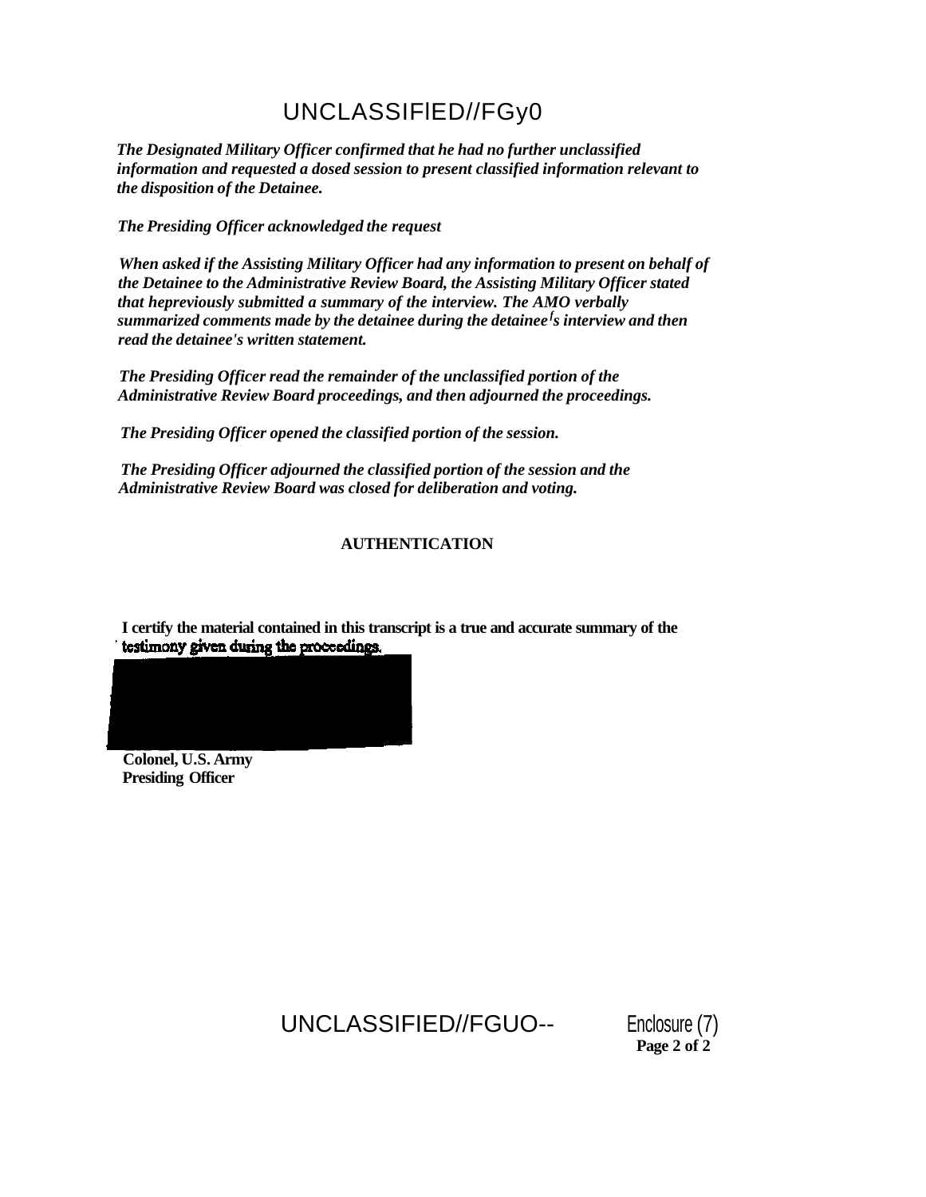*The Designated Military Officer confirmed that he had no further unclassified information and requested a dosed session to present classified information relevant to the disposition of the Detainee.*

*The Presiding Officer acknowledged the request*

*When asked if the Assisting Military Officer had any information to present on behalf of the Detainee to the Administrative Review Board, the Assisting Military Officer stated that hepreviously submitted a summary of the interview. The AMO verbally summarized comments made by the detainee during the detainee's interview and then read the detainee's written statement.*

*The Presiding Officer read the remainder of the unclassified portion of the Administrative Review Board proceedings, and then adjourned the proceedings.*

*The Presiding Officer opened the classified portion of the session.*

*The Presiding Officer adjourned the classified portion of the session and the Administrative Review Board was closed for deliberation and voting.*

**AUTHENTICATION**

**I certify the material contained in this transcript is a true and accurate summary of the testimony given during the proceedings.**

**Colonel, U.S. Army**
**Presiding Officer**

Enclosure (7)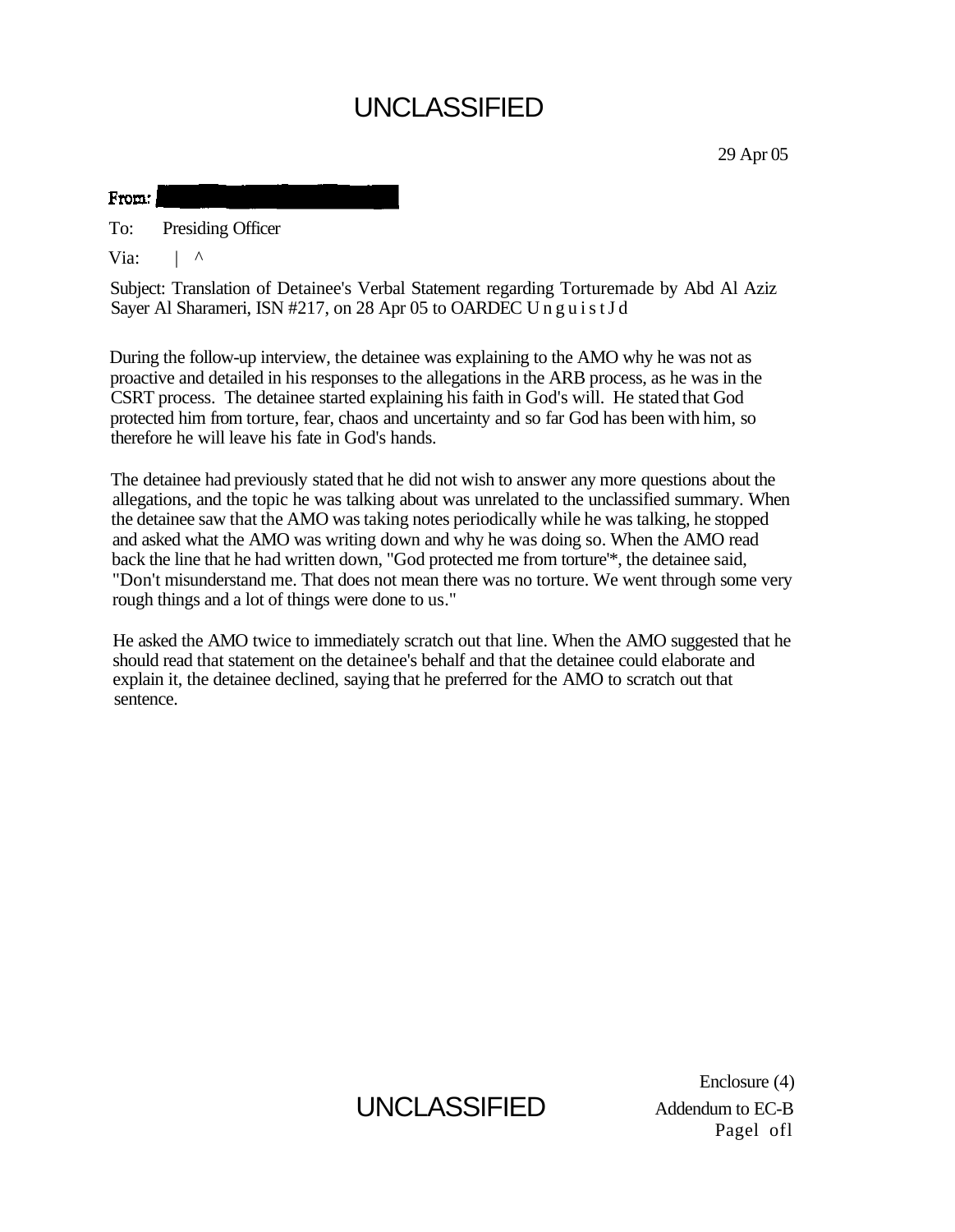UNCLASSIFIED

29 Apr 05

From: [redacted]

To: Presiding Officer

Via: | ^

Subject: Translation of Detainee's Verbal Statement regarding Torturemade by Abd Al Aziz Sayer Al Sharameri, ISN #217, on 28 Apr 05 to OARDEC U n g u i s t J d

During the follow-up interview, the detainee was explaining to the AMO why he was not as proactive and detailed in his responses to the allegations in the ARB process, as he was in the CSRT process. The detainee started explaining his faith in God's will. He stated that God protected him from torture, fear, chaos and uncertainty and so far God has been with him, so therefore he will leave his fate in God's hands.

The detainee had previously stated that he did not wish to answer any more questions about the allegations, and the topic he was talking about was unrelated to the unclassified summary. When the detainee saw that the AMO was taking notes periodically while he was talking, he stopped and asked what the AMO was writing down and why he was doing so. When the AMO read back the line that he had written down, "God protected me from torture"*, the detainee said, "Don't misunderstand me. That does not mean there was no torture. We went through some very rough things and a lot of things were done to us."

He asked the AMO twice to immediately scratch out that line. When the AMO suggested that he should read that statement on the detainee's behalf and that the detainee could elaborate and explain it, the detainee declined, saying that he preferred for the AMO to scratch out that sentence.

UNCLASSIFIED

Enclosure (4)
Addendum to EC-B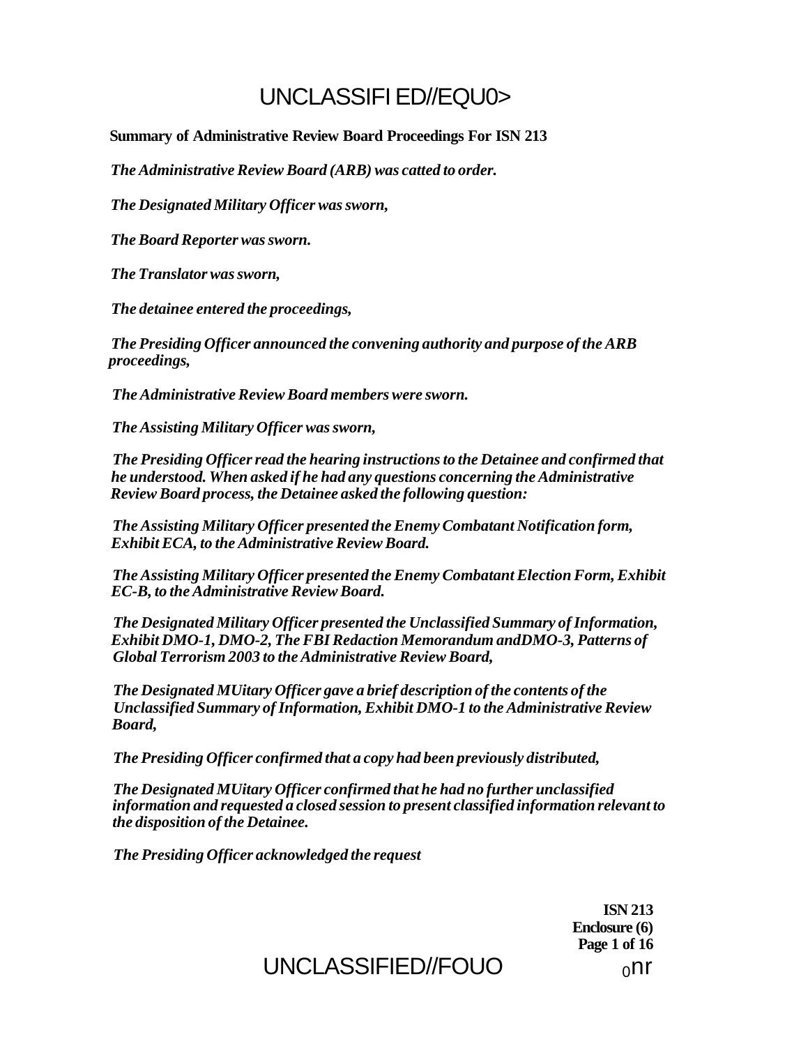**Summary of Administrative Review Board Proceedings For ISN 213**

*The Administrative Review Board (ARB) was catted to order.*

*The Designated Military Officer was sworn,*

*The Board Reporter was sworn.*

*The Translator was sworn,*

*The detainee entered the proceedings,*

*The Presiding Officer announced the convening authority and purpose of the ARB proceedings,*

*The Administrative Review Board members were sworn.*

*The Assisting Military Officer was sworn,*

*The Presiding Officer read the hearing instructions to the Detainee and confirmed that he understood. When asked if he had any questions concerning the Administrative Review Board process, the Detainee asked the following question:*

*The Assisting Military Officer presented the Enemy Combatant Notification form, Exhibit ECA, to the Administrative Review Board.*

*The Assisting Military Officer presented the Enemy Combatant Election Form, Exhibit EC-B, to the Administrative Review Board.*

*The Designated Military Officer presented the Unclassified Summary of Information, Exhibit DMO-1, DMO-2, The FBI Redaction Memorandum andDMO-3, Patterns of Global Terrorism 2003 to the Administrative Review Board,*

*The Designated MUitary Officer gave a brief description of the contents of the Unclassified Summary of Information, Exhibit DMO-1 to the Administrative Review Board,*

*The Presiding Officer confirmed that a copy had been previously distributed,*

*The Designated MUitary Officer confirmed that he had no further unclassified information and requested a closed session to present classified information relevant to the disposition of the Detainee.*

*The Presiding Officer acknowledged the request*

**ISN 213**
**Enclosure (6)**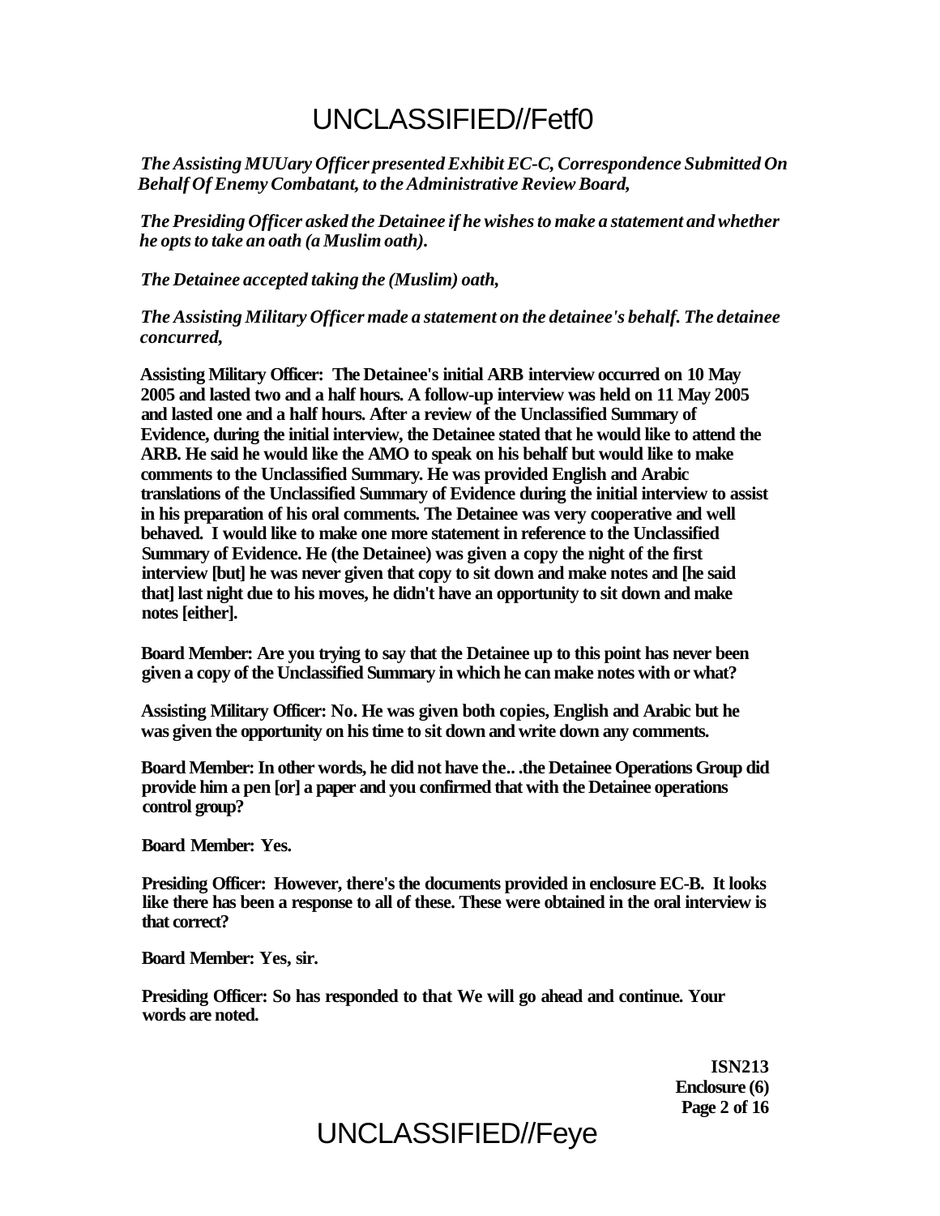*The Assisting MUUary Officer presented Exhibit EC-C, Correspondence Submitted On Behalf Of Enemy Combatant, to the Administrative Review Board,*

*The Presiding Officer asked the Detainee if he wishes to make a statement and whether he opts to take an oath (a Muslim oath).*

*The Detainee accepted taking the (Muslim) oath,*

*The Assisting Military Officer made a statement on the detainee's behalf. The detainee concurred,*

**Assisting Military Officer: The Detainee's initial ARB interview occurred on 10 May 2005 and lasted two and a half hours. A follow-up interview was held on 11 May 2005 and lasted one and a half hours. After a review of the Unclassified Summary of Evidence, during the initial interview, the Detainee stated that he would like to attend the ARB. He said he would like the AMO to speak on his behalf but would like to make comments to the Unclassified Summary. He was provided English and Arabic translations of the Unclassified Summary of Evidence during the initial interview to assist in his preparation of his oral comments. The Detainee was very cooperative and well behaved. I would like to make one more statement in reference to the Unclassified Summary of Evidence. He (the Detainee) was given a copy the night of the first interview [but] he was never given that copy to sit down and make notes and [he said that] last night due to his moves, he didn't have an opportunity to sit down and make notes [either].**

**Board Member: Are you trying to say that the Detainee up to this point has never been given a copy of the Unclassified Summary in which he can make notes with or what?**

**Assisting Military Officer: No. He was given both copies, English and Arabic but he was given the opportunity on his time to sit down and write down any comments.**

**Board Member: In other words, he did not have the.. .the Detainee Operations Group did provide him a pen [or] a paper and you confirmed that with the Detainee operations control group?**

**Board Member: Yes.**

**Presiding Officer: However, there's the documents provided in enclosure EC-B. It looks like there has been a response to all of these. These were obtained in the oral interview is that correct?**

**Board Member: Yes, sir.**

**Presiding Officer: So has responded to that We will go ahead and continue. Your words are noted.**

**ISN213**
**Enclosure (6)**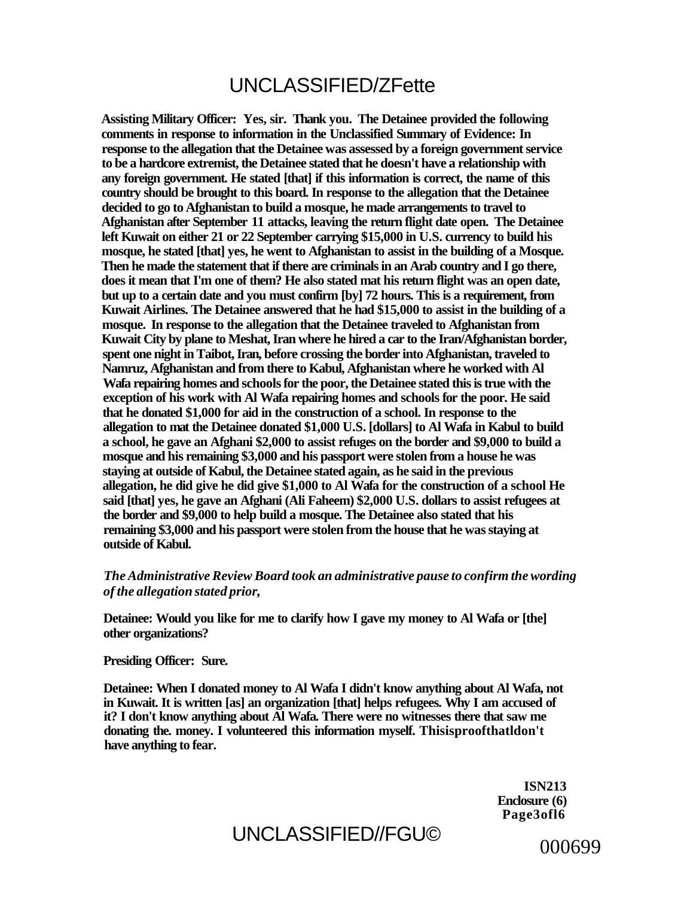**Assisting Military Officer: Yes, sir. Thank you. The Detainee provided the following comments in response to information in the Unclassified Summary of Evidence: In response to the allegation that the Detainee was assessed by a foreign government service to be a hardcore extremist, the Detainee stated that he doesn't have a relationship with any foreign government. He stated [that] if this information is correct, the name of this country should be brought to this board. In response to the allegation that the Detainee decided to go to Afghanistan to build a mosque, he made arrangements to travel to Afghanistan after September 11 attacks, leaving the return flight date open. The Detainee left Kuwait on either 21 or 22 September carrying $15,000 in U.S. currency to build his mosque, he stated [that] yes, he went to Afghanistan to assist in the building of a Mosque. Then he made the statement that if there are criminals in an Arab country and I go there, does it mean that I'm one of them? He also stated mat his return flight was an open date, but up to a certain date and you must confirm [by] 72 hours. This is a requirement, from Kuwait Airlines. The Detainee answered that he had $15,000 to assist in the building of a mosque. In response to the allegation that the Detainee traveled to Afghanistan from Kuwait City by plane to Meshat, Iran where he hired a car to the Iran/Afghanistan border, spent one night in Taibot, Iran, before crossing the border into Afghanistan, traveled to Namruz, Afghanistan and from there to Kabul, Afghanistan where he worked with Al Wafa repairing homes and schools for the poor, the Detainee stated this is true with the exception of his work with Al Wafa repairing homes and schools for the poor. He said that he donated $1,000 for aid in the construction of a school. In response to the allegation to mat the Detainee donated $1,000 U.S. [dollars] to Al Wafa in Kabul to build a school, he gave an Afghani $2,000 to assist refuges on the border and $9,000 to build a mosque and his remaining $3,000 and his passport were stolen from a house he was staying at outside of Kabul, the Detainee stated again, as he said in the previous allegation, he did give he did give $1,000 to Al Wafa for the construction of a school He said [that] yes, he gave an Afghani (Ali Faheem) $2,000 U.S. dollars to assist refugees at the border and $9,000 to help build a mosque. The Detainee also stated that his remaining $3,000 and his passport were stolen from the house that he was staying at outside of Kabul.**

***The Administrative Review Board took an administrative pause to confirm the wording of the allegation stated prior,***

**Detainee: Would you like for me to clarify how I gave my money to Al Wafa or [the] other organizations?**

**Presiding Officer: Sure.**

**Detainee: When I donated money to Al Wafa I didn't know anything about Al Wafa, not in Kuwait. It is written [as] an organization [that] helps refugees. Why I am accused of it? I don't know anything about Al Wafa. There were no witnesses there that saw me donating the. money. I volunteered this information myself. Thisisproofthatldon't have anything to fear.**

**ISN213**
**Enclosure (6)**
**Page3ofl6**

000699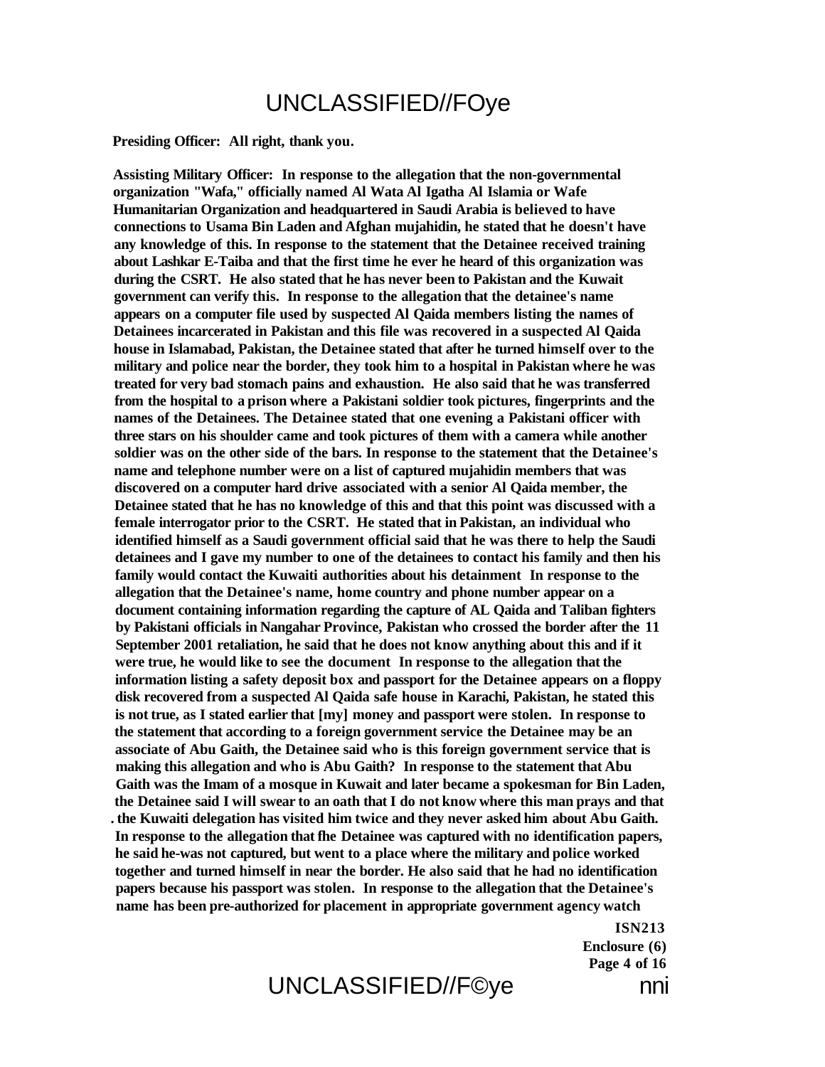**Presiding Officer: All right, thank you.**

**Assisting Military Officer: In response to the allegation that the non-governmental organization "Wafa," officially named Al Wata Al Igatha Al Islamia or Wafe Humanitarian Organization and headquartered in Saudi Arabia is believed to have connections to Usama Bin Laden and Afghan mujahidin, he stated that he doesn't have any knowledge of this. In response to the statement that the Detainee received training about Lashkar E-Taiba and that the first time he ever he heard of this organization was during the CSRT. He also stated that he has never been to Pakistan and the Kuwait government can verify this. In response to the allegation that the detainee's name appears on a computer file used by suspected Al Qaida members listing the names of Detainees incarcerated in Pakistan and this file was recovered in a suspected Al Qaida house in Islamabad, Pakistan, the Detainee stated that after he turned himself over to the military and police near the border, they took him to a hospital in Pakistan where he was treated for very bad stomach pains and exhaustion. He also said that he was transferred from the hospital to a prison where a Pakistani soldier took pictures, fingerprints and the names of the Detainees. The Detainee stated that one evening a Pakistani officer with three stars on his shoulder came and took pictures of them with a camera while another soldier was on the other side of the bars. In response to the statement that the Detainee's name and telephone number were on a list of captured mujahidin members that was discovered on a computer hard drive associated with a senior Al Qaida member, the Detainee stated that he has no knowledge of this and that this point was discussed with a female interrogator prior to the CSRT. He stated that in Pakistan, an individual who identified himself as a Saudi government official said that he was there to help the Saudi detainees and I gave my number to one of the detainees to contact his family and then his family would contact the Kuwaiti authorities about his detainment In response to the allegation that the Detainee's name, home country and phone number appear on a document containing information regarding the capture of AL Qaida and Taliban fighters by Pakistani officials in Nangahar Province, Pakistan who crossed the border after the 11 September 2001 retaliation, he said that he does not know anything about this and if it were true, he would like to see the document In response to the allegation that the information listing a safety deposit box and passport for the Detainee appears on a floppy disk recovered from a suspected Al Qaida safe house in Karachi, Pakistan, he stated this is not true, as I stated earlier that [my] money and passport were stolen. In response to the statement that according to a foreign government service the Detainee may be an associate of Abu Gaith, the Detainee said who is this foreign government service that is making this allegation and who is Abu Gaith? In response to the statement that Abu Gaith was the Imam of a mosque in Kuwait and later became a spokesman for Bin Laden, the Detainee said I will swear to an oath that I do not know where this man prays and that . the Kuwaiti delegation has visited him twice and they never asked him about Abu Gaith. In response to the allegation that fhe Detainee was captured with no identification papers, he said he-was not captured, but went to a place where the military and police worked together and turned himself in near the border. He also said that he had no identification papers because his passport was stolen. In response to the allegation that the Detainee's name has been pre-authorized for placement in appropriate government agency watch**

**ISN213**
**Enclosure (6)**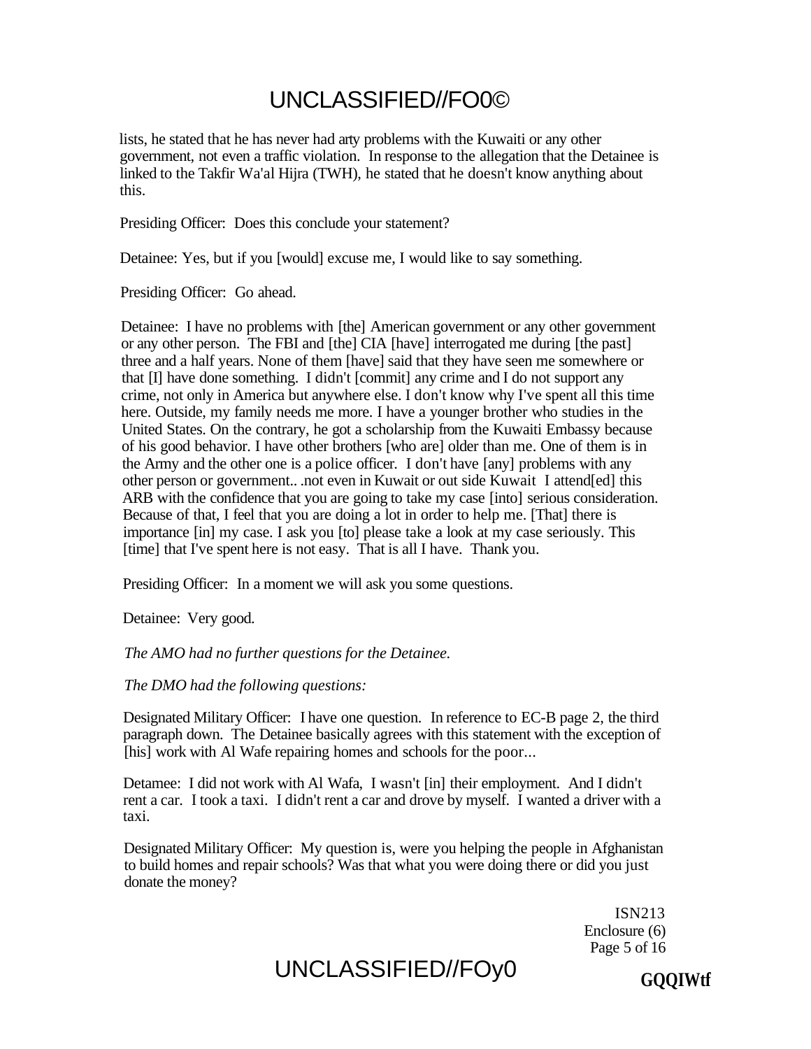lists, he stated that he has never had arty problems with the Kuwaiti or any other government, not even a traffic violation. In response to the allegation that the Detainee is linked to the Takfir Wa'al Hijra (TWH), he stated that he doesn't know anything about this.

Presiding Officer: Does this conclude your statement?

Detainee: Yes, but if you [would] excuse me, I would like to say something.

Presiding Officer: Go ahead.

Detainee: I have no problems with [the] American government or any other government or any other person. The FBI and [the] CIA [have] interrogated me during [the past] three and a half years. None of them [have] said that they have seen me somewhere or that [I] have done something. I didn't [commit] any crime and I do not support any crime, not only in America but anywhere else. I don't know why I've spent all this time here. Outside, my family needs me more. I have a younger brother who studies in the United States. On the contrary, he got a scholarship from the Kuwaiti Embassy because of his good behavior. I have other brothers [who are] older than me. One of them is in the Army and the other one is a police officer. I don't have [any] problems with any other person or government.. .not even in Kuwait or out side Kuwait I attend[ed] this ARB with the confidence that you are going to take my case [into] serious consideration. Because of that, I feel that you are doing a lot in order to help me. [That] there is importance [in] my case. I ask you [to] please take a look at my case seriously. This [time] that I've spent here is not easy. That is all I have. Thank you.

Presiding Officer: In a moment we will ask you some questions.

Detainee: Very good.

*The AMO had no further questions for the Detainee.*

*The DMO had the following questions:*

Designated Military Officer: I have one question. In reference to EC-B page 2, the third paragraph down. The Detainee basically agrees with this statement with the exception of [his] work with Al Wafe repairing homes and schools for the poor...

Detamee: I did not work with Al Wafa, I wasn't [in] their employment. And I didn't rent a car. I took a taxi. I didn't rent a car and drove by myself. I wanted a driver with a taxi.

Designated Military Officer: My question is, were you helping the people in Afghanistan to build homes and repair schools? Was that what you were doing there or did you just donate the money?

ISN213
Enclosure (6)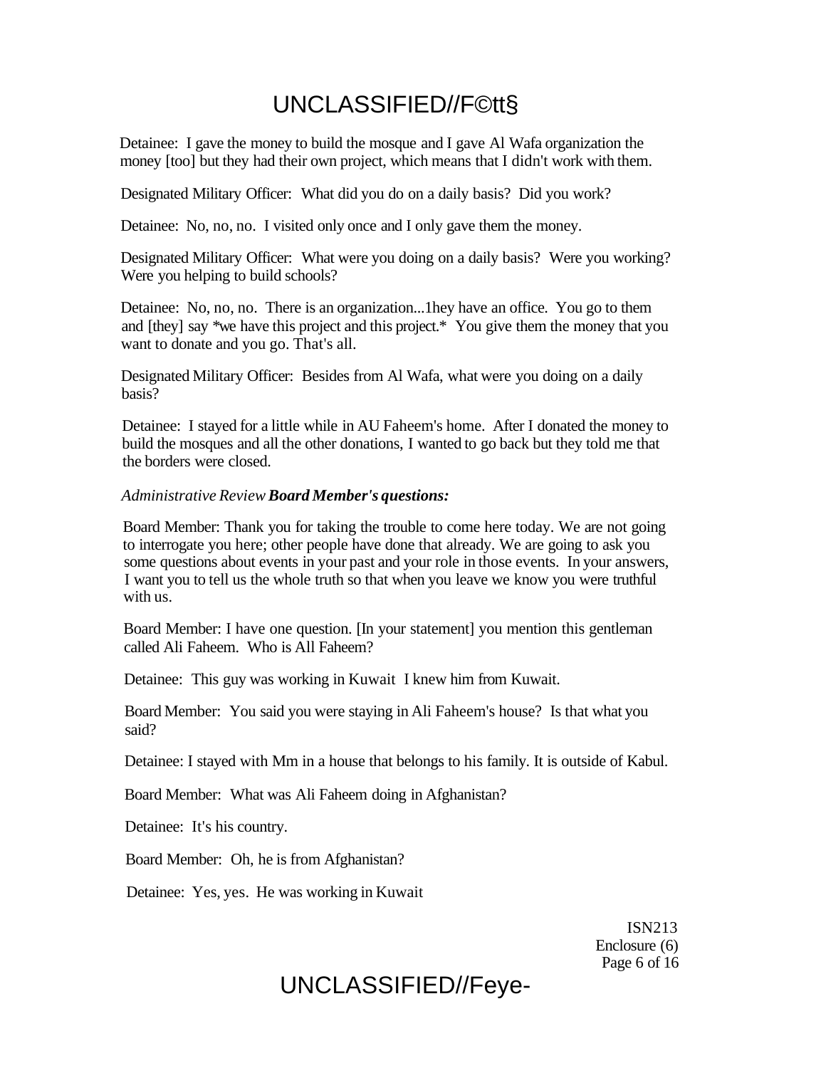Detainee: I gave the money to build the mosque and I gave Al Wafa organization the money [too] but they had their own project, which means that I didn't work with them.

Designated Military Officer: What did you do on a daily basis? Did you work?

Detainee: No, no, no. I visited only once and I only gave them the money.

Designated Military Officer: What were you doing on a daily basis? Were you working? Were you helping to build schools?

Detainee: No, no, no. There is an organization...1hey have an office. You go to them and [they] say *we have this project and this project.* You give them the money that you want to donate and you go. That's all.

Designated Military Officer: Besides from Al Wafa, what were you doing on a daily basis?

Detainee: I stayed for a little while in AU Faheem's home. After I donated the money to build the mosques and all the other donations, I wanted to go back but they told me that the borders were closed.

*Administrative Review* ***Board Member's questions:***

Board Member: Thank you for taking the trouble to come here today. We are not going to interrogate you here; other people have done that already. We are going to ask you some questions about events in your past and your role in those events. In your answers, I want you to tell us the whole truth so that when you leave we know you were truthful with us.

Board Member: I have one question. [In your statement] you mention this gentleman called Ali Faheem. Who is All Faheem?

Detainee: This guy was working in Kuwait I knew him from Kuwait.

Board Member: You said you were staying in Ali Faheem's house? Is that what you said?

Detainee: I stayed with Mm in a house that belongs to his family. It is outside of Kabul.

Board Member: What was Ali Faheem doing in Afghanistan?

Detainee: It's his country.

Board Member: Oh, he is from Afghanistan?

Detainee: Yes, yes. He was working in Kuwait

ISN213
Enclosure (6)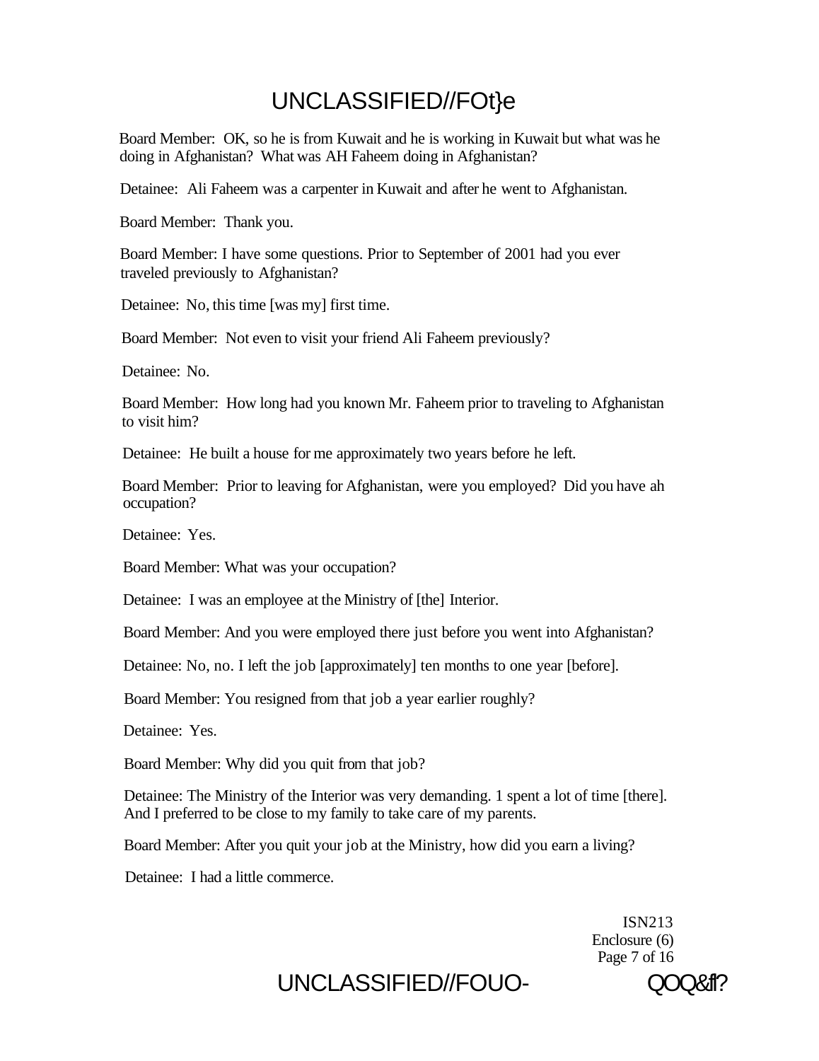Board Member: OK, so he is from Kuwait and he is working in Kuwait but what was he doing in Afghanistan? What was AH Faheem doing in Afghanistan?

Detainee: Ali Faheem was a carpenter in Kuwait and after he went to Afghanistan.

Board Member: Thank you.

Board Member: I have some questions. Prior to September of 2001 had you ever traveled previously to Afghanistan?

Detainee: No, this time [was my] first time.

Board Member: Not even to visit your friend Ali Faheem previously?

Detainee: No.

Board Member: How long had you known Mr. Faheem prior to traveling to Afghanistan to visit him?

Detainee: He built a house for me approximately two years before he left.

Board Member: Prior to leaving for Afghanistan, were you employed? Did you have ah occupation?

Detainee: Yes.

Board Member: What was your occupation?

Detainee: I was an employee at the Ministry of [the] Interior.

Board Member: And you were employed there just before you went into Afghanistan?

Detainee: No, no. I left the job [approximately] ten months to one year [before].

Board Member: You resigned from that job a year earlier roughly?

Detainee: Yes.

Board Member: Why did you quit from that job?

Detainee: The Ministry of the Interior was very demanding. 1 spent a lot of time [there]. And I preferred to be close to my family to take care of my parents.

Board Member: After you quit your job at the Ministry, how did you earn a living?

Detainee: I had a little commerce.

ISN213
Enclosure (6)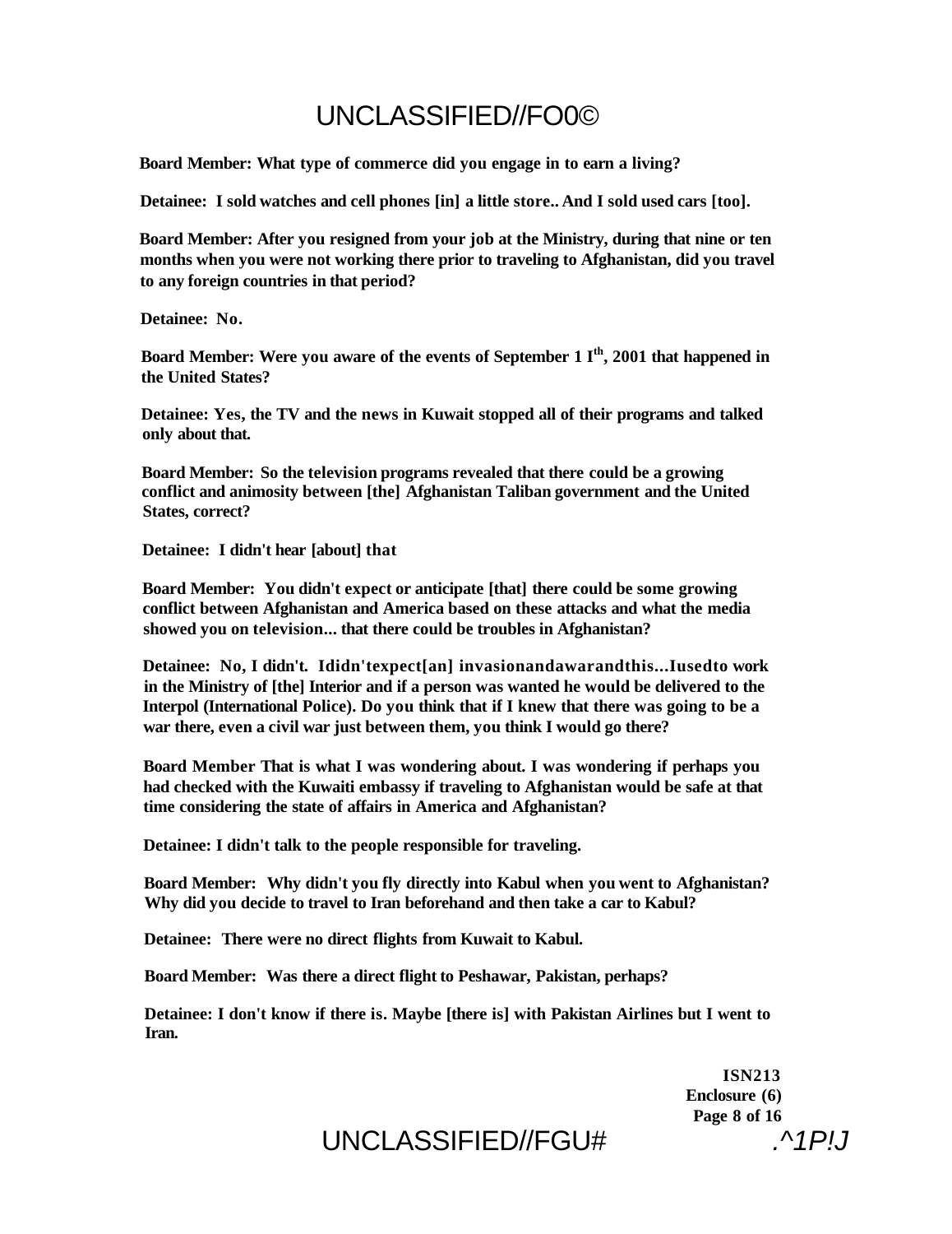**Board Member: What type of commerce did you engage in to earn a living?**

**Detainee: I sold watches and cell phones [in] a little store.. And I sold used cars [too].**

**Board Member: After you resigned from your job at the Ministry, during that nine or ten months when you were not working there prior to traveling to Afghanistan, did you travel to any foreign countries in that period?**

**Detainee: No.**

**Board Member: Were you aware of the events of September 1 I^th, 2001 that happened in the United States?**

**Detainee: Yes, the TV and the news in Kuwait stopped all of their programs and talked only about that.**

**Board Member: So the television programs revealed that there could be a growing conflict and animosity between [the] Afghanistan Taliban government and the United States, correct?**

**Detainee: I didn't hear [about] that**

**Board Member: You didn't expect or anticipate [that] there could be some growing conflict between Afghanistan and America based on these attacks and what the media showed you on television... that there could be troubles in Afghanistan?**

**Detainee: No, I didn't. Ididn'texpect[an] invasionandawarandthis...Iusedto work in the Ministry of [the] Interior and if a person was wanted he would be delivered to the Interpol (International Police). Do you think that if I knew that there was going to be a war there, even a civil war just between them, you think I would go there?**

**Board Member That is what I was wondering about. I was wondering if perhaps you had checked with the Kuwaiti embassy if traveling to Afghanistan would be safe at that time considering the state of affairs in America and Afghanistan?**

**Detainee: I didn't talk to the people responsible for traveling.**

**Board Member: Why didn't you fly directly into Kabul when you went to Afghanistan? Why did you decide to travel to Iran beforehand and then take a car to Kabul?**

**Detainee: There were no direct flights from Kuwait to Kabul.**

**Board Member: Was there a direct flight to Peshawar, Pakistan, perhaps?**

**Detainee: I don't know if there is. Maybe [there is] with Pakistan Airlines but I went to Iran.**

**ISN213**
**Enclosure (6)**
**Page 8 of 16**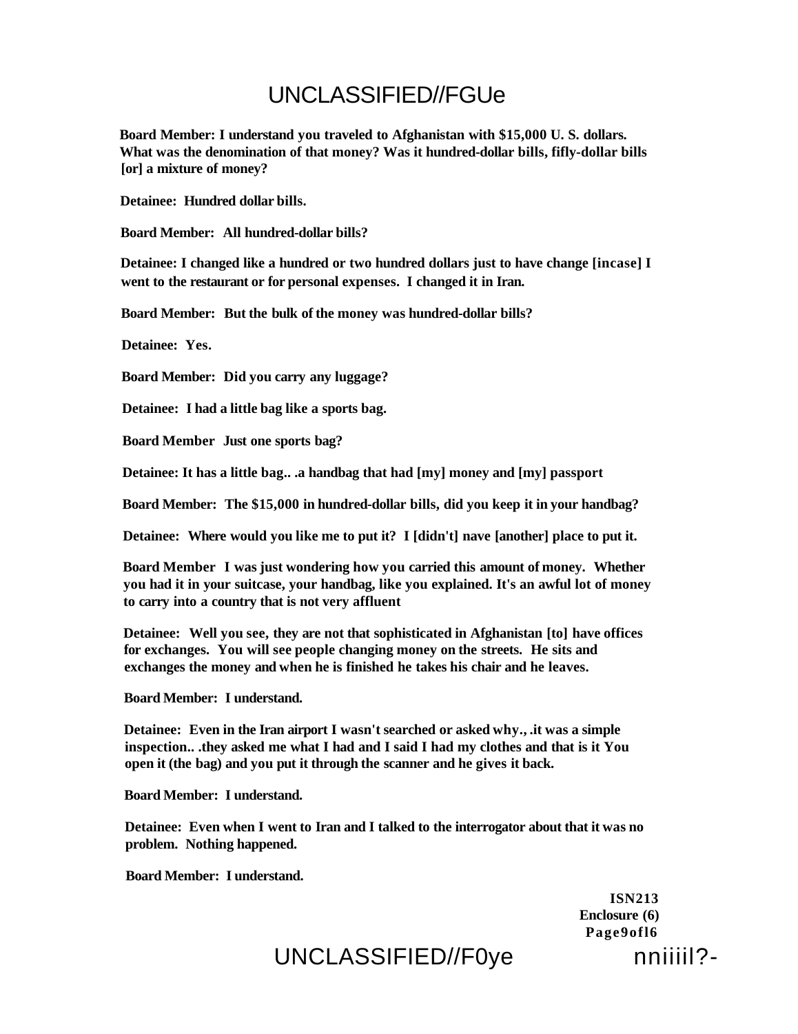**Board Member: I understand you traveled to Afghanistan with $15,000 U. S. dollars. What was the denomination of that money? Was it hundred-dollar bills, fifly-dollar bills [or] a mixture of money?**

**Detainee: Hundred dollar bills.**

**Board Member: All hundred-dollar bills?**

**Detainee: I changed like a hundred or two hundred dollars just to have change [incase] I went to the restaurant or for personal expenses. I changed it in Iran.**

**Board Member: But the bulk of the money was hundred-dollar bills?**

**Detainee: Yes.**

**Board Member: Did you carry any luggage?**

**Detainee: I had a little bag like a sports bag.**

**Board Member Just one sports bag?**

**Detainee: It has a little bag.. .a handbag that had [my] money and [my] passport**

**Board Member: The $15,000 in hundred-dollar bills, did you keep it in your handbag?**

**Detainee: Where would you like me to put it? I [didn't] nave [another] place to put it.**

**Board Member I was just wondering how you carried this amount of money. Whether you had it in your suitcase, your handbag, like you explained. It's an awful lot of money to carry into a country that is not very affluent**

**Detainee: Well you see, they are not that sophisticated in Afghanistan [to] have offices for exchanges. You will see people changing money on the streets. He sits and exchanges the money and when he is finished he takes his chair and he leaves.**

**Board Member: I understand.**

**Detainee: Even in the Iran airport I wasn't searched or asked why., .it was a simple inspection.. .they asked me what I had and I said I had my clothes and that is it You open it (the bag) and you put it through the scanner and he gives it back.**

**Board Member: I understand.**

**Detainee: Even when I went to Iran and I talked to the interrogator about that it was no problem. Nothing happened.**

**Board Member: I understand.**

**ISN213**
**Enclosure (6)**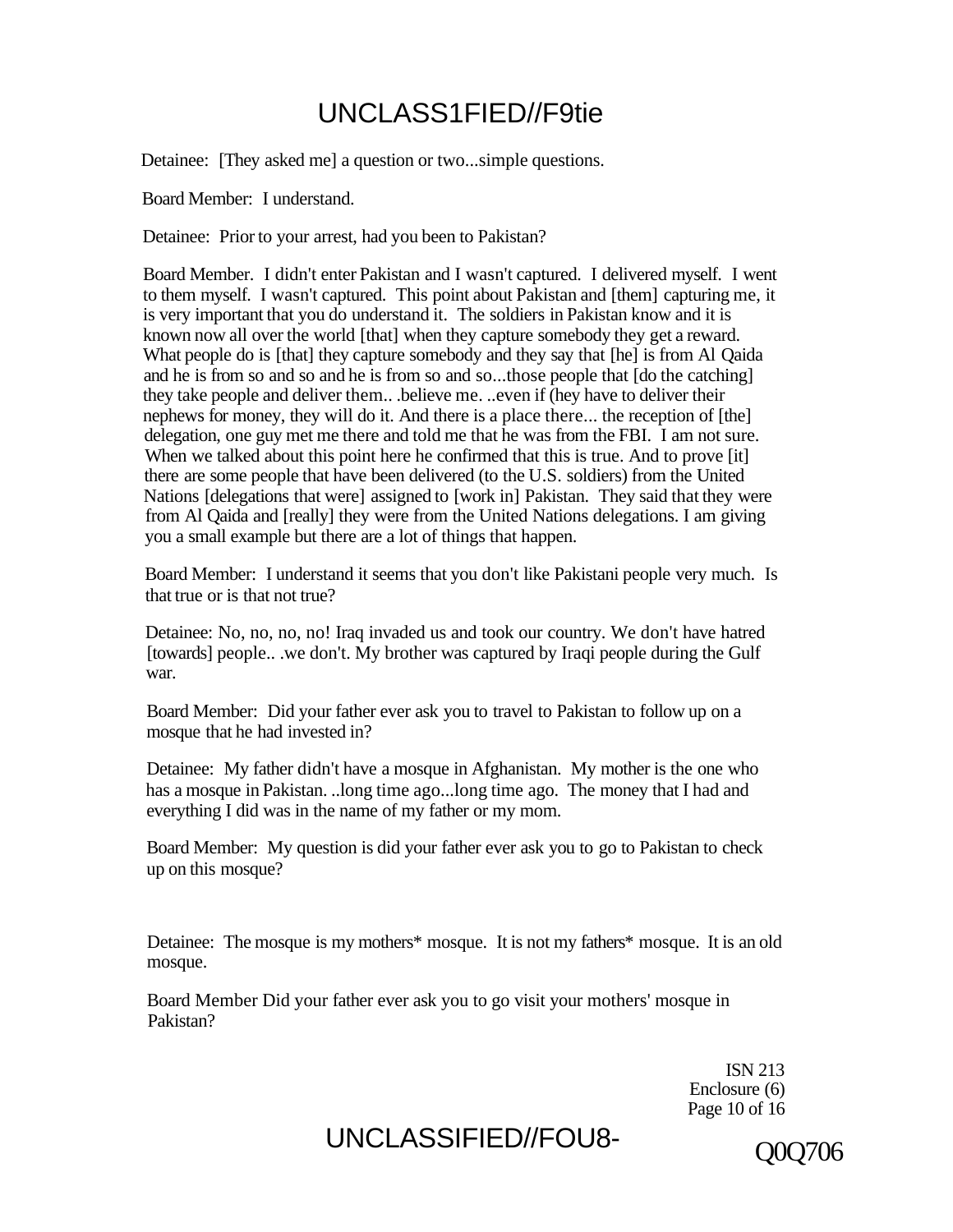Detainee: [They asked me] a question or two...simple questions.

Board Member: I understand.

Detainee: Prior to your arrest, had you been to Pakistan?

Board Member. I didn't enter Pakistan and I wasn't captured. I delivered myself. I went to them myself. I wasn't captured. This point about Pakistan and [them] capturing me, it is very important that you do understand it. The soldiers in Pakistan know and it is known now all over the world [that] when they capture somebody they get a reward. What people do is [that] they capture somebody and they say that [he] is from Al Qaida and he is from so and so and he is from so and so...those people that [do the catching] they take people and deliver them.. .believe me. ..even if (hey have to deliver their nephews for money, they will do it. And there is a place there... the reception of [the] delegation, one guy met me there and told me that he was from the FBI. I am not sure. When we talked about this point here he confirmed that this is true. And to prove [it] there are some people that have been delivered (to the U.S. soldiers) from the United Nations [delegations that were] assigned to [work in] Pakistan. They said that they were from Al Qaida and [really] they were from the United Nations delegations. I am giving you a small example but there are a lot of things that happen.

Board Member: I understand it seems that you don't like Pakistani people very much. Is that true or is that not true?

Detainee: No, no, no, no! Iraq invaded us and took our country. We don't have hatred [towards] people.. .we don't. My brother was captured by Iraqi people during the Gulf war.

Board Member: Did your father ever ask you to travel to Pakistan to follow up on a mosque that he had invested in?

Detainee: My father didn't have a mosque in Afghanistan. My mother is the one who has a mosque in Pakistan. ..long time ago...long time ago. The money that I had and everything I did was in the name of my father or my mom.

Board Member: My question is did your father ever ask you to go to Pakistan to check up on this mosque?

Detainee: The mosque is my mothers* mosque. It is not my fathers* mosque. It is an old mosque.

Board Member Did your father ever ask you to go visit your mothers' mosque in Pakistan?

ISN 213
Enclosure (6)

Q0Q706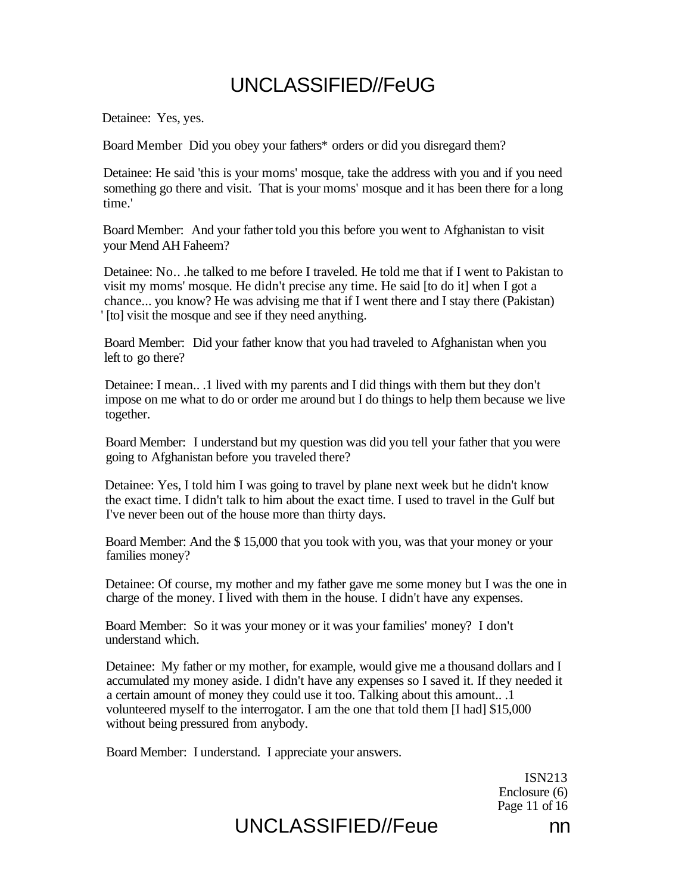Detainee: Yes, yes.

Board Member Did you obey your fathers* orders or did you disregard them?

Detainee: He said 'this is your moms' mosque, take the address with you and if you need something go there and visit. That is your moms' mosque and it has been there for a long time.'

Board Member: And your father told you this before you went to Afghanistan to visit your Mend AH Faheem?

Detainee: No.. .he talked to me before I traveled. He told me that if I went to Pakistan to visit my moms' mosque. He didn't precise any time. He said [to do it] when I got a chance... you know? He was advising me that if I went there and I stay there (Pakistan) ' [to] visit the mosque and see if they need anything.

Board Member: Did your father know that you had traveled to Afghanistan when you left to go there?

Detainee: I mean.. .1 lived with my parents and I did things with them but they don't impose on me what to do or order me around but I do things to help them because we live together.

Board Member: I understand but my question was did you tell your father that you were going to Afghanistan before you traveled there?

Detainee: Yes, I told him I was going to travel by plane next week but he didn't know the exact time. I didn't talk to him about the exact time. I used to travel in the Gulf but I've never been out of the house more than thirty days.

Board Member: And the $ 15,000 that you took with you, was that your money or your families money?

Detainee: Of course, my mother and my father gave me some money but I was the one in charge of the money. I lived with them in the house. I didn't have any expenses.

Board Member: So it was your money or it was your families' money? I don't understand which.

Detainee: My father or my mother, for example, would give me a thousand dollars and I accumulated my money aside. I didn't have any expenses so I saved it. If they needed it a certain amount of money they could use it too. Talking about this amount.. .1 volunteered myself to the interrogator. I am the one that told them [I had] $15,000 without being pressured from anybody.

Board Member: I understand. I appreciate your answers.

ISN213
Enclosure (6)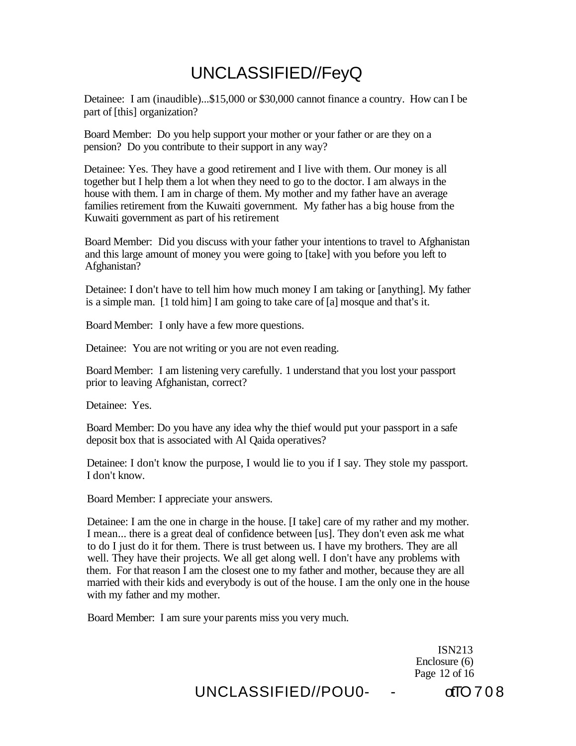Detainee: I am (inaudible)...$15,000 or $30,000 cannot finance a country. How can I be part of [this] organization?

Board Member: Do you help support your mother or your father or are they on a pension? Do you contribute to their support in any way?

Detainee: Yes. They have a good retirement and I live with them. Our money is all together but I help them a lot when they need to go to the doctor. I am always in the house with them. I am in charge of them. My mother and my father have an average families retirement from the Kuwaiti government. My father has a big house from the Kuwaiti government as part of his retirement

Board Member: Did you discuss with your father your intentions to travel to Afghanistan and this large amount of money you were going to [take] with you before you left to Afghanistan?

Detainee: I don't have to tell him how much money I am taking or [anything]. My father is a simple man. [1 told him] I am going to take care of [a] mosque and that's it.

Board Member: I only have a few more questions.

Detainee: You are not writing or you are not even reading.

Board Member: I am listening very carefully. 1 understand that you lost your passport prior to leaving Afghanistan, correct?

Detainee: Yes.

Board Member: Do you have any idea why the thief would put your passport in a safe deposit box that is associated with Al Qaida operatives?

Detainee: I don't know the purpose, I would lie to you if I say. They stole my passport. I don't know.

Board Member: I appreciate your answers.

Detainee: I am the one in charge in the house. [I take] care of my rather and my mother. I mean... there is a great deal of confidence between [us]. They don't even ask me what to do I just do it for them. There is trust between us. I have my brothers. They are all well. They have their projects. We all get along well. I don't have any problems with them. For that reason I am the closest one to my father and mother, because they are all married with their kids and everybody is out of the house. I am the only one in the house with my father and my mother.

Board Member: I am sure your parents miss you very much.

ISN213
Enclosure (6)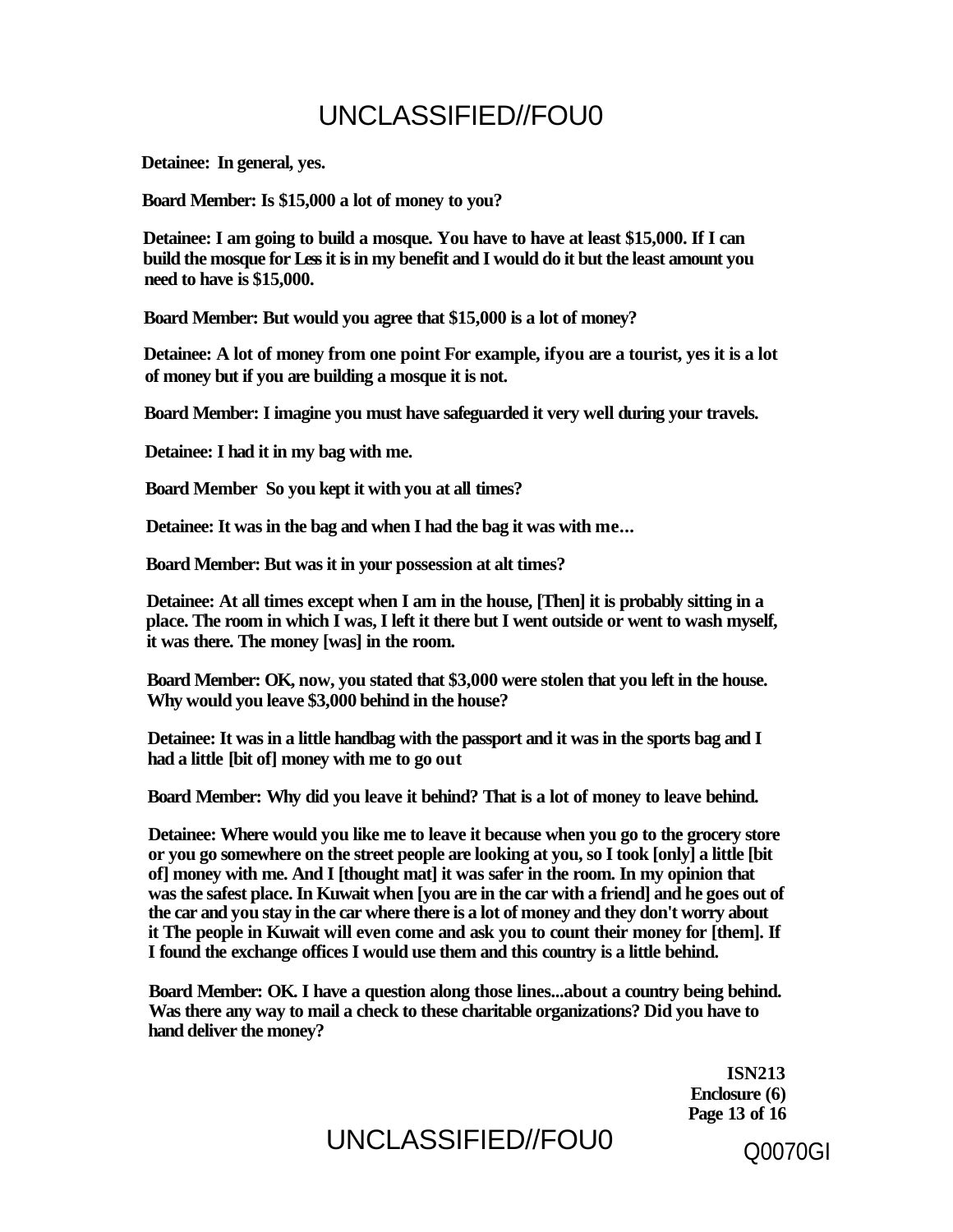**Detainee: In general, yes.**

**Board Member: Is $15,000 a lot of money to you?**

**Detainee: I am going to build a mosque. You have to have at least $15,000. If I can build the mosque for Less it is in my benefit and I would do it but the least amount you need to have is $15,000.**

**Board Member: But would you agree that $15,000 is a lot of money?**

**Detainee: A lot of money from one point For example, ifyou are a tourist, yes it is a lot of money but if you are building a mosque it is not.**

**Board Member: I imagine you must have safeguarded it very well during your travels.**

**Detainee: I had it in my bag with me.**

**Board Member So you kept it with you at all times?**

**Detainee: It was in the bag and when I had the bag it was with me...**

**Board Member: But was it in your possession at alt times?**

**Detainee: At all times except when I am in the house, [Then] it is probably sitting in a place. The room in which I was, I left it there but I went outside or went to wash myself, it was there. The money [was] in the room.**

**Board Member: OK, now, you stated that $3,000 were stolen that you left in the house. Why would you leave $3,000 behind in the house?**

**Detainee: It was in a little handbag with the passport and it was in the sports bag and I had a little [bit of] money with me to go out**

**Board Member: Why did you leave it behind? That is a lot of money to leave behind.**

**Detainee: Where would you like me to leave it because when you go to the grocery store or you go somewhere on the street people are looking at you, so I took [only] a little [bit of] money with me. And I [thought mat] it was safer in the room. In my opinion that was the safest place. In Kuwait when [you are in the car with a friend] and he goes out of the car and you stay in the car where there is a lot of money and they don't worry about it The people in Kuwait will even come and ask you to count their money for [them]. If I found the exchange offices I would use them and this country is a little behind.**

**Board Member: OK. I have a question along those lines...about a country being behind. Was there any way to mail a check to these charitable organizations? Did you have to hand deliver the money?**

**ISN213**
**Enclosure (6)**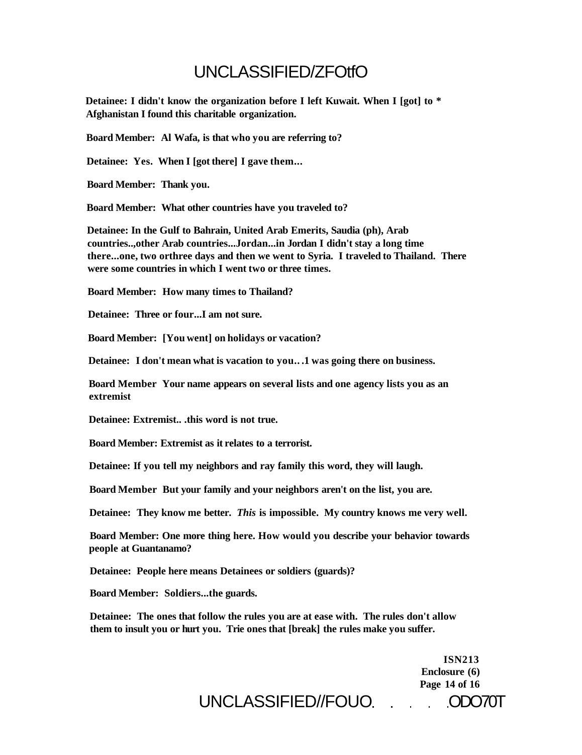**Detainee: I didn't know the organization before I left Kuwait. When I [got] to * Afghanistan I found this charitable organization.**

**Board Member: Al Wafa, is that who you are referring to?**

**Detainee: Yes. When I [got there] I gave them...**

**Board Member: Thank you.**

**Board Member: What other countries have you traveled to?**

**Detainee: In the Gulf to Bahrain, United Arab Emerits, Saudia (ph), Arab countries..,other Arab countries...Jordan...in Jordan I didn't stay a long time there...one, two orthree days and then we went to Syria. I traveled to Thailand. There were some countries in which I went two or three times.**

**Board Member: How many times to Thailand?**

**Detainee: Three or four...I am not sure.**

**Board Member: [You went] on holidays or vacation?**

**Detainee: I don't mean what is vacation to you…1 was going there on business.**

**Board Member Your name appears on several lists and one agency lists you as an extremist**

**Detainee: Extremist.. .this word is not true.**

**Board Member: Extremist as it relates to a terrorist.**

**Detainee: If you tell my neighbors and ray family this word, they will laugh.**

**Board Member But your family and your neighbors aren't on the list, you are.**

**Detainee: They know me better. *This* is impossible. My country knows me very well.**

**Board Member: One more thing here. How would you describe your behavior towards people at Guantanamo?**

**Detainee: People here means Detainees or soldiers (guards)?**

**Board Member: Soldiers...the guards.**

**Detainee: The ones that follow the rules you are at ease with. The rules don't allow them to insult you or hurt you. Trie ones that [break] the rules make you suffer.**

**ISN213**
**Enclosure (6)**
**Page 14 of 16**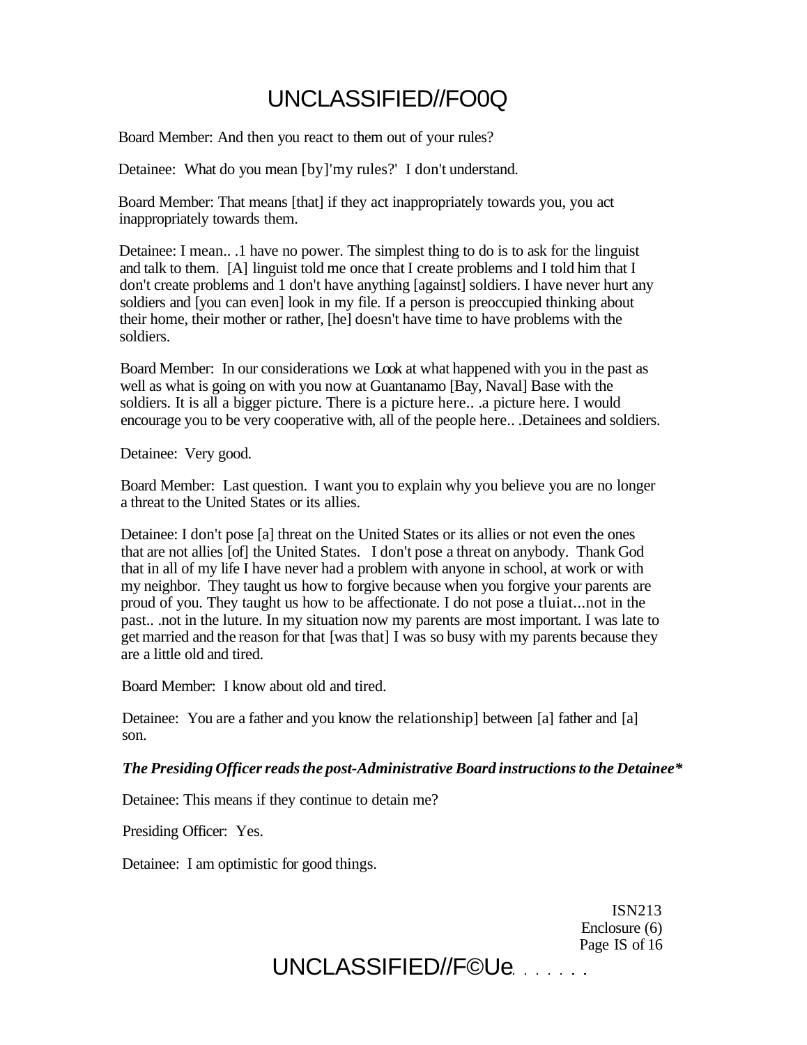Board Member: And then you react to them out of your rules?

Detainee: What do you mean [by]'my rules?' I don't understand.

Board Member: That means [that] if they act inappropriately towards you, you act inappropriately towards them.

Detainee: I mean.. .1 have no power. The simplest thing to do is to ask for the linguist and talk to them. [A] linguist told me once that I create problems and I told him that I don't create problems and 1 don't have anything [against] soldiers. I have never hurt any soldiers and [you can even] look in my file. If a person is preoccupied thinking about their home, their mother or rather, [he] doesn't have time to have problems with the soldiers.

Board Member: In our considerations we Look at what happened with you in the past as well as what is going on with you now at Guantanamo [Bay, Naval] Base with the soldiers. It is all a bigger picture. There is a picture here.. .a picture here. I would encourage you to be very cooperative with, all of the people here.. .Detainees and soldiers.

Detainee: Very good.

Board Member: Last question. I want you to explain why you believe you are no longer a threat to the United States or its allies.

Detainee: I don't pose [a] threat on the United States or its allies or not even the ones that are not allies [of] the United States. I don't pose a threat on anybody. Thank God that in all of my life I have never had a problem with anyone in school, at work or with my neighbor. They taught us how to forgive because when you forgive your parents are proud of you. They taught us how to be affectionate. I do not pose a tluiat...not in the past.. .not in the luture. In my situation now my parents are most important. I was late to get married and the reason for that [was that] I was so busy with my parents because they are a little old and tired.

Board Member: I know about old and tired.

Detainee: You are a father and you know the relationship] between [a] father and [a] son.

***The Presiding Officer reads the post-Administrative Board instructions to the Detainee****

Detainee: This means if they continue to detain me?

Presiding Officer: Yes.

Detainee: I am optimistic for good things.

ISN213
Enclosure (6)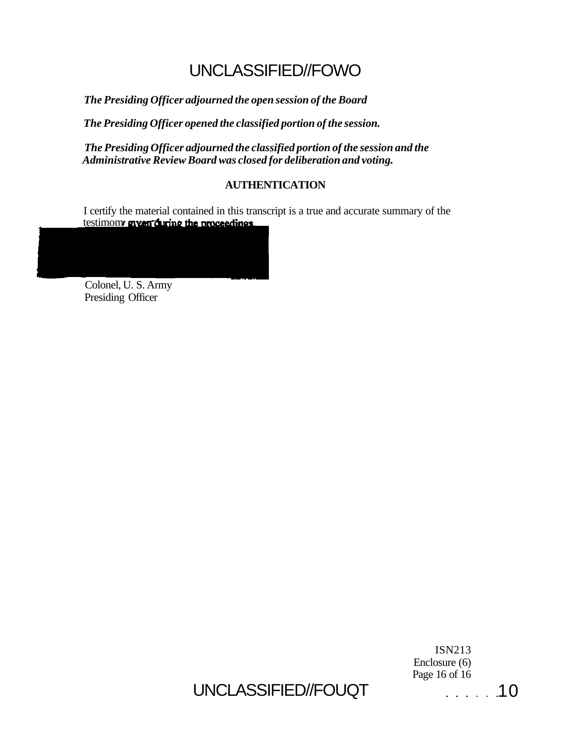*The Presiding Officer adjourned the open session of the Board*

*The Presiding Officer opened the classified portion of the session.*

*The Presiding Officer adjourned the classified portion of the session and the Administrative Review Board was closed for deliberation and voting.*

**AUTHENTICATION**

I certify the material contained in this transcript is a true and accurate summary of the testimony given during the proceedings.

Colonel, U. S. Army
Presiding Officer

ISN213
Enclosure (6)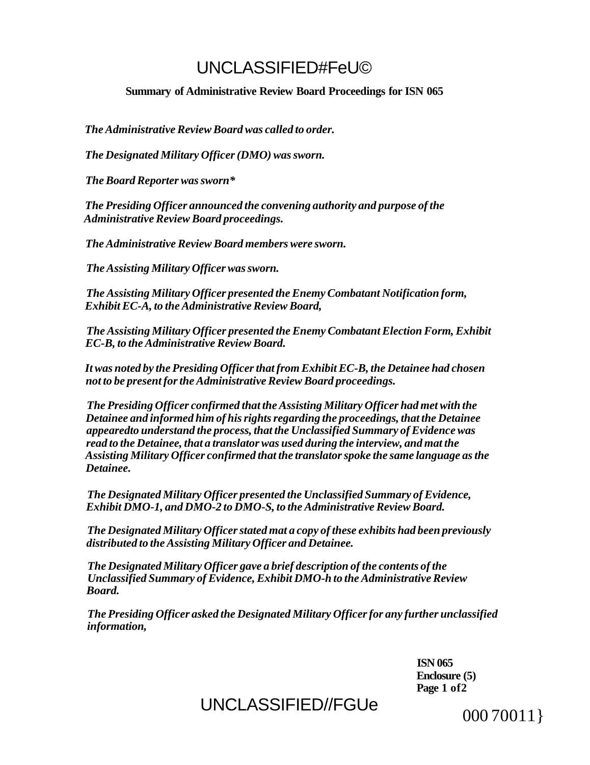**Summary of Administrative Review Board Proceedings for ISN 065**

*The Administrative Review Board was called to order.*

*The Designated Military Officer (DMO) was sworn.*

*The Board Reporter was sworn**

*The Presiding Officer announced the convening authority and purpose of the Administrative Review Board proceedings.*

*The Administrative Review Board members were sworn.*

*The Assisting Military Officer was sworn.*

*The Assisting Military Officer presented the Enemy Combatant Notification form, Exhibit EC-A, to the Administrative Review Board,*

*The Assisting Military Officer presented the Enemy Combatant Election Form, Exhibit EC-B, to the Administrative Review Board.*

*It was noted by the Presiding Officer that from Exhibit EC-B, the Detainee had chosen not to be present for the Administrative Review Board proceedings.*

*The Presiding Officer confirmed that the Assisting Military Officer had met with the Detainee and informed him of his rights regarding the proceedings, that the Detainee appearedto understand the process, that the Unclassified Summary of Evidence was read to the Detainee, that a translator was used during the interview, and mat the Assisting Military Officer confirmed that the translator spoke the same language as the Detainee.*

*The Designated Military Officer presented the Unclassified Summary of Evidence, Exhibit DMO-1, and DMO-2 to DMO-S, to the Administrative Review Board.*

*The Designated Military Officer stated mat a copy of these exhibits had been previously distributed to the Assisting Military Officer and Detainee.*

*The Designated Military Officer gave a brief description of the contents of the Unclassified Summary of Evidence, Exhibit DMO-h to the Administrative Review Board.*

*The Presiding Officer asked the Designated Military Officer for any further unclassified information,*

**ISN 065**
**Enclosure (5)**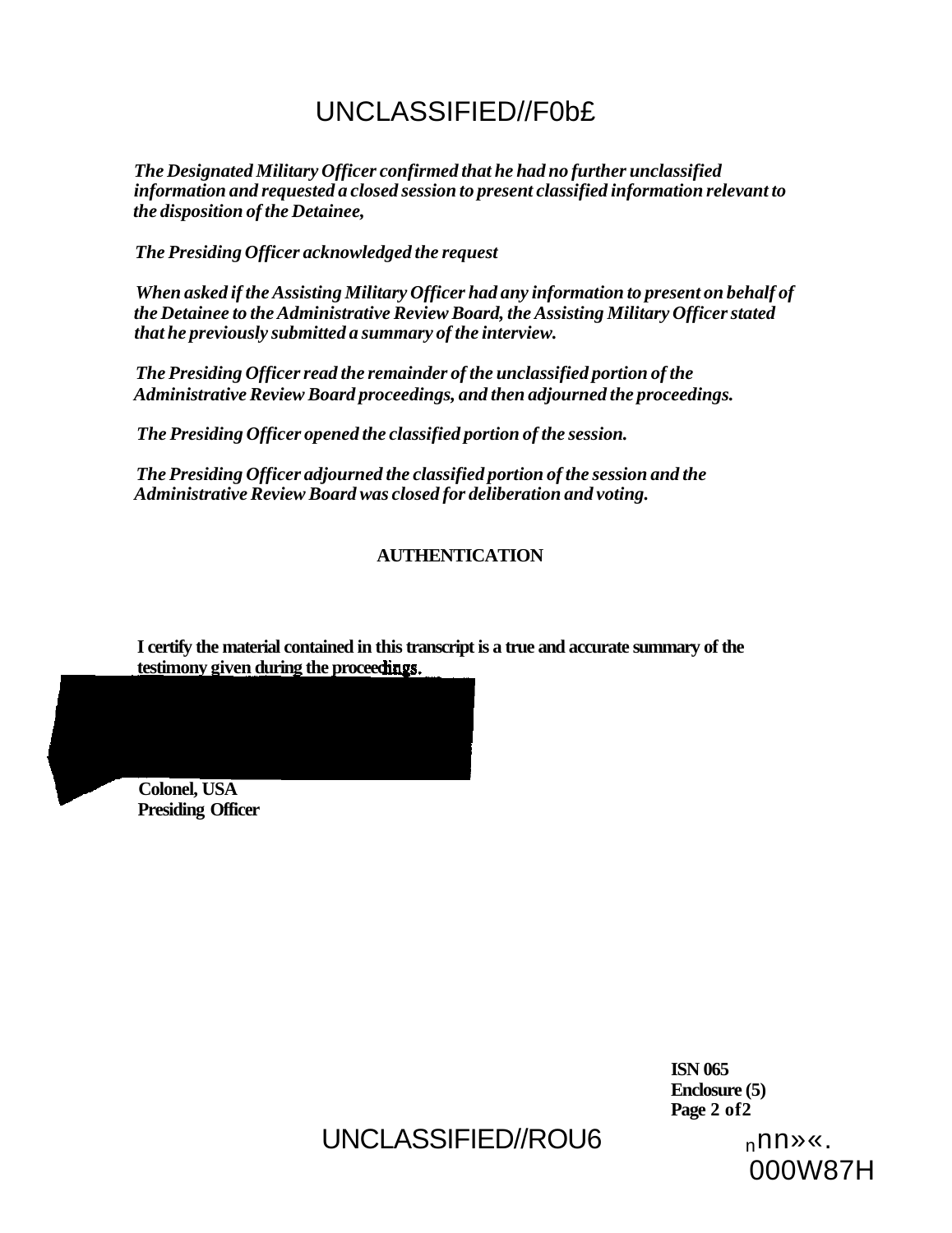*The Designated Military Officer confirmed that he had no further unclassified information and requested a closed session to present classified information relevant to the disposition of the Detainee,*

*The Presiding Officer acknowledged the request*

*When asked if the Assisting Military Officer had any information to present on behalf of the Detainee to the Administrative Review Board, the Assisting Military Officer stated that he previously submitted a summary of the interview.*

*The Presiding Officer read the remainder of the unclassified portion of the Administrative Review Board proceedings, and then adjourned the proceedings.*

*The Presiding Officer opened the classified portion of the session.*

*The Presiding Officer adjourned the classified portion of the session and the Administrative Review Board was closed for deliberation and voting.*

**AUTHENTICATION**

**I certify the material contained in this transcript is a true and accurate summary of the testimony given during the proceedings.**

**Colonel, USA**
**Presiding Officer**

**ISN 065**
**Enclosure (5)**
**Page 2 of 2**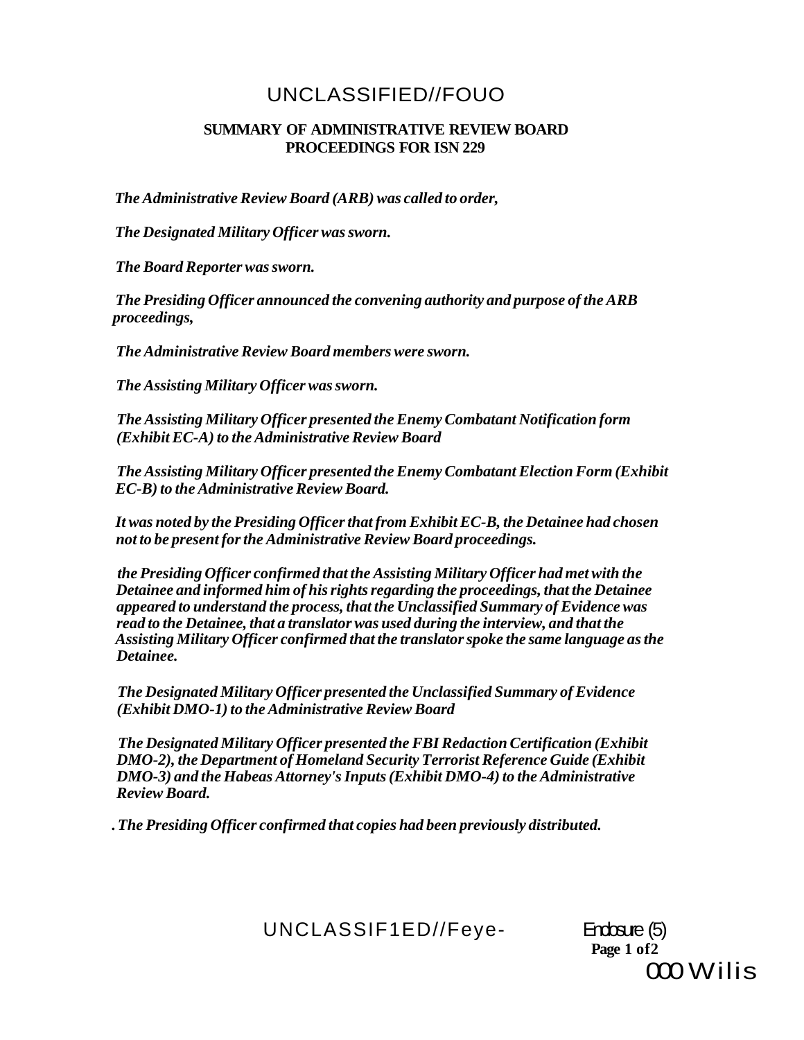UNCLASSIFIED//FOUO

**SUMMARY OF ADMINISTRATIVE REVIEW BOARD PROCEEDINGS FOR ISN 229**

***The Administrative Review Board (ARB) was called to order,***

***The Designated Military Officer was sworn.***

***The Board Reporter was sworn.***

***The Presiding Officer announced the convening authority and purpose of the ARB proceedings,***

***The Administrative Review Board members were sworn.***

***The Assisting Military Officer was sworn.***

***The Assisting Military Officer presented the Enemy Combatant Notification form (Exhibit EC-A) to the Administrative Review Board***

***The Assisting Military Officer presented the Enemy Combatant Election Form (Exhibit EC-B) to the Administrative Review Board.***

***It was noted by the Presiding Officer that from Exhibit EC-B, the Detainee had chosen not to be present for the Administrative Review Board proceedings.***

***the Presiding Officer confirmed that the Assisting Military Officer had met with the Detainee and informed him of his rights regarding the proceedings, that the Detainee appeared to understand the process, that the Unclassified Summary of Evidence was read to the Detainee, that a translator was used during the interview, and that the Assisting Military Officer confirmed that the translator spoke the same language as the Detainee.***

***The Designated Military Officer presented the Unclassified Summary of Evidence (Exhibit DMO-1) to the Administrative Review Board***

***The Designated Military Officer presented the FBI Redaction Certification (Exhibit DMO-2), the Department of Homeland Security Terrorist Reference Guide (Exhibit DMO-3) and the Habeas Attorney's Inputs (Exhibit DMO-4) to the Administrative Review Board.***

***. The Presiding Officer confirmed that copies had been previously distributed.***

UNCLASSIF1ED//Feye-

Enclosure (5)

000 Wilis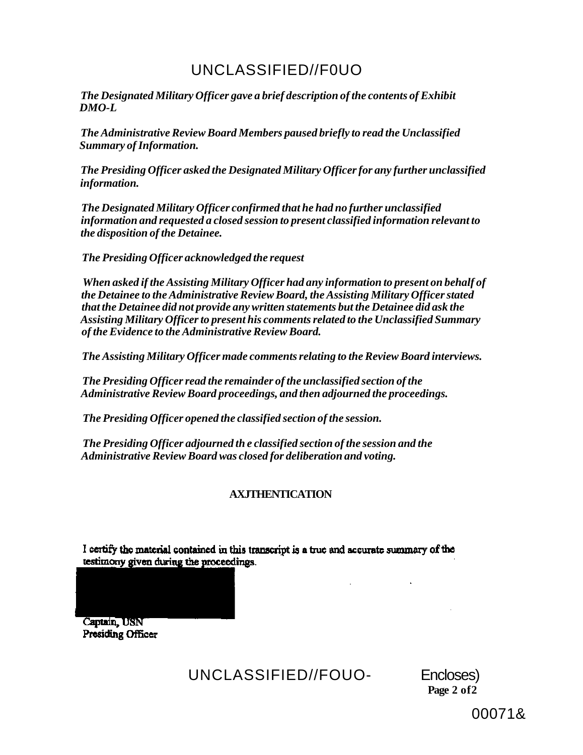*The Designated Military Officer gave a brief description of the contents of Exhibit DMO-L*

*The Administrative Review Board Members paused briefly to read the Unclassified Summary of Information.*

*The Presiding Officer asked the Designated Military Officer for any further unclassified information.*

*The Designated Military Officer confirmed that he had no further unclassified information and requested a closed session to present classified information relevant to the disposition of the Detainee.*

*The Presiding Officer acknowledged the request*

*When asked if the Assisting Military Officer had any information to present on behalf of the Detainee to the Administrative Review Board, the Assisting Military Officer stated that the Detainee did not provide any written statements but the Detainee did ask the Assisting Military Officer to present his comments related to the Unclassified Summary of the Evidence to the Administrative Review Board.*

*The Assisting Military Officer made comments relating to the Review Board interviews.*

*The Presiding Officer read the remainder of the unclassified section of the Administrative Review Board proceedings, and then adjourned the proceedings.*

*The Presiding Officer opened the classified section of the session.*

*The Presiding Officer adjourned th e classified section of the session and the Administrative Review Board was closed for deliberation and voting.*

**AXJTHENTICATION**

I certify the material contained in this transcript is a true and accurate summary of the testimony given during the proceedings.

Captain, USN
Presiding Officer

Encloses)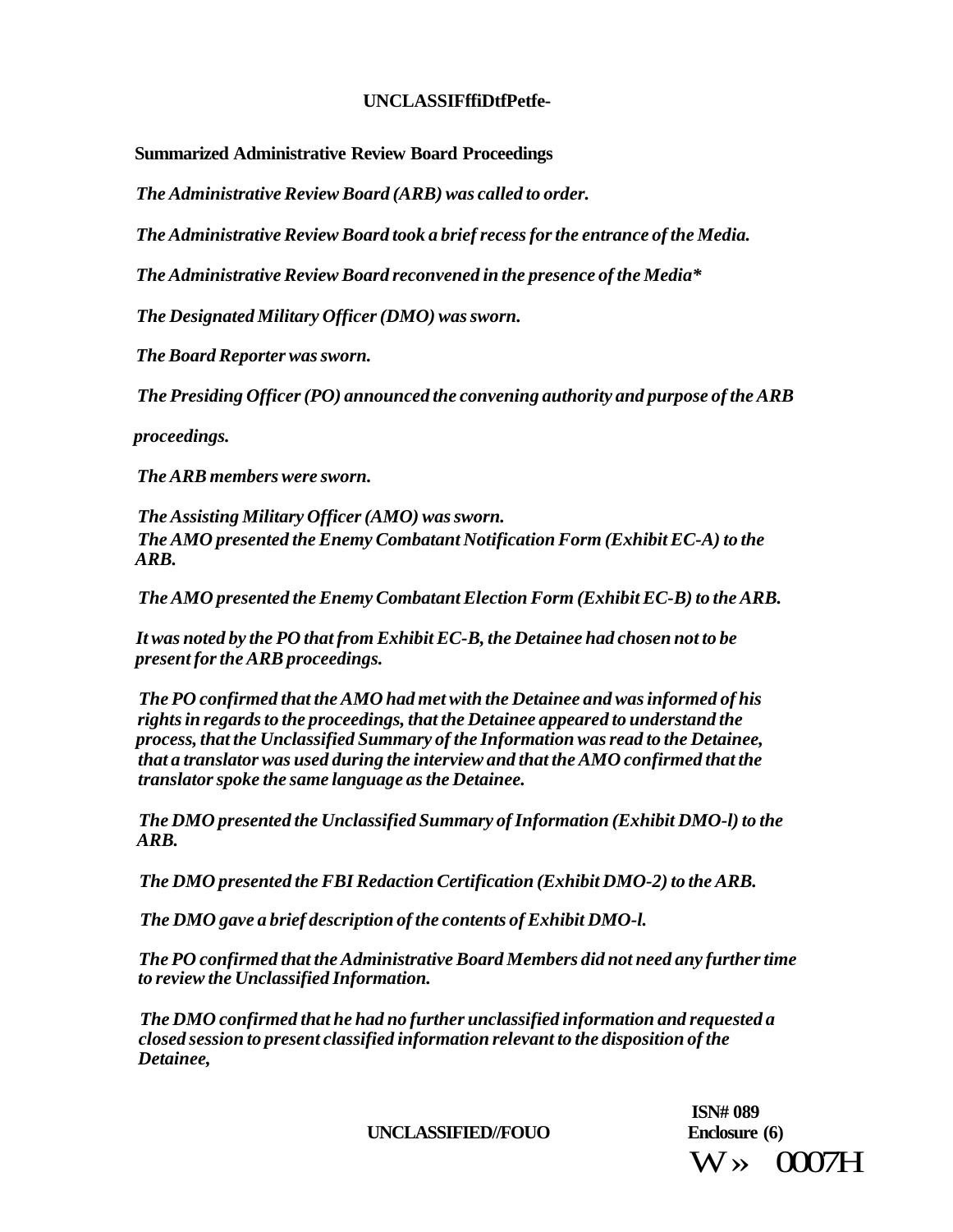**Summarized Administrative Review Board Proceedings**

*The Administrative Review Board (ARB) was called to order.*

*The Administrative Review Board took a brief recess for the entrance of the Media.*

*The Administrative Review Board reconvened in the presence of the Media*

*The Designated Military Officer (DMO) was sworn.*

*The Board Reporter was sworn.*

*The Presiding Officer (PO) announced the convening authority and purpose of the ARB proceedings.*

*The ARB members were sworn.*

*The Assisting Military Officer (AMO) was sworn.*
*The AMO presented the Enemy Combatant Notification Form (Exhibit EC-A) to the ARB.*

*The AMO presented the Enemy Combatant Election Form (Exhibit EC-B) to the ARB.*

*It was noted by the PO that from Exhibit EC-B, the Detainee had chosen not to be present for the ARB proceedings.*

*The PO confirmed that the AMO had met with the Detainee and was informed of his rights in regards to the proceedings, that the Detainee appeared to understand the process, that the Unclassified Summary of the Information was read to the Detainee, that a translator was used during the interview and that the AMO confirmed that the translator spoke the same language as the Detainee.*

*The DMO presented the Unclassified Summary of Information (Exhibit DMO-l) to the ARB.*

*The DMO presented the FBI Redaction Certification (Exhibit DMO-2) to the ARB.*

*The DMO gave a brief description of the contents of Exhibit DMO-l.*

*The PO confirmed that the Administrative Board Members did not need any further time to review the Unclassified Information.*

*The DMO confirmed that he had no further unclassified information and requested a closed session to present classified information relevant to the disposition of the Detainee,*

ISN# 089
Enclosure (6)
W» 0007H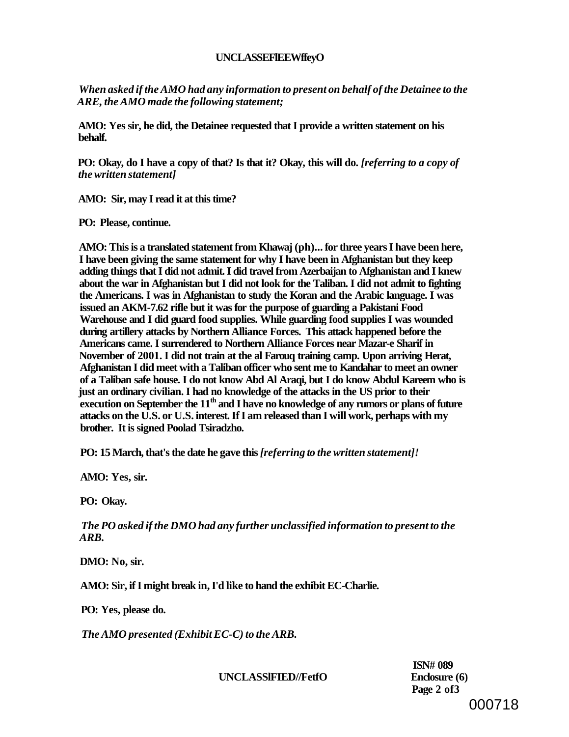*When asked if the AMO had any information to present on behalf of the Detainee to the ARE, the AMO made the following statement;*

**AMO: Yes sir, he did, the Detainee requested that I provide a written statement on his behalf.**

**PO: Okay, do I have a copy of that? Is that it? Okay, this will do.** ***[referring to a copy of the written statement]***

**AMO: Sir, may I read it at this time?**

**PO: Please, continue.**

**AMO: This is a translated statement from Khawaj (ph)... for three years I have been here, I have been giving the same statement for why I have been in Afghanistan but they keep adding things that I did not admit. I did travel from Azerbaijan to Afghanistan and I knew about the war in Afghanistan but I did not look for the Taliban. I did not admit to fighting the Americans. I was in Afghanistan to study the Koran and the Arabic language. I was issued an AKM-7.62 rifle but it was for the purpose of guarding a Pakistani Food Warehouse and I did guard food supplies. While guarding food supplies I was wounded during artillery attacks by Northern Alliance Forces. This attack happened before the Americans came. I surrendered to Northern Alliance Forces near Mazar-e Sharif in November of 2001. I did not train at the al Farouq training camp. Upon arriving Herat, Afghanistan I did meet with a Taliban officer who sent me to Kandahar to meet an owner of a Taliban safe house. I do not know Abd Al Araqi, but I do know Abdul Kareem who is just an ordinary civilian. I had no knowledge of the attacks in the US prior to their execution on September the 11th and I have no knowledge of any rumors or plans of future attacks on the U.S. or U.S. interest. If I am released than I will work, perhaps with my brother. It is signed Poolad Tsiradzho.**

**PO: 15 March, that's the date he gave this** ***[referring to the written statement]!***

**AMO: Yes, sir.**

**PO: Okay.**

***The PO asked if the DMO had any further unclassified information to present to the ARB.***

**DMO: No, sir.**

**AMO: Sir, if I might break in, I'd like to hand the exhibit EC-Charlie.**

**PO: Yes, please do.**

***The AMO presented (Exhibit EC-C) to the ARB.***

**ISN# 089**
**Enclosure (6)**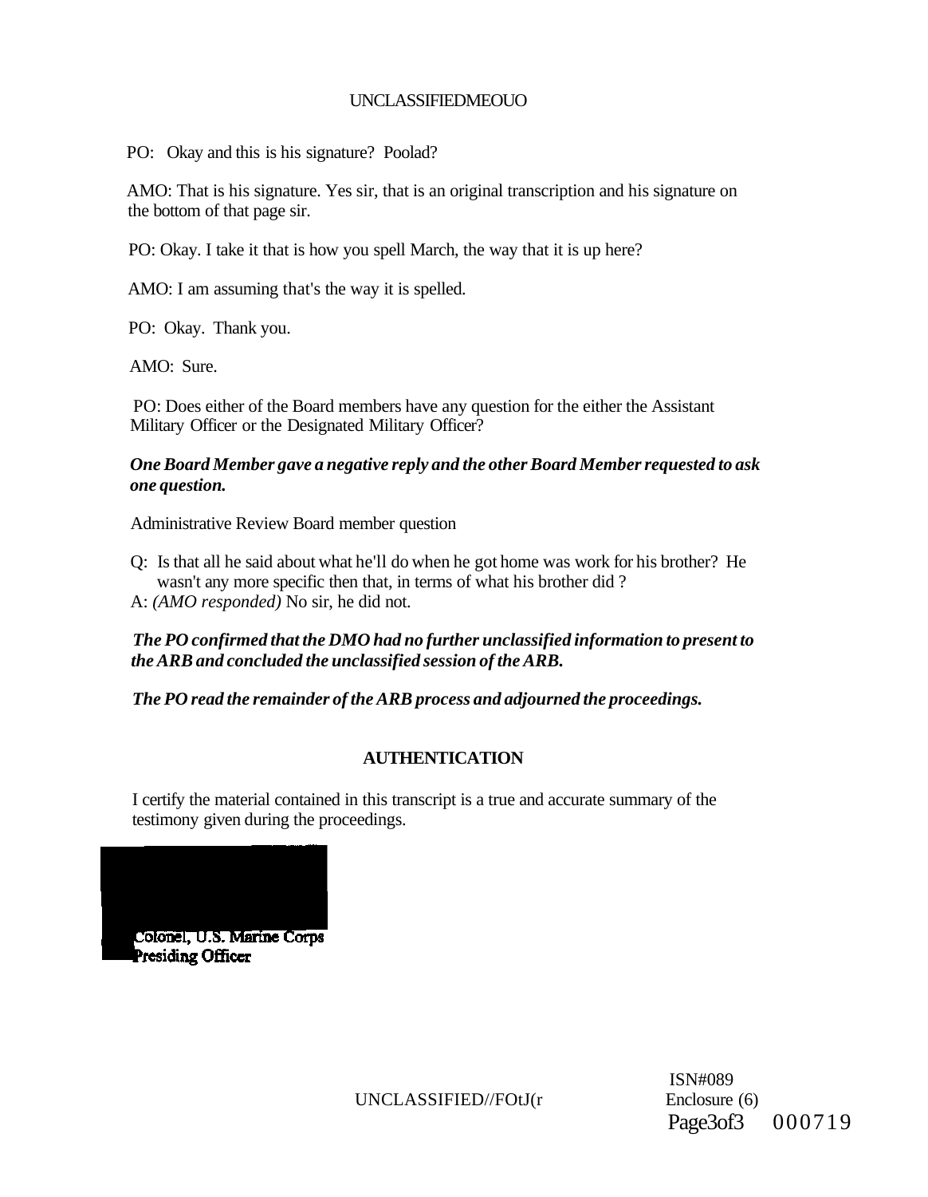PO: Okay and this is his signature? Poolad?

AMO: That is his signature. Yes sir, that is an original transcription and his signature on the bottom of that page sir.

PO: Okay. I take it that is how you spell March, the way that it is up here?

AMO: I am assuming that's the way it is spelled.

PO: Okay. Thank you.

AMO: Sure.

PO: Does either of the Board members have any question for the either the Assistant Military Officer or the Designated Military Officer?

***One Board Member gave a negative reply and the other Board Member requested to ask one question.***

Administrative Review Board member question

Q: Is that all he said about what he'll do when he got home was work for his brother? He wasn't any more specific then that, in terms of what his brother did ?
A: *(AMO responded)* No sir, he did not.

***The PO confirmed that the DMO had no further unclassified information to present to the ARB and concluded the unclassified session of the ARB.***

***The PO read the remainder of the ARB process and adjourned the proceedings.***

**AUTHENTICATION**

I certify the material contained in this transcript is a true and accurate summary of the testimony given during the proceedings.

Colonel, U.S. Marine Corps
Presiding Officer

ISN#089
Enclosure (6)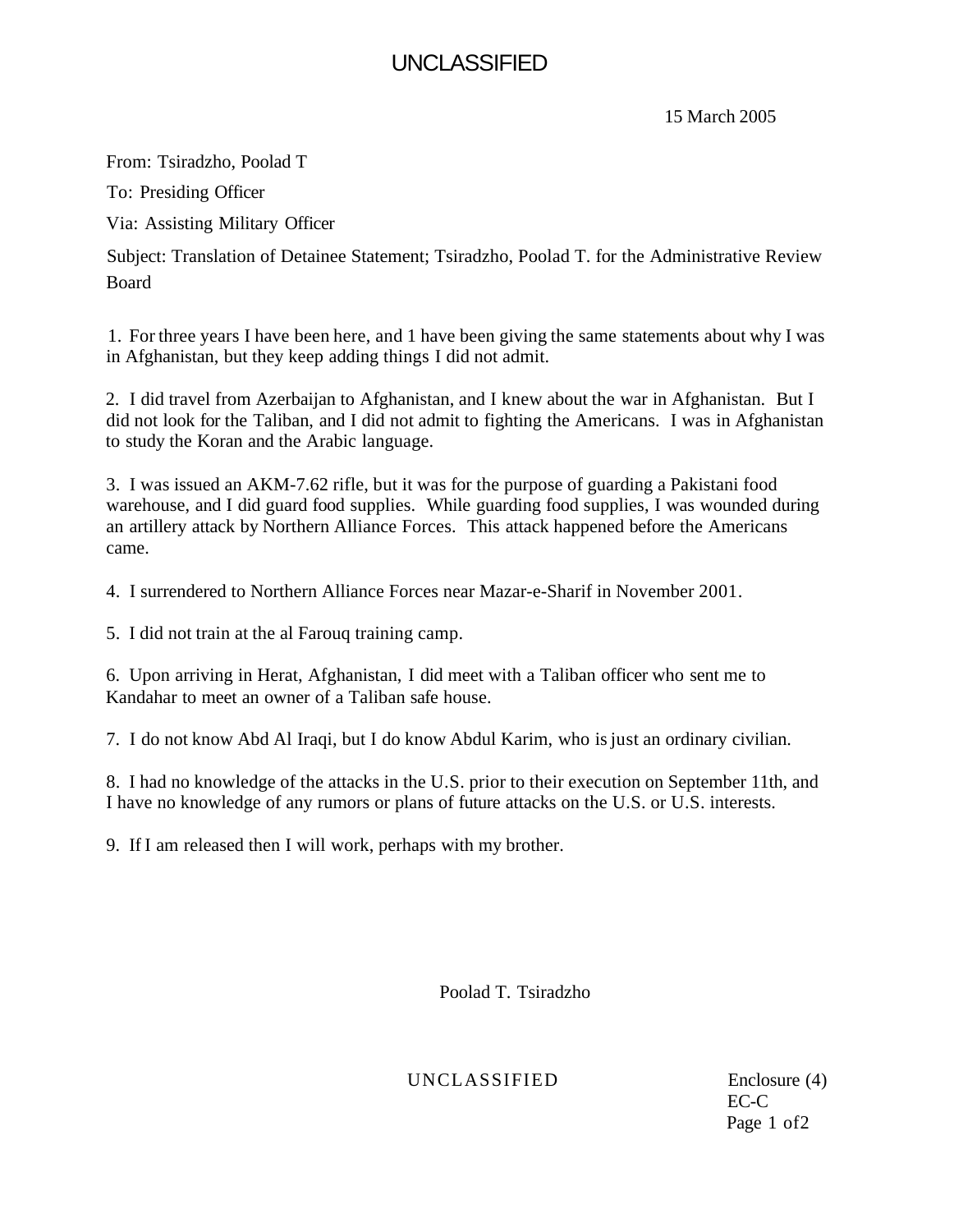UNCLASSIFIED

15 March 2005

From: Tsiradzho, Poolad T

To: Presiding Officer

Via: Assisting Military Officer

Subject: Translation of Detainee Statement; Tsiradzho, Poolad T. for the Administrative Review Board

1. For three years I have been here, and 1 have been giving the same statements about why I was in Afghanistan, but they keep adding things I did not admit.

2. I did travel from Azerbaijan to Afghanistan, and I knew about the war in Afghanistan. But I did not look for the Taliban, and I did not admit to fighting the Americans. I was in Afghanistan to study the Koran and the Arabic language.

3. I was issued an AKM-7.62 rifle, but it was for the purpose of guarding a Pakistani food warehouse, and I did guard food supplies. While guarding food supplies, I was wounded during an artillery attack by Northern Alliance Forces. This attack happened before the Americans came.

4. I surrendered to Northern Alliance Forces near Mazar-e-Sharif in November 2001.

5. I did not train at the al Farouq training camp.

6. Upon arriving in Herat, Afghanistan, I did meet with a Taliban officer who sent me to Kandahar to meet an owner of a Taliban safe house.

7. I do not know Abd Al Iraqi, but I do know Abdul Karim, who is just an ordinary civilian.

8. I had no knowledge of the attacks in the U.S. prior to their execution on September 11th, and I have no knowledge of any rumors or plans of future attacks on the U.S. or U.S. interests.

9. If I am released then I will work, perhaps with my brother.

Poolad T. Tsiradzho

UNCLASSIFIED

Enclosure (4)
EC-C
Page 1 of2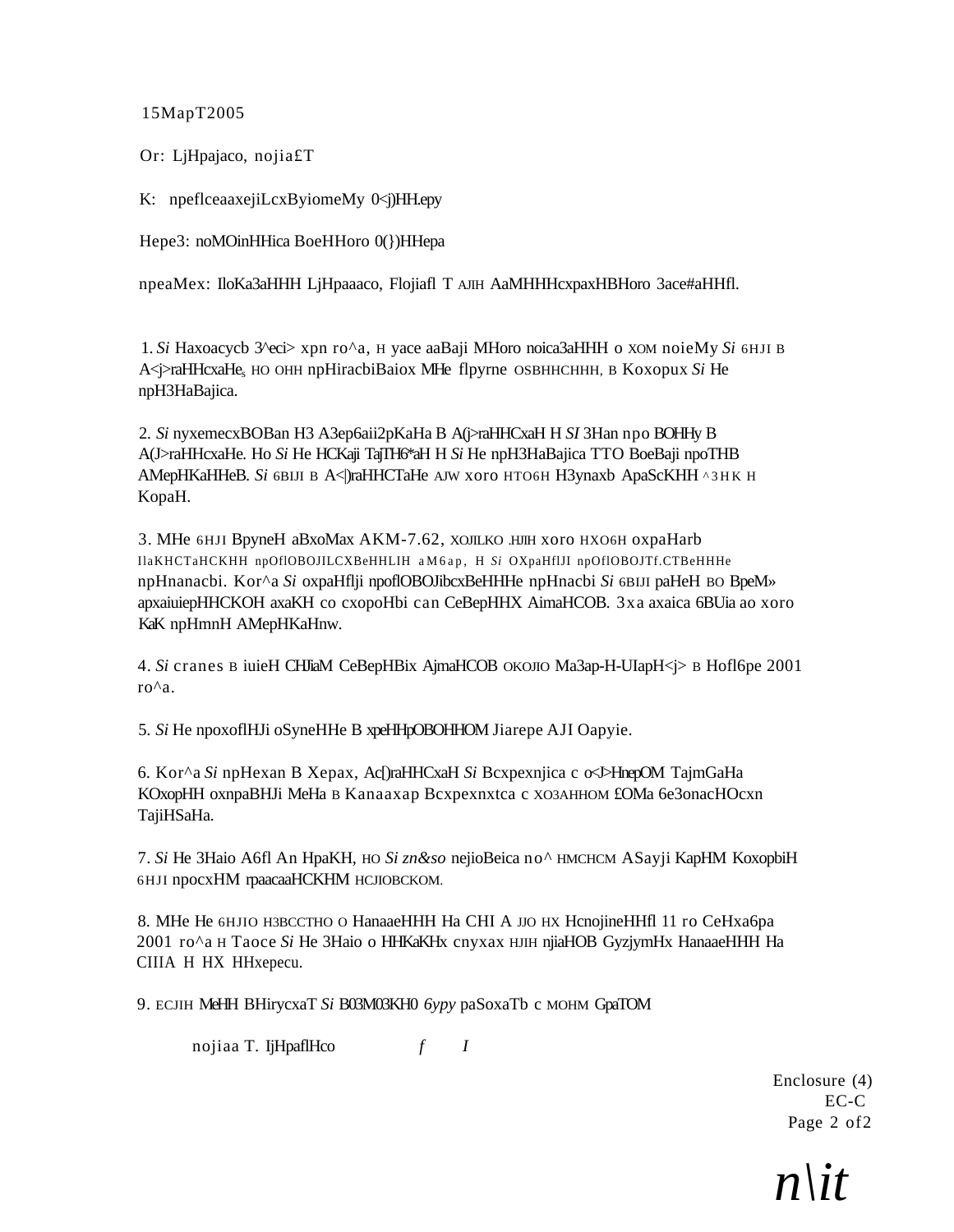15MapT2005

Or: LjHpajaco, nojia£T

K: npeflceaaxejiLcxByiomeMy 0<j)HH.epy

Hepe3: noMOinHHica BoeHHoro 0(})HHepa

npeaMex: IloKa3aHHH LjHpaaaco, Flojiafl T AJIH AaMHHHcxpaxHBHoro 3ace#aHHfl.

1. *Si* Haxoacycb 3^eci> xpn ro^a, H yace aaBaji MHoro noica3aHHH o XOM noieMy *Si* 6HJI B A<j>raHHcxaHe, HO OHH npHiracbiBaiox MHe flpyrne OSBHHCHHH, B Koxopux *Si* He npH3HaBajica.

2. *Si* nyxemecxBOBan H3 A3ep6aii2pKaHa B A(j>raHHCxaH H *SI* 3Han npo BOHHy B A(J>raHHcxaHe. Ho *Si* He HCKaji TajTH6*aH H *Si* He npH3HaBajica TTO BoeBaji npoTHB AMepHKaHHeB. *Si* 6BIJI B A<|)raHHCTaHe AJW xoro HTO6H H3ynaxb ApaScKHH ^3HK H KopaH.

3. MHe 6HJI BpyneH aBxoMax AKM-7.62, XOJILKO .HJIH xoro HXO6H oxpaHarb IlaKHCTaHCKHH npOflOBOJILCXBeHHLIH aM6ap, H *Si* OXpaHflJI npOflOBOJTf.CTBeHHHe npHnanacbi. Kor^a *Si* oxpaHflji npoflOBOJibcxBeHHHe npHnacbi *Si* 6BIJI paHeH BO BpeM» apxaiuiepHHCKOH axaKH co cxopoHbi can CeBepHHX AimaHCOB. 3xa axaica 6BUia ao xoro KaK npHmnH AMepHKaHnw.

4. *Si* cranes B iuieH CHJiaM CeBepHBix AjmaHCOB OKOJIO Ma3ap-H-UIapH<j> B Hofl6pe 2001 ro^a.

5. *Si* He npoxoflHJi oSyneHHe B xpeHHpOBOHHOM Jiarepe AJI Oapyie.

6. Kor^a *Si* npHexan B Xepax, Ac[)raHHCxaH *Si* Bcxpexnjica c o<J>HnepOM TajmGaHa KOxopHH oxnpaBHJi MeHa B Kanaaxap Bcxpexnxtca c XO3AHHOM £OMa 6e3onacHOcxn TajiHSaHa.

7. *Si* He 3Haio A6fl An HpaKH, HO *Si zn&so* nejioBeica no^ HMCHCM ASayji KapHM KoxopbiH 6HJI npocxHM rpaacaaHCKHM HCJIOBCKOM.

8. MHe He 6HJIO H3BCCTHO O HanaaeHHH Ha CHI A JJO HX HcnojineHHfl 11 ro CeHxa6pa 2001 ro^a H Taoce *Si* He 3Haio o HHKaKHx cnyxax HJIH njiaHOB GyzjymHx HanaaeHHH Ha CIIIA H HX HHxepecu.

9. ECJIH MeHH BHirycxaT *Si* B03M03KH0 *6ypy* paSoxaTb c MOHM GpaTOM

nojiaa T. IjHpaflHco *f I*

Enclosure (4)
EC-C
Page 2 of2

*n\it*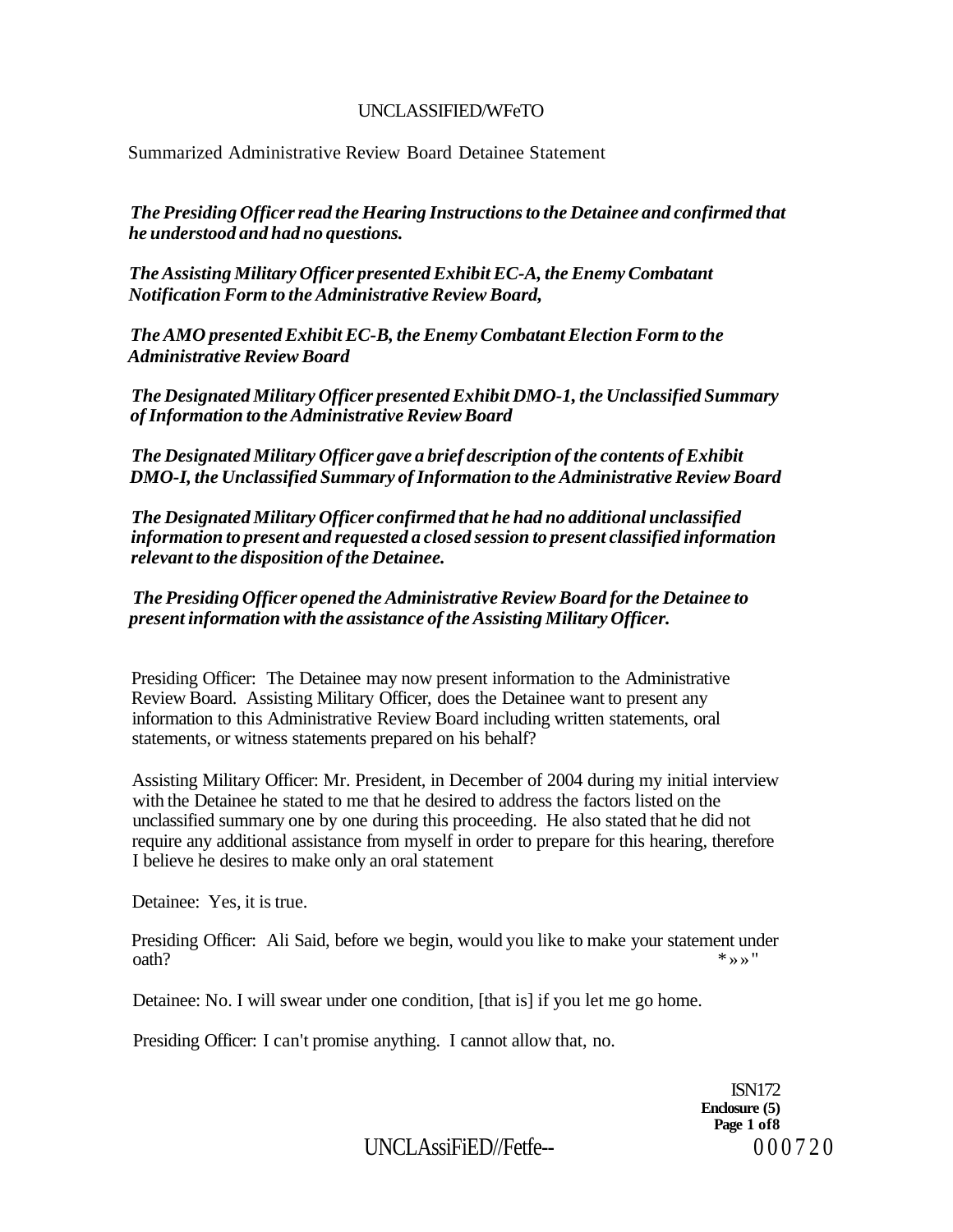Summarized Administrative Review Board Detainee Statement

***The Presiding Officer read the Hearing Instructions to the Detainee and confirmed that he understood and had no questions.***

***The Assisting Military Officer presented Exhibit EC-A, the Enemy Combatant Notification Form to the Administrative Review Board,***

***The AMO presented Exhibit EC-B, the Enemy Combatant Election Form to the Administrative Review Board***

***The Designated Military Officer presented Exhibit DMO-1, the Unclassified Summary of Information to the Administrative Review Board***

***The Designated Military Officer gave a brief description of the contents of Exhibit DMO-I, the Unclassified Summary of Information to the Administrative Review Board***

***The Designated Military Officer confirmed that he had no additional unclassified information to present and requested a closed session to present classified information relevant to the disposition of the Detainee.***

***The Presiding Officer opened the Administrative Review Board for the Detainee to present information with the assistance of the Assisting Military Officer.***

Presiding Officer: The Detainee may now present information to the Administrative Review Board. Assisting Military Officer, does the Detainee want to present any information to this Administrative Review Board including written statements, oral statements, or witness statements prepared on his behalf?

Assisting Military Officer: Mr. President, in December of 2004 during my initial interview with the Detainee he stated to me that he desired to address the factors listed on the unclassified summary one by one during this proceeding. He also stated that he did not require any additional assistance from myself in order to prepare for this hearing, therefore I believe he desires to make only an oral statement

Detainee: Yes, it is true.

Presiding Officer: Ali Said, before we begin, would you like to make your statement under oath?

Detainee: No. I will swear under one condition, [that is] if you let me go home.

Presiding Officer: I can't promise anything. I cannot allow that, no.

ISN172
**Enclosure (5)**
**Page 1 of 8**

000720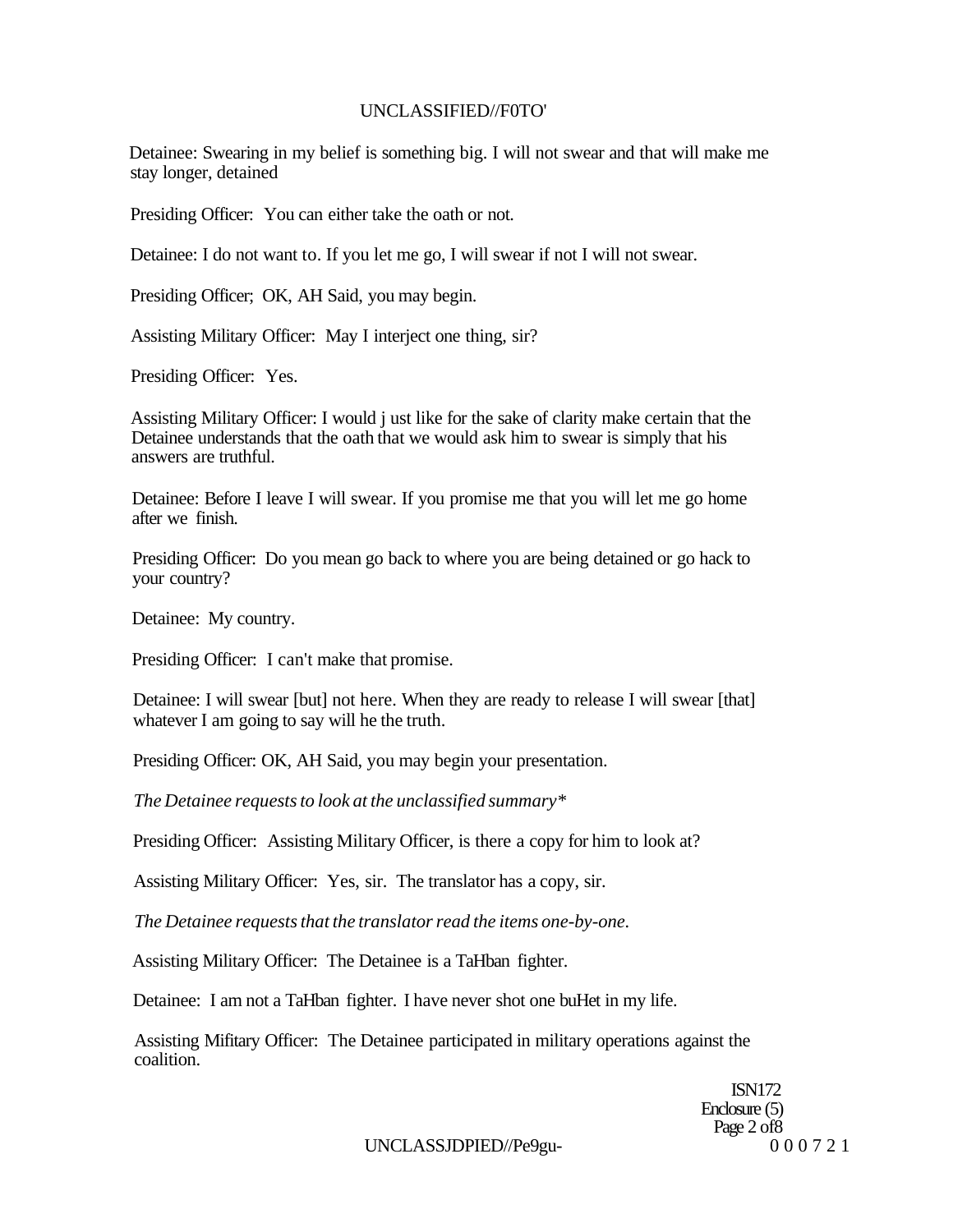Detainee: Swearing in my belief is something big. I will not swear and that will make me stay longer, detained

Presiding Officer: You can either take the oath or not.

Detainee: I do not want to. If you let me go, I will swear if not I will not swear.

Presiding Officer; OK, AH Said, you may begin.

Assisting Military Officer: May I interject one thing, sir?

Presiding Officer: Yes.

Assisting Military Officer: I would j ust like for the sake of clarity make certain that the Detainee understands that the oath that we would ask him to swear is simply that his answers are truthful.

Detainee: Before I leave I will swear. If you promise me that you will let me go home after we finish.

Presiding Officer: Do you mean go back to where you are being detained or go hack to your country?

Detainee: My country.

Presiding Officer: I can't make that promise.

Detainee: I will swear [but] not here. When they are ready to release I will swear [that] whatever I am going to say will he the truth.

Presiding Officer: OK, AH Said, you may begin your presentation.

*The Detainee requests to look at the unclassified summary**

Presiding Officer: Assisting Military Officer, is there a copy for him to look at?

Assisting Military Officer: Yes, sir. The translator has a copy, sir.

*The Detainee requests that the translator read the items one-by-one.*

Assisting Military Officer: The Detainee is a TaHban fighter.

Detainee: I am not a TaHban fighter. I have never shot one buHet in my life.

Assisting Mifitary Officer: The Detainee participated in military operations against the coalition.

ISN172
Enclosure (5)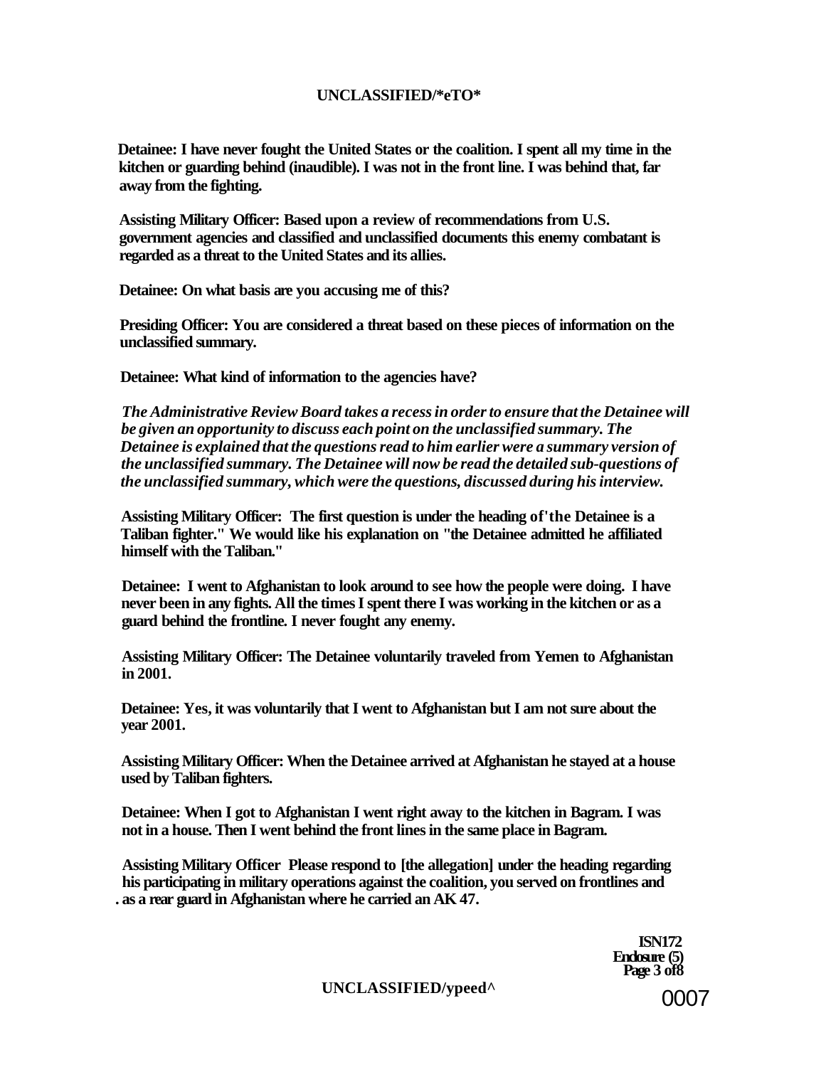**Detainee: I have never fought the United States or the coalition. I spent all my time in the kitchen or guarding behind (inaudible). I was not in the front line. I was behind that, far away from the fighting.**

**Assisting Military Officer: Based upon a review of recommendations from U.S. government agencies and classified and unclassified documents this enemy combatant is regarded as a threat to the United States and its allies.**

**Detainee: On what basis are you accusing me of this?**

**Presiding Officer: You are considered a threat based on these pieces of information on the unclassified summary.**

**Detainee: What kind of information to the agencies have?**

***The Administrative Review Board takes a recess in order to ensure that the Detainee will be given an opportunity to discuss each point on the unclassified summary. The Detainee is explained that the questions read to him earlier were a summary version of the unclassified summary. The Detainee will now be read the detailed sub-questions of the unclassified summary, which were the questions, discussed during his interview.***

**Assisting Military Officer: The first question is under the heading of'the Detainee is a Taliban fighter." We would like his explanation on "the Detainee admitted he affiliated himself with the Taliban."**

**Detainee: I went to Afghanistan to look around to see how the people were doing. I have never been in any fights. All the times I spent there I was working in the kitchen or as a guard behind the frontline. I never fought any enemy.**

**Assisting Military Officer: The Detainee voluntarily traveled from Yemen to Afghanistan in 2001.**

**Detainee: Yes, it was voluntarily that I went to Afghanistan but I am not sure about the year 2001.**

**Assisting Military Officer: When the Detainee arrived at Afghanistan he stayed at a house used by Taliban fighters.**

**Detainee: When I got to Afghanistan I went right away to the kitchen in Bagram. I was not in a house. Then I went behind the front lines in the same place in Bagram.**

**Assisting Military Officer Please respond to [the allegation] under the heading regarding his participating in military operations against the coalition, you served on frontlines and as a rear guard in Afghanistan where he carried an AK 47.**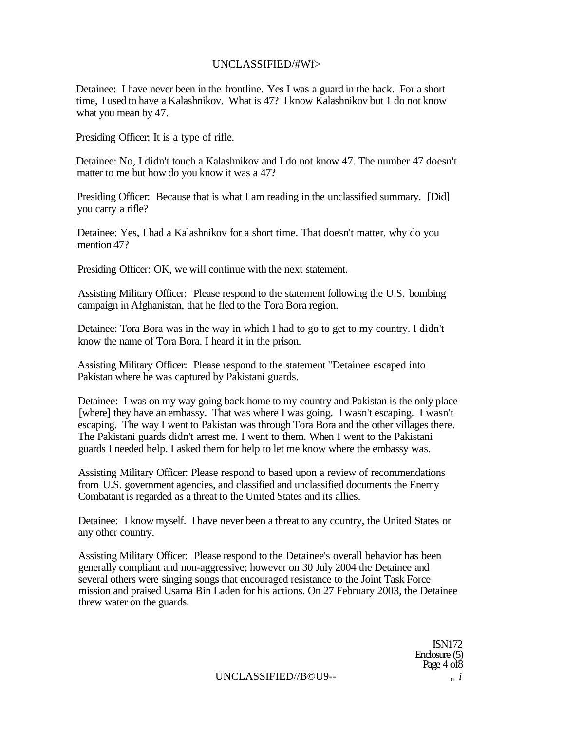Detainee: I have never been in the frontline. Yes I was a guard in the back. For a short time, I used to have a Kalashnikov. What is 47? I know Kalashnikov but 1 do not know what you mean by 47.

Presiding Officer; It is a type of rifle.

Detainee: No, I didn't touch a Kalashnikov and I do not know 47. The number 47 doesn't matter to me but how do you know it was a 47?

Presiding Officer: Because that is what I am reading in the unclassified summary. [Did] you carry a rifle?

Detainee: Yes, I had a Kalashnikov for a short time. That doesn't matter, why do you mention 47?

Presiding Officer: OK, we will continue with the next statement.

Assisting Military Officer: Please respond to the statement following the U.S. bombing campaign in Afghanistan, that he fled to the Tora Bora region.

Detainee: Tora Bora was in the way in which I had to go to get to my country. I didn't know the name of Tora Bora. I heard it in the prison.

Assisting Military Officer: Please respond to the statement "Detainee escaped into Pakistan where he was captured by Pakistani guards.

Detainee: I was on my way going back home to my country and Pakistan is the only place [where] they have an embassy. That was where I was going. I wasn't escaping. I wasn't escaping. The way I went to Pakistan was through Tora Bora and the other villages there. The Pakistani guards didn't arrest me. I went to them. When I went to the Pakistani guards I needed help. I asked them for help to let me know where the embassy was.

Assisting Military Officer: Please respond to based upon a review of recommendations from U.S. government agencies, and classified and unclassified documents the Enemy Combatant is regarded as a threat to the United States and its allies.

Detainee: I know myself. I have never been a threat to any country, the United States or any other country.

Assisting Military Officer: Please respond to the Detainee's overall behavior has been generally compliant and non-aggressive; however on 30 July 2004 the Detainee and several others were singing songs that encouraged resistance to the Joint Task Force mission and praised Usama Bin Laden for his actions. On 27 February 2003, the Detainee threw water on the guards.

ISN172
Enclosure (5)
Page 4 of 8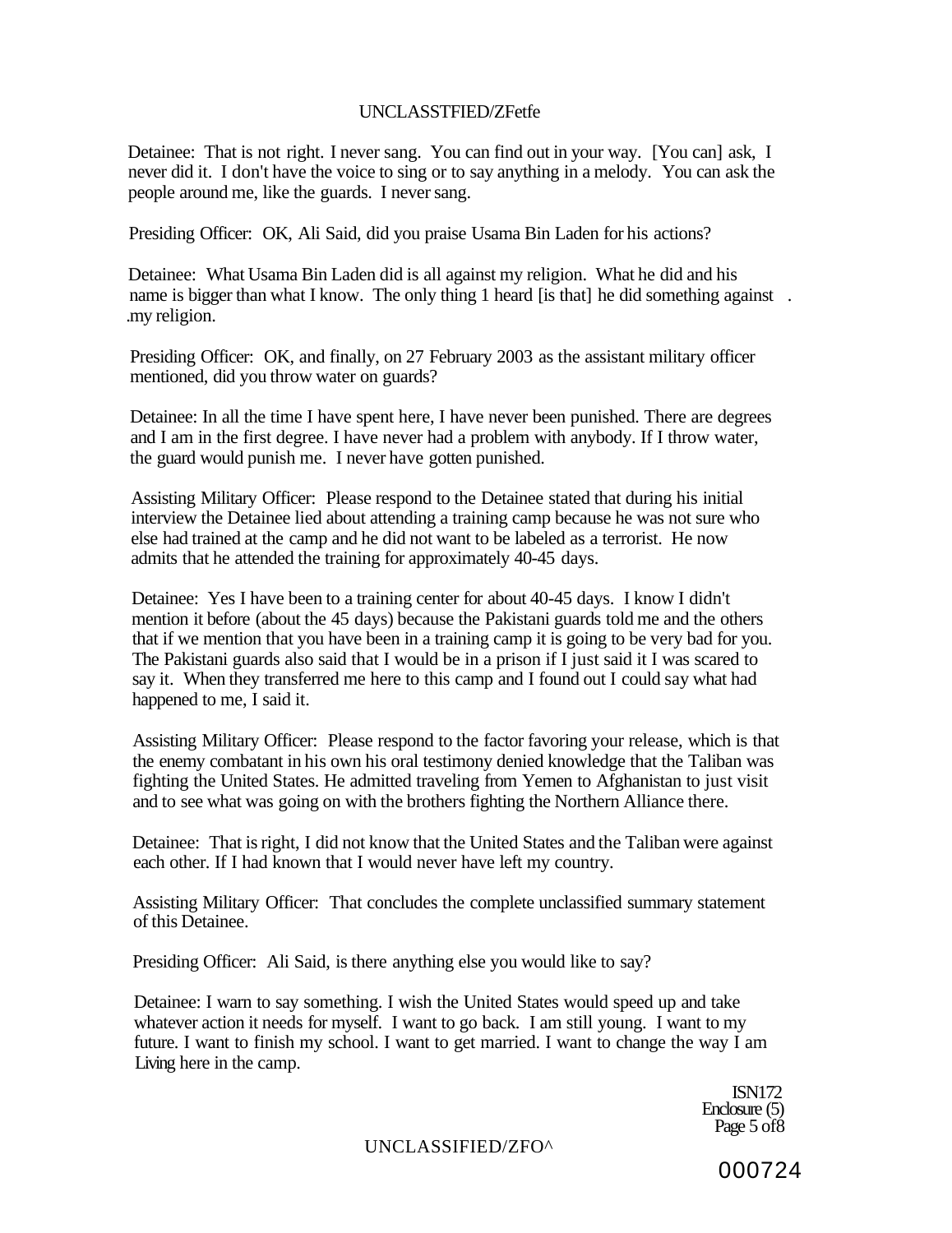Detainee: That is not right. I never sang. You can find out in your way. [You can] ask, I never did it. I don't have the voice to sing or to say anything in a melody. You can ask the people around me, like the guards. I never sang.

Presiding Officer: OK, Ali Said, did you praise Usama Bin Laden for his actions?

Detainee: What Usama Bin Laden did is all against my religion. What he did and his name is bigger than what I know. The only thing 1 heard [is that] he did something against . .my religion.

Presiding Officer: OK, and finally, on 27 February 2003 as the assistant military officer mentioned, did you throw water on guards?

Detainee: In all the time I have spent here, I have never been punished. There are degrees and I am in the first degree. I have never had a problem with anybody. If I throw water, the guard would punish me. I never have gotten punished.

Assisting Military Officer: Please respond to the Detainee stated that during his initial interview the Detainee lied about attending a training camp because he was not sure who else had trained at the camp and he did not want to be labeled as a terrorist. He now admits that he attended the training for approximately 40-45 days.

Detainee: Yes I have been to a training center for about 40-45 days. I know I didn't mention it before (about the 45 days) because the Pakistani guards told me and the others that if we mention that you have been in a training camp it is going to be very bad for you. The Pakistani guards also said that I would be in a prison if I just said it I was scared to say it. When they transferred me here to this camp and I found out I could say what had happened to me, I said it.

Assisting Military Officer: Please respond to the factor favoring your release, which is that the enemy combatant in his own his oral testimony denied knowledge that the Taliban was fighting the United States. He admitted traveling from Yemen to Afghanistan to just visit and to see what was going on with the brothers fighting the Northern Alliance there.

Detainee: That is right, I did not know that the United States and the Taliban were against each other. If I had known that I would never have left my country.

Assisting Military Officer: That concludes the complete unclassified summary statement of this Detainee.

Presiding Officer: Ali Said, is there anything else you would like to say?

Detainee: I warn to say something. I wish the United States would speed up and take whatever action it needs for myself. I want to go back. I am still young. I want to my future. I want to finish my school. I want to get married. I want to change the way I am Living here in the camp.

ISN172
Enclosure (5)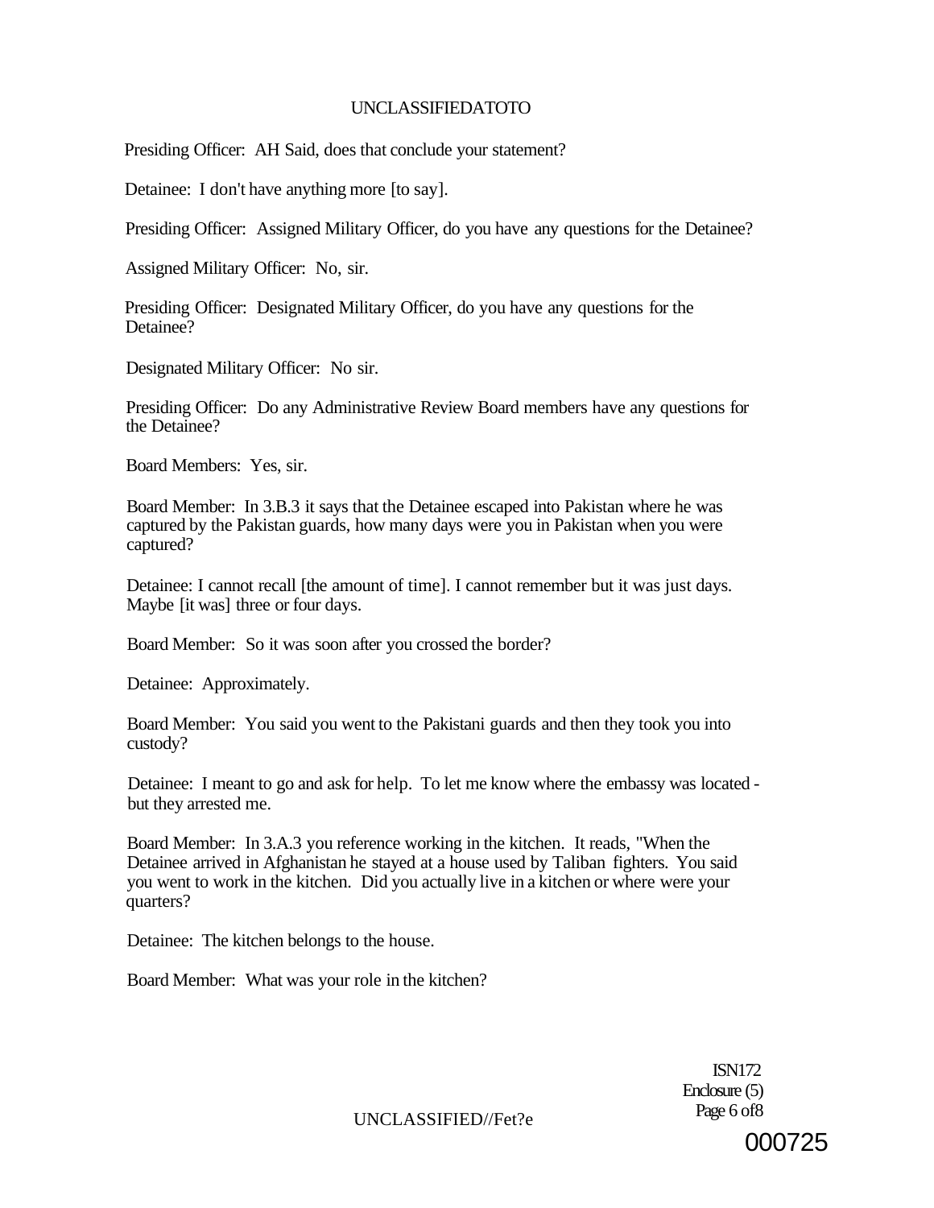Presiding Officer: AH Said, does that conclude your statement?

Detainee: I don't have anything more [to say].

Presiding Officer: Assigned Military Officer, do you have any questions for the Detainee?

Assigned Military Officer: No, sir.

Presiding Officer: Designated Military Officer, do you have any questions for the Detainee?

Designated Military Officer: No sir.

Presiding Officer: Do any Administrative Review Board members have any questions for the Detainee?

Board Members: Yes, sir.

Board Member: In 3.B.3 it says that the Detainee escaped into Pakistan where he was captured by the Pakistan guards, how many days were you in Pakistan when you were captured?

Detainee: I cannot recall [the amount of time]. I cannot remember but it was just days. Maybe [it was] three or four days.

Board Member: So it was soon after you crossed the border?

Detainee: Approximately.

Board Member: You said you went to the Pakistani guards and then they took you into custody?

Detainee: I meant to go and ask for help. To let me know where the embassy was located - but they arrested me.

Board Member: In 3.A.3 you reference working in the kitchen. It reads, "When the Detainee arrived in Afghanistan he stayed at a house used by Taliban fighters. You said you went to work in the kitchen. Did you actually live in a kitchen or where were your quarters?

Detainee: The kitchen belongs to the house.

Board Member: What was your role in the kitchen?

ISN172
Enclosure (5)
Page 6 of8

000725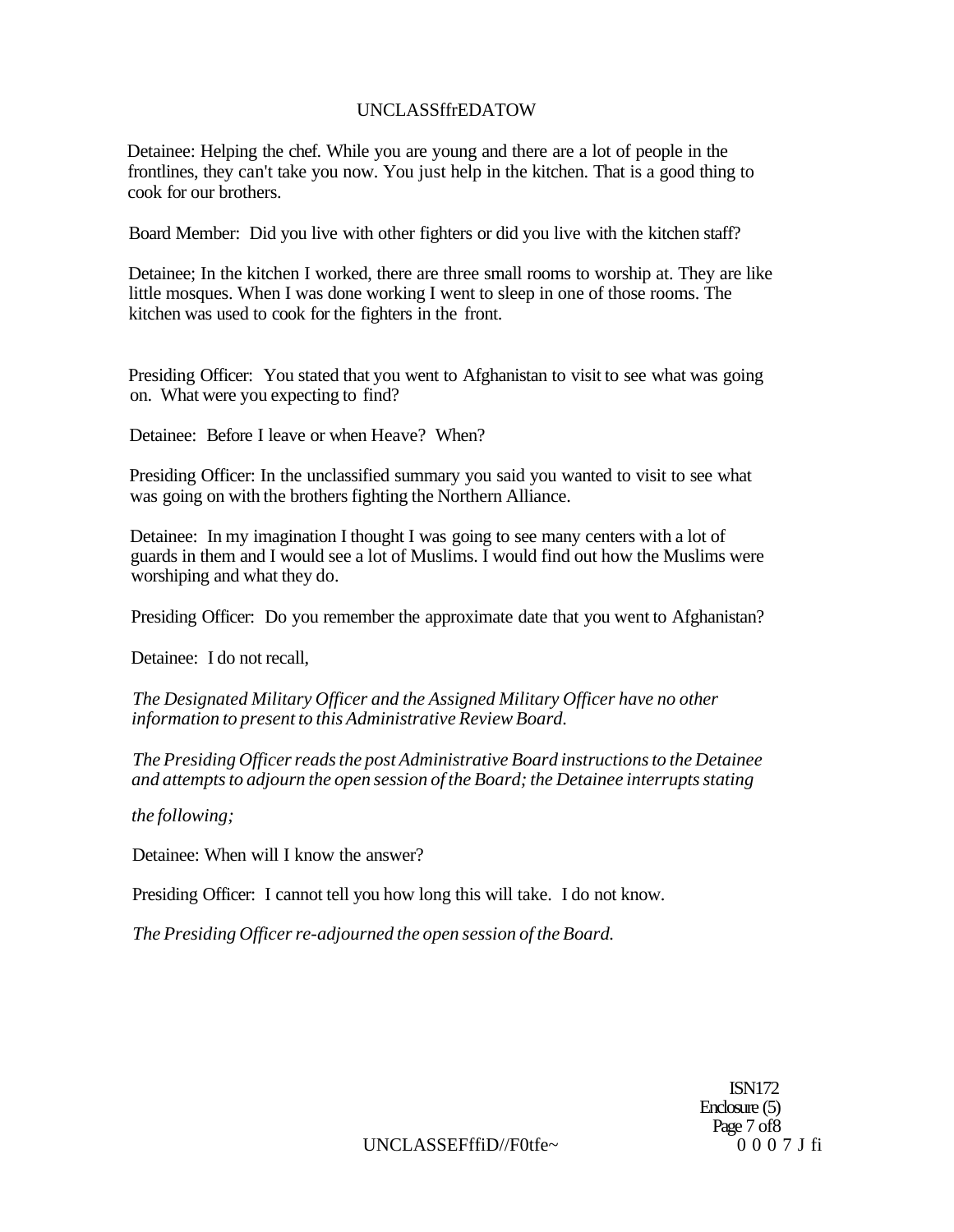Detainee: Helping the chef. While you are young and there are a lot of people in the frontlines, they can't take you now. You just help in the kitchen. That is a good thing to cook for our brothers.

Board Member: Did you live with other fighters or did you live with the kitchen staff?

Detainee; In the kitchen I worked, there are three small rooms to worship at. They are like little mosques. When I was done working I went to sleep in one of those rooms. The kitchen was used to cook for the fighters in the front.

Presiding Officer: You stated that you went to Afghanistan to visit to see what was going on. What were you expecting to find?

Detainee: Before I leave or when Heave? When?

Presiding Officer: In the unclassified summary you said you wanted to visit to see what was going on with the brothers fighting the Northern Alliance.

Detainee: In my imagination I thought I was going to see many centers with a lot of guards in them and I would see a lot of Muslims. I would find out how the Muslims were worshiping and what they do.

Presiding Officer: Do you remember the approximate date that you went to Afghanistan?

Detainee: I do not recall,

*The Designated Military Officer and the Assigned Military Officer have no other information to present to this Administrative Review Board.*

*The Presiding Officer reads the post Administrative Board instructions to the Detainee and attempts to adjourn the open session of the Board; the Detainee interrupts stating the following;*

Detainee: When will I know the answer?

Presiding Officer: I cannot tell you how long this will take. I do not know.

*The Presiding Officer re-adjourned the open session of the Board.*

ISN172
Enclosure (5)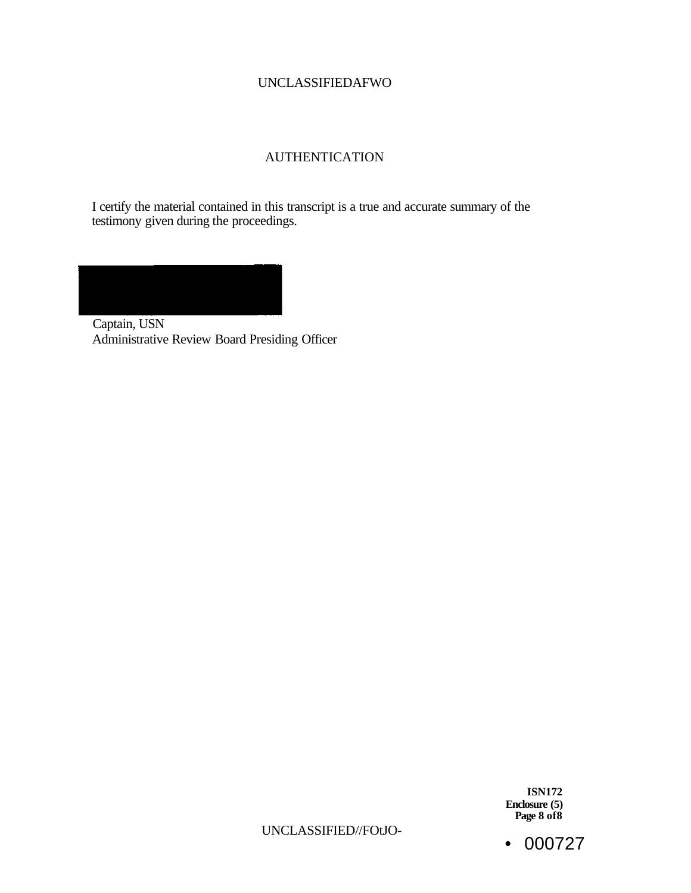# AUTHENTICATION

I certify the material contained in this transcript is a true and accurate summary of the testimony given during the proceedings.

Captain, USN
Administrative Review Board Presiding Officer

**ISN172**
**Enclosure (5)**
**Page 8 of8**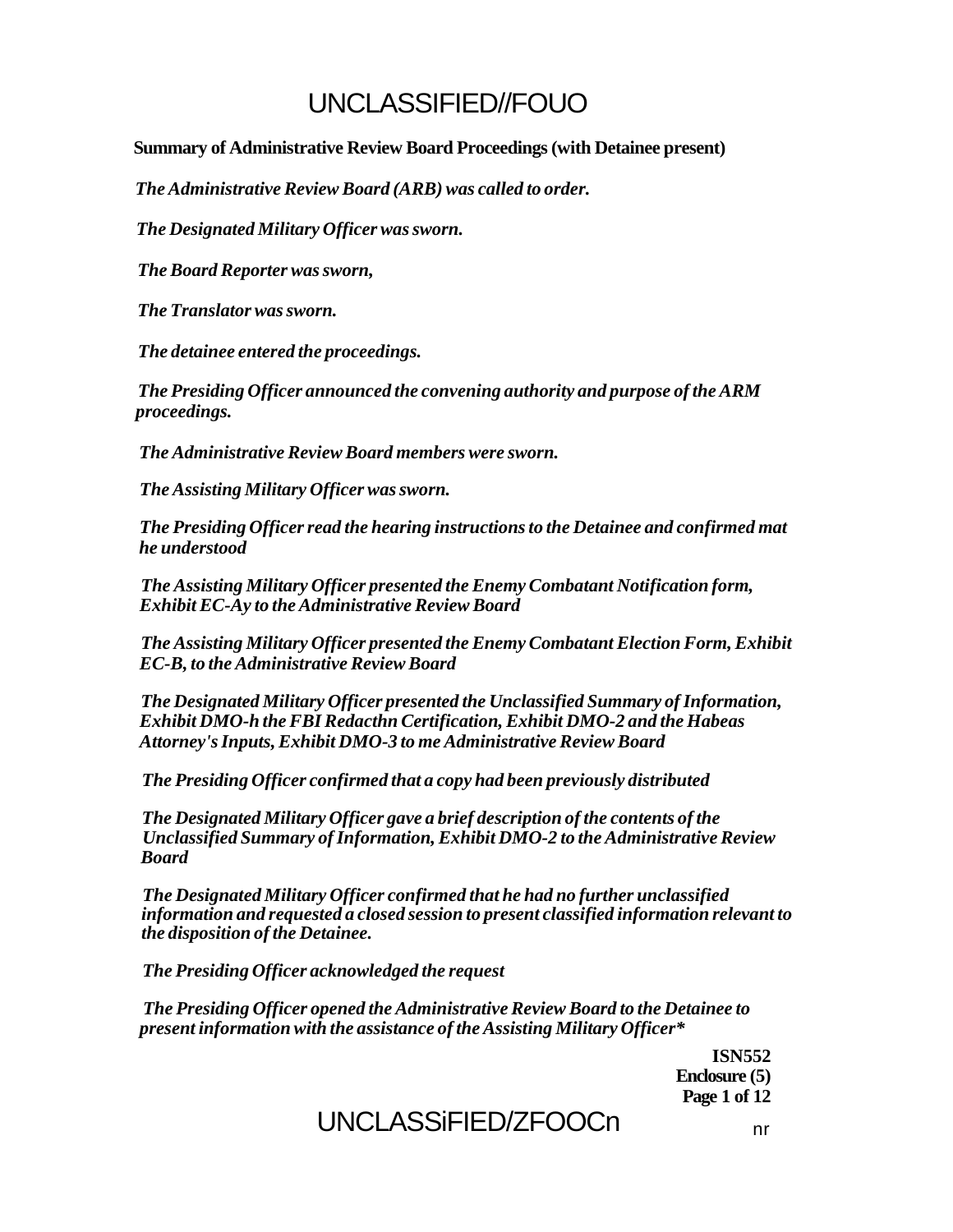UNCLASSIFIED//FOUO

**Summary of Administrative Review Board Proceedings (with Detainee present)**

***The Administrative Review Board (ARB) was called to order.***

***The Designated Military Officer was sworn.***

***The Board Reporter was sworn,***

***The Translator was sworn.***

***The detainee entered the proceedings.***

***The Presiding Officer announced the convening authority and purpose of the ARM proceedings.***

***The Administrative Review Board members were sworn.***

***The Assisting Military Officer was sworn.***

***The Presiding Officer read the hearing instructions to the Detainee and confirmed mat he understood***

***The Assisting Military Officer presented the Enemy Combatant Notification form, Exhibit EC-Ay to the Administrative Review Board***

***The Assisting Military Officer presented the Enemy Combatant Election Form, Exhibit EC-B, to the Administrative Review Board***

***The Designated Military Officer presented the Unclassified Summary of Information, Exhibit DMO-h the FBI Redacthn Certification, Exhibit DMO-2 and the Habeas Attorney's Inputs, Exhibit DMO-3 to me Administrative Review Board***

***The Presiding Officer confirmed that a copy had been previously distributed***

***The Designated Military Officer gave a brief description of the contents of the Unclassified Summary of Information, Exhibit DMO-2 to the Administrative Review Board***

***The Designated Military Officer confirmed that he had no further unclassified information and requested a closed session to present classified information relevant to the disposition of the Detainee.***

***The Presiding Officer acknowledged the request***

***The Presiding Officer opened the Administrative Review Board to the Detainee to present information with the assistance of the Assisting Military Officer****

**ISN552**
**Enclosure (5)**

UNCLASSiFIED/ZFOOCn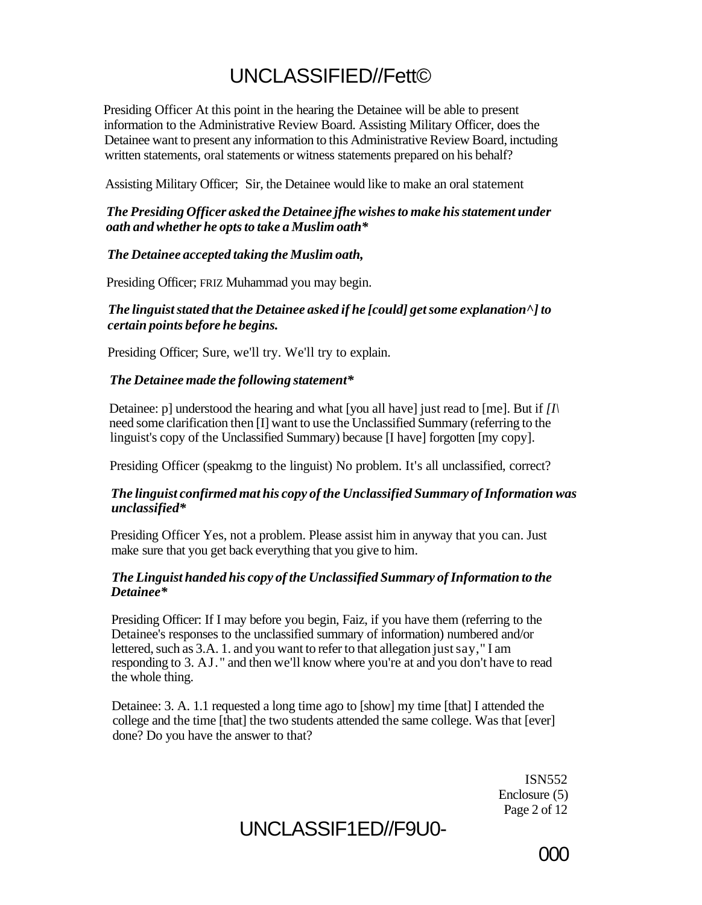Presiding Officer At this point in the hearing the Detainee will be able to present information to the Administrative Review Board. Assisting Military Officer, does the Detainee want to present any information to this Administrative Review Board, inctuding written statements, oral statements or witness statements prepared on his behalf?

Assisting Military Officer; Sir, the Detainee would like to make an oral statement

***The Presiding Officer asked the Detainee jfhe wishes to make his statement under oath and whether he opts to take a Muslim oath****

***The Detainee accepted taking the Muslim oath,***

Presiding Officer; FRIZ Muhammad you may begin.

***The linguist stated that the Detainee asked if he [could] get some explanation^] to certain points before he begins.***

Presiding Officer; Sure, we'll try. We'll try to explain.

***The Detainee made the following statement****

Detainee: p] understood the hearing and what [you all have] just read to [me]. But if *[I\* need some clarification then [I] want to use the Unclassified Summary (referring to the linguist's copy of the Unclassified Summary) because [I have] forgotten [my copy].

Presiding Officer (speakmg to the linguist) No problem. It's all unclassified, correct?

***The linguist confirmed mat his copy of the Unclassified Summary of Information was unclassified****

Presiding Officer Yes, not a problem. Please assist him in anyway that you can. Just make sure that you get back everything that you give to him.

***The Linguist handed his copy of the Unclassified Summary of Information to the Detainee****

Presiding Officer: If I may before you begin, Faiz, if you have them (referring to the Detainee's responses to the unclassified summary of information) numbered and/or lettered, such as 3.A. 1. and you want to refer to that allegation just say," I am responding to 3. AJ." and then we'll know where you're at and you don't have to read the whole thing.

Detainee: 3. A. 1.1 requested a long time ago to [show] my time [that] I attended the college and the time [that] the two students attended the same college. Was that [ever] done? Do you have the answer to that?

ISN552
Enclosure (5)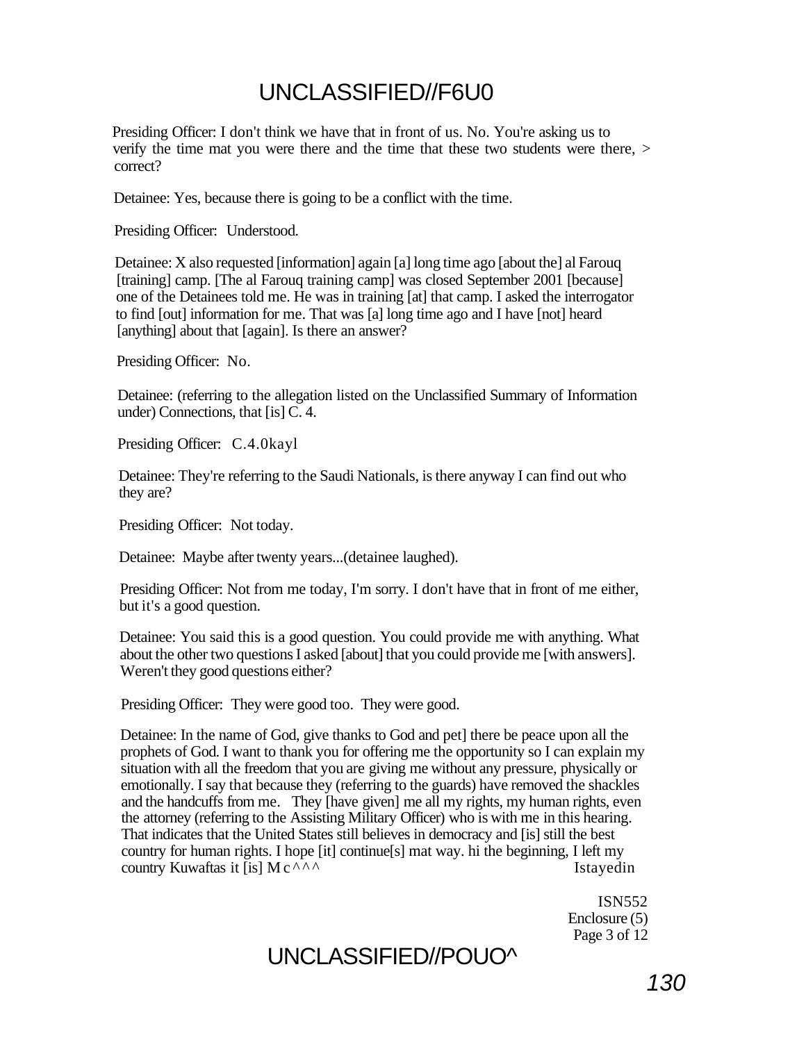Presiding Officer: I don't think we have that in front of us. No. You're asking us to verify the time mat you were there and the time that these two students were there, > correct?

Detainee: Yes, because there is going to be a conflict with the time.

Presiding Officer: Understood.

Detainee: X also requested [information] again [a] long time ago [about the] al Farouq [training] camp. [The al Farouq training camp] was closed September 2001 [because] one of the Detainees told me. He was in training [at] that camp. I asked the interrogator to find [out] information for me. That was [a] long time ago and I have [not] heard [anything] about that [again]. Is there an answer?

Presiding Officer: No.

Detainee: (referring to the allegation listed on the Unclassified Summary of Information under) Connections, that [is] C. 4.

Presiding Officer: C.4.0kayl

Detainee: They're referring to the Saudi Nationals, is there anyway I can find out who they are?

Presiding Officer: Not today.

Detainee: Maybe after twenty years...(detainee laughed).

Presiding Officer: Not from me today, I'm sorry. I don't have that in front of me either, but it's a good question.

Detainee: You said this is a good question. You could provide me with anything. What about the other two questions I asked [about] that you could provide me [with answers]. Weren't they good questions either?

Presiding Officer: They were good too. They were good.

Detainee: In the name of God, give thanks to God and pet] there be peace upon all the prophets of God. I want to thank you for offering me the opportunity so I can explain my situation with all the freedom that you are giving me without any pressure, physically or emotionally. I say that because they (referring to the guards) have removed the shackles and the handcuffs from me. They [have given] me all my rights, my human rights, even the attorney (referring to the Assisting Military Officer) who is with me in this hearing. That indicates that the United States still believes in democracy and [is] still the best country for human rights. I hope [it] continue[s] mat way. hi the beginning, I left my country Kuwaftas it [is] M c ^^^ Istayedin

ISN552
Enclosure (5)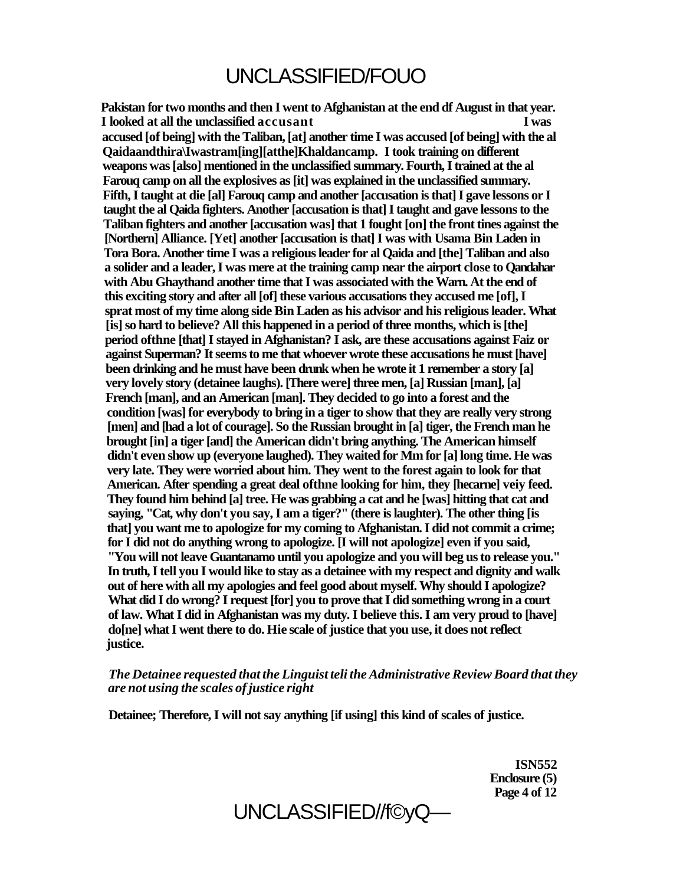**Pakistan for two months and then I went to Afghanistan at the end df August in that year. I looked at all the unclassified accusant I was accused [of being] with the Taliban, [at] another time I was accused [of being] with the al Qaidaandthira\Iwastram[ing][atthe]Khaldancamp. I took training on different weapons was [also] mentioned in the unclassified summary. Fourth, I trained at the al Farouq camp on all the explosives as [it] was explained in the unclassified summary. Fifth, I taught at die [al] Farouq camp and another [accusation is that] I gave lessons or I taught the al Qaida fighters. Another [accusation is that] I taught and gave lessons to the Taliban fighters and another [accusation was] that 1 fought [on] the front tines against the [Northern] Alliance. [Yet] another [accusation is that] I was with Usama Bin Laden in Tora Bora. Another time I was a religious leader for al Qaida and [the] Taliban and also a solider and a leader, I was mere at the training camp near the airport close to Qandahar with Abu Ghaythand another time that I was associated with the Warn. At the end of this exciting story and after all [of] these various accusations they accused me [of], I sprat most of my time along side Bin Laden as his advisor and his religious leader. What [is] so hard to believe? All this happened in a period of three months, which is [the] period ofthne [that] I stayed in Afghanistan? I ask, are these accusations against Faiz or against Superman? It seems to me that whoever wrote these accusations he must [have] been drinking and he must have been drunk when he wrote it 1 remember a story [a] very lovely story (detainee laughs). [There were] three men, [a] Russian [man], [a] French [man], and an American [man]. They decided to go into a forest and the condition [was] for everybody to bring in a tiger to show that they are really very strong [men] and [had a lot of courage]. So the Russian brought in [a] tiger, the French man he brought [in] a tiger [and] the American didn't bring anything. The American himself didn't even show up (everyone laughed). They waited for Mm for [a] long time. He was very late. They were worried about him. They went to the forest again to look for that American. After spending a great deal ofthne looking for him, they [hecarne] veiy feed. They found him behind [a] tree. He was grabbing a cat and he [was] hitting that cat and saying, "Cat, why don't you say, I am a tiger?" (there is laughter). The other thing [is that] you want me to apologize for my coming to Afghanistan. I did not commit a crime; for I did not do anything wrong to apologize. [I will not apologize] even if you said, "You will not leave Guantanamo until you apologize and you will beg us to release you." In truth, I tell you I would like to stay as a detainee with my respect and dignity and walk out of here with all my apologies and feel good about myself. Why should I apologize? What did I do wrong? I request [for] you to prove that I did something wrong in a court of law. What I did in Afghanistan was my duty. I believe this. I am very proud to [have] do[ne] what I went there to do. Hie scale of justice that you use, it does not reflect justice.**

*The Detainee requested that the Linguist teli the Administrative Review Board that they are not using the scales of justice right*

**Detainee; Therefore, I will not say anything [if using] this kind of scales of justice.**

**ISN552**
**Enclosure (5)**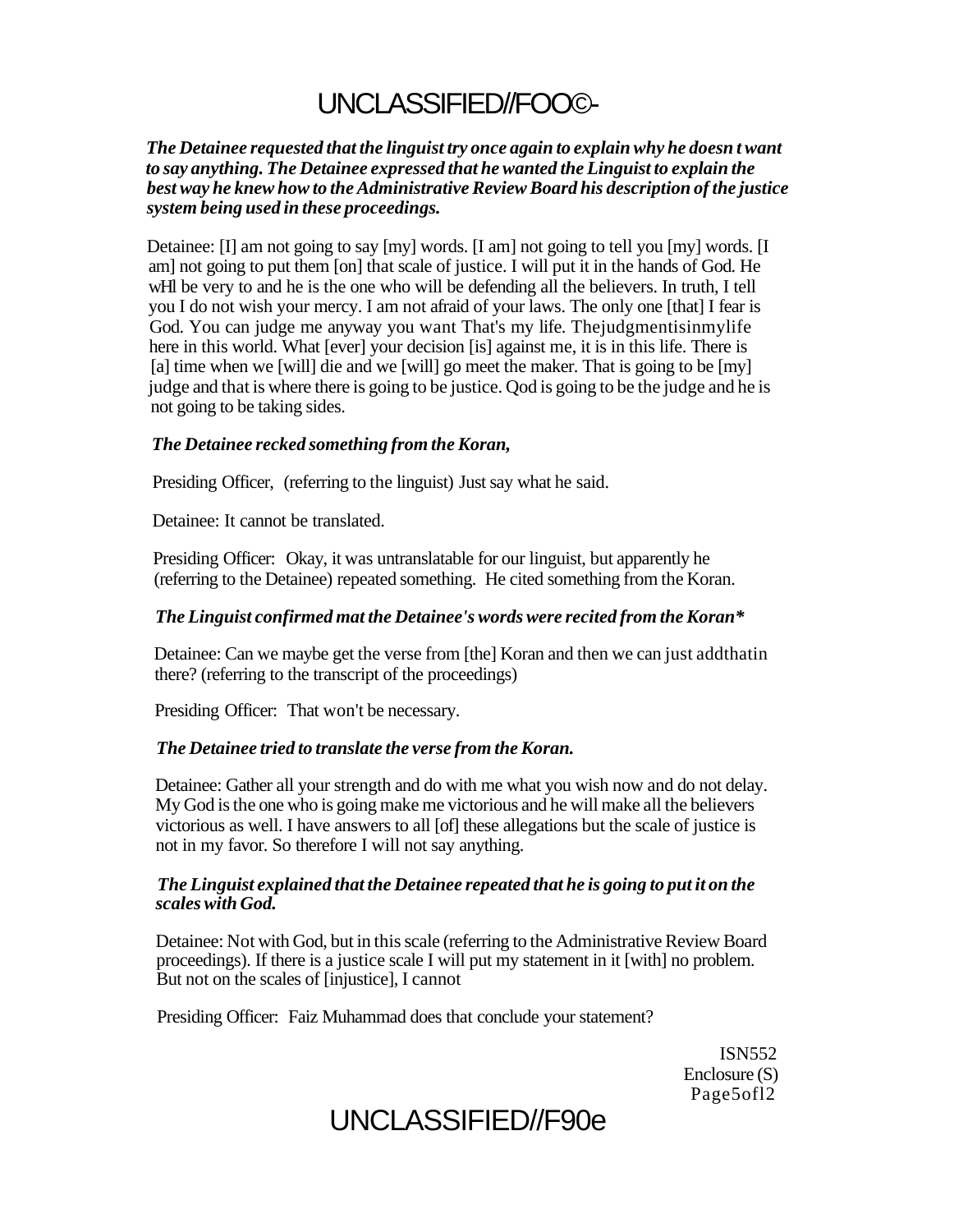*The Detainee requested that the linguist try once again to explain why he doesn t want to say anything. The Detainee expressed that he wanted the Linguist to explain the best way he knew how to the Administrative Review Board his description of the justice system being used in these proceedings.*

Detainee: [I] am not going to say [my] words. [I am] not going to tell you [my] words. [I am] not going to put them [on] that scale of justice. I will put it in the hands of God. He wHl be very to and he is the one who will be defending all the believers. In truth, I tell you I do not wish your mercy. I am not afraid of your laws. The only one [that] I fear is God. You can judge me anyway you want That's my life. Thejudgmentisinmylife here in this world. What [ever] your decision [is] against me, it is in this life. There is [a] time when we [will] die and we [will] go meet the maker. That is going to be [my] judge and that is where there is going to be justice. Qod is going to be the judge and he is not going to be taking sides.

*The Detainee recked something from the Koran,*

Presiding Officer, (referring to the linguist) Just say what he said.

Detainee: It cannot be translated.

Presiding Officer: Okay, it was untranslatable for our linguist, but apparently he (referring to the Detainee) repeated something. He cited something from the Koran.

*The Linguist confirmed mat the Detainee's words were recited from the Koran**

Detainee: Can we maybe get the verse from [the] Koran and then we can just addthatin there? (referring to the transcript of the proceedings)

Presiding Officer: That won't be necessary.

*The Detainee tried to translate the verse from the Koran.*

Detainee: Gather all your strength and do with me what you wish now and do not delay. My God is the one who is going make me victorious and he will make all the believers victorious as well. I have answers to all [of] these allegations but the scale of justice is not in my favor. So therefore I will not say anything.

*The Linguist explained that the Detainee repeated that he is going to put it on the scales with God.*

Detainee: Not with God, but in this scale (referring to the Administrative Review Board proceedings). If there is a justice scale I will put my statement in it [with] no problem. But not on the scales of [injustice], I cannot

Presiding Officer: Faiz Muhammad does that conclude your statement?

ISN552
Enclosure (S)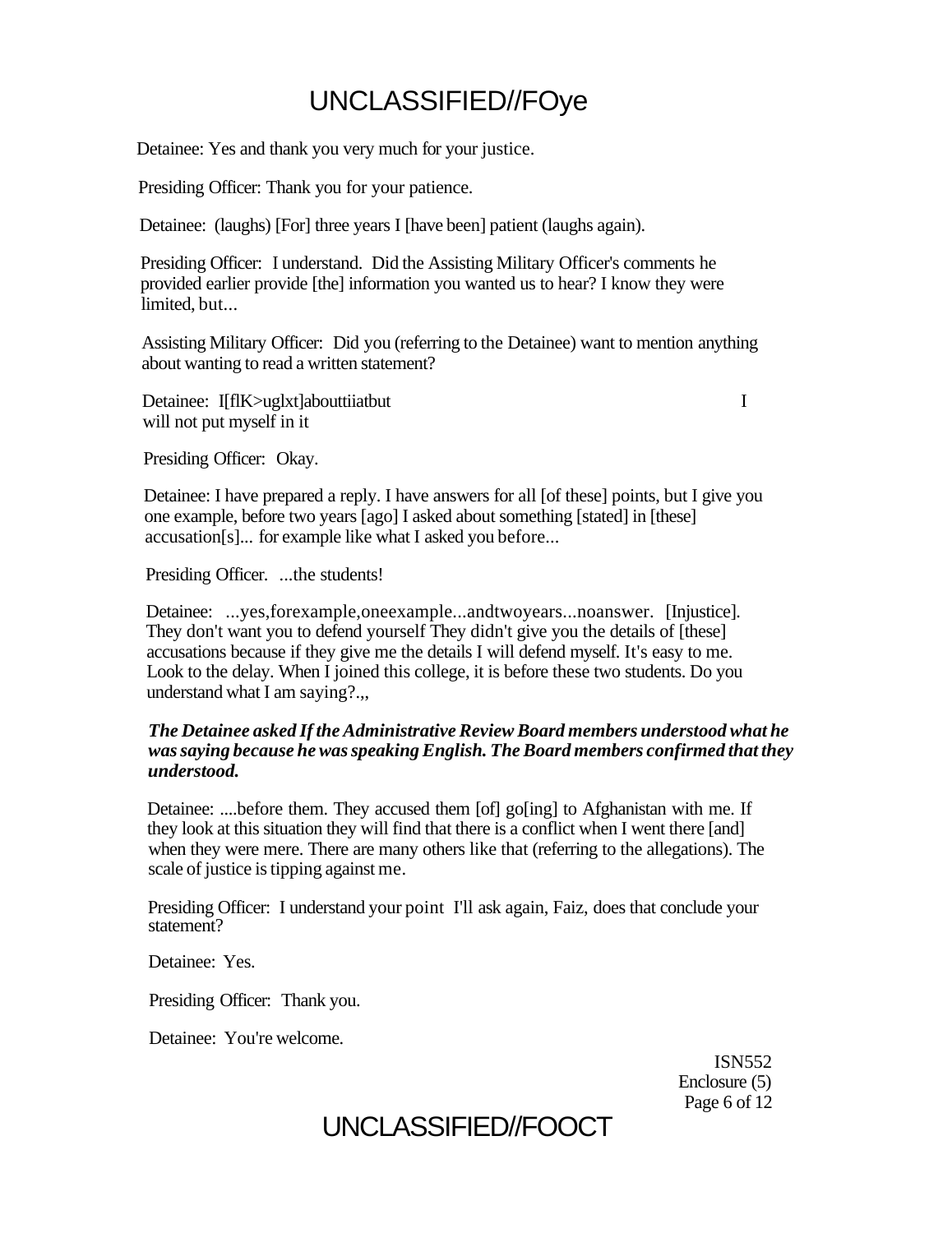Detainee: Yes and thank you very much for your justice.

Presiding Officer: Thank you for your patience.

Detainee: (laughs) [For] three years I [have been] patient (laughs again).

Presiding Officer: I understand. Did the Assisting Military Officer's comments he provided earlier provide [the] information you wanted us to hear? I know they were limited, but...

Assisting Military Officer: Did you (referring to the Detainee) want to mention anything about wanting to read a written statement?

Detainee: I[flK>uglxt]abouttiiatbut I will not put myself in it

Presiding Officer: Okay.

Detainee: I have prepared a reply. I have answers for all [of these] points, but I give you one example, before two years [ago] I asked about something [stated] in [these] accusation[s]... for example like what I asked you before...

Presiding Officer. ...the students!

Detainee: ...yes,forexample,oneexample...andtwoyears...noanswer. [Injustice]. They don't want you to defend yourself They didn't give you the details of [these] accusations because if they give me the details I will defend myself. It's easy to me. Look to the delay. When I joined this college, it is before these two students. Do you understand what I am saying?.,,

***The Detainee asked If the Administrative Review Board members understood what he was saying because he was speaking English. The Board members confirmed that they understood.***

Detainee: ....before them. They accused them [of] go[ing] to Afghanistan with me. If they look at this situation they will find that there is a conflict when I went there [and] when they were mere. There are many others like that (referring to the allegations). The scale of justice is tipping against me.

Presiding Officer: I understand your point I'll ask again, Faiz, does that conclude your statement?

Detainee: Yes.

Presiding Officer: Thank you.

Detainee: You're welcome.

ISN552
Enclosure (5)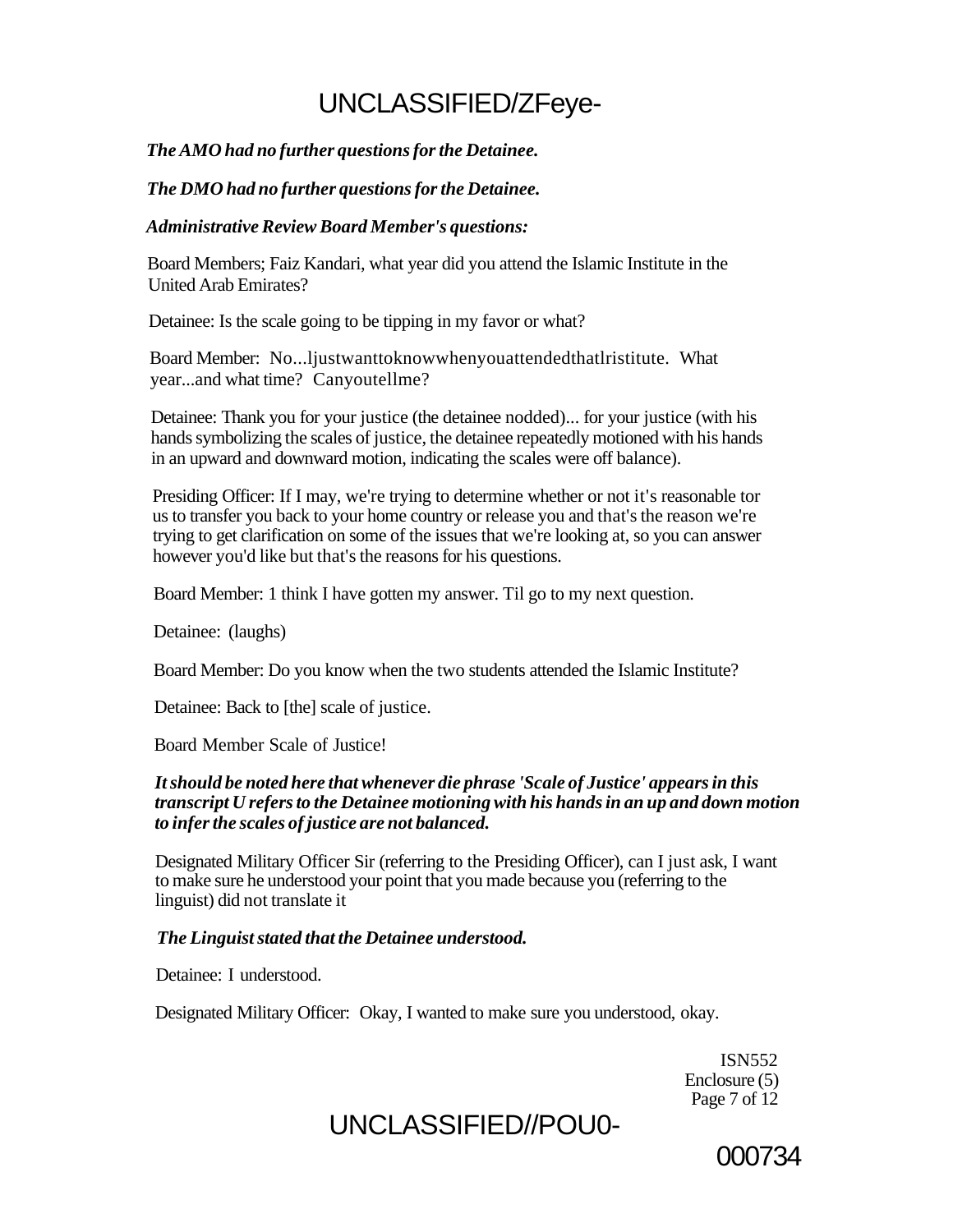*The AMO had no further questions for the Detainee.*

*The DMO had no further questions for the Detainee.*

*Administrative Review Board Member's questions:*

Board Members; Faiz Kandari, what year did you attend the Islamic Institute in the United Arab Emirates?

Detainee: Is the scale going to be tipping in my favor or what?

Board Member: No...ljustwanttoknowwhenyouattendedthatlristitute. What year...and what time? Canyoutellme?

Detainee: Thank you for your justice (the detainee nodded)... for your justice (with his hands symbolizing the scales of justice, the detainee repeatedly motioned with his hands in an upward and downward motion, indicating the scales were off balance).

Presiding Officer: If I may, we're trying to determine whether or not it's reasonable tor us to transfer you back to your home country or release you and that's the reason we're trying to get clarification on some of the issues that we're looking at, so you can answer however you'd like but that's the reasons for his questions.

Board Member: 1 think I have gotten my answer. Til go to my next question.

Detainee: (laughs)

Board Member: Do you know when the two students attended the Islamic Institute?

Detainee: Back to [the] scale of justice.

Board Member Scale of Justice!

***It should be noted here that whenever die phrase 'Scale of Justice' appears in this transcript U refers to the Detainee motioning with his hands in an up and down motion to infer the scales of justice are not balanced.***

Designated Military Officer Sir (referring to the Presiding Officer), can I just ask, I want to make sure he understood your point that you made because you (referring to the linguist) did not translate it

***The Linguist stated that the Detainee understood.***

Detainee: I understood.

Designated Military Officer: Okay, I wanted to make sure you understood, okay.

ISN552
Enclosure (5)
Page 7 of 12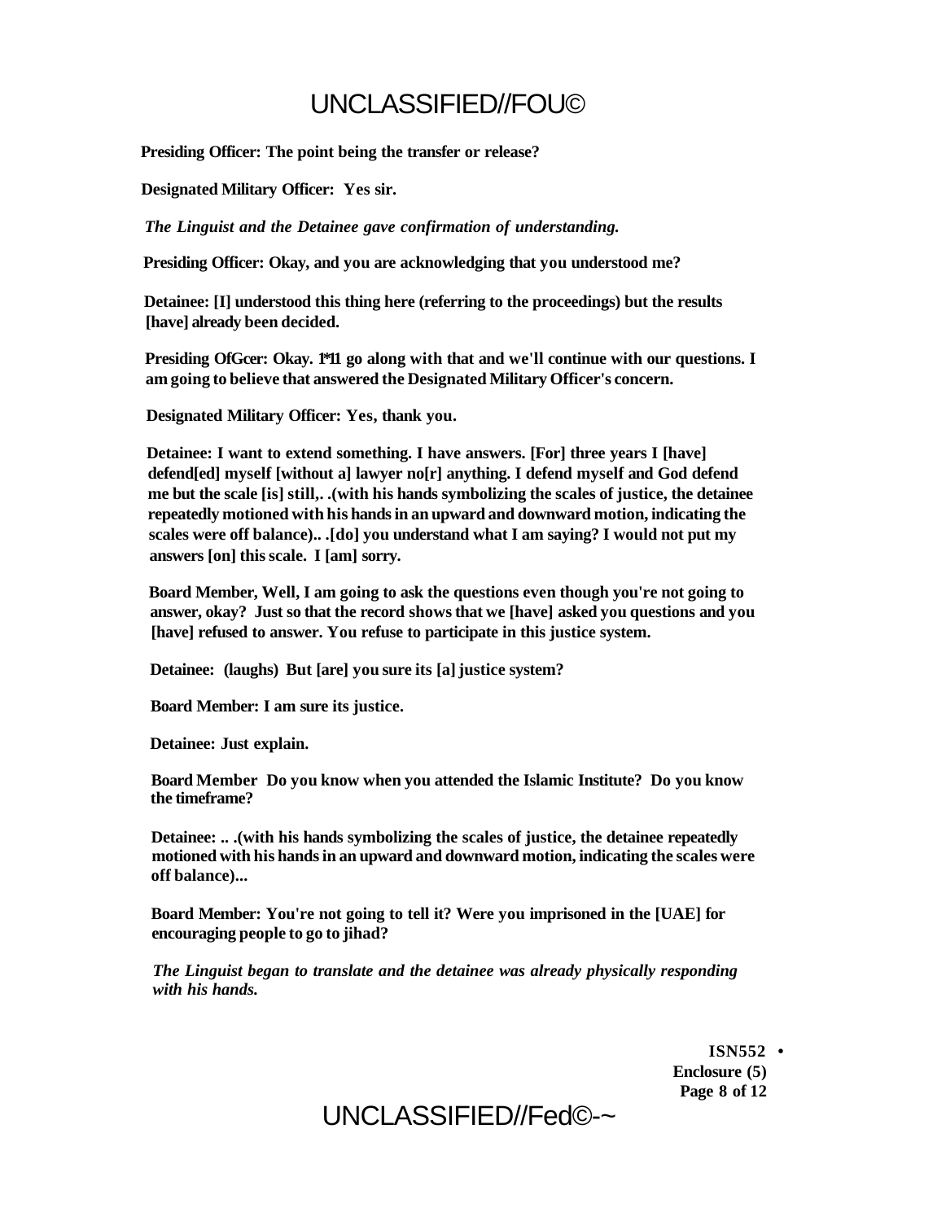**Presiding Officer: The point being the transfer or release?**

**Designated Military Officer: Yes sir.**

***The Linguist and the Detainee gave confirmation of understanding.***

**Presiding Officer: Okay, and you are acknowledging that you understood me?**

**Detainee: [I] understood this thing here (referring to the proceedings) but the results [have] already been decided.**

**Presiding OfGcer: Okay. 1*11 go along with that and we'll continue with our questions. I am going to believe that answered the Designated Military Officer's concern.**

**Designated Military Officer: Yes, thank you.**

**Detainee: I want to extend something. I have answers. [For] three years I [have] defend[ed] myself [without a] lawyer no[r] anything. I defend myself and God defend me but the scale [is] still,. .(with his hands symbolizing the scales of justice, the detainee repeatedly motioned with his hands in an upward and downward motion, indicating the scales were off balance).. .[do] you understand what I am saying? I would not put my answers [on] this scale. I [am] sorry.**

**Board Member, Well, I am going to ask the questions even though you're not going to answer, okay? Just so that the record shows that we [have] asked you questions and you [have] refused to answer. You refuse to participate in this justice system.**

**Detainee: (laughs) But [are] you sure its [a] justice system?**

**Board Member: I am sure its justice.**

**Detainee: Just explain.**

**Board Member Do you know when you attended the Islamic Institute? Do you know the timeframe?**

**Detainee: .. .(with his hands symbolizing the scales of justice, the detainee repeatedly motioned with his hands in an upward and downward motion, indicating the scales were off balance)...**

**Board Member: You're not going to tell it? Were you imprisoned in the [UAE] for encouraging people to go to jihad?**

***The Linguist began to translate and the detainee was already physically responding with his hands.***

**ISN552 •**
**Enclosure (5)**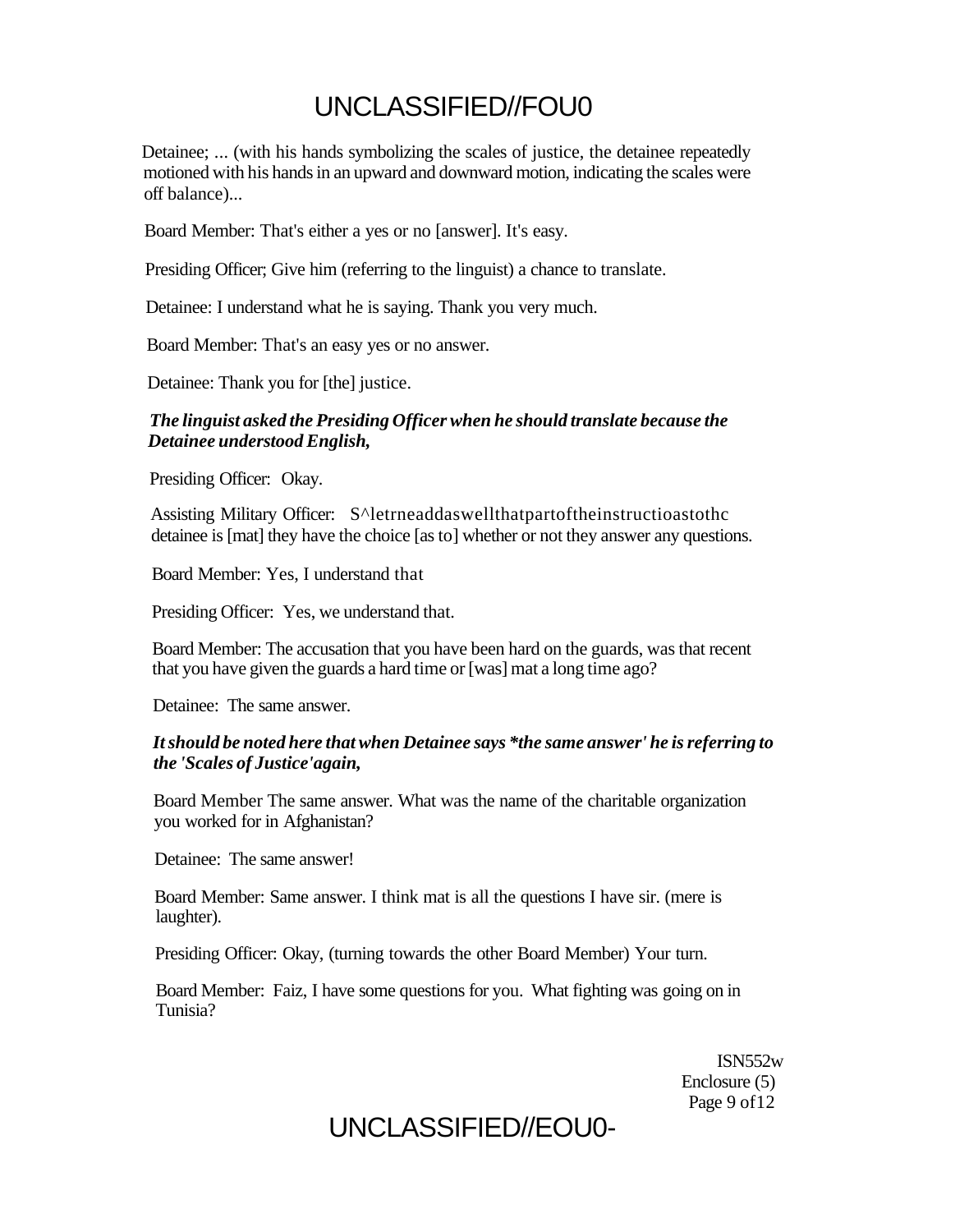Detainee; ... (with his hands symbolizing the scales of justice, the detainee repeatedly motioned with his hands in an upward and downward motion, indicating the scales were off balance)...

Board Member: That's either a yes or no [answer]. It's easy.

Presiding Officer; Give him (referring to the linguist) a chance to translate.

Detainee: I understand what he is saying. Thank you very much.

Board Member: That's an easy yes or no answer.

Detainee: Thank you for [the] justice.

***The linguist asked the Presiding Officer when he should translate because the Detainee understood English,***

Presiding Officer: Okay.

Assisting Military Officer: S^letrneaddaswellthatpartoftheinstructioastothc detainee is [mat] they have the choice [as to] whether or not they answer any questions.

Board Member: Yes, I understand that

Presiding Officer: Yes, we understand that.

Board Member: The accusation that you have been hard on the guards, was that recent that you have given the guards a hard time or [was] mat a long time ago?

Detainee: The same answer.

***It should be noted here that when Detainee says *the same answer' he is referring to the 'Scales of Justice'again,***

Board Member The same answer. What was the name of the charitable organization you worked for in Afghanistan?

Detainee: The same answer!

Board Member: Same answer. I think mat is all the questions I have sir. (mere is laughter).

Presiding Officer: Okay, (turning towards the other Board Member) Your turn.

Board Member: Faiz, I have some questions for you. What fighting was going on in Tunisia?

ISN552w
Enclosure (5)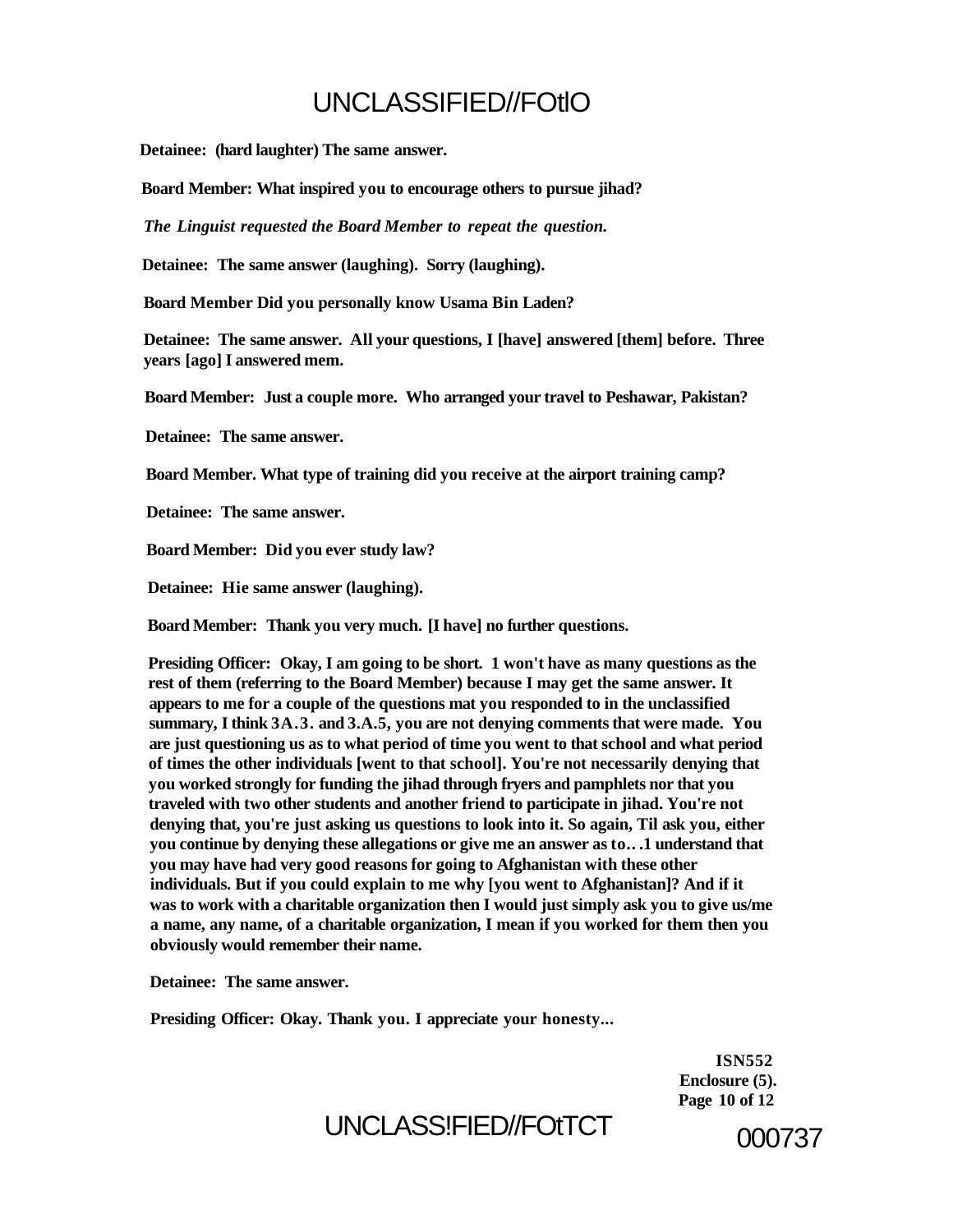**Detainee: (hard laughter) The same answer.**

**Board Member: What inspired you to encourage others to pursue jihad?**

***The Linguist requested the Board Member to repeat the question.***

**Detainee: The same answer (laughing). Sorry (laughing).**

**Board Member Did you personally know Usama Bin Laden?**

**Detainee: The same answer. All your questions, I [have] answered [them] before. Three years [ago] I answered mem.**

**Board Member: Just a couple more. Who arranged your travel to Peshawar, Pakistan?**

**Detainee: The same answer.**

**Board Member. What type of training did you receive at the airport training camp?**

**Detainee: The same answer.**

**Board Member: Did you ever study law?**

**Detainee: Hie same answer (laughing).**

**Board Member: Thank you very much. [I have] no further questions.**

**Presiding Officer: Okay, I am going to be short. 1 won't have as many questions as the rest of them (referring to the Board Member) because I may get the same answer. It appears to me for a couple of the questions mat you responded to in the unclassified summary, I think 3A.3. and 3.A.5, you are not denying comments that were made. You are just questioning us as to what period of time you went to that school and what period of times the other individuals [went to that school]. You're not necessarily denying that you worked strongly for funding the jihad through fryers and pamphlets nor that you traveled with two other students and another friend to participate in jihad. You're not denying that, you're just asking us questions to look into it. So again, Til ask you, either you continue by denying these allegations or give me an answer as to… .1 understand that you may have had very good reasons for going to Afghanistan with these other individuals. But if you could explain to me why [you went to Afghanistan]? And if it was to work with a charitable organization then I would just simply ask you to give us/me a name, any name, of a charitable organization, I mean if you worked for them then you obviously would remember their name.**

**Detainee: The same answer.**

**Presiding Officer: Okay. Thank you. I appreciate your honesty...**

**ISN552**
**Enclosure (5).**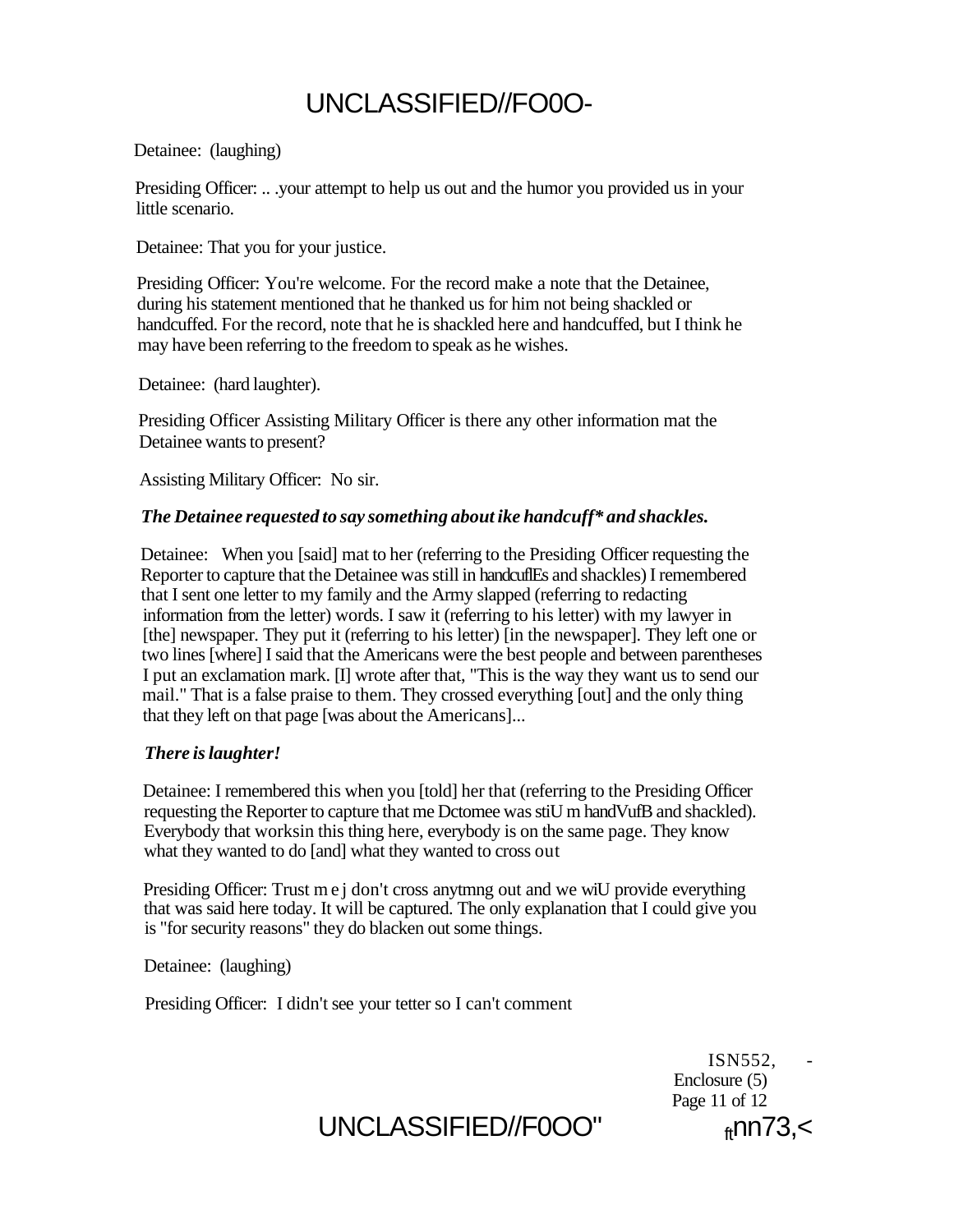Detainee: (laughing)

Presiding Officer: .. .your attempt to help us out and the humor you provided us in your little scenario.

Detainee: That you for your justice.

Presiding Officer: You're welcome. For the record make a note that the Detainee, during his statement mentioned that he thanked us for him not being shackled or handcuffed. For the record, note that he is shackled here and handcuffed, but I think he may have been referring to the freedom to speak as he wishes.

Detainee: (hard laughter).

Presiding Officer Assisting Military Officer is there any other information mat the Detainee wants to present?

Assisting Military Officer: No sir.

***The Detainee requested to say something about ike handcuff* and shackles.***

Detainee: When you [said] mat to her (referring to the Presiding Officer requesting the Reporter to capture that the Detainee was still in handcuflEs and shackles) I remembered that I sent one letter to my family and the Army slapped (referring to redacting information from the letter) words. I saw it (referring to his letter) with my lawyer in [the] newspaper. They put it (referring to his letter) [in the newspaper]. They left one or two lines [where] I said that the Americans were the best people and between parentheses I put an exclamation mark. [I] wrote after that, "This is the way they want us to send our mail." That is a false praise to them. They crossed everything [out] and the only thing that they left on that page [was about the Americans]...

***There is laughter!***

Detainee: I remembered this when you [told] her that (referring to the Presiding Officer requesting the Reporter to capture that me Dctomee was stiU m handVufB and shackled). Everybody that worksin this thing here, everybody is on the same page. They know what they wanted to do [and] what they wanted to cross out

Presiding Officer: Trust m e j don't cross anytmng out and we wiU provide everything that was said here today. It will be captured. The only explanation that I could give you is "for security reasons" they do blacken out some things.

Detainee: (laughing)

Presiding Officer: I didn't see your tetter so I can't comment

ISN552, -
Enclosure (5)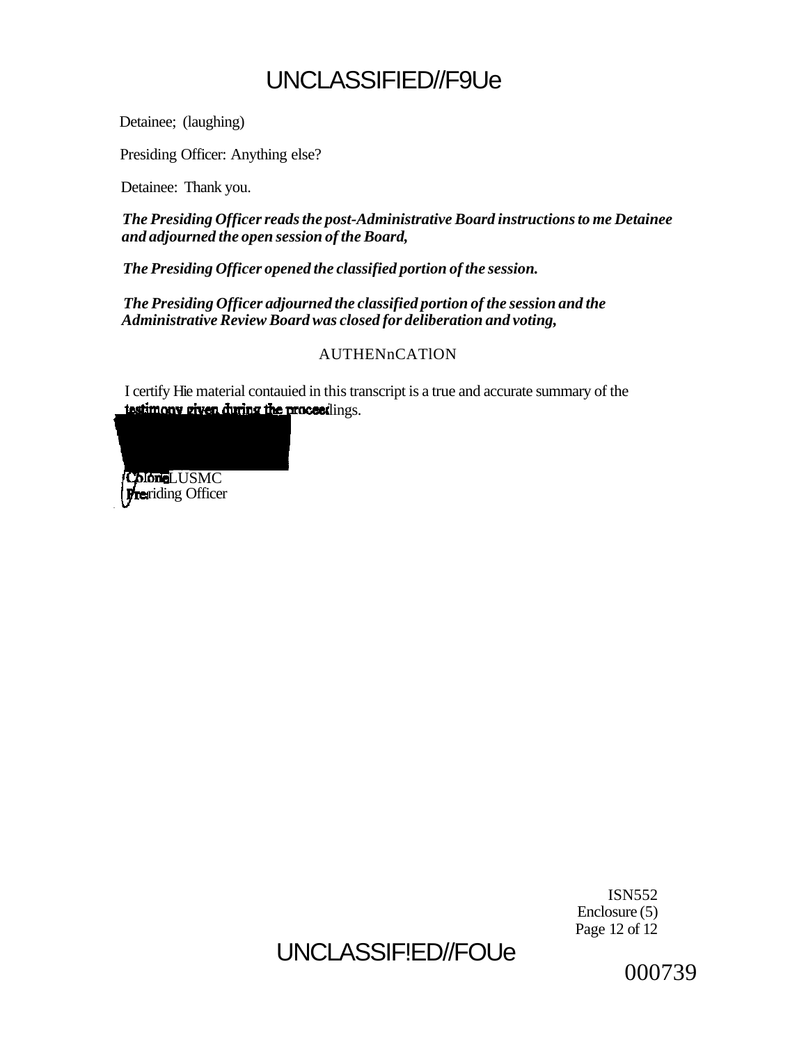Detainee; (laughing)

Presiding Officer: Anything else?

Detainee: Thank you.

***The Presiding Officer reads the post-Administrative Board instructions to me Detainee and adjourned the open session of the Board,***

***The Presiding Officer opened the classified portion of the session.***

***The Presiding Officer adjourned the classified portion of the session and the Administrative Review Board was closed for deliberation and voting,***

AUTHENnCATlON

I certify Hie material contauied in this transcript is a true and accurate summary of the testimony given during the proceedings.

Colonel, USMC
Presiding Officer

ISN552
Enclosure (5)
Page 12 of 12

000739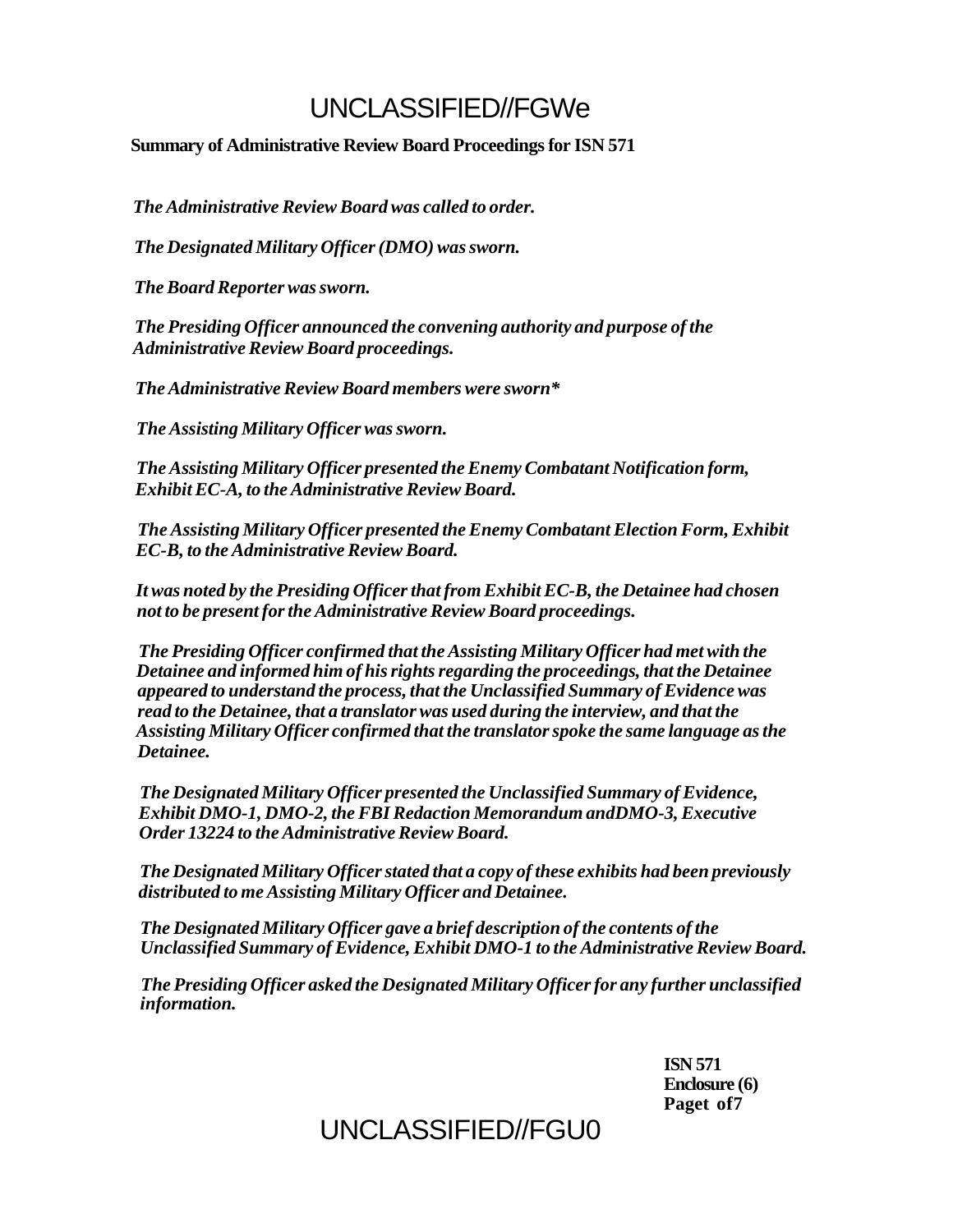**Summary of Administrative Review Board Proceedings for ISN 571**

*The Administrative Review Board was called to order.*

*The Designated Military Officer (DMO) was sworn.*

*The Board Reporter was sworn.*

*The Presiding Officer announced the convening authority and purpose of the Administrative Review Board proceedings.*

*The Administrative Review Board members were sworn**

*The Assisting Military Officer was sworn.*

*The Assisting Military Officer presented the Enemy Combatant Notification form, Exhibit EC-A, to the Administrative Review Board.*

*The Assisting Military Officer presented the Enemy Combatant Election Form, Exhibit EC-B, to the Administrative Review Board.*

*It was noted by the Presiding Officer that from Exhibit EC-B, the Detainee had chosen not to be present for the Administrative Review Board proceedings.*

*The Presiding Officer confirmed that the Assisting Military Officer had met with the Detainee and informed him of his rights regarding the proceedings, that the Detainee appeared to understand the process, that the Unclassified Summary of Evidence was read to the Detainee, that a translator was used during the interview, and that the Assisting Military Officer confirmed that the translator spoke the same language as the Detainee.*

*The Designated Military Officer presented the Unclassified Summary of Evidence, Exhibit DMO-1, DMO-2, the FBI Redaction Memorandum andDMO-3, Executive Order 13224 to the Administrative Review Board.*

*The Designated Military Officer stated that a copy of these exhibits had been previously distributed to me Assisting Military Officer and Detainee.*

*The Designated Military Officer gave a brief description of the contents of the Unclassified Summary of Evidence, Exhibit DMO-1 to the Administrative Review Board.*

*The Presiding Officer asked the Designated Military Officer for any further unclassified information.*

**ISN 571**
**Enclosure (6)**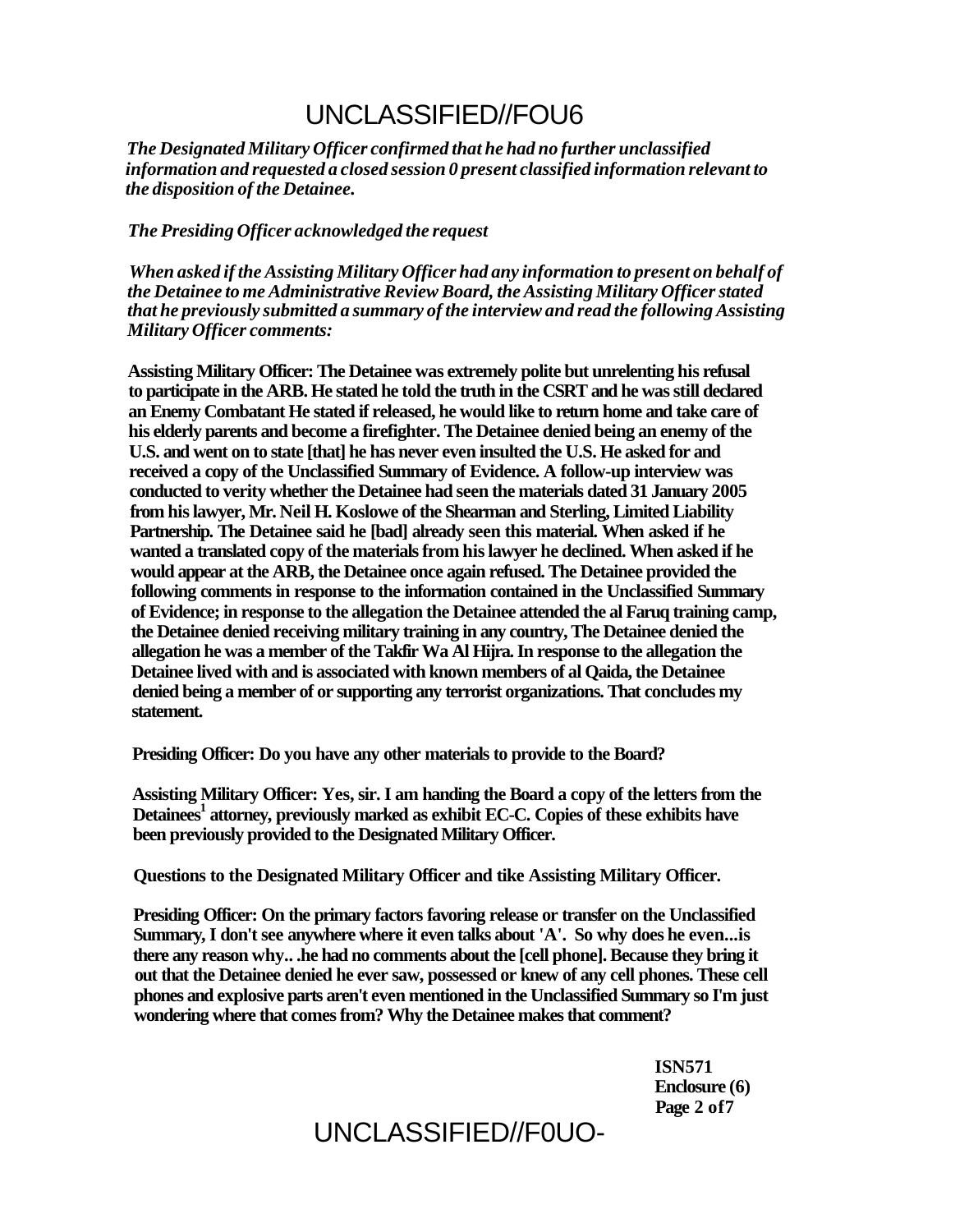*The Designated Military Officer confirmed that he had no further unclassified information and requested a closed session 0 present classified information relevant to the disposition of the Detainee.*

*The Presiding Officer acknowledged the request*

*When asked if the Assisting Military Officer had any information to present on behalf of the Detainee to me Administrative Review Board, the Assisting Military Officer stated that he previously submitted a summary of the interview and read the following Assisting Military Officer comments:*

**Assisting Military Officer: The Detainee was extremely polite but unrelenting his refusal to participate in the ARB. He stated he told the truth in the CSRT and he was still declared an Enemy Combatant He stated if released, he would like to return home and take care of his elderly parents and become a firefighter. The Detainee denied being an enemy of the U.S. and went on to state [that] he has never even insulted the U.S. He asked for and received a copy of the Unclassified Summary of Evidence. A follow-up interview was conducted to verity whether the Detainee had seen the materials dated 31 January 2005 from his lawyer, Mr. Neil H. Koslowe of the Shearman and Sterling, Limited Liability Partnership. The Detainee said he [bad] already seen this material. When asked if he wanted a translated copy of the materials from his lawyer he declined. When asked if he would appear at the ARB, the Detainee once again refused. The Detainee provided the following comments in response to the information contained in the Unclassified Summary of Evidence; in response to the allegation the Detainee attended the al Faruq training camp, the Detainee denied receiving military training in any country, The Detainee denied the allegation he was a member of the Takfir Wa Al Hijra. In response to the allegation the Detainee lived with and is associated with known members of al Qaida, the Detainee denied being a member of or supporting any terrorist organizations. That concludes my statement.**

**Presiding Officer: Do you have any other materials to provide to the Board?**

**Assisting Military Officer: Yes, sir. I am handing the Board a copy of the letters from the Detainees[1] attorney, previously marked as exhibit EC-C. Copies of these exhibits have been previously provided to the Designated Military Officer.**

**Questions to the Designated Military Officer and tike Assisting Military Officer.**

**Presiding Officer: On the primary factors favoring release or transfer on the Unclassified Summary, I don't see anywhere where it even talks about 'A'. So why does he even...is there any reason why.. .he had no comments about the [cell phone]. Because they bring it out that the Detainee denied he ever saw, possessed or knew of any cell phones. These cell phones and explosive parts aren't even mentioned in the Unclassified Summary so I'm just wondering where that comes from? Why the Detainee makes that comment?**

**ISN571**
**Enclosure (6)**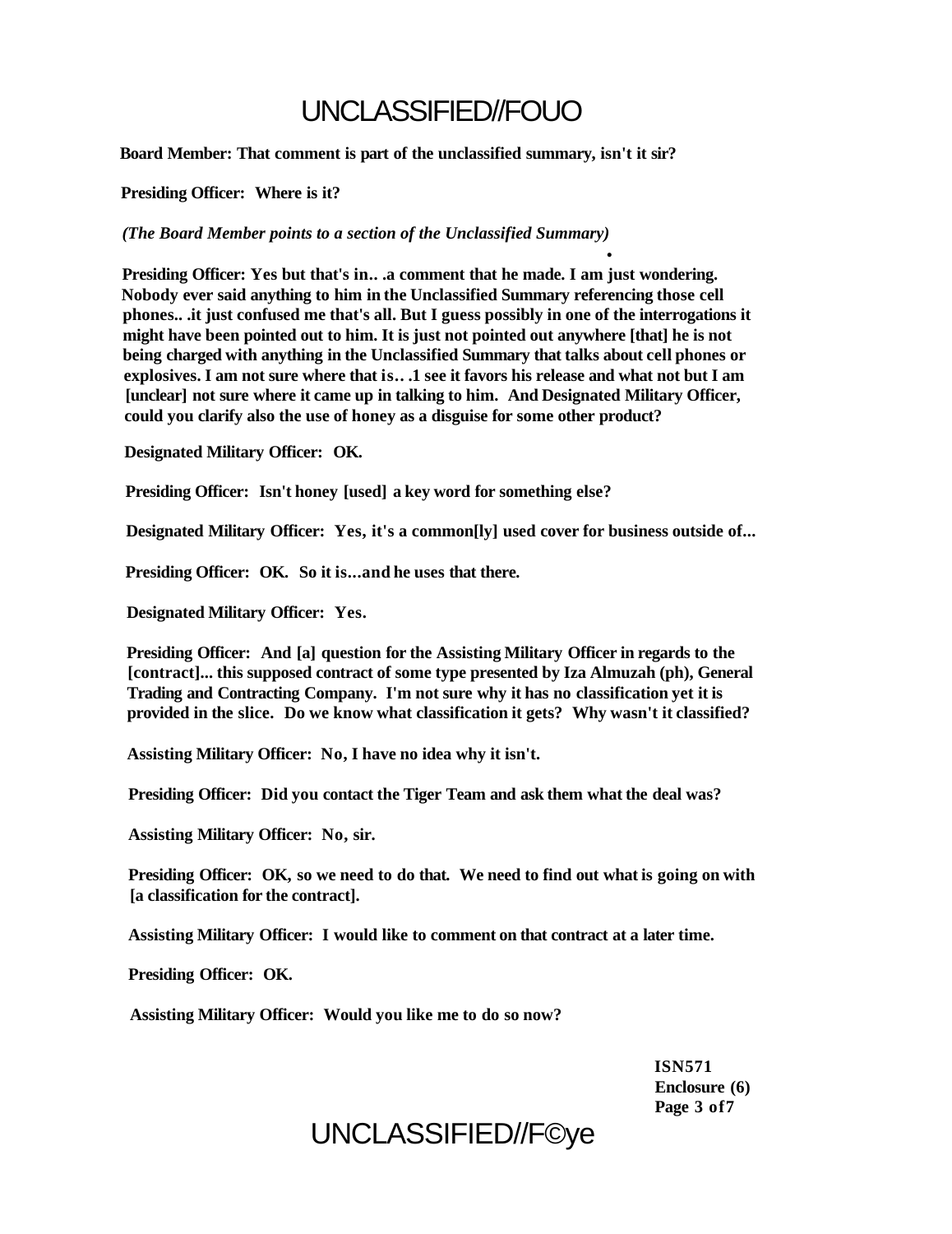**Board Member: That comment is part of the unclassified summary, isn't it sir?**

**Presiding Officer: Where is it?**

***(The Board Member points to a section of the Unclassified Summary)***

**Presiding Officer: Yes but that's in.. .a comment that he made. I am just wondering. Nobody ever said anything to him in the Unclassified Summary referencing those cell phones.. .it just confused me that's all. But I guess possibly in one of the interrogations it might have been pointed out to him. It is just not pointed out anywhere [that] he is not being charged with anything in the Unclassified Summary that talks about cell phones or explosives. I am not sure where that is.. .1 see it favors his release and what not but I am [unclear] not sure where it came up in talking to him. And Designated Military Officer, could you clarify also the use of honey as a disguise for some other product?**

**Designated Military Officer: OK.**

**Presiding Officer: Isn't honey [used] a key word for something else?**

**Designated Military Officer: Yes, it's a common[ly] used cover for business outside of...**

**Presiding Officer: OK. So it is...and he uses that there.**

**Designated Military Officer: Yes.**

**Presiding Officer: And [a] question for the Assisting Military Officer in regards to the [contract]... this supposed contract of some type presented by Iza Almuzah (ph), General Trading and Contracting Company. I'm not sure why it has no classification yet it is provided in the slice. Do we know what classification it gets? Why wasn't it classified?**

**Assisting Military Officer: No, I have no idea why it isn't.**

**Presiding Officer: Did you contact the Tiger Team and ask them what the deal was?**

**Assisting Military Officer: No, sir.**

**Presiding Officer: OK, so we need to do that. We need to find out what is going on with [a classification for the contract].**

**Assisting Military Officer: I would like to comment on that contract at a later time.**

**Presiding Officer: OK.**

**Assisting Military Officer: Would you like me to do so now?**

**ISN571**
**Enclosure (6)**
**Page 3 of7**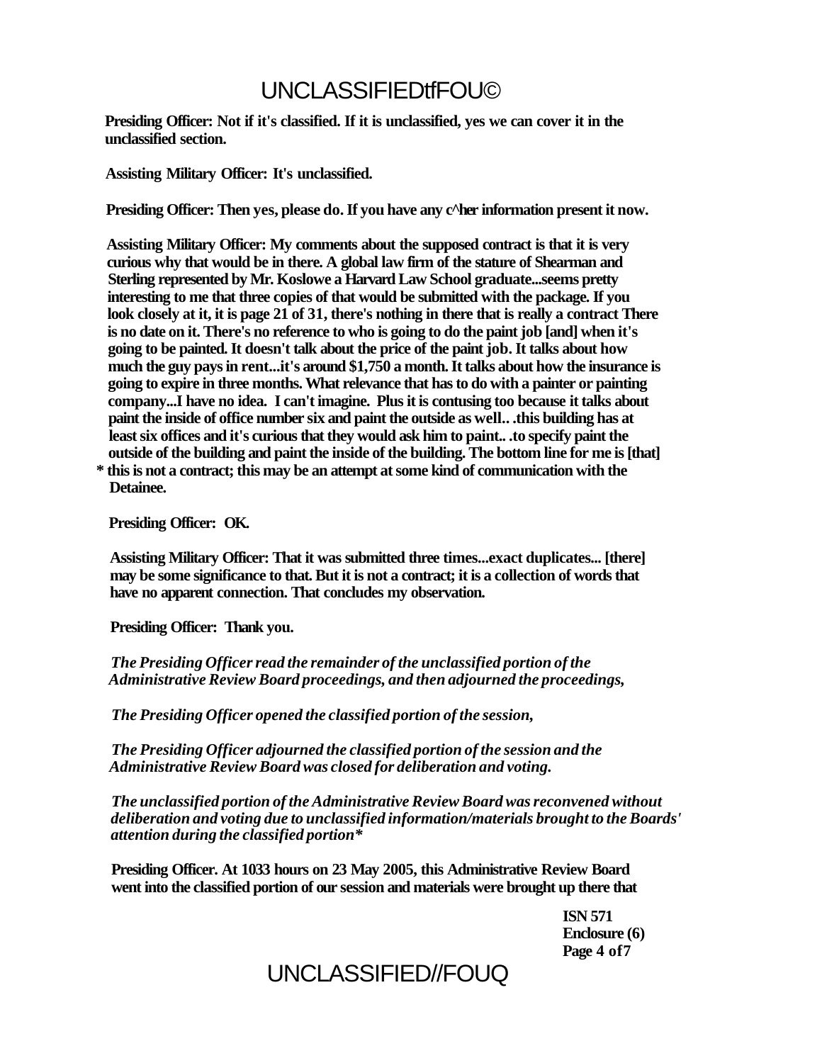**Presiding Officer: Not if it's classified. If it is unclassified, yes we can cover it in the unclassified section.**

**Assisting Military Officer: It's unclassified.**

**Presiding Officer: Then yes, please do. If you have any c^her information present it now.**

**Assisting Military Officer: My comments about the supposed contract is that it is very curious why that would be in there. A global law firm of the stature of Shearman and Sterling represented by Mr. Koslowe a Harvard Law School graduate...seems pretty interesting to me that three copies of that would be submitted with the package. If you look closely at it, it is page 21 of 31, there's nothing in there that is really a contract There is no date on it. There's no reference to who is going to do the paint job [and] when it's going to be painted. It doesn't talk about the price of the paint job. It talks about how much the guy pays in rent...it's around $1,750 a month. It talks about how the insurance is going to expire in three months. What relevance that has to do with a painter or painting company...I have no idea. I can't imagine. Plus it is contusing too because it talks about paint the inside of office number six and paint the outside as well.. .this building has at least six offices and it's curious that they would ask him to paint.. .to specify paint the outside of the building and paint the inside of the building. The bottom line for me is [that] * this is not a contract; this may be an attempt at some kind of communication with the Detainee.**

**Presiding Officer: OK.**

**Assisting Military Officer: That it was submitted three times...exact duplicates... [there] may be some significance to that. But it is not a contract; it is a collection of words that have no apparent connection. That concludes my observation.**

**Presiding Officer: Thank you.**

*The Presiding Officer read the remainder of the unclassified portion of the Administrative Review Board proceedings, and then adjourned the proceedings,*

*The Presiding Officer opened the classified portion of the session,*

*The Presiding Officer adjourned the classified portion of the session and the Administrative Review Board was closed for deliberation and voting.*

*The unclassified portion of the Administrative Review Board was reconvened without deliberation and voting due to unclassified information/materials brought to the Boards' attention during the classified portion**

**Presiding Officer. At 1033 hours on 23 May 2005, this Administrative Review Board went into the classified portion of our session and materials were brought up there that**

**ISN 571**
**Enclosure (6)**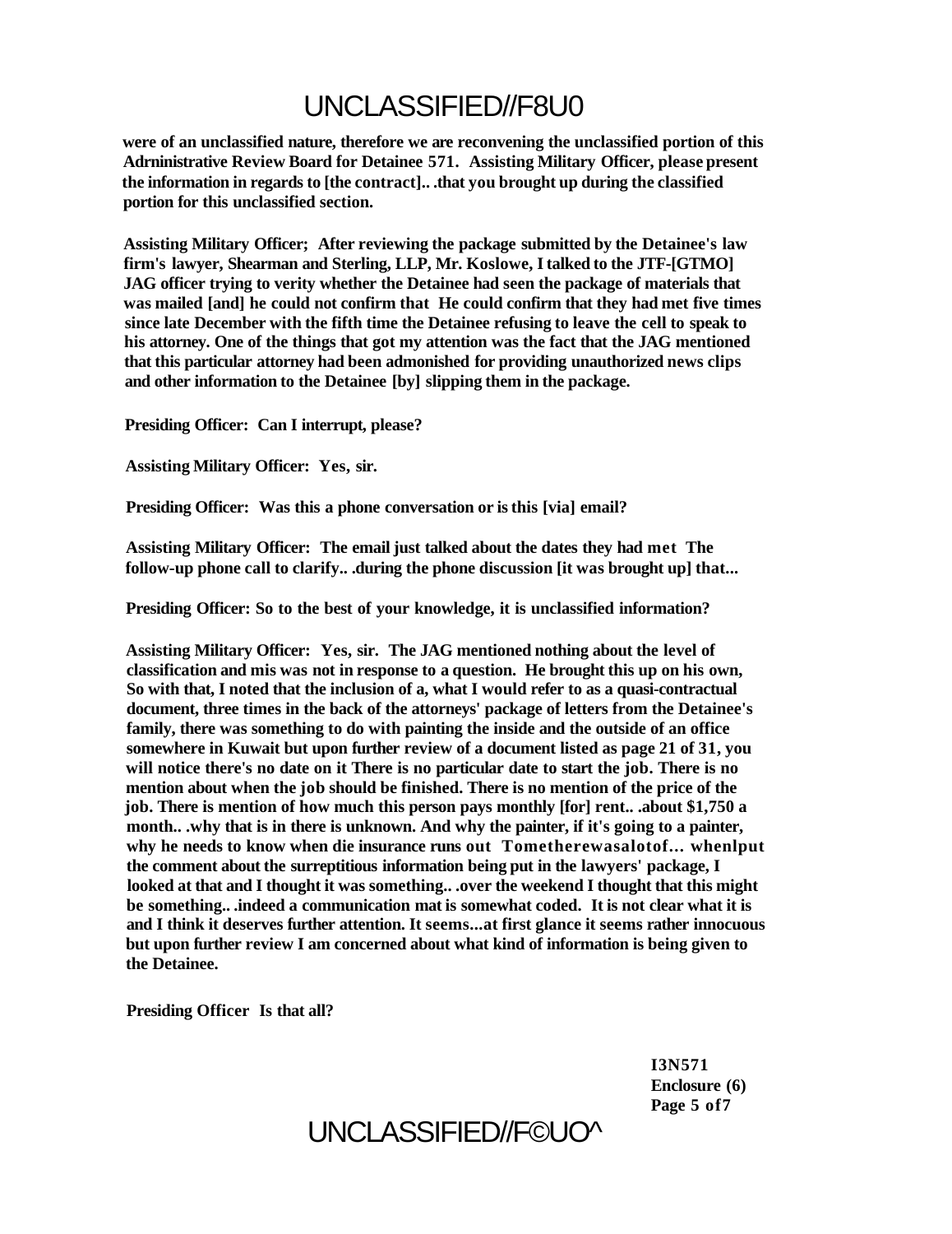**were of an unclassified nature, therefore we are reconvening the unclassified portion of this Adrninistrative Review Board for Detainee 571. Assisting Military Officer, please present the information in regards to [the contract].. .that you brought up during the classified portion for this unclassified section.**

**Assisting Military Officer; After reviewing the package submitted by the Detainee's law firm's lawyer, Shearman and Sterling, LLP, Mr. Koslowe, I talked to the JTF-[GTMO] JAG officer trying to verity whether the Detainee had seen the package of materials that was mailed [and] he could not confirm that He could confirm that they had met five times since late December with the fifth time the Detainee refusing to leave the cell to speak to his attorney. One of the things that got my attention was the fact that the JAG mentioned that this particular attorney had been admonished for providing unauthorized news clips and other information to the Detainee [by] slipping them in the package.**

**Presiding Officer: Can I interrupt, please?**

**Assisting Military Officer: Yes, sir.**

**Presiding Officer: Was this a phone conversation or is this [via] email?**

**Assisting Military Officer: The email just talked about the dates they had met The follow-up phone call to clarify.. .during the phone discussion [it was brought up] that...**

**Presiding Officer: So to the best of your knowledge, it is unclassified information?**

**Assisting Military Officer: Yes, sir. The JAG mentioned nothing about the level of classification and mis was not in response to a question. He brought this up on his own, So with that, I noted that the inclusion of a, what I would refer to as a quasi-contractual document, three times in the back of the attorneys' package of letters from the Detainee's family, there was something to do with painting the inside and the outside of an office somewhere in Kuwait but upon further review of a document listed as page 21 of 31, you will notice there's no date on it There is no particular date to start the job. There is no mention about when the job should be finished. There is no mention of the price of the job. There is mention of how much this person pays monthly [for] rent.. .about $1,750 a month.. .why that is in there is unknown. And why the painter, if it's going to a painter, why he needs to know when die insurance runs out Tometherewasalotof... whenlput the comment about the surreptitious information being put in the lawyers' package, I looked at that and I thought it was something.. .over the weekend I thought that this might be something.. .indeed a communication mat is somewhat coded. It is not clear what it is and I think it deserves further attention. It seems...at first glance it seems rather innocuous but upon further review I am concerned about what kind of information is being given to the Detainee.**

**Presiding Officer Is that all?**

**I3N571**
**Enclosure (6)**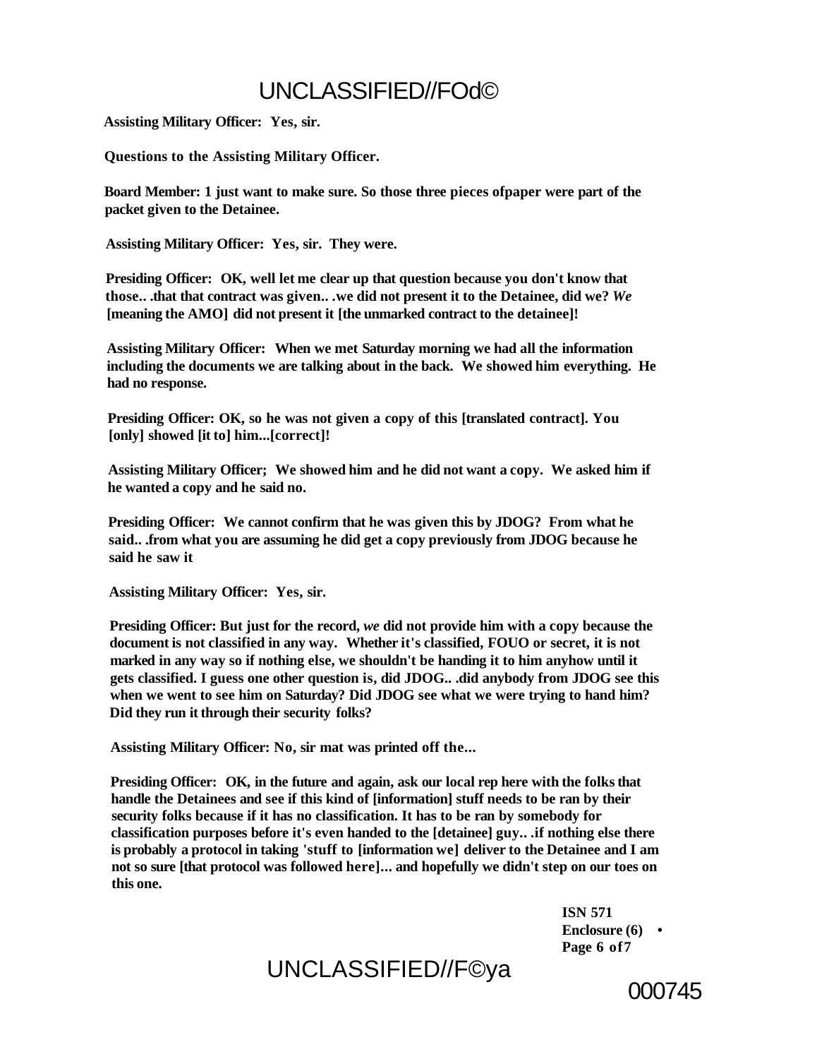**Assisting Military Officer: Yes, sir.**

**Questions to the Assisting Military Officer.**

**Board Member: 1 just want to make sure. So those three pieces ofpaper were part of the packet given to the Detainee.**

**Assisting Military Officer: Yes, sir. They were.**

**Presiding Officer: OK, well let me clear up that question because you don't know that those.. .that that contract was given.. .we did not present it to the Detainee, did we? *We* [meaning the AMO] did not present it [the unmarked contract to the detainee]!**

**Assisting Military Officer: When we met Saturday morning we had all the information including the documents we are talking about in the back. We showed him everything. He had no response.**

**Presiding Officer: OK, so he was not given a copy of this [translated contract]. You [only] showed [it to] him...[correct]!**

**Assisting Military Officer; We showed him and he did not want a copy. We asked him if he wanted a copy and he said no.**

**Presiding Officer: We cannot confirm that he was given this by JDOG? From what he said.. .from what you are assuming he did get a copy previously from JDOG because he said he saw it**

**Assisting Military Officer: Yes, sir.**

**Presiding Officer: But just for the record, *we* did not provide him with a copy because the document is not classified in any way. Whether it's classified, FOUO or secret, it is not marked in any way so if nothing else, we shouldn't be handing it to him anyhow until it gets classified. I guess one other question is, did JDOG.. .did anybody from JDOG see this when we went to see him on Saturday? Did JDOG see what we were trying to hand him? Did they run it through their security folks?**

**Assisting Military Officer: No, sir mat was printed off the...**

**Presiding Officer: OK, in the future and again, ask our local rep here with the folks that handle the Detainees and see if this kind of [information] stuff needs to be ran by their security folks because if it has no classification. It has to be ran by somebody for classification purposes before it's even handed to the [detainee] guy.. .if nothing else there is probably a protocol in taking 'stuff to [information we] deliver to the Detainee and I am not so sure [that protocol was followed here]... and hopefully we didn't step on our toes on this one.**

**ISN 571**
**Enclosure (6)**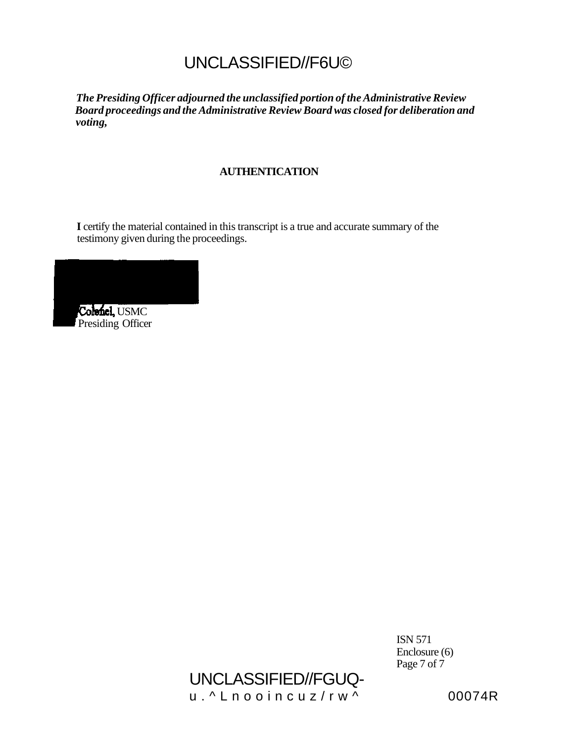*The Presiding Officer adjourned the unclassified portion of the Administrative Review Board proceedings and the Administrative Review Board was closed for deliberation and voting,*

**AUTHENTICATION**

**I** certify the material contained in this transcript is a true and accurate summary of the testimony given during the proceedings.

Colonel, USMC
Presiding Officer

ISN 571
Enclosure (6)
Page 7 of 7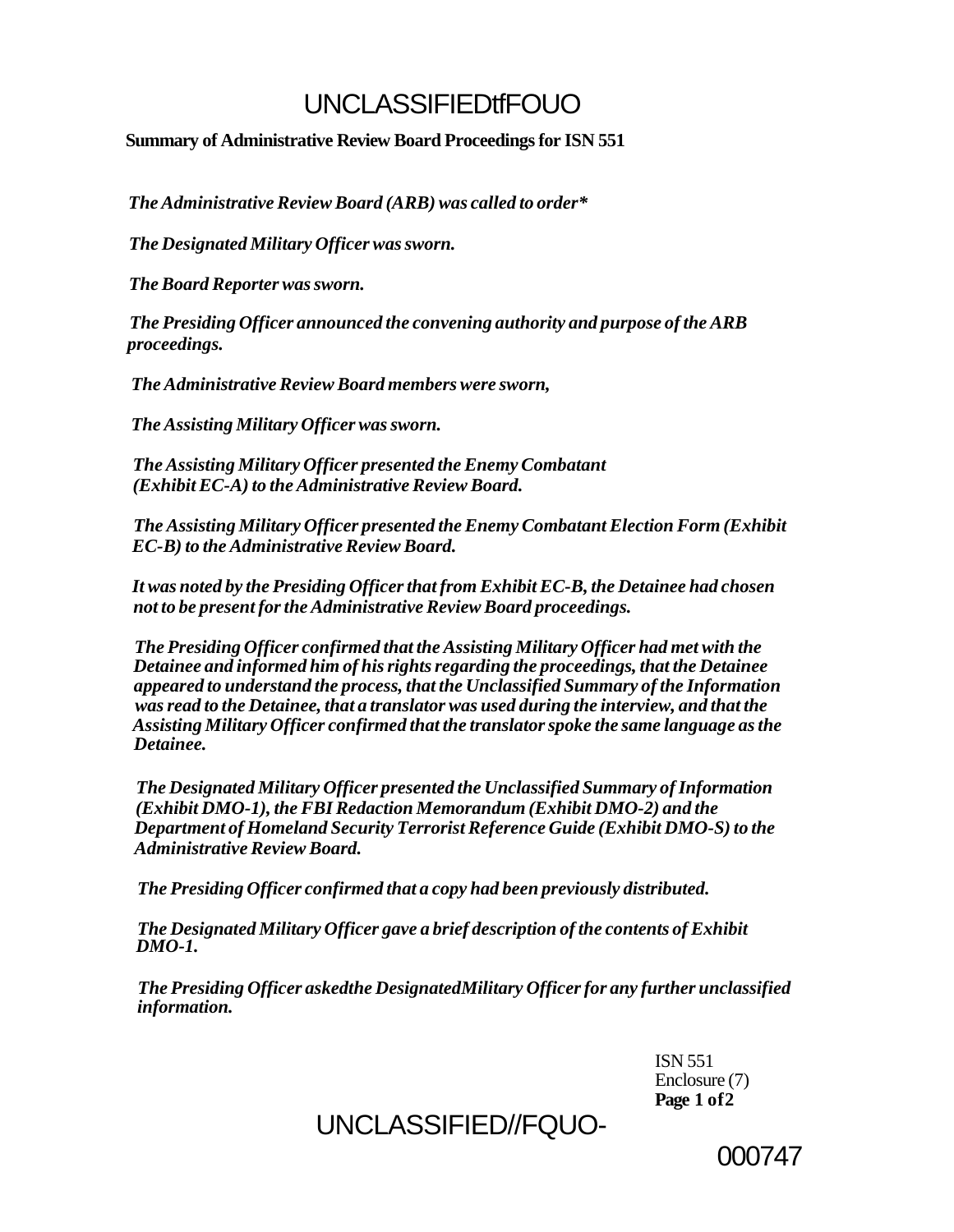UNCLASSIFIEDtfFOUO

**Summary of Administrative Review Board Proceedings for ISN 551**

***The Administrative Review Board (ARB) was called to order****

***The Designated Military Officer was sworn.***

***The Board Reporter was sworn.***

***The Presiding Officer announced the convening authority and purpose of the ARB proceedings.***

***The Administrative Review Board members were sworn,***

***The Assisting Military Officer was sworn.***

***The Assisting Military Officer presented the Enemy Combatant (Exhibit EC-A) to the Administrative Review Board.***

***The Assisting Military Officer presented the Enemy Combatant Election Form (Exhibit EC-B) to the Administrative Review Board.***

***It was noted by the Presiding Officer that from Exhibit EC-B, the Detainee had chosen not to be present for the Administrative Review Board proceedings.***

***The Presiding Officer confirmed that the Assisting Military Officer had met with the Detainee and informed him of his rights regarding the proceedings, that the Detainee appeared to understand the process, that the Unclassified Summary of the Information was read to the Detainee, that a translator was used during the interview, and that the Assisting Military Officer confirmed that the translator spoke the same language as the Detainee.***

***The Designated Military Officer presented the Unclassified Summary of Information (Exhibit DMO-1), the FBI Redaction Memorandum (Exhibit DMO-2) and the Department of Homeland Security Terrorist Reference Guide (Exhibit DMO-S) to the Administrative Review Board.***

***The Presiding Officer confirmed that a copy had been previously distributed.***

***The Designated Military Officer gave a brief description of the contents of Exhibit DMO-1.***

***The Presiding Officer askedthe DesignatedMilitary Officer for any further unclassified information.***

ISN 551
Enclosure (7)
**Page 1 of 2**

UNCLASSIFIED//FQUO-

000747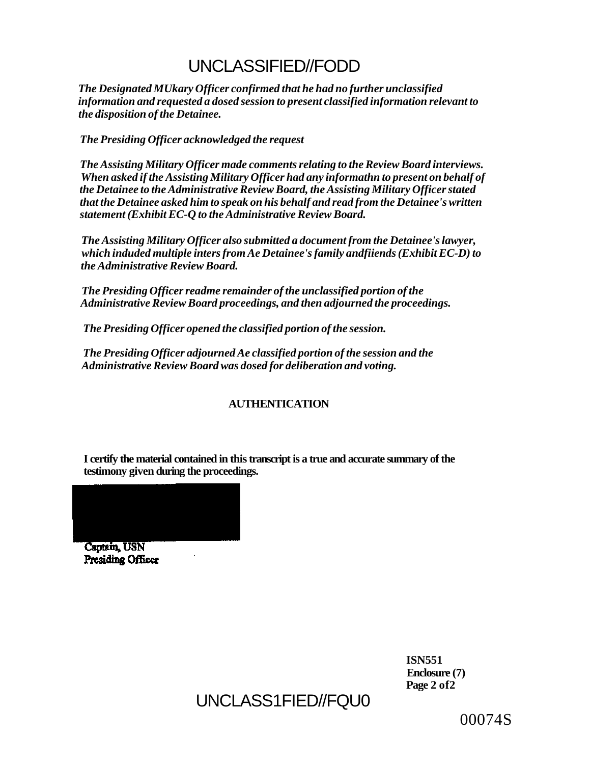UNCLASSIFIED//FODD

*The Designated MUkary Officer confirmed that he had no further unclassified information and requested a dosed session to present classified information relevant to the disposition of the Detainee.*

*The Presiding Officer acknowledged the request*

*The Assisting Military Officer made comments relating to the Review Board interviews. When asked if the Assisting Military Officer had any informathn to present on behalf of the Detainee to the Administrative Review Board, the Assisting Military Officer stated that the Detainee asked him to speak on his behalf and read from the Detainee's written statement (Exhibit EC-Q to the Administrative Review Board.*

*The Assisting Military Officer also submitted a document from the Detainee's lawyer, which induded multiple inters from Ae Detainee's family andfiiends (Exhibit EC-D) to the Administrative Review Board.*

*The Presiding Officer readme remainder of the unclassified portion of the Administrative Review Board proceedings, and then adjourned the proceedings.*

*The Presiding Officer opened the classified portion of the session.*

*The Presiding Officer adjourned Ae classified portion of the session and the Administrative Review Board was dosed for deliberation and voting.*

**AUTHENTICATION**

**I certify the material contained in this transcript is a true and accurate summary of the testimony given during the proceedings.**

Captain, USN
Presiding Officer

**ISN551**
**Enclosure (7)**
**Page 2 of2**

UNCLASS1FIED//FQU0

00074S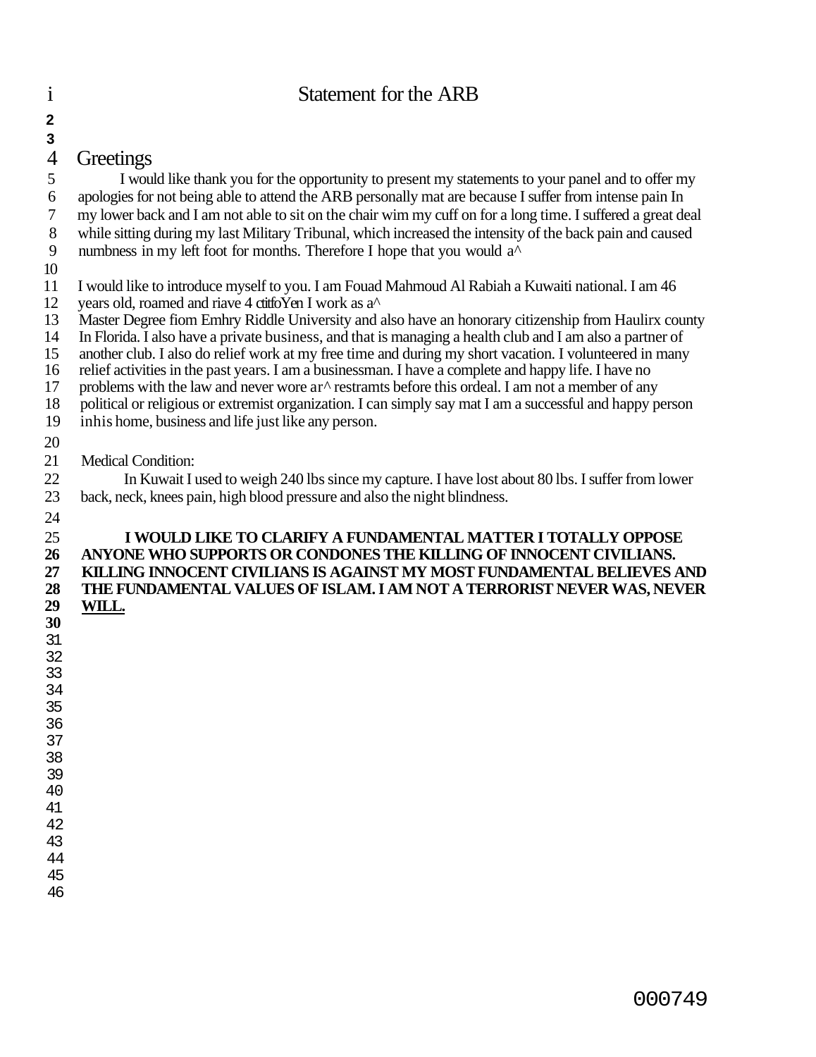# Statement for the ARB

## Greetings

I would like thank you for the opportunity to present my statements to your panel and to offer my apologies for not being able to attend the ARB personally mat are because I suffer from intense pain In my lower back and I am not able to sit on the chair wim my cuff on for a long time. I suffered a great deal while sitting during my last Military Tribunal, which increased the intensity of the back pain and caused numbness in my left foot for months. Therefore I hope that you would a^

I would like to introduce myself to you. I am Fouad Mahmoud Al Rabiah a Kuwaiti national. I am 46 years old, roamed and riave 4 ctitfoYen I work as a^ Master Degree fiom Emhry Riddle University and also have an honorary citizenship from Haulirx county In Florida. I also have a private business, and that is managing a health club and I am also a partner of another club. I also do relief work at my free time and during my short vacation. I volunteered in many relief activities in the past years. I am a businessman. I have a complete and happy life. I have no problems with the law and never wore ar^ restramts before this ordeal. I am not a member of any political or religious or extremist organization. I can simply say mat I am a successful and happy person inhis home, business and life just like any person.

Medical Condition:

In Kuwait I used to weigh 240 lbs since my capture. I have lost about 80 lbs. I suffer from lower back, neck, knees pain, high blood pressure and also the night blindness.

**I WOULD LIKE TO CLARIFY A FUNDAMENTAL MATTER I TOTALLY OPPOSE ANYONE WHO SUPPORTS OR CONDONES THE KILLING OF INNOCENT CIVILIANS. KILLING INNOCENT CIVILIANS IS AGAINST MY MOST FUNDAMENTAL BELIEVES AND THE FUNDAMENTAL VALUES OF ISLAM. I AM NOT A TERRORIST NEVER WAS, NEVER WILL.**

000749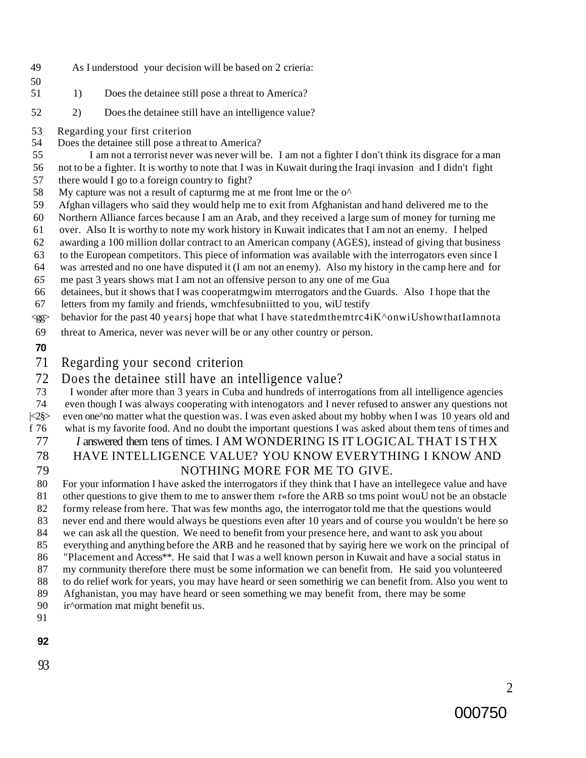As I understood your decision will be based on 2 crieria:

1) Does the detainee still pose a threat to America?

2) Does the detainee still have an intelligence value?

Regarding your first criterion
Does the detainee still pose a threat to America?

I am not a terrorist never was never will be. I am not a fighter I don't think its disgrace for a man not to be a fighter. It is worthy to note that I was in Kuwait during the Iraqi invasion and I didn't fight there would I go to a foreign country to fight?

My capture was not a result of capturmg me at me front lme or the o^ Afghan villagers who said they would help me to exit from Afghanistan and hand delivered me to the Northern Alliance farces because I am an Arab, and they received a large sum of money for turning me over. Also It is worthy to note my work history in Kuwait indicates that I am not an enemy. I helped awarding a 100 million dollar contract to an American company (AGES), instead of giving that business to the European competitors. This piece of information was available with the interrogators even since I was arrested and no one have disputed it (I am not an enemy). Also my history in the camp here and for me past 3 years shows mat I am not an offensive person to any one of me Gua detainees, but it shows that I was cooperatmgwim mterrogators and the Guards. Also I hope that the letters from my family and friends, wmchfesubniitted to you, wiU testify behavior for the past 40 yearsj hope that what I have statedmthemtrc4iK^onwiUshowthatIamnota threat to America, never was never will be or any other country or person.

## Regarding your second criterion

## Does the detainee still have an intelligence value?

I wonder after more than 3 years in Cuba and hundreds of interrogations from all intelligence agencies even though I was always cooperating with intenogators and I never refused to answer any questions not even one^no matter what the question was. I was even asked about my hobby when I was 10 years old and what is my favorite food. And no doubt the important questions I was asked about them tens of times and *I* answered them tens of times. I AM WONDERING IS IT LOGICAL THAT I STHX HAVE INTELLIGENCE VALUE? YOU KNOW EVERYTHING I KNOW AND NOTHING MORE FOR ME TO GIVE.

For your information I have asked the interrogators if they think that I have an intellegece value and have other questions to give them to me to answer them r«fore the ARB so tms point wouU not be an obstacle formy release from here. That was few months ago, the interrogator told me that the questions would never end and there would always be questions even after 10 years and of course you wouldn't be here so we can ask all the question. We need to benefit from your presence here, and want to ask you about everything and anything before the ARB and he reasoned that by sayirig here we work on the principal of "Placement and Access**. He said that I was a well known person in Kuwait and have a social status in my cornmunity therefore there must be some information we can benefit from. He said you volunteered to do relief work for years, you may have heard or seen somethirig we can benefit from. Also you went to Afghanistan, you may have heard or seen something we may benefit from, there may be some ir^ormation mat might benefit us.

000750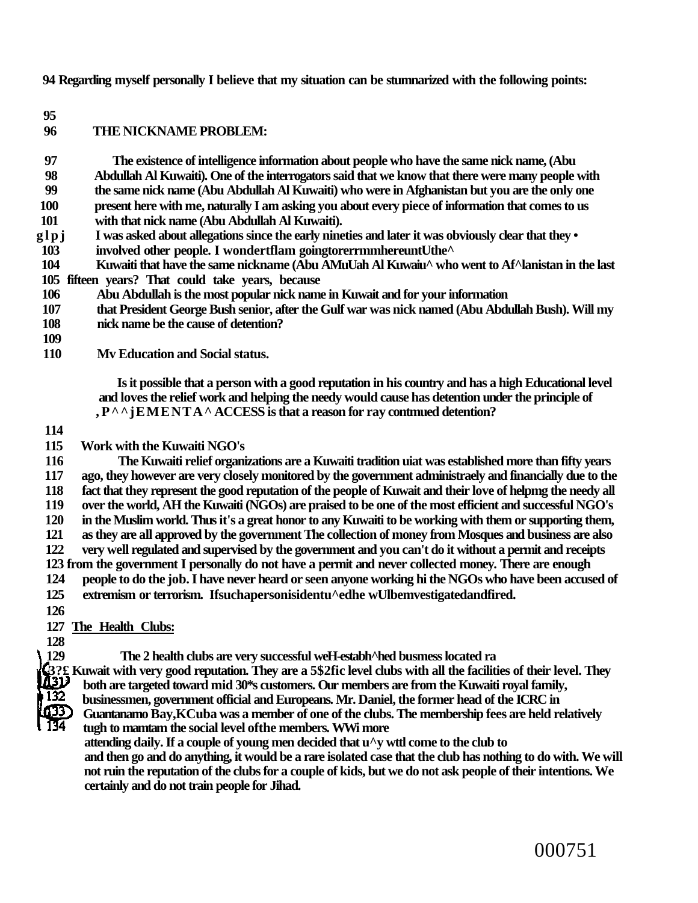94 Regarding myself personally I believe that my situation can be stumnarized with the following points:

95

96 **THE NICKNAME PROBLEM:**

97 The existence of intelligence information about people who have the same nick name, (Abu
98 Abdullah Al Kuwaiti). One of the interrogators said that we know that there were many people with
99 the same nick name (Abu Abdullah Al Kuwaiti) who were in Afghanistan but you are the only one
100 present here with me, naturally I am asking you about every piece of information that comes to us
101 with that nick name (Abu Abdullah Al Kuwaiti).
glpj I was asked about allegations since the early nineties and later it was obviously clear that they •
103 involved other people. I wondertflam goingtorerrmmhereuntUthe^
104 Kuwaiti that have the same nickname (Abu AMuUah Al Kuwaiu^ who went to Af^lanistan in the last
105 fifteen years? That could take years, because
106 Abu Abdullah is the most popular nick name in Kuwait and for your information
107 that President George Bush senior, after the Gulf war was nick named (Abu Abdullah Bush). Will my
108 nick name be the cause of detention?
109

110 **Mv Education and Social status.**

Is it possible that a person with a good reputation in his country and has a high Educational level and loves the relief work and helping the needy would cause has detention under the principle of , P^^jEMENTA^ ACCESS is that a reason for ray contmued detention?

114

115 **Work with the Kuwaiti NGO's**

116 The Kuwaiti relief organizations are a Kuwaiti tradition uiat was established more than fifty years
117 ago, they however are very closely monitored by the government administraely and financially due to the
118 fact that they represent the good reputation of the people of Kuwait and their love of helpmg the needy all
119 over the world, AH the Kuwaiti (NGOs) are praised to be one of the most efficient and successful NGO's
120 in the Muslim world. Thus it's a great honor to any Kuwaiti to be working with them or supporting them,
121 as they are all approved by the government The collection of money from Mosques and business are also
122 very well regulated and supervised by the government and you can't do it without a permit and receipts
123 from the government I personally do not have a permit and never collected money. There are enough
124 people to do the job. I have never heard or seen anyone working hi the NGOs who have been accused of
125 extremism or terrorism. Ifsuchapersonisidentu^edhe wUlbemvestigatedandfired.

126

127 <u>**The Health Clubs:**</u>

128

129 The 2 health clubs are very successful weH-estabh^hed busmess located ra
13?£ Kuwait with very good reputation. They are a 5$2fic level clubs with all the facilities of their level. They
131 both are targeted toward mid 30*s customers. Our members are from the Kuwaiti royal family,
132 businessmen, government official and Europeans. Mr. Daniel, the former head of the ICRC in
133 Guantanamo Bay,KCuba was a member of one of the clubs. The membership fees are held relatively
134 tugh to mamtam the social level ofthe members. WWi more
attending daily. If a couple of young men decided that u^y wttl come to the club to
and then go and do anything, it would be a rare isolated case that the club has nothing to do with. We will
not ruin the reputation of the clubs for a couple of kids, but we do not ask people of their intentions. We
certainly and do not train people for Jihad.

000751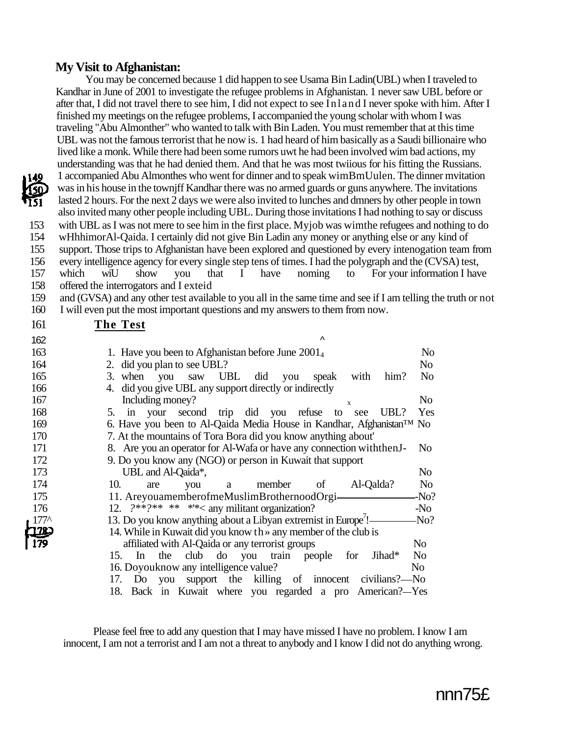**My Visit to Afghanistan:**

You may be concerned because 1 did happen to see Usama Bin Ladin(UBL) when I traveled to Kandhar in June of 2001 to investigate the refugee problems in Afghanistan. 1 never saw UBL before or after that, I did not travel there to see him, I did not expect to see I n l a n d I never spoke with him. After I finished my meetings on the refugee problems, I accompanied the young scholar with whom I was traveling "Abu Almonther" who wanted to talk with Bin Laden. You must remember that at this time UBL was not the famous terrorist that he now is. 1 had heard of him basically as a Saudi billionaire who lived like a monk. While there had been some rumors uwt he had been involved wim bad actions, my understanding was that he had denied them. And that he was most twiious for his fitting the Russians. 1 accompanied Abu Almonthes who went for dinner and to speak wimBmUulen. The dinner mvitation was in his house in the townjff Kandhar there was no armed guards or guns anywhere. The invitations lasted 2 hours. For the next 2 days we were also invited to lunches and dmners by other people in town also invited many other people including UBL. During those invitations I had nothing to say or discuss with UBL as I was not mere to see him in the first place. Myjob was wimthe refugees and nothing to do wHhhimorAl-Qaida. I certainly did not give Bin Ladin any money or anything else or any kind of support. Those trips to Afghanistan have been explored and questioned by every intenogation team from every intelligence agency for every single step tens of times. I had the polygraph and the (CVSA) test, which wiU show you that I have noming to For your information I have offered the interrogators and I exteid and (GVSA) and any other test available to you all in the same time and see if I am telling the truth or not I will even put the most important questions and my answers to them from now.

**The Test**

^

1. Have you been to Afghanistan before June 2001₄ — No
2. did you plan to see UBL? — No
3. when you saw UBL did you speak with him? — No
4. did you give UBL any support directly or indirectly Including money? — No
5. in your second trip did you refuse to see UBL? — Yes
6. Have you been to Al-Qaida Media House in Kandhar, Afghanistan™ No
7. At the mountains of Tora Bora did you know anything about'
8. Are you an operator for Al-Wafa or have any connection withthenJ- — No
9. Do you know any (NGO) or person in Kuwait that support UBL and Al-Qaida*, — No
10. are you a member of Al-Qalda? — No
11. AreyouamemberofmeMuslimBrothernoodOrgi——————-No?
12. ?**?** ** *'*< any militant organization? — -No
13. Do you know anything about a Libyan extremist in Europe[7]!————No?
14. While in Kuwait did you know th» any member of the club is affiliated with Al-Qaida or any terrorist groups — No
15. In the club do you train people for Jihad* — No
16. Doyouknow any intelligence value? — No
17. Do you support the killing of innocent civilians?—No
18. Back in Kuwait where you regarded a pro American?—Yes

Please feel free to add any question that I may have missed I have no problem. I know I am innocent, I am not a terrorist and I am not a threat to anybody and I know I did not do anything wrong.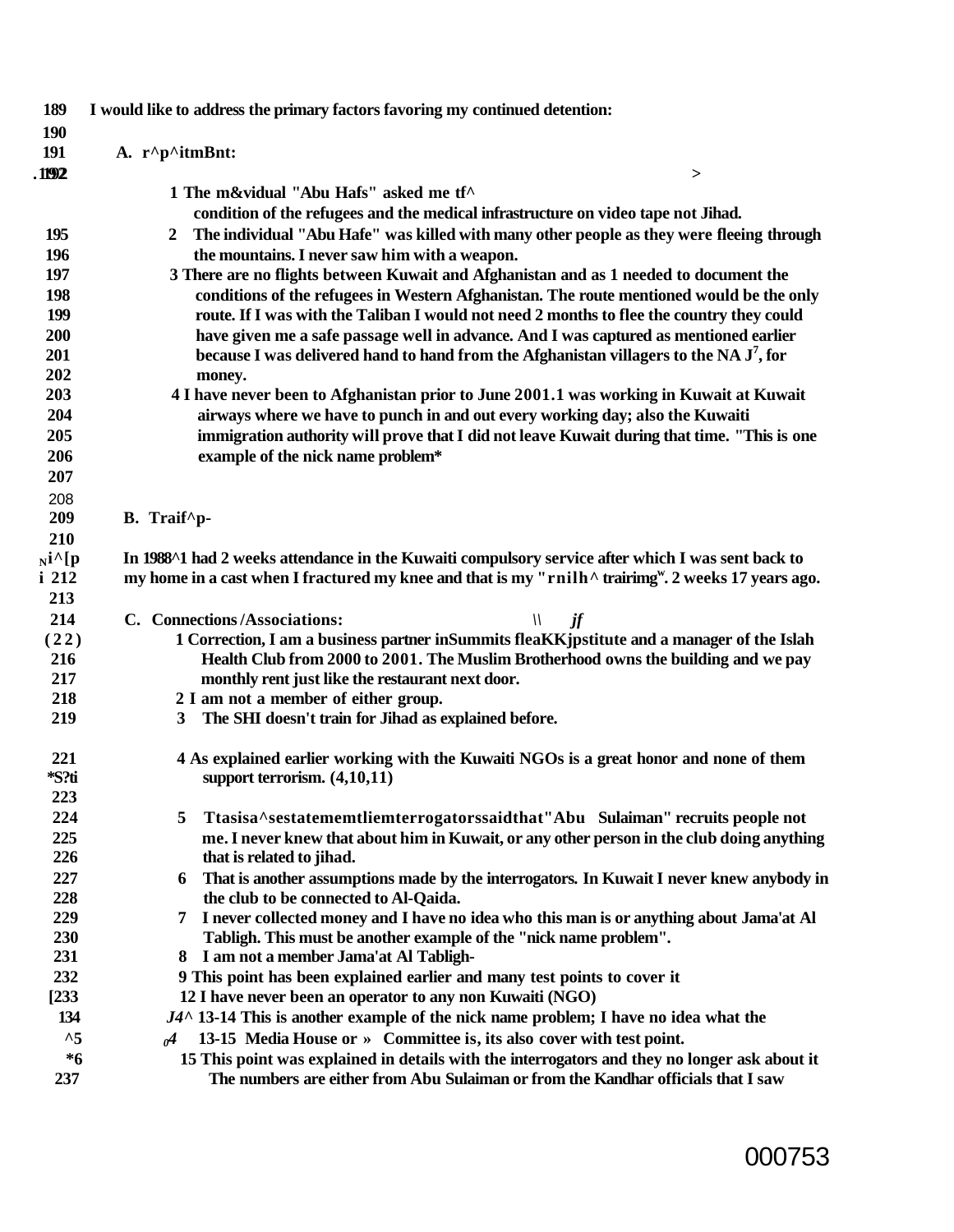189 I would like to address the primary factors favoring my continued detention:

190

191 A. r^p^itmBnt:

.1192 >

1 The m&vidual "Abu Hafs" asked me tf^ condition of the refugees and the medical infrastructure on video tape not Jihad.

195 2 The individual "Abu Hafe" was killed with many other people as they were fleeing through
196 the mountains. I never saw him with a weapon.

197 3 There are no flights between Kuwait and Afghanistan and as 1 needed to document the
198 conditions of the refugees in Western Afghanistan. The route mentioned would be the only
199 route. If I was with the Taliban I would not need 2 months to flee the country they could
200 have given me a safe passage well in advance. And I was captured as mentioned earlier
201 because I was delivered hand to hand from the Afghanistan villagers to the NA J7, for
202 money.

203 4 I have never been to Afghanistan prior to June 2001.1 was working in Kuwait at Kuwait
204 airways where we have to punch in and out every working day; also the Kuwaiti
205 immigration authority will prove that I did not leave Kuwait during that time. "This is one
206 example of the nick name problem*

207

208

209 B. Traif^p-

210

Ni^[p In 1988^1 had 2 weeks attendance in the Kuwaiti compulsory service after which I was sent back to
i 212 my home in a cast when I fractured my knee and that is my "rnilh^ trairimgw. 2 weeks 17 years ago.

213

214 C. Connections /Associations: \\ jf

(22) 1 Correction, I am a business partner inSummits fleaKKjpstitute and a manager of the Islah
216 Health Club from 2000 to 2001. The Muslim Brotherhood owns the building and we pay
217 monthly rent just like the restaurant next door.

218 2 I am not a member of either group.

219 3 The SHI doesn't train for Jihad as explained before.

221 4 As explained earlier working with the Kuwaiti NGOs is a great honor and none of them
*S?ti support terrorism. (4,10,11)

223

224 5 Ttasisa^sestatememtliemterrogatorssaidthat"Abu Sulaiman" recruits people not
225 me. I never knew that about him in Kuwait, or any other person in the club doing anything
226 that is related to jihad.

227 6 That is another assumptions made by the interrogators. In Kuwait I never knew anybody in
228 the club to be connected to Al-Qaida.

229 7 I never collected money and I have no idea who this man is or anything about Jama'at Al
230 Tabligh. This must be another example of the "nick name problem".

231 8 I am not a member Jama'at Al Tabligh-

232 9 This point has been explained earlier and many test points to cover it

[233 12 I have never been an operator to any non Kuwaiti (NGO)

134 J4^ 13-14 This is another example of the nick name problem; I have no idea what the

^5 04 13-15 Media House or » Committee is, its also cover with test point.

*6 15 This point was explained in details with the interrogators and they no longer ask about it
237 The numbers are either from Abu Sulaiman or from the Kandhar officials that I saw

000753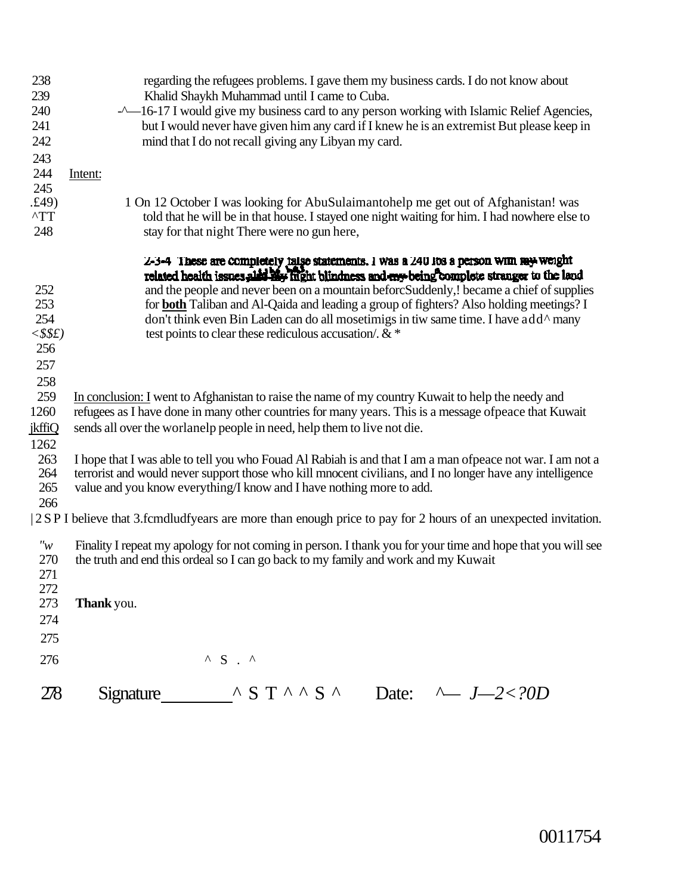238 regarding the refugees problems. I gave them my business cards. I do not know about
239 Khalid Shaykh Muhammad until I came to Cuba.
240 -^—16-17 I would give my business card to any person working with Islamic Relief Agencies,
241 but I would never have given him any card if I knew he is an extremist But please keep in
242 mind that I do not recall giving any Libyan my card.
243
244 Intent:
245
.£49) 1 On 12 October I was looking for AbuSulaimantohelp me get out of Afghanistan! was
^TT told that he will be in that house. I stayed one night waiting for him. I had nowhere else to
248 stay for that night There were no gun here,

2-3-4 These are completely false statements. I was a 240 lbs a person with my weight related health issues, also my night blindness and my being complete stranger to the land
252 and the people and never been on a mountain beforcSuddenly,! became a chief of supplies
253 for **both** Taliban and Al-Qaida and leading a group of fighters? Also holding meetings? I
254 don't think even Bin Laden can do all mosetimigs in tiw same time. I have add^ many
<$$£) test points to clear these rediculous accusation/. & *
256
257
258
259 In conclusion: I went to Afghanistan to raise the name of my country Kuwait to help the needy and
1260 refugees as I have done in many other countries for many years. This is a message ofpeace that Kuwait
jkffiQ sends all over the worlanelp people in need, help them to live not die.
1262
263 I hope that I was able to tell you who Fouad Al Rabiah is and that I am a man ofpeace not war. I am not a
264 terrorist and would never support those who kill mnocent civilians, and I no longer have any intelligence
265 value and you know everything/I know and I have nothing more to add.
266
|2 S P I believe that 3.fcmdludfyears are more than enough price to pay for 2 hours of an unexpected invitation.

"w Finality I repeat my apology for not coming in person. I thank you for your time and hope that you will see
270 the truth and end this ordeal so I can go back to my family and work and my Kuwait
271
272
273 **Thank** you.
274
275
276 ^ S . ^

278 Signature________ ^ S T ^ ^ S ^ Date: ^— J—2<?0D

0011754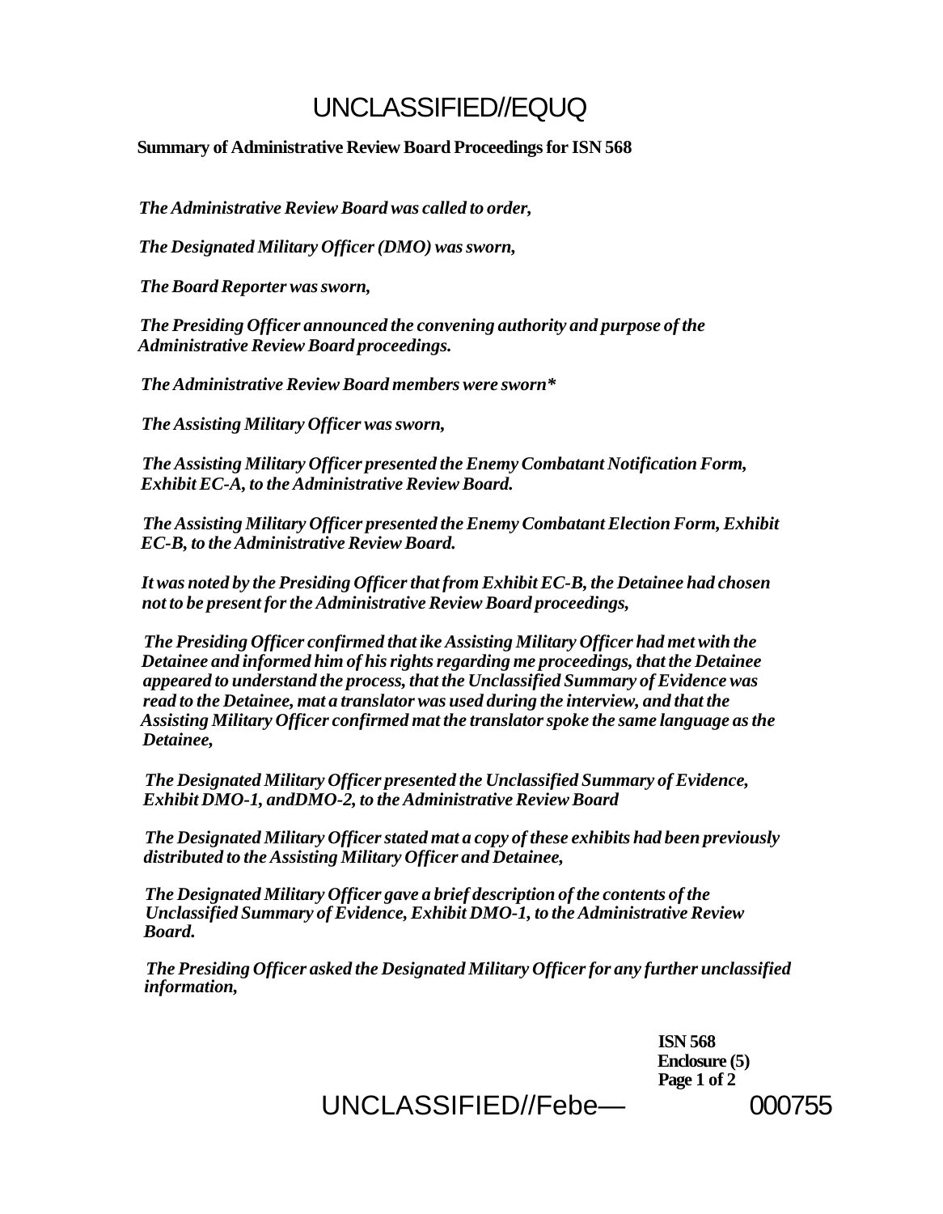UNCLASSIFIED//EQUQ

**Summary of Administrative Review Board Proceedings for ISN 568**

*The Administrative Review Board was called to order,*

*The Designated Military Officer (DMO) was sworn,*

*The Board Reporter was sworn,*

*The Presiding Officer announced the convening authority and purpose of the Administrative Review Board proceedings.*

*The Administrative Review Board members were sworn**

*The Assisting Military Officer was sworn,*

*The Assisting Military Officer presented the Enemy Combatant Notification Form, Exhibit EC-A, to the Administrative Review Board.*

*The Assisting Military Officer presented the Enemy Combatant Election Form, Exhibit EC-B, to the Administrative Review Board.*

*It was noted by the Presiding Officer that from Exhibit EC-B, the Detainee had chosen not to be present for the Administrative Review Board proceedings,*

*The Presiding Officer confirmed that ike Assisting Military Officer had met with the Detainee and informed him of his rights regarding me proceedings, that the Detainee appeared to understand the process, that the Unclassified Summary of Evidence was read to the Detainee, mat a translator was used during the interview, and that the Assisting Military Officer confirmed mat the translator spoke the same language as the Detainee,*

*The Designated Military Officer presented the Unclassified Summary of Evidence, Exhibit DMO-1, andDMO-2, to the Administrative Review Board*

*The Designated Military Officer stated mat a copy of these exhibits had been previously distributed to the Assisting Military Officer and Detainee,*

*The Designated Military Officer gave a brief description of the contents of the Unclassified Summary of Evidence, Exhibit DMO-1, to the Administrative Review Board.*

*The Presiding Officer asked the Designated Military Officer for any further unclassified information,*

**ISN 568**
**Enclosure (5)**
**Page 1 of 2**

UNCLASSIFIED//Febe— 000755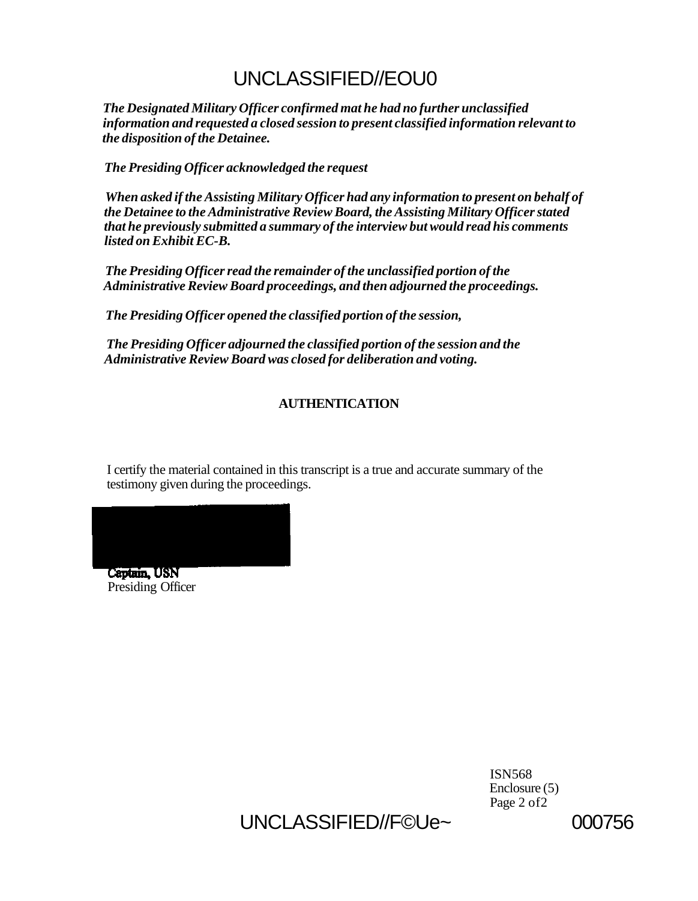*The Designated Military Officer confirmed mat he had no further unclassified information and requested a closed session to present classified information relevant to the disposition of the Detainee.*

*The Presiding Officer acknowledged the request*

*When asked if the Assisting Military Officer had any information to present on behalf of the Detainee to the Administrative Review Board, the Assisting Military Officer stated that he previously submitted a summary of the interview but would read his comments listed on Exhibit EC-B.*

*The Presiding Officer read the remainder of the unclassified portion of the Administrative Review Board proceedings, and then adjourned the proceedings.*

*The Presiding Officer opened the classified portion of the session,*

*The Presiding Officer adjourned the classified portion of the session and the Administrative Review Board was closed for deliberation and voting.*

**AUTHENTICATION**

I certify the material contained in this transcript is a true and accurate summary of the testimony given during the proceedings.

Captain, USN
Presiding Officer

ISN568
Enclosure (5)
Page 2 of2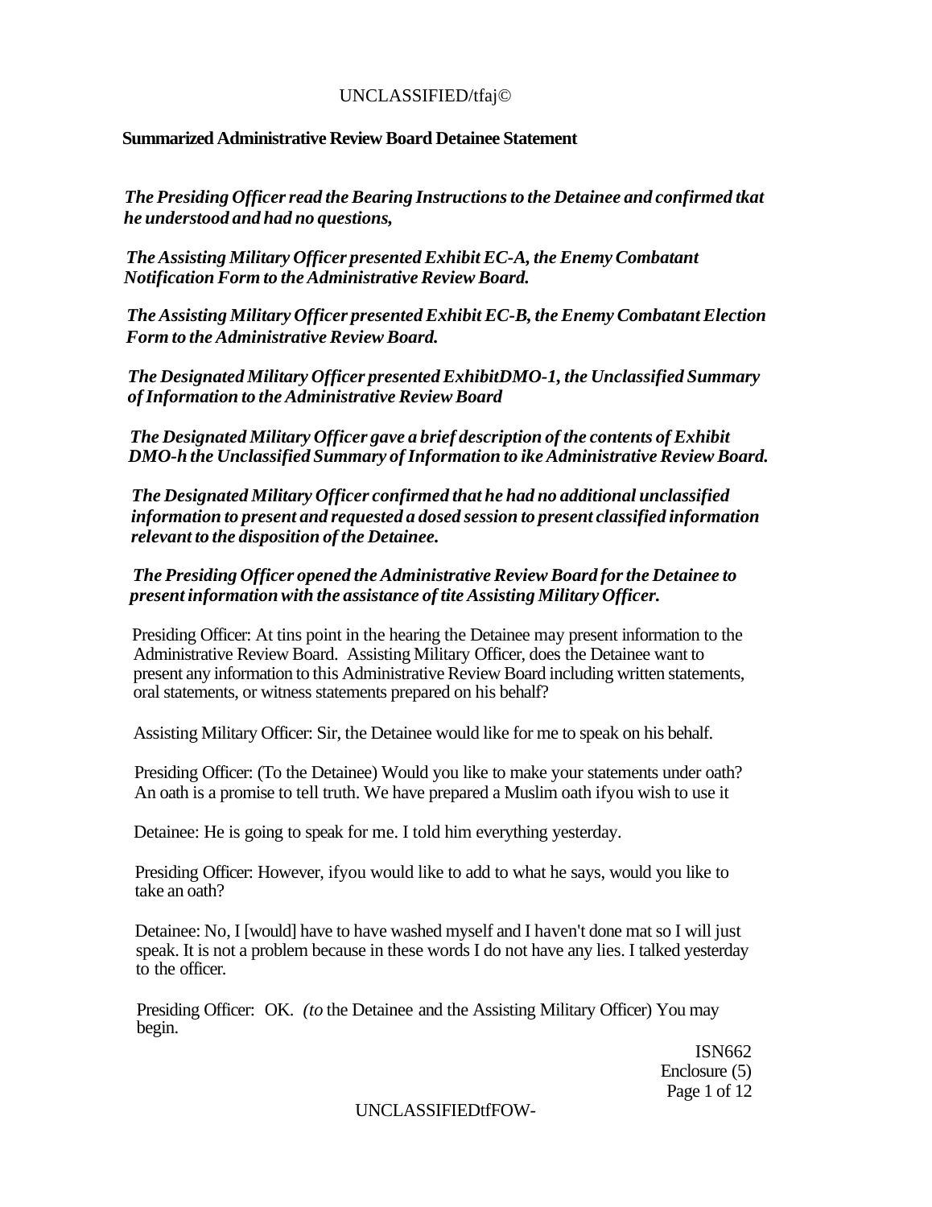**Summarized Administrative Review Board Detainee Statement**

*The Presiding Officer read the Bearing Instructions to the Detainee and confirmed tkat he understood and had no questions,*

*The Assisting Military Officer presented Exhibit EC-A, the Enemy Combatant Notification Form to the Administrative Review Board.*

*The Assisting Military Officer presented Exhibit EC-B, the Enemy Combatant Election Form to the Administrative Review Board.*

*The Designated Military Officer presented ExhibitDMO-1, the Unclassified Summary of Information to the Administrative Review Board*

*The Designated Military Officer gave a brief description of the contents of Exhibit DMO-h the Unclassified Summary of Information to ike Administrative Review Board.*

*The Designated Military Officer confirmed that he had no additional unclassified information to present and requested a dosed session to present classified information relevant to the disposition of the Detainee.*

*The Presiding Officer opened the Administrative Review Board for the Detainee to present information with the assistance of tite Assisting Military Officer.*

Presiding Officer: At tins point in the hearing the Detainee may present information to the Administrative Review Board. Assisting Military Officer, does the Detainee want to present any information to this Administrative Review Board including written statements, oral statements, or witness statements prepared on his behalf?

Assisting Military Officer: Sir, the Detainee would like for me to speak on his behalf.

Presiding Officer: (To the Detainee) Would you like to make your statements under oath? An oath is a promise to tell truth. We have prepared a Muslim oath ifyou wish to use it

Detainee: He is going to speak for me. I told him everything yesterday.

Presiding Officer: However, ifyou would like to add to what he says, would you like to take an oath?

Detainee: No, I [would] have to have washed myself and I haven't done mat so I will just speak. It is not a problem because in these words I do not have any lies. I talked yesterday to the officer.

Presiding Officer: OK. *(to* the Detainee and the Assisting Military Officer) You may begin.

ISN662
Enclosure (5)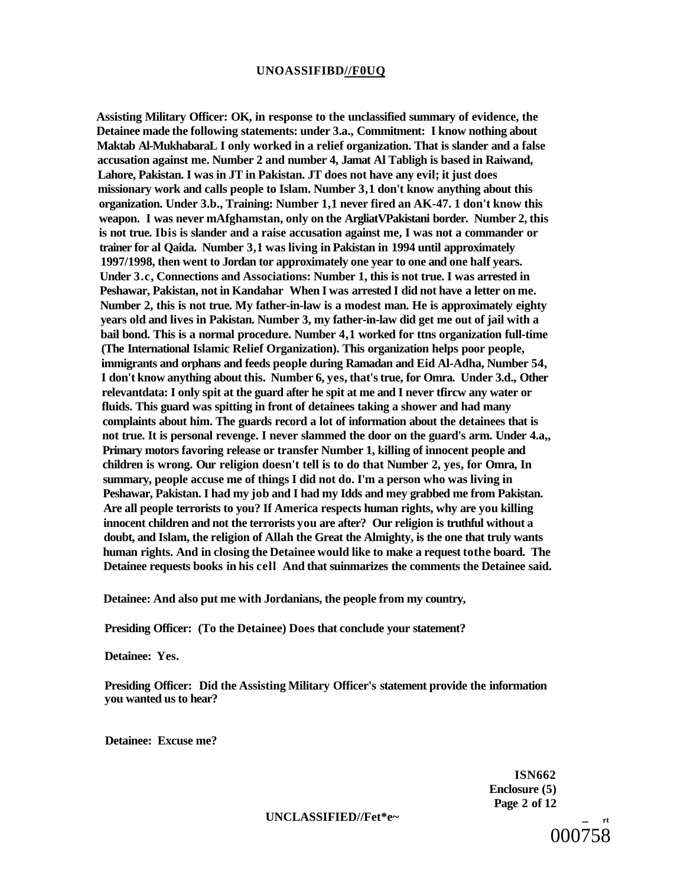**Assisting Military Officer: OK, in response to the unclassified summary of evidence, the Detainee made the following statements: under 3.a., Commitment: I know nothing about Maktab Al-MukhabaraL I only worked in a relief organization. That is slander and a false accusation against me. Number 2 and number 4, Jamat Al Tabligh is based in Raiwand, Lahore, Pakistan. I was in JT in Pakistan. JT does not have any evil; it just does missionary work and calls people to Islam. Number 3,1 don't know anything about this organization. Under 3.b., Training: Number 1,1 never fired an AK-47. 1 don't know this weapon. I was never mAfghamstan, only on the ArgliatVPakistani border. Number 2, this is not true. Ibis is slander and a raise accusation against me, I was not a commander or trainer for al Qaida. Number 3,1 was living in Pakistan in 1994 until approximately 1997/1998, then went to Jordan tor approximately one year to one and one half years. Under 3.c, Connections and Associations: Number 1, this is not true. I was arrested in Peshawar, Pakistan, not in Kandahar When I was arrested I did not have a letter on me. Number 2, this is not true. My father-in-law is a modest man. He is approximately eighty years old and lives in Pakistan. Number 3, my father-in-law did get me out of jail with a bail bond. This is a normal procedure. Number 4,1 worked for ttns organization full-time (The International Islamic Relief Organization). This organization helps poor people, immigrants and orphans and feeds people during Ramadan and Eid Al-Adha, Number 54, I don't know anything about this. Number 6, yes, that's true, for Omra. Under 3.d., Other relevantdata: I only spit at the guard after he spit at me and I never tfircw any water or fluids. This guard was spitting in front of detainees taking a shower and had many complaints about him. The guards record a lot of information about the detainees that is not true. It is personal revenge. I never slammed the door on the guard's arm. Under 4.a,, Primary motors favoring release or transfer Number 1, killing of innocent people and children is wrong. Our religion doesn't tell is to do that Number 2, yes, for Omra, In summary, people accuse me of things I did not do. I'm a person who was living in Peshawar, Pakistan. I had my job and I had my Idds and mey grabbed me from Pakistan. Are all people terrorists to you? If America respects human rights, why are you killing innocent children and not the terrorists you are after? Our religion is truthful without a doubt, and Islam, the religion of Allah the Great the Almighty, is the one that truly wants human rights. And in closing the Detainee would like to make a request tothe board. The Detainee requests books in his cell And that suinmarizes the comments the Detainee said.**

**Detainee: And also put me with Jordanians, the people from my country,**

**Presiding Officer: (To the Detainee) Does that conclude your statement?**

**Detainee: Yes.**

**Presiding Officer: Did the Assisting Military Officer's statement provide the information you wanted us to hear?**

**Detainee: Excuse me?**

**ISN662**
**Enclosure (5)**
**Page 2 of 12**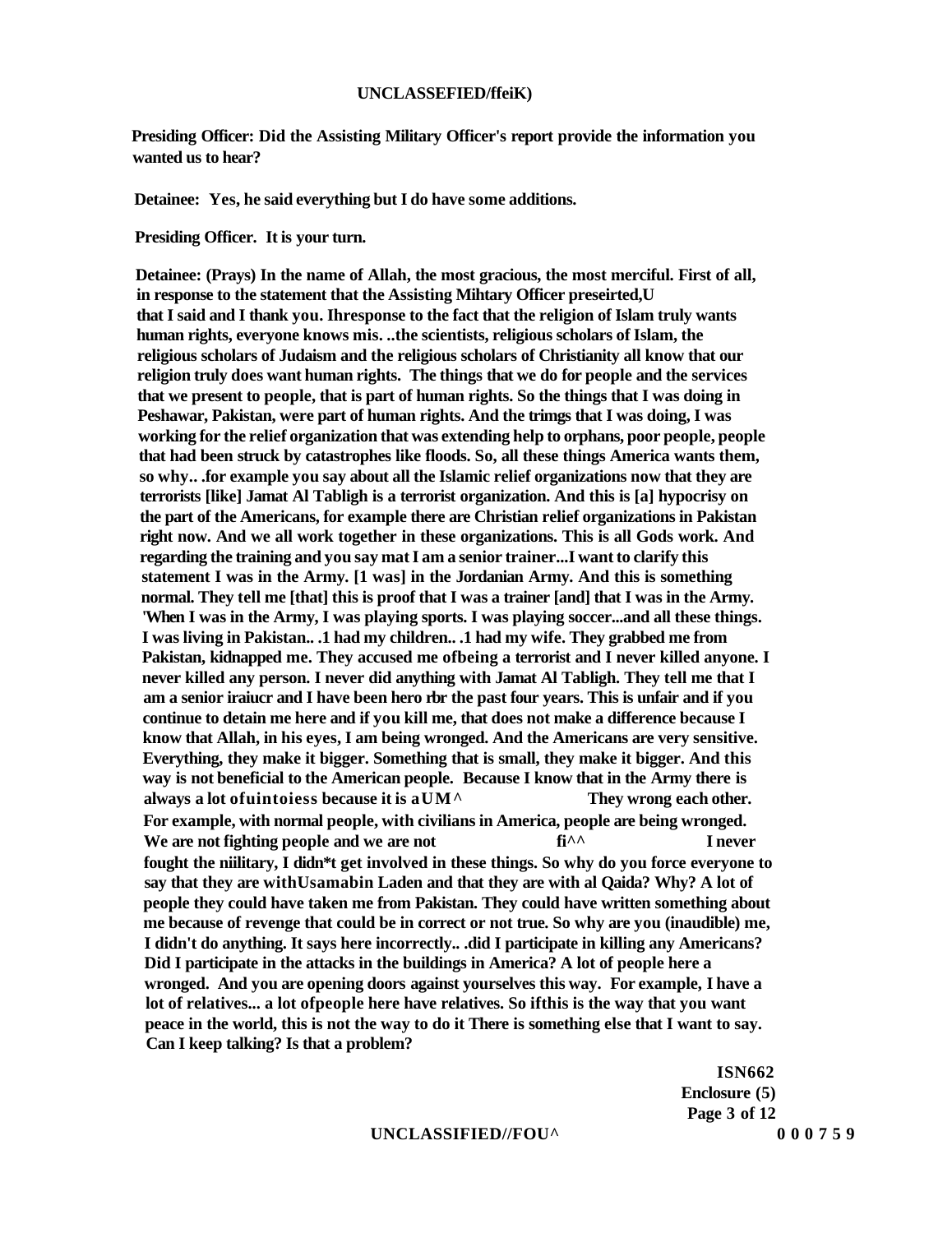**Presiding Officer: Did the Assisting Military Officer's report provide the information you wanted us to hear?**

**Detainee: Yes, he said everything but I do have some additions.**

**Presiding Officer. It is your turn.**

**Detainee: (Prays) In the name of Allah, the most gracious, the most merciful. First of all, in response to the statement that the Assisting Mihtary Officer preseirted,U that I said and I thank you. Ihresponse to the fact that the religion of Islam truly wants human rights, everyone knows mis. ..the scientists, religious scholars of Islam, the religious scholars of Judaism and the religious scholars of Christianity all know that our religion truly does want human rights. The things that we do for people and the services that we present to people, that is part of human rights. So the things that I was doing in Peshawar, Pakistan, were part of human rights. And the trimgs that I was doing, I was working for the relief organization that was extending help to orphans, poor people, people that had been struck by catastrophes like floods. So, all these things America wants them, so why.. .for example you say about all the Islamic relief organizations now that they are terrorists [like] Jamat Al Tabligh is a terrorist organization. And this is [a] hypocrisy on the part of the Americans, for example there are Christian relief organizations in Pakistan right now. And we all work together in these organizations. This is all Gods work. And regarding the training and you say mat I am a senior trainer...I want to clarify this statement I was in the Army. [1 was] in the Jordanian Army. And this is something normal. They tell me [that] this is proof that I was a trainer [and] that I was in the Army. 'When I was in the Army, I was playing sports. I was playing soccer...and all these things. I was living in Pakistan.. .1 had my children.. .1 had my wife. They grabbed me from Pakistan, kidnapped me. They accused me ofbeing a terrorist and I never killed anyone. I never killed any person. I never did anything with Jamat Al Tabligh. They tell me that I am a senior iraiucr and I have been hero rbr the past four years. This is unfair and if you continue to detain me here and if you kill me, that does not make a difference because I know that Allah, in his eyes, I am being wronged. And the Americans are very sensitive. Everything, they make it bigger. Something that is small, they make it bigger. And this way is not beneficial to the American people. Because I know that in the Army there is always a lot ofuintoiess because it is aUM^ They wrong each other. For example, with normal people, with civilians in America, people are being wronged. We are not fighting people and we are not fi^^ I never fought the niilitary, I didn*t get involved in these things. So why do you force everyone to say that they are withUsamabin Laden and that they are with al Qaida? Why? A lot of people they could have taken me from Pakistan. They could have written something about me because of revenge that could be in correct or not true. So why are you (inaudible) me, I didn't do anything. It says here incorrectly.. .did I participate in killing any Americans? Did I participate in the attacks in the buildings in America? A lot of people here a wronged. And you are opening doors against yourselves this way. For example, I have a lot of relatives... a lot ofpeople here have relatives. So ifthis is the way that you want peace in the world, this is not the way to do it There is something else that I want to say. Can I keep talking? Is that a problem?**

**ISN662**
**Enclosure (5)**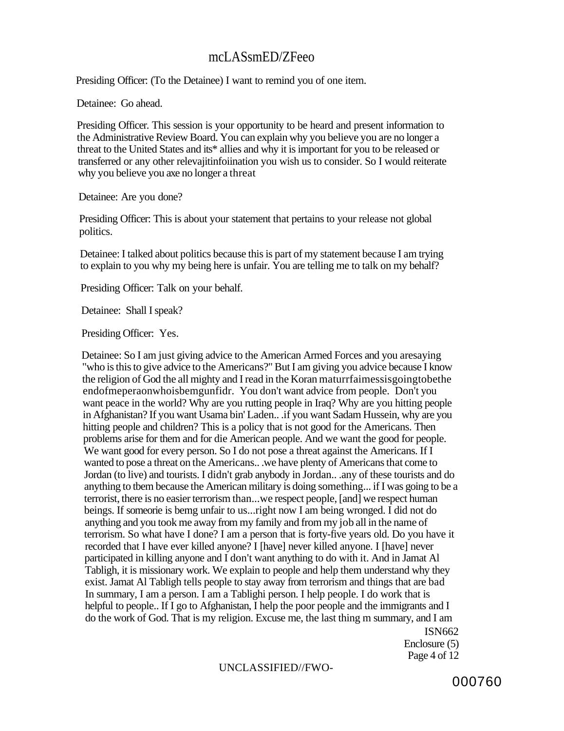Presiding Officer: (To the Detainee) I want to remind you of one item.

Detainee: Go ahead.

Presiding Officer. This session is your opportunity to be heard and present information to the Administrative Review Board. You can explain why you believe you are no longer a threat to the United States and its* allies and why it is important for you to be released or transferred or any other relevajitinfoiination you wish us to consider. So I would reiterate why you believe you axe no longer a threat

Detainee: Are you done?

Presiding Officer: This is about your statement that pertains to your release not global politics.

Detainee: I talked about politics because this is part of my statement because I am trying to explain to you why my being here is unfair. You are telling me to talk on my behalf?

Presiding Officer: Talk on your behalf.

Detainee: Shall I speak?

Presiding Officer: Yes.

Detainee: So I am just giving advice to the American Armed Forces and you aresaying "who is this to give advice to the Americans?" But I am giving you advice because I know the religion of God the all mighty and I read in the Koran maturrfaimessisgoingtobethe endofmeperaonwhoisbemgunfidr. You don't want advice from people. Don't you want peace in the world? Why are you rutting people in Iraq? Why are you hitting people in Afghanistan? If you want Usama bin' Laden.. .if you want Sadam Hussein, why are you hitting people and children? This is a policy that is not good for the Americans. Then problems arise for them and for die American people. And we want the good for people. We want good for every person. So I do not pose a threat against the Americans. If I wanted to pose a threat on the Americans.. .we have plenty of Americans that come to Jordan (to live) and tourists. I didn't grab anybody in Jordan.. .any of these tourists and do anything to tbem because the American military is doing something... if I was going to be a terrorist, there is no easier terrorism than...we respect people, [and] we respect human beings. If someorie is bemg unfair to us...right now I am being wronged. I did not do anything and you took me away from my family and from my job all in the name of terrorism. So what have I done? I am a person that is forty-five years old. Do you have it recorded that I have ever killed anyone? I [have] never killed anyone. I [have] never participated in killing anyone and I don't want anything to do with it. And in Jamat Al Tabligh, it is missionary work. We explain to people and help them understand why they exist. Jamat Al Tabligh tells people to stay away from terrorism and things that are bad In summary, I am a person. I am a Tablighi person. I help people. I do work that is helpful to people.. If I go to Afghanistan, I help the poor people and the immigrants and I do the work of God. That is my religion. Excuse me, the last thing m summary, and I am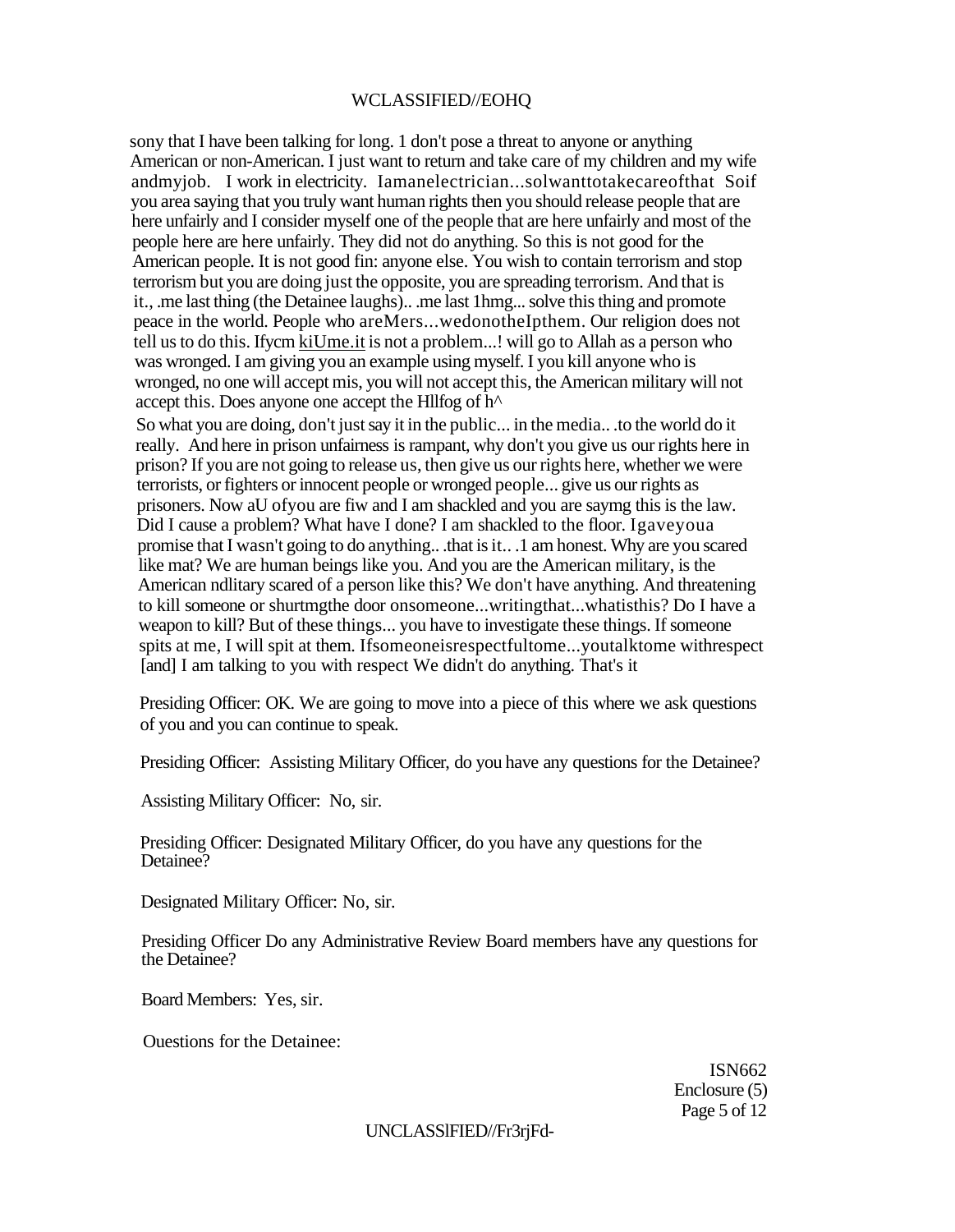sony that I have been talking for long. 1 don't pose a threat to anyone or anything American or non-American. I just want to return and take care of my children and my wife andmyjob. I work in electricity. Iamanelectrician...solwanttotakecareofthat Soif you area saying that you truly want human rights then you should release people that are here unfairly and I consider myself one of the people that are here unfairly and most of the people here are here unfairly. They did not do anything. So this is not good for the American people. It is not good fin: anyone else. You wish to contain terrorism and stop terrorism but you are doing just the opposite, you are spreading terrorism. And that is it., .me last thing (the Detainee laughs).. .me last 1hmg... solve this thing and promote peace in the world. People who areMers...wedonotheIpthem. Our religion does not tell us to do this. Ifycm kiUme.it is not a problem...! will go to Allah as a person who was wronged. I am giving you an example using myself. I you kill anyone who is wronged, no one will accept mis, you will not accept this, the American military will not accept this. Does anyone one accept the Hllfog of h^

So what you are doing, don't just say it in the public... in the media.. .to the world do it really. And here in prison unfairness is rampant, why don't you give us our rights here in prison? If you are not going to release us, then give us our rights here, whether we were terrorists, or fighters or innocent people or wronged people... give us our rights as prisoners. Now aU ofyou are fiw and I am shackled and you are saymg this is the law. Did I cause a problem? What have I done? I am shackled to the floor. Igaveyoua promise that I wasn't going to do anything.. .that is it.. .1 am honest. Why are you scared like mat? We are human beings like you. And you are the American military, is the American ndlitary scared of a person like this? We don't have anything. And threatening to kill someone or shurtmgthe door onsomeone...writingthat...whatisthis? Do I have a weapon to kill? But of these things... you have to investigate these things. If someone spits at me, I will spit at them. Ifsomeoneisrespectfultome...youtalktome withrespect [and] I am talking to you with respect We didn't do anything. That's it

Presiding Officer: OK. We are going to move into a piece of this where we ask questions of you and you can continue to speak.

Presiding Officer: Assisting Military Officer, do you have any questions for the Detainee?

Assisting Military Officer: No, sir.

Presiding Officer: Designated Military Officer, do you have any questions for the Detainee?

Designated Military Officer: No, sir.

Presiding Officer Do any Administrative Review Board members have any questions for the Detainee?

Board Members: Yes, sir.

Ouestions for the Detainee:

ISN662
Enclosure (5)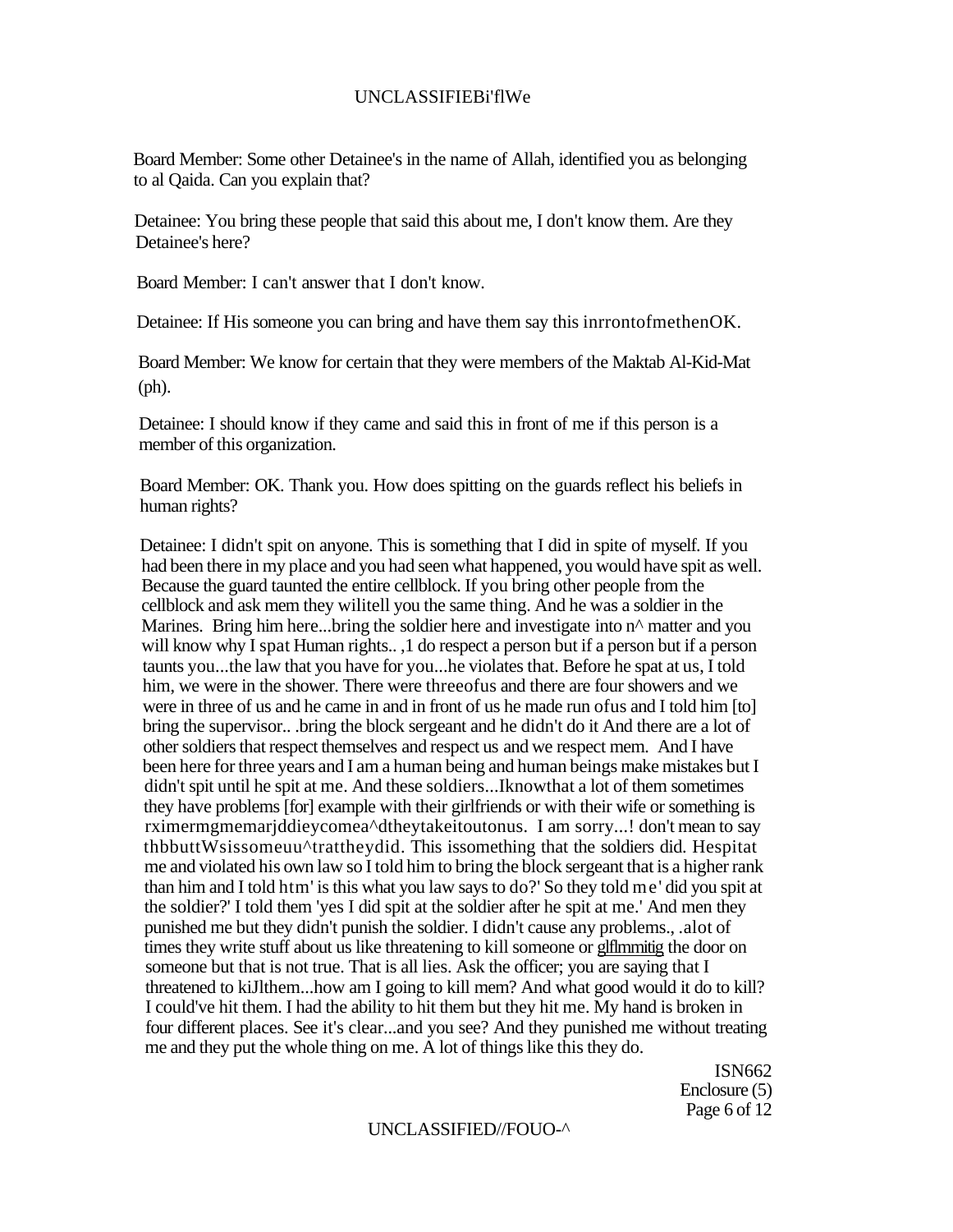Board Member: Some other Detainee's in the name of Allah, identified you as belonging to al Qaida. Can you explain that?

Detainee: You bring these people that said this about me, I don't know them. Are they Detainee's here?

Board Member: I can't answer that I don't know.

Detainee: If His someone you can bring and have them say this inrrontofmethenOK.

Board Member: We know for certain that they were members of the Maktab Al-Kid-Mat (ph).

Detainee: I should know if they came and said this in front of me if this person is a member of this organization.

Board Member: OK. Thank you. How does spitting on the guards reflect his beliefs in human rights?

Detainee: I didn't spit on anyone. This is something that I did in spite of myself. If you had been there in my place and you had seen what happened, you would have spit as well. Because the guard taunted the entire cellblock. If you bring other people from the cellblock and ask mem they wilitell you the same thing. And he was a soldier in the Marines. Bring him here...bring the soldier here and investigate into n^ matter and you will know why I spat Human rights.. ,1 do respect a person but if a person but if a person taunts you...the law that you have for you...he violates that. Before he spat at us, I told him, we were in the shower. There were threeofus and there are four showers and we were in three of us and he came in and in front of us he made run ofus and I told him [to] bring the supervisor.. .bring the block sergeant and he didn't do it And there are a lot of other soldiers that respect themselves and respect us and we respect mem. And I have been here for three years and I am a human being and human beings make mistakes but I didn't spit until he spit at me. And these soldiers...Iknowthat a lot of them sometimes they have problems [for] example with their girlfriends or with their wife or something is rximermgmemarjddieycomea^dtheytakeitoutonus. I am sorry...! don't mean to say thbbuttWsissomeuu^trattheydid. This issomething that the soldiers did. Hespitat me and violated his own law so I told him to bring the block sergeant that is a higher rank than him and I told htm' is this what you law says to do?' So they told me' did you spit at the soldier?' I told them 'yes I did spit at the soldier after he spit at me.' And men they punished me but they didn't punish the soldier. I didn't cause any problems., .alot of times they write stuff about us like threatening to kill someone or glflmmitig the door on someone but that is not true. That is all lies. Ask the officer; you are saying that I threatened to kiJlthem...how am I going to kill mem? And what good would it do to kill? I could've hit them. I had the ability to hit them but they hit me. My hand is broken in four different places. See it's clear...and you see? And they punished me without treating me and they put the whole thing on me. A lot of things like this they do.

ISN662
Enclosure (5)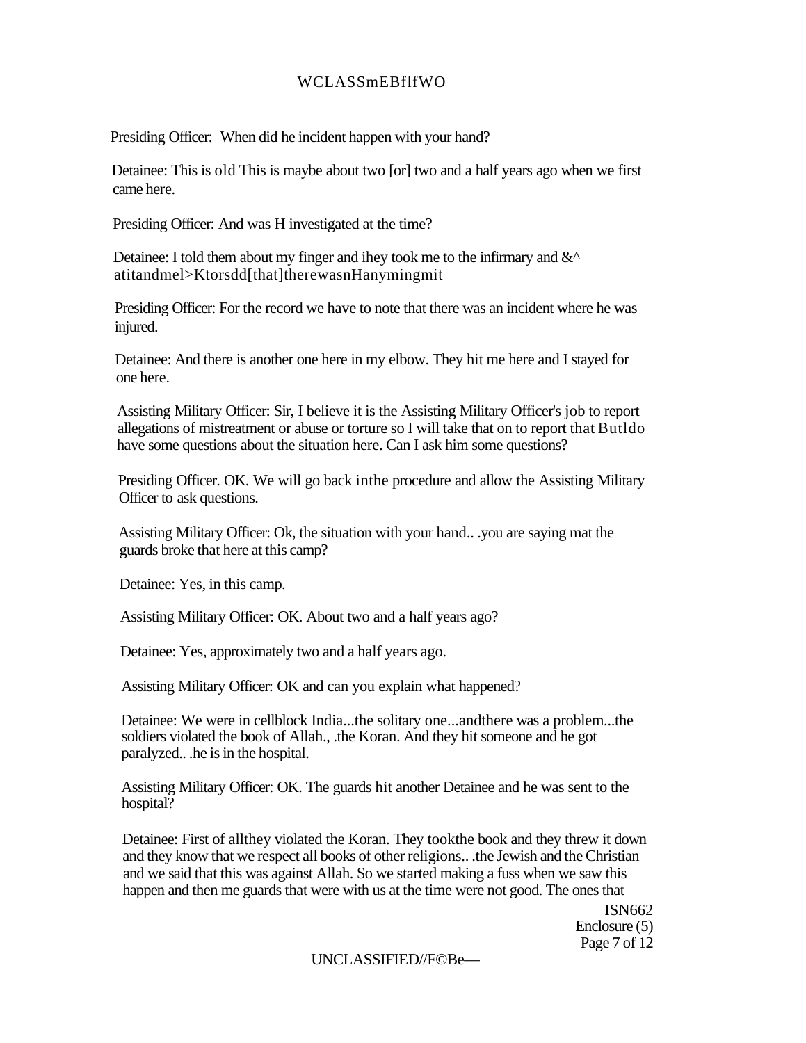Presiding Officer: When did he incident happen with your hand?

Detainee: This is old This is maybe about two [or] two and a half years ago when we first came here.

Presiding Officer: And was H investigated at the time?

Detainee: I told them about my finger and ihey took me to the infirmary and &^ atitandmel>Ktorsdd[that]therewasnHanymingmit

Presiding Officer: For the record we have to note that there was an incident where he was injured.

Detainee: And there is another one here in my elbow. They hit me here and I stayed for one here.

Assisting Military Officer: Sir, I believe it is the Assisting Military Officer's job to report allegations of mistreatment or abuse or torture so I will take that on to report that Butldo have some questions about the situation here. Can I ask him some questions?

Presiding Officer. OK. We will go back inthe procedure and allow the Assisting Military Officer to ask questions.

Assisting Military Officer: Ok, the situation with your hand.. .you are saying mat the guards broke that here at this camp?

Detainee: Yes, in this camp.

Assisting Military Officer: OK. About two and a half years ago?

Detainee: Yes, approximately two and a half years ago.

Assisting Military Officer: OK and can you explain what happened?

Detainee: We were in cellblock India...the solitary one...andthere was a problem...the soldiers violated the book of Allah., .the Koran. And they hit someone and he got paralyzed.. .he is in the hospital.

Assisting Military Officer: OK. The guards hit another Detainee and he was sent to the hospital?

Detainee: First of allthey violated the Koran. They tookthe book and they threw it down and they know that we respect all books of other religions.. .the Jewish and the Christian and we said that this was against Allah. So we started making a fuss when we saw this happen and then me guards that were with us at the time were not good. The ones that

ISN662
Enclosure (5)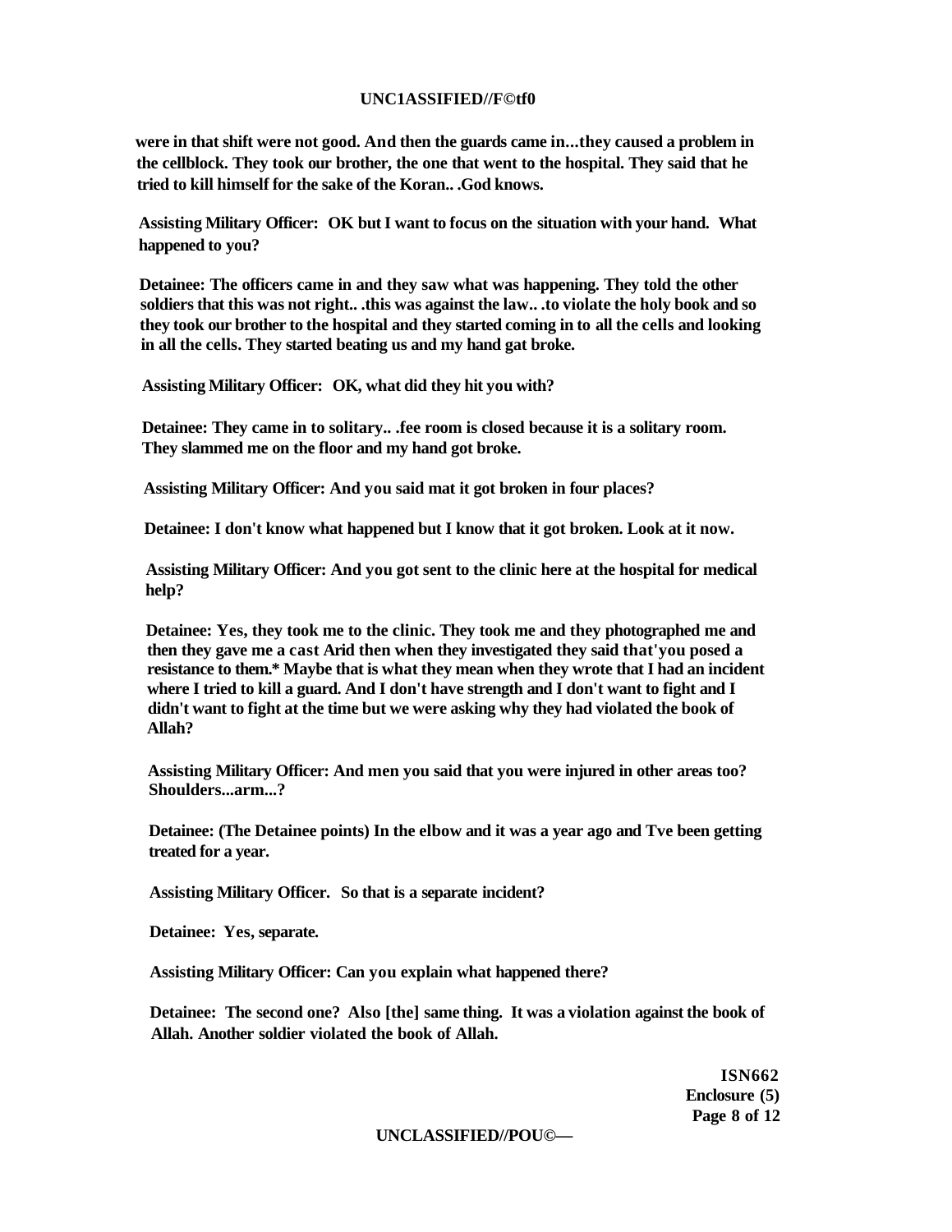**were in that shift were not good. And then the guards came in...they caused a problem in the cellblock. They took our brother, the one that went to the hospital. They said that he tried to kill himself for the sake of the Koran.. .God knows.**

**Assisting Military Officer: OK but I want to focus on the situation with your hand. What happened to you?**

**Detainee: The officers came in and they saw what was happening. They told the other soldiers that this was not right.. .this was against the law.. .to violate the holy book and so they took our brother to the hospital and they started coming in to all the cells and looking in all the cells. They started beating us and my hand gat broke.**

**Assisting Military Officer: OK, what did they hit you with?**

**Detainee: They came in to solitary.. .fee room is closed because it is a solitary room. They slammed me on the floor and my hand got broke.**

**Assisting Military Officer: And you said mat it got broken in four places?**

**Detainee: I don't know what happened but I know that it got broken. Look at it now.**

**Assisting Military Officer: And you got sent to the clinic here at the hospital for medical help?**

**Detainee: Yes, they took me to the clinic. They took me and they photographed me and then they gave me a cast Arid then when they investigated they said that'you posed a resistance to them.* Maybe that is what they mean when they wrote that I had an incident where I tried to kill a guard. And I don't have strength and I don't want to fight and I didn't want to fight at the time but we were asking why they had violated the book of Allah?**

**Assisting Military Officer: And men you said that you were injured in other areas too? Shoulders...arm...?**

**Detainee: (The Detainee points) In the elbow and it was a year ago and Tve been getting treated for a year.**

**Assisting Military Officer. So that is a separate incident?**

**Detainee: Yes, separate.**

**Assisting Military Officer: Can you explain what happened there?**

**Detainee: The second one? Also [the] same thing. It was a violation against the book of Allah. Another soldier violated the book of Allah.**

**ISN662**
**Enclosure (5)**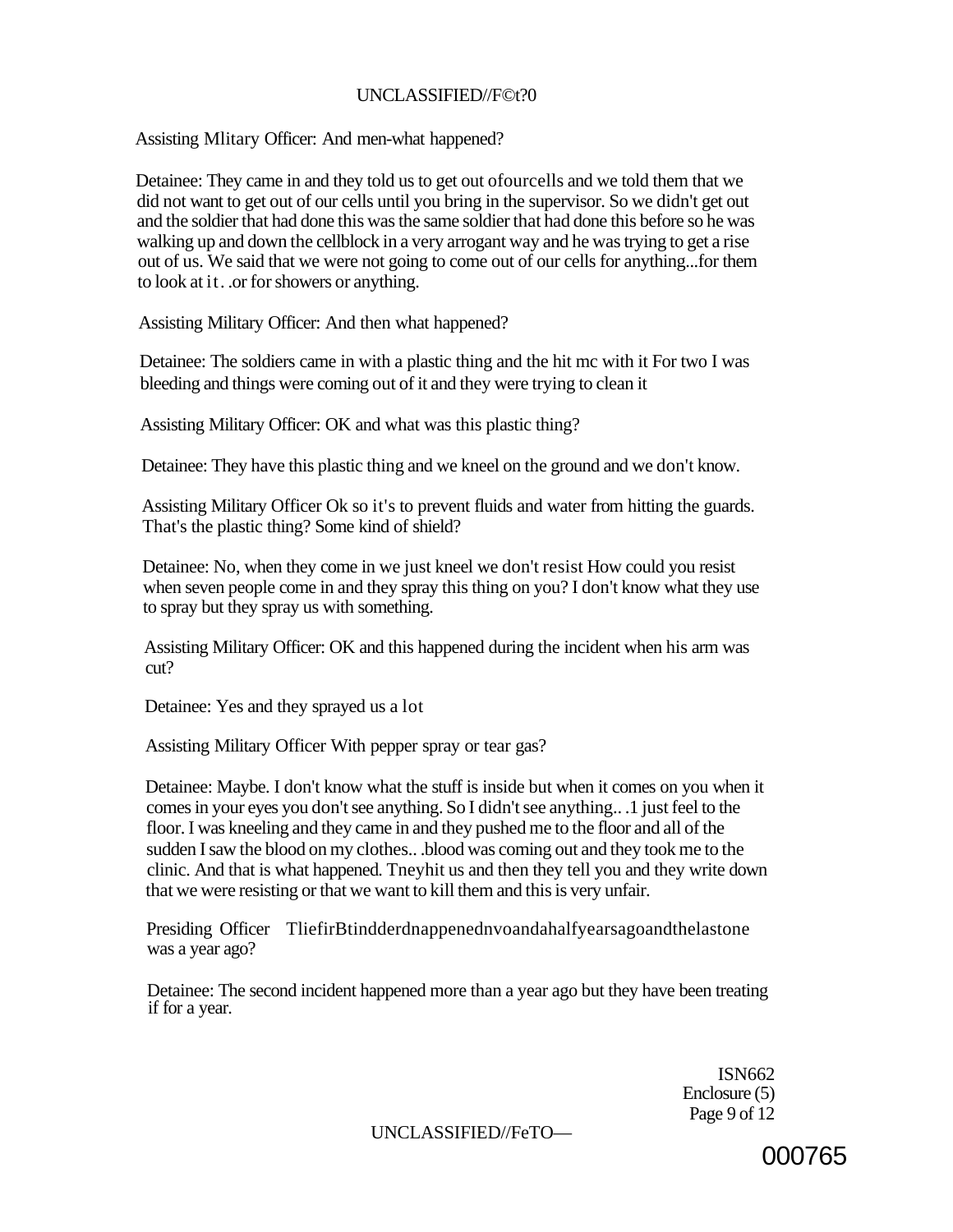Assisting Mlitary Officer: And men-what happened?

Detainee: They came in and they told us to get out ofourcells and we told them that we did not want to get out of our cells until you bring in the supervisor. So we didn't get out and the soldier that had done this was the same soldier that had done this before so he was walking up and down the cellblock in a very arrogant way and he was trying to get a rise out of us. We said that we were not going to come out of our cells for anything...for them to look at it. .or for showers or anything.

Assisting Military Officer: And then what happened?

Detainee: The soldiers came in with a plastic thing and the hit mc with it For two I was bleeding and things were coming out of it and they were trying to clean it

Assisting Military Officer: OK and what was this plastic thing?

Detainee: They have this plastic thing and we kneel on the ground and we don't know.

Assisting Military Officer Ok so it's to prevent fluids and water from hitting the guards. That's the plastic thing? Some kind of shield?

Detainee: No, when they come in we just kneel we don't resist How could you resist when seven people come in and they spray this thing on you? I don't know what they use to spray but they spray us with something.

Assisting Military Officer: OK and this happened during the incident when his arm was cut?

Detainee: Yes and they sprayed us a lot

Assisting Military Officer With pepper spray or tear gas?

Detainee: Maybe. I don't know what the stuff is inside but when it comes on you when it comes in your eyes you don't see anything. So I didn't see anything.. .1 just feel to the floor. I was kneeling and they came in and they pushed me to the floor and all of the sudden I saw the blood on my clothes.. .blood was coming out and they took me to the clinic. And that is what happened. Tneyhit us and then they tell you and they write down that we were resisting or that we want to kill them and this is very unfair.

Presiding Officer TliefirBtindderdnappenednvoandahalfyearsagoandthelastone was a year ago?

Detainee: The second incident happened more than a year ago but they have been treating if for a year.

ISN662
Enclosure (5)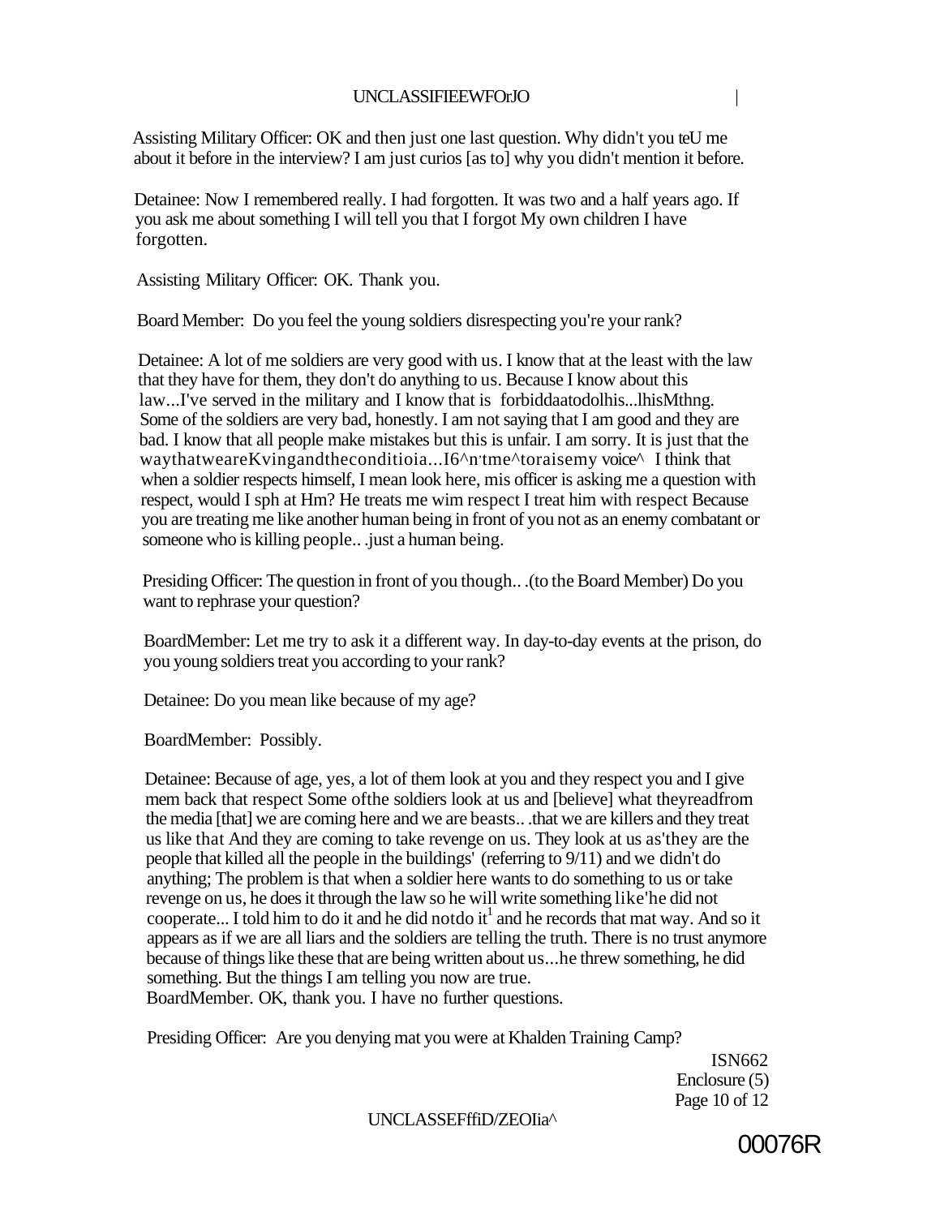Assisting Military Officer: OK and then just one last question. Why didn't you teU me about it before in the interview? I am just curios [as to] why you didn't mention it before.

Detainee: Now I remembered really. I had forgotten. It was two and a half years ago. If you ask me about something I will tell you that I forgot My own children I have forgotten.

Assisting Military Officer: OK. Thank you.

Board Member: Do you feel the young soldiers disrespecting you're your rank?

Detainee: A lot of me soldiers are very good with us. I know that at the least with the law that they have for them, they don't do anything to us. Because I know about this law...I've served in the military and I know that is forbiddaatodolhis...lhisMthng. Some of the soldiers are very bad, honestly. I am not saying that I am good and they are bad. I know that all people make mistakes but this is unfair. I am sorry. It is just that the waythatweareKvingandtheconditioia...I6^n'tme^toraisemy voice^ I think that when a soldier respects himself, I mean look here, mis officer is asking me a question with respect, would I sph at Hm? He treats me wim respect I treat him with respect Because you are treating me like another human being in front of you not as an enemy combatant or someone who is killing people.. .just a human being.

Presiding Officer: The question in front of you though.. .(to the Board Member) Do you want to rephrase your question?

BoardMember: Let me try to ask it a different way. In day-to-day events at the prison, do you young soldiers treat you according to your rank?

Detainee: Do you mean like because of my age?

BoardMember: Possibly.

Detainee: Because of age, yes, a lot of them look at you and they respect you and I give mem back that respect Some ofthe soldiers look at us and [believe] what theyreadfrom the media [that] we are coming here and we are beasts.. .that we are killers and they treat us like that And they are coming to take revenge on us. They look at us as'they are the people that killed all the people in the buildings' (referring to 9/11) and we didn't do anything; The problem is that when a soldier here wants to do something to us or take revenge on us, he does it through the law so he will write something like'he did not cooperate... I told him to do it and he did notdo it[1] and he records that mat way. And so it appears as if we are all liars and the soldiers are telling the truth. There is no trust anymore because of things like these that are being written about us...he threw something, he did something. But the things I am telling you now are true.

BoardMember. OK, thank you. I have no further questions.

Presiding Officer: Are you denying mat you were at Khalden Training Camp?

ISN662
Enclosure (5)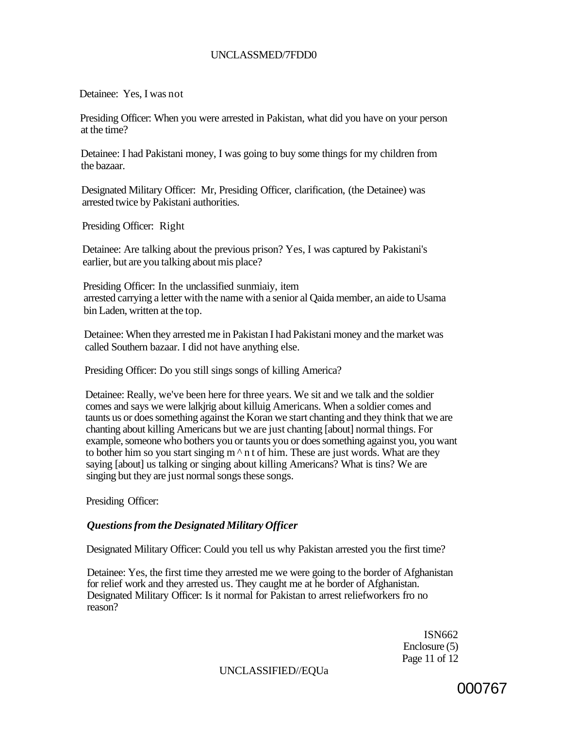Detainee: Yes, I was not

Presiding Officer: When you were arrested in Pakistan, what did you have on your person at the time?

Detainee: I had Pakistani money, I was going to buy some things for my children from the bazaar.

Designated Military Officer: Mr, Presiding Officer, clarification, (the Detainee) was arrested twice by Pakistani authorities.

Presiding Officer: Right

Detainee: Are talking about the previous prison? Yes, I was captured by Pakistani's earlier, but are you talking about mis place?

Presiding Officer: In the unclassified sunmiaiy, item arrested carrying a letter with the name with a senior al Qaida member, an aide to Usama bin Laden, written at the top.

Detainee: When they arrested me in Pakistan I had Pakistani money and the market was called Southern bazaar. I did not have anything else.

Presiding Officer: Do you still sings songs of killing America?

Detainee: Really, we've been here for three years. We sit and we talk and the soldier comes and says we were lalkjrig about killuig Americans. When a soldier comes and taunts us or does something against the Koran we start chanting and they think that we are chanting about killing Americans but we are just chanting [about] normal things. For example, someone who bothers you or taunts you or does something against you, you want to bother him so you start singing m ^ n t of him. These are just words. What are they saying [about] us talking or singing about killing Americans? What is tins? We are singing but they are just normal songs these songs.

Presiding Officer:

***Questions from the Designated Military Officer***

Designated Military Officer: Could you tell us why Pakistan arrested you the first time?

Detainee: Yes, the first time they arrested me we were going to the border of Afghanistan for relief work and they arrested us. They caught me at he border of Afghanistan.
Designated Military Officer: Is it normal for Pakistan to arrest reliefworkers fro no reason?

ISN662
Enclosure (5)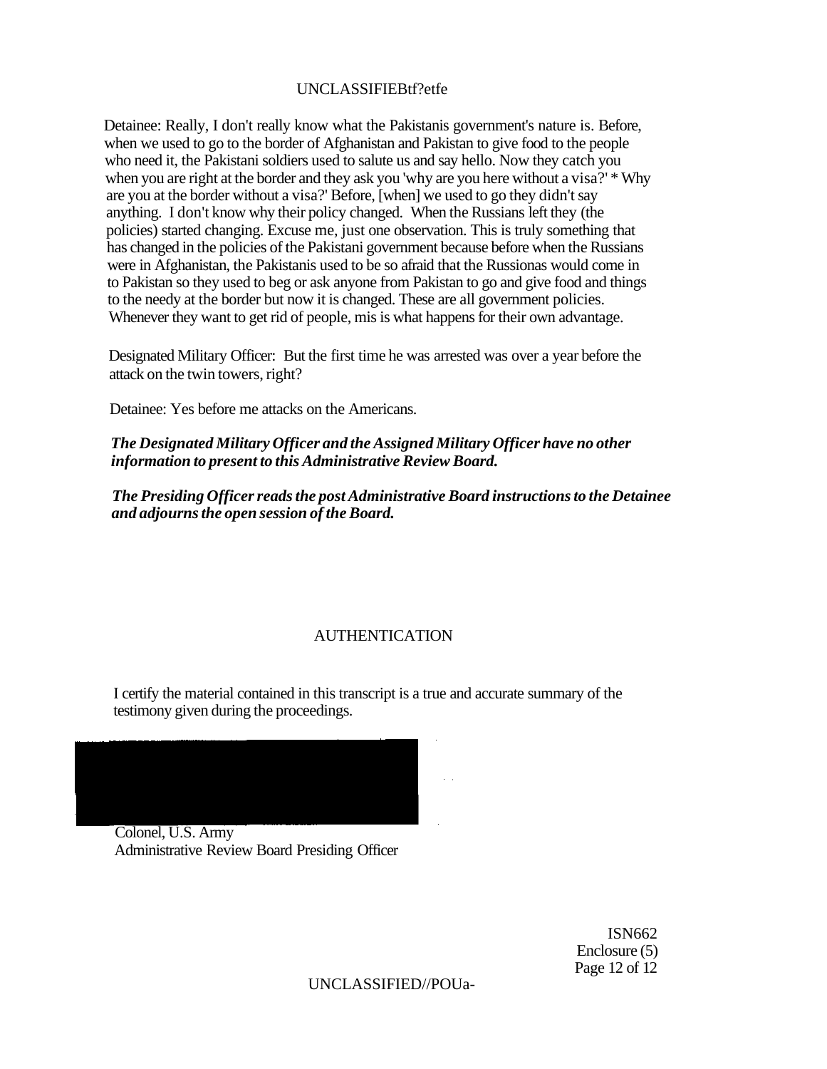Detainee: Really, I don't really know what the Pakistanis government's nature is. Before, when we used to go to the border of Afghanistan and Pakistan to give food to the people who need it, the Pakistani soldiers used to salute us and say hello. Now they catch you when you are right at the border and they ask you 'why are you here without a visa?' * Why are you at the border without a visa?' Before, [when] we used to go they didn't say anything. I don't know why their policy changed. When the Russians left they (the policies) started changing. Excuse me, just one observation. This is truly something that has changed in the policies of the Pakistani government because before when the Russians were in Afghanistan, the Pakistanis used to be so afraid that the Russionas would come in to Pakistan so they used to beg or ask anyone from Pakistan to go and give food and things to the needy at the border but now it is changed. These are all government policies. Whenever they want to get rid of people, mis is what happens for their own advantage.

Designated Military Officer: But the first time he was arrested was over a year before the attack on the twin towers, right?

Detainee: Yes before me attacks on the Americans.

***The Designated Military Officer and the Assigned Military Officer have no other information to present to this Administrative Review Board.***

***The Presiding Officer reads the post Administrative Board instructions to the Detainee and adjourns the open session of the Board.***

## AUTHENTICATION

I certify the material contained in this transcript is a true and accurate summary of the testimony given during the proceedings.

Colonel, U.S. Army
Administrative Review Board Presiding Officer

ISN662
Enclosure (5)